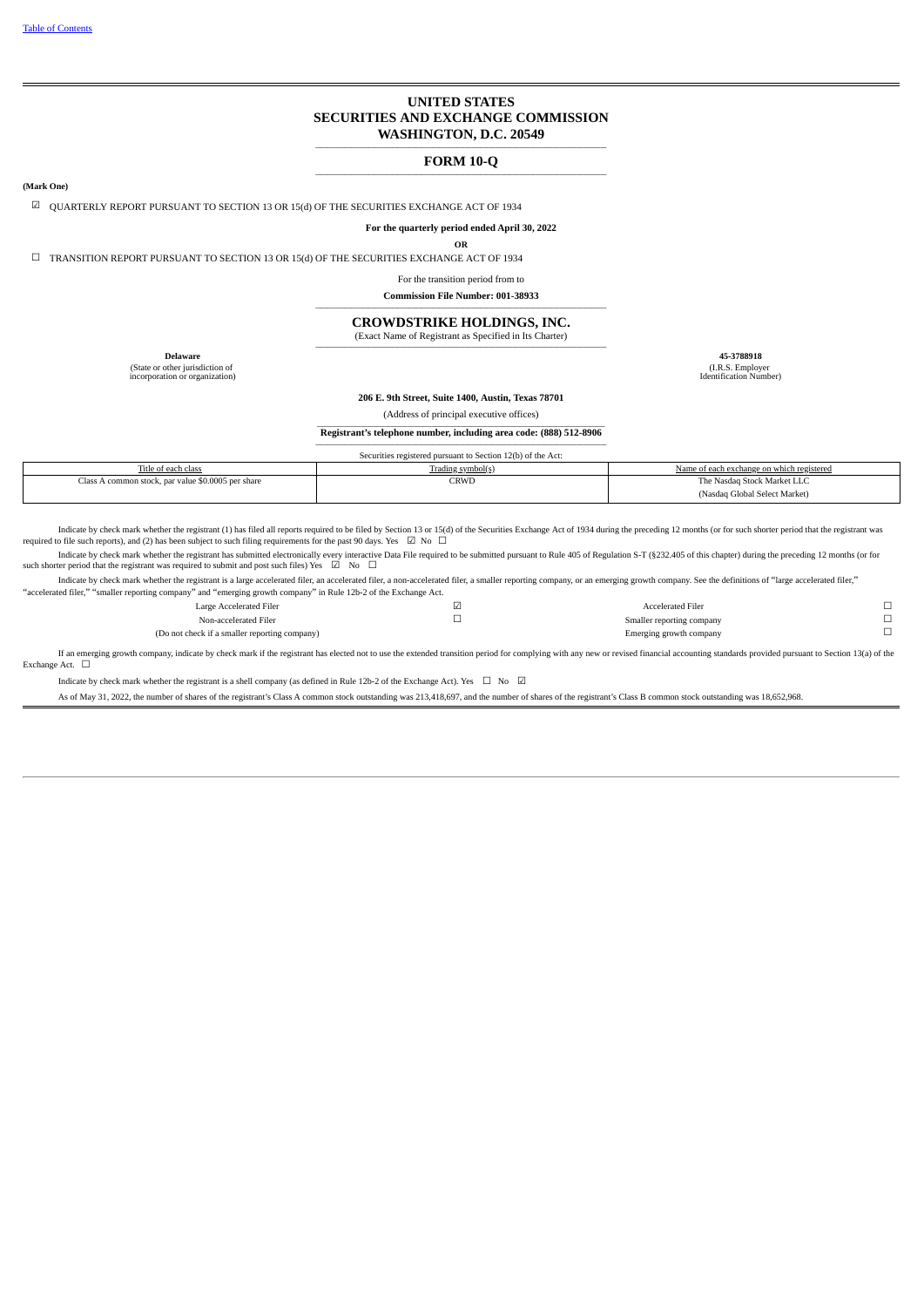[Table of Contents](#)

# UNITED STATES
# SECURITIES AND EXCHANGE COMMISSION
# WASHINGTON, D.C. 20549

## FORM 10-Q

**(Mark One)**

☑ QUARTERLY REPORT PURSUANT TO SECTION 13 OR 15(d) OF THE SECURITIES EXCHANGE ACT OF 1934

**For the quarterly period ended April 30, 2022**

**OR**

☐ TRANSITION REPORT PURSUANT TO SECTION 13 OR 15(d) OF THE SECURITIES EXCHANGE ACT OF 1934

For the transition period from to

**Commission File Number: 001-38933**

## CROWDSTRIKE HOLDINGS, INC.

(Exact Name of Registrant as Specified in Its Charter)

| **Delaware** | **45-3788918** |
|---|---|
| (State or other jurisdiction of incorporation or organization) | (I.R.S. Employer Identification Number) |

**206 E. 9th Street, Suite 1400, Austin, Texas 78701**

(Address of principal executive offices)

**Registrant's telephone number, including area code: (888) 512-8906**

Securities registered pursuant to Section 12(b) of the Act:

| Title of each class | Trading symbol(s) | Name of each exchange on which registered |
|---|---|---|
| Class A common stock, par value $0.0005 per share | CRWD | The Nasdaq Stock Market LLC (Nasdaq Global Select Market) |

Indicate by check mark whether the registrant (1) has filed all reports required to be filed by Section 13 or 15(d) of the Securities Exchange Act of 1934 during the preceding 12 months (or for such shorter period that the registrant was required to file such reports), and (2) has been subject to such filing requirements for the past 90 days. Yes ☑ No ☐

Indicate by check mark whether the registrant has submitted electronically every interactive Data File required to be submitted pursuant to Rule 405 of Regulation S-T (§232.405 of this chapter) during the preceding 12 months (or for such shorter period that the registrant was required to submit and post such files) Yes ☑ No ☐

Indicate by check mark whether the registrant is a large accelerated filer, an accelerated filer, a non-accelerated filer, a smaller reporting company, or an emerging growth company. See the definitions of "large accelerated filer," "accelerated filer," "smaller reporting company" and "emerging growth company" in Rule 12b-2 of the Exchange Act.

| | | | |
|---|---|---|---|
| Large Accelerated Filer | ☑ | Accelerated Filer | ☐ |
| Non-accelerated Filer | ☐ | Smaller reporting company | ☐ |
| (Do not check if a smaller reporting company) | | Emerging growth company | ☐ |

If an emerging growth company, indicate by check mark if the registrant has elected not to use the extended transition period for complying with any new or revised financial accounting standards provided pursuant to Section 13(a) of the Exchange Act. ☐

Indicate by check mark whether the registrant is a shell company (as defined in Rule 12b-2 of the Exchange Act). Yes ☐ No ☑

As of May 31, 2022, the number of shares of the registrant's Class A common stock outstanding was 213,418,697, and the number of shares of the registrant's Class B common stock outstanding was 18,652,968.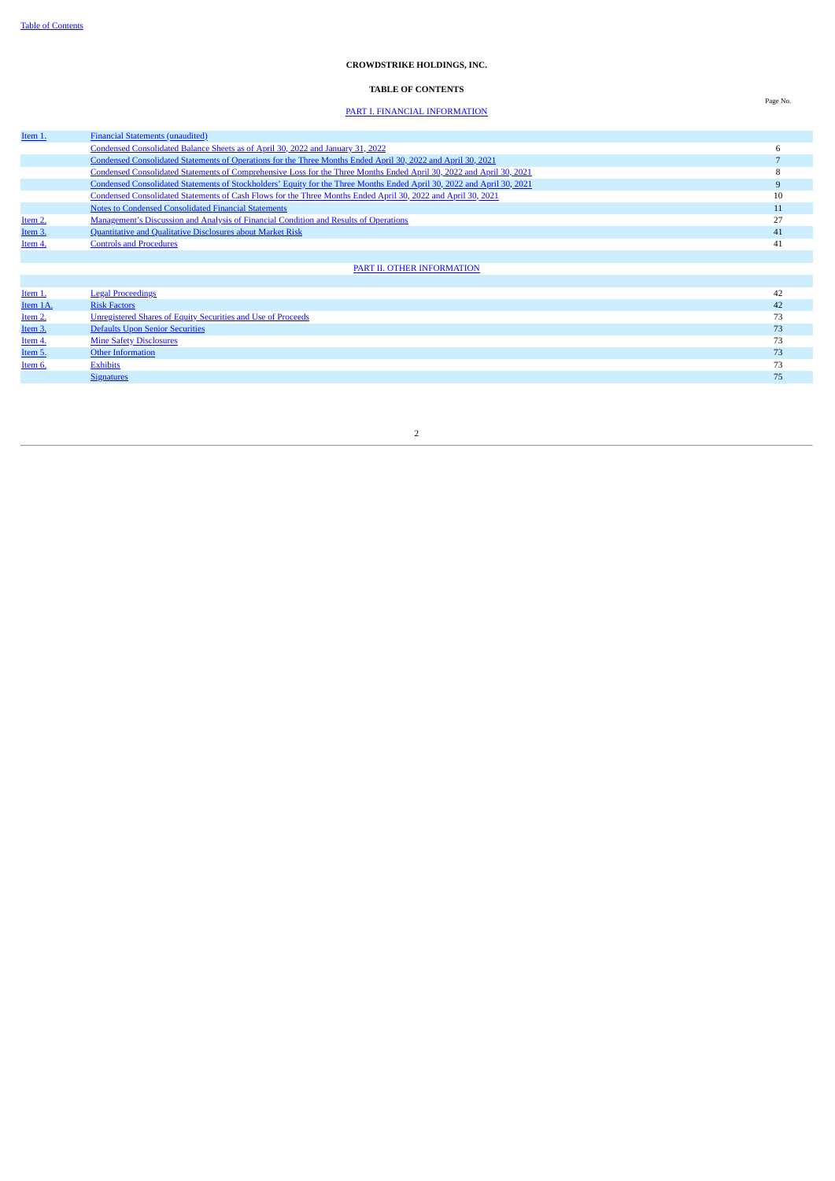**CROWDSTRIKE HOLDINGS, INC.**

**TABLE OF CONTENTS**

| | | Page No. |
|---|---|---|
| | PART I. FINANCIAL INFORMATION | |
| Item 1. | Financial Statements (unaudited) | |
| | Condensed Consolidated Balance Sheets as of April 30, 2022 and January 31, 2022 | 6 |
| | Condensed Consolidated Statements of Operations for the Three Months Ended April 30, 2022 and April 30, 2021 | 7 |
| | Condensed Consolidated Statements of Comprehensive Loss for the Three Months Ended April 30, 2022 and April 30, 2021 | 8 |
| | Condensed Consolidated Statements of Stockholders' Equity for the Three Months Ended April 30, 2022 and April 30, 2021 | 9 |
| | Condensed Consolidated Statements of Cash Flows for the Three Months Ended April 30, 2022 and April 30, 2021 | 10 |
| | Notes to Condensed Consolidated Financial Statements | 11 |
| Item 2. | Management's Discussion and Analysis of Financial Condition and Results of Operations | 27 |
| Item 3. | Quantitative and Qualitative Disclosures about Market Risk | 41 |
| Item 4. | Controls and Procedures | 41 |
| | PART II. OTHER INFORMATION | |
| Item 1. | Legal Proceedings | 42 |
| Item 1A. | Risk Factors | 42 |
| Item 2. | Unregistered Shares of Equity Securities and Use of Proceeds | 73 |
| Item 3. | Defaults Upon Senior Securities | 73 |
| Item 4. | Mine Safety Disclosures | 73 |
| Item 5. | Other Information | 73 |
| Item 6. | Exhibits | 73 |
| | Signatures | 75 |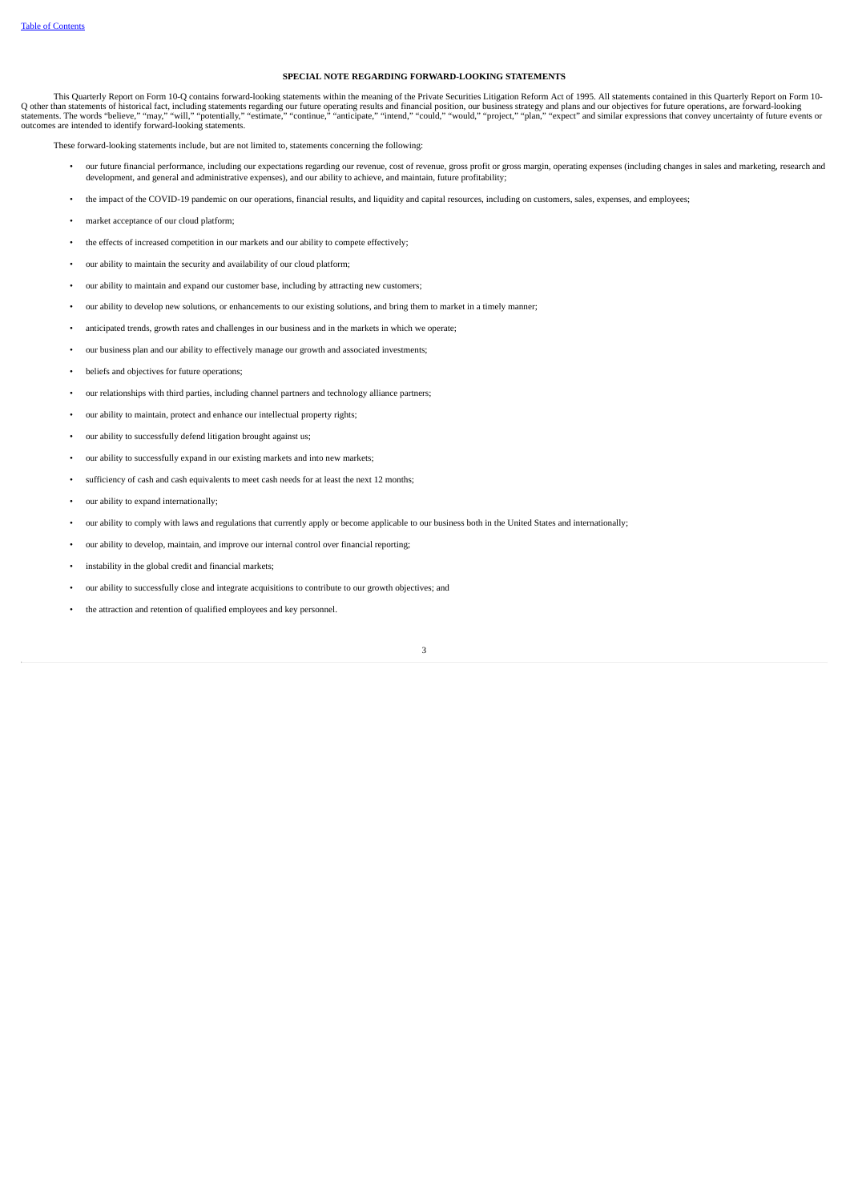## SPECIAL NOTE REGARDING FORWARD-LOOKING STATEMENTS

This Quarterly Report on Form 10-Q contains forward-looking statements within the meaning of the Private Securities Litigation Reform Act of 1995. All statements contained in this Quarterly Report on Form 10-Q other than statements of historical fact, including statements regarding our future operating results and financial position, our business strategy and plans and our objectives for future operations, are forward-looking statements. The words "believe," "may," "will," "potentially," "estimate," "continue," "anticipate," "intend," "could," "would," "project," "plan," "expect" and similar expressions that convey uncertainty of future events or outcomes are intended to identify forward-looking statements.

These forward-looking statements include, but are not limited to, statements concerning the following:

- our future financial performance, including our expectations regarding our revenue, cost of revenue, gross profit or gross margin, operating expenses (including changes in sales and marketing, research and development, and general and administrative expenses), and our ability to achieve, and maintain, future profitability;
- the impact of the COVID-19 pandemic on our operations, financial results, and liquidity and capital resources, including on customers, sales, expenses, and employees;
- market acceptance of our cloud platform;
- the effects of increased competition in our markets and our ability to compete effectively;
- our ability to maintain the security and availability of our cloud platform;
- our ability to maintain and expand our customer base, including by attracting new customers;
- our ability to develop new solutions, or enhancements to our existing solutions, and bring them to market in a timely manner;
- anticipated trends, growth rates and challenges in our business and in the markets in which we operate;
- our business plan and our ability to effectively manage our growth and associated investments;
- beliefs and objectives for future operations;
- our relationships with third parties, including channel partners and technology alliance partners;
- our ability to maintain, protect and enhance our intellectual property rights;
- our ability to successfully defend litigation brought against us;
- our ability to successfully expand in our existing markets and into new markets;
- sufficiency of cash and cash equivalents to meet cash needs for at least the next 12 months;
- our ability to expand internationally;
- our ability to comply with laws and regulations that currently apply or become applicable to our business both in the United States and internationally;
- our ability to develop, maintain, and improve our internal control over financial reporting;
- instability in the global credit and financial markets;
- our ability to successfully close and integrate acquisitions to contribute to our growth objectives; and
- the attraction and retention of qualified employees and key personnel.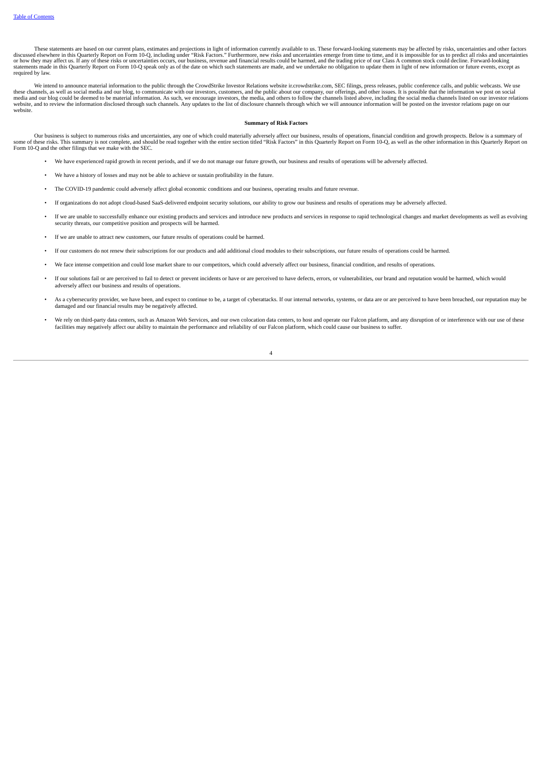These statements are based on our current plans, estimates and projections in light of information currently available to us. These forward-looking statements may be affected by risks, uncertainties and other factors discussed elsewhere in this Quarterly Report on Form 10-Q, including under "Risk Factors." Furthermore, new risks and uncertainties emerge from time to time, and it is impossible for us to predict all risks and uncertainties or how they may affect us. If any of these risks or uncertainties occurs, our business, revenue and financial results could be harmed, and the trading price of our Class A common stock could decline. Forward-looking statements made in this Quarterly Report on Form 10-Q speak only as of the date on which such statements are made, and we undertake no obligation to update them in light of new information or future events, except as required by law.

We intend to announce material information to the public through the CrowdStrike Investor Relations website ir.crowdstrike.com, SEC filings, press releases, public conference calls, and public webcasts. We use these channels, as well as social media and our blog, to communicate with our investors, customers, and the public about our company, our offerings, and other issues. It is possible that the information we post on social media and our blog could be deemed to be material information. As such, we encourage investors, the media, and others to follow the channels listed above, including the social media channels listed on our investor relations website, and to review the information disclosed through such channels. Any updates to the list of disclosure channels through which we will announce information will be posted on the investor relations page on our website.

**Summary of Risk Factors**

Our business is subject to numerous risks and uncertainties, any one of which could materially adversely affect our business, results of operations, financial condition and growth prospects. Below is a summary of some of these risks. This summary is not complete, and should be read together with the entire section titled "Risk Factors" in this Quarterly Report on Form 10-Q, as well as the other information in this Quarterly Report on Form 10-Q and the other filings that we make with the SEC.

- We have experienced rapid growth in recent periods, and if we do not manage our future growth, our business and results of operations will be adversely affected.
- We have a history of losses and may not be able to achieve or sustain profitability in the future.
- The COVID-19 pandemic could adversely affect global economic conditions and our business, operating results and future revenue.
- If organizations do not adopt cloud-based SaaS-delivered endpoint security solutions, our ability to grow our business and results of operations may be adversely affected.
- If we are unable to successfully enhance our existing products and services and introduce new products and services in response to rapid technological changes and market developments as well as evolving security threats, our competitive position and prospects will be harmed.
- If we are unable to attract new customers, our future results of operations could be harmed.
- If our customers do not renew their subscriptions for our products and add additional cloud modules to their subscriptions, our future results of operations could be harmed.
- We face intense competition and could lose market share to our competitors, which could adversely affect our business, financial condition, and results of operations.
- If our solutions fail or are perceived to fail to detect or prevent incidents or have or are perceived to have defects, errors, or vulnerabilities, our brand and reputation would be harmed, which would adversely affect our business and results of operations.
- As a cybersecurity provider, we have been, and expect to continue to be, a target of cyberattacks. If our internal networks, systems, or data are or are perceived to have been breached, our reputation may be damaged and our financial results may be negatively affected.
- We rely on third-party data centers, such as Amazon Web Services, and our own colocation data centers, to host and operate our Falcon platform, and any disruption of or interference with our use of these facilities may negatively affect our ability to maintain the performance and reliability of our Falcon platform, which could cause our business to suffer.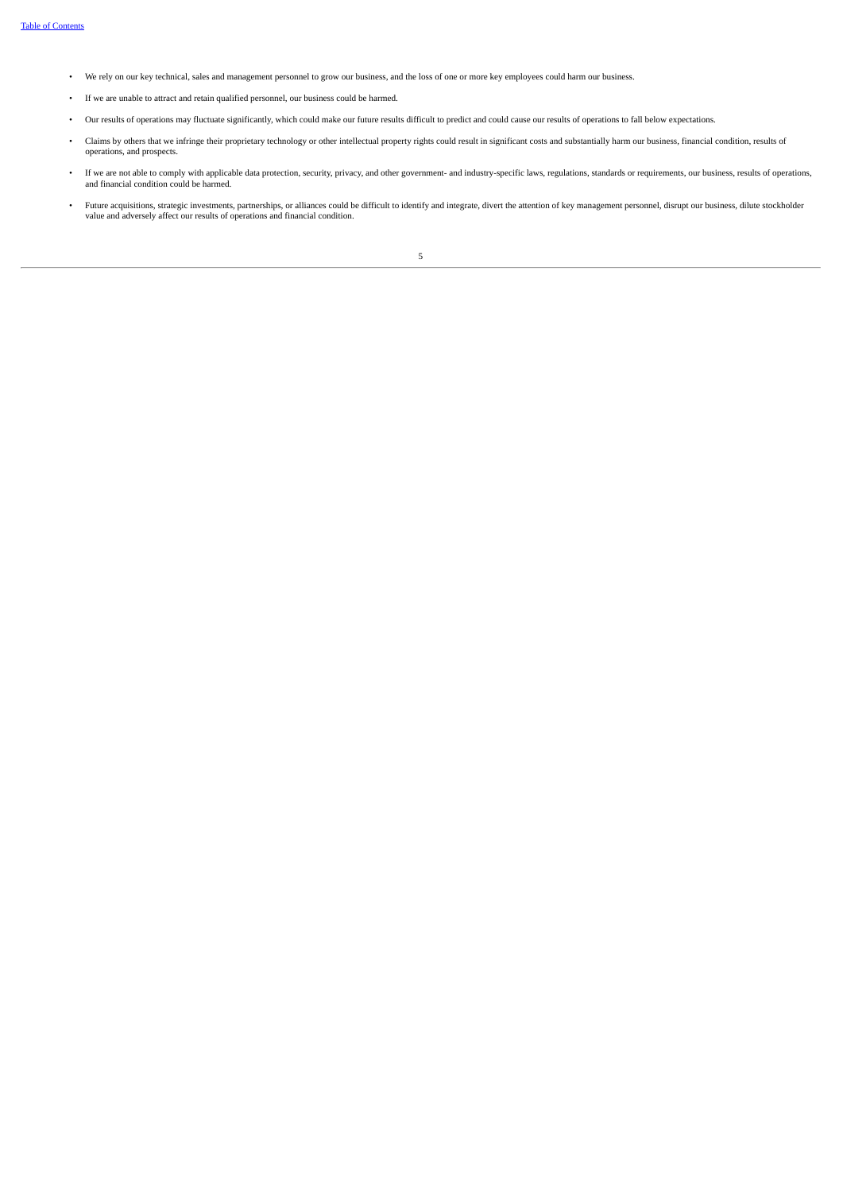- We rely on our key technical, sales and management personnel to grow our business, and the loss of one or more key employees could harm our business.
- If we are unable to attract and retain qualified personnel, our business could be harmed.
- Our results of operations may fluctuate significantly, which could make our future results difficult to predict and could cause our results of operations to fall below expectations.
- Claims by others that we infringe their proprietary technology or other intellectual property rights could result in significant costs and substantially harm our business, financial condition, results of operations, and prospects.
- If we are not able to comply with applicable data protection, security, privacy, and other government- and industry-specific laws, regulations, standards or requirements, our business, results of operations, and financial condition could be harmed.
- Future acquisitions, strategic investments, partnerships, or alliances could be difficult to identify and integrate, divert the attention of key management personnel, disrupt our business, dilute stockholder value and adversely affect our results of operations and financial condition.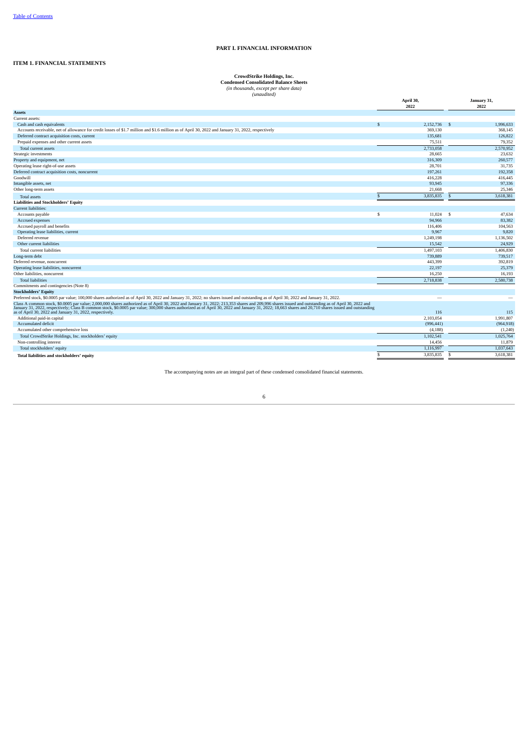# PART I. FINANCIAL INFORMATION

## ITEM 1. FINANCIAL STATEMENTS

**CrowdStrike Holdings, Inc.**
**Condensed Consolidated Balance Sheets**
*(in thousands, except per share data)*
*(unaudited)*

| | April 30, 2022 | January 31, 2022 |
|---|---|---|
| **Assets** | | |
| Current assets: | | |
| Cash and cash equivalents | $ 2,152,736 | $ 1,996,633 |
| Accounts receivable, net of allowance for credit losses of $1.7 million and $1.6 million as of April 30, 2022 and January 31, 2022, respectively | 369,130 | 368,145 |
| Deferred contract acquisition costs, current | 135,681 | 126,822 |
| Prepaid expenses and other current assets | 75,511 | 79,352 |
| Total current assets | 2,733,058 | 2,570,952 |
| Strategic investments | 28,665 | 23,632 |
| Property and equipment, net | 316,309 | 260,577 |
| Operating lease right-of-use assets | 28,701 | 31,735 |
| Deferred contract acquisition costs, noncurrent | 197,261 | 192,358 |
| Goodwill | 416,228 | 416,445 |
| Intangible assets, net | 93,945 | 97,336 |
| Other long-term assets | 21,668 | 25,346 |
| Total assets | $ 3,835,835 | $ 3,618,381 |
| **Liabilities and Stockholders' Equity** | | |
| Current liabilities: | | |
| Accounts payable | $ 11,024 | $ 47,634 |
| Accrued expenses | 94,966 | 83,382 |
| Accrued payroll and benefits | 116,406 | 104,563 |
| Operating lease liabilities, current | 9,967 | 9,820 |
| Deferred revenue | 1,249,198 | 1,136,502 |
| Other current liabilities | 15,542 | 24,929 |
| Total current liabilities | 1,497,103 | 1,406,830 |
| Long-term debt | 739,889 | 739,517 |
| Deferred revenue, noncurrent | 443,399 | 392,819 |
| Operating lease liabilities, noncurrent | 22,197 | 25,379 |
| Other liabilities, noncurrent | 16,250 | 16,193 |
| Total liabilities | 2,718,838 | 2,580,738 |
| Commitments and contingencies (Note 8) | | |
| **Stockholders' Equity** | | |
| Preferred stock, $0.0005 par value; 100,000 shares authorized as of April 30, 2022 and January 31, 2022; no shares issued and outstanding as of April 30, 2022 and January 31, 2022. | — | — |
| Class A common stock, $0.0005 par value; 2,000,000 shares authorized as of April 30, 2022 and January 31, 2022; 213,353 shares and 209,996 shares issued and outstanding as of April 30, 2022 and January 31, 2022, respectively; Class B common stock, $0.0005 par value; 300,000 shares authorized as of April 30, 2022 and January 31, 2022; 18,663 shares and 20,710 shares issued and outstanding as of April 30, 2022 and January 31, 2022, respectively. | 116 | 115 |
| Additional paid-in capital | 2,103,054 | 1,991,807 |
| Accumulated deficit | (996,441) | (964,918) |
| Accumulated other comprehensive loss | (4,188) | (1,240) |
| Total CrowdStrike Holdings, Inc. stockholders' equity | 1,102,541 | 1,025,764 |
| Non-controlling interest | 14,456 | 11,879 |
| Total stockholders' equity | 1,116,997 | 1,037,643 |
| **Total liabilities and stockholders' equity** | $ 3,835,835 | $ 3,618,381 |

The accompanying notes are an integral part of these condensed consolidated financial statements.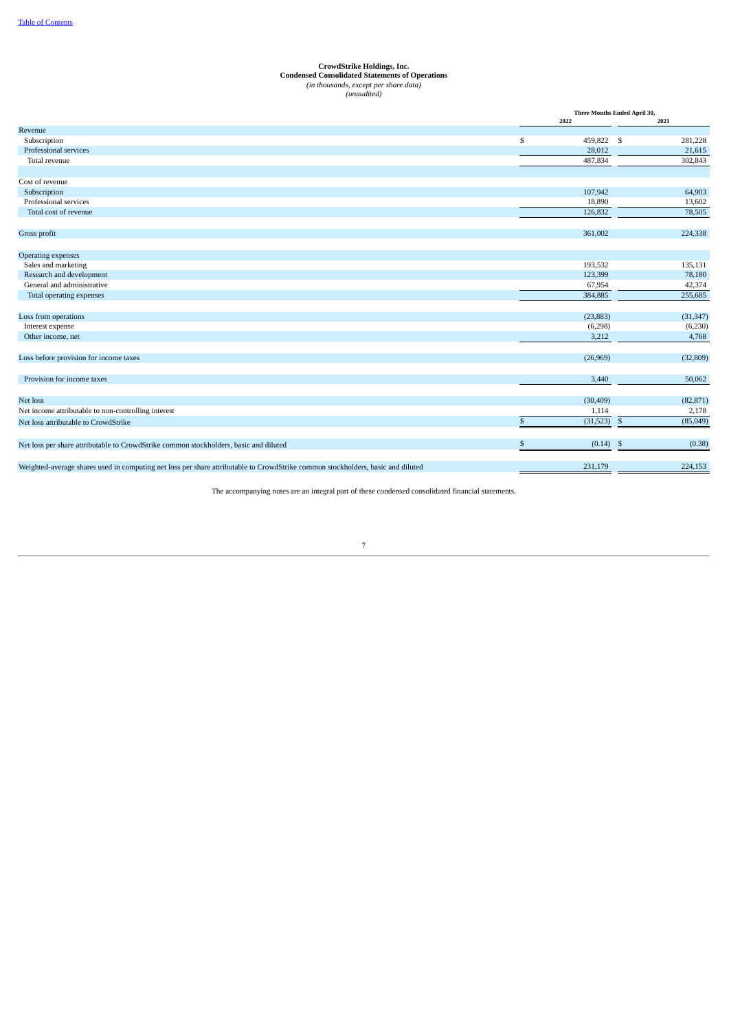[Table of Contents](#)

**CrowdStrike Holdings, Inc.**
**Condensed Consolidated Statements of Operations**
*(in thousands, except per share data)*
*(unaudited)*

| | Three Months Ended April 30, | |
|---|---|---|
| | 2022 | 2021 |
| Revenue | | |
| Subscription | $ 459,822 | $ 281,228 |
| Professional services | 28,012 | 21,615 |
| Total revenue | 487,834 | 302,843 |
| Cost of revenue | | |
| Subscription | 107,942 | 64,903 |
| Professional services | 18,890 | 13,602 |
| Total cost of revenue | 126,832 | 78,505 |
| Gross profit | 361,002 | 224,338 |
| Operating expenses | | |
| Sales and marketing | 193,532 | 135,131 |
| Research and development | 123,399 | 78,180 |
| General and administrative | 67,954 | 42,374 |
| Total operating expenses | 384,885 | 255,685 |
| Loss from operations | (23,883) | (31,347) |
| Interest expense | (6,298) | (6,230) |
| Other income, net | 3,212 | 4,768 |
| Loss before provision for income taxes | (26,969) | (32,809) |
| Provision for income taxes | 3,440 | 50,062 |
| Net loss | (30,409) | (82,871) |
| Net income attributable to non-controlling interest | 1,114 | 2,178 |
| Net loss attributable to CrowdStrike | $ (31,523) | $ (85,049) |
| Net loss per share attributable to CrowdStrike common stockholders, basic and diluted | $ (0.14) | $ (0.38) |
| Weighted-average shares used in computing net loss per share attributable to CrowdStrike common stockholders, basic and diluted | 231,179 | 224,153 |

The accompanying notes are an integral part of these condensed consolidated financial statements.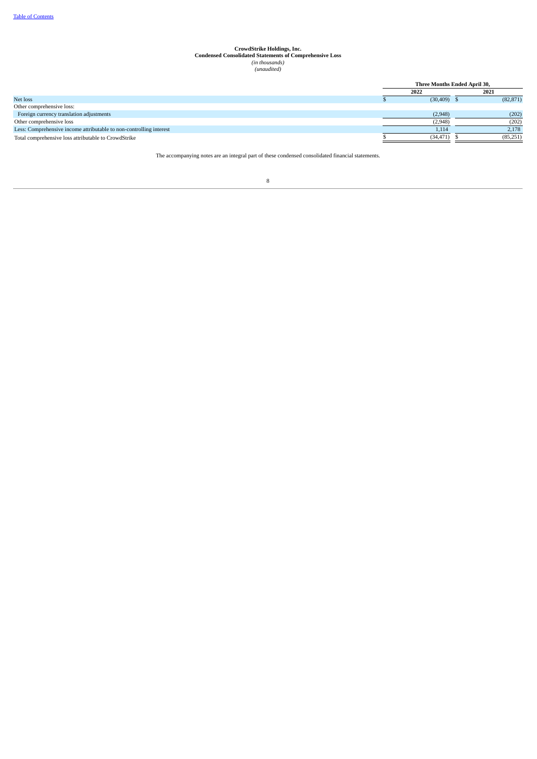**CrowdStrike Holdings, Inc.**
**Condensed Consolidated Statements of Comprehensive Loss**
*(in thousands)*
*(unaudited)*

| | Three Months Ended April 30, | |
|---|---|---|
| | **2022** | **2021** |
| Net loss | $ (30,409) | $ (82,871) |
| Other comprehensive loss: | | |
| Foreign currency translation adjustments | (2,948) | (202) |
| Other comprehensive loss | (2,948) | (202) |
| Less: Comprehensive income attributable to non-controlling interest | 1,114 | 2,178 |
| Total comprehensive loss attributable to CrowdStrike | $ (34,471) | $ (85,251) |

The accompanying notes are an integral part of these condensed consolidated financial statements.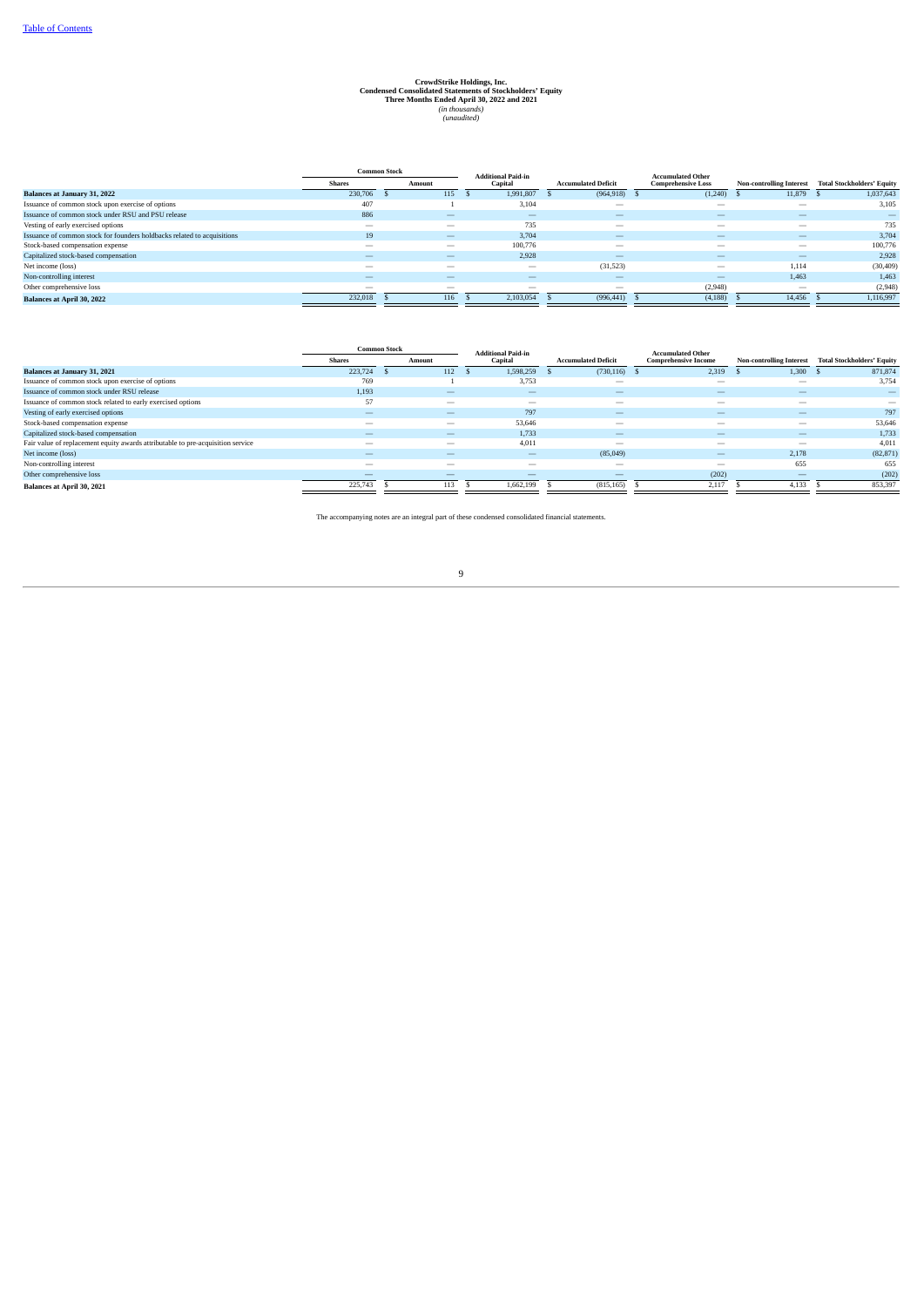[Table of Contents](#)

**CrowdStrike Holdings, Inc.**
**Condensed Consolidated Statements of Stockholders' Equity**
**Three Months Ended April 30, 2022 and 2021**
*(in thousands)*
*(unaudited)*

| | Common Stock | | Additional Paid-in Capital | Accumulated Deficit | Accumulated Other Comprehensive Loss | Non-controlling Interest | Total Stockholders' Equity |
|---|---|---|---|---|---|---|---|
| | Shares | Amount | | | | | |
| **Balances at January 31, 2022** | 230,706 | $ 115 | $ 1,991,807 | $ (964,918) | $ (1,240) | $ 11,879 | $ 1,037,643 |
| Issuance of common stock upon exercise of options | 407 | 1 | 3,104 | — | — | — | 3,105 |
| Issuance of common stock under RSU and PSU release | 886 | — | — | — | — | — | — |
| Vesting of early exercised options | — | — | 735 | — | — | — | 735 |
| Issuance of common stock for founders holdbacks related to acquisitions | 19 | — | 3,704 | — | — | — | 3,704 |
| Stock-based compensation expense | — | — | 100,776 | — | — | — | 100,776 |
| Capitalized stock-based compensation | — | — | 2,928 | — | — | — | 2,928 |
| Net income (loss) | — | — | — | (31,523) | — | 1,114 | (30,409) |
| Non-controlling interest | — | — | — | — | — | 1,463 | 1,463 |
| Other comprehensive loss | — | — | — | — | (2,948) | — | (2,948) |
| **Balances at April 30, 2022** | 232,018 | $ 116 | $ 2,103,054 | $ (996,441) | $ (4,188) | $ 14,456 | $ 1,116,997 |

| | Common Stock | | Additional Paid-in Capital | Accumulated Deficit | Accumulated Other Comprehensive Income | Non-controlling Interest | Total Stockholders' Equity |
|---|---|---|---|---|---|---|---|
| | Shares | Amount | | | | | |
| **Balances at January 31, 2021** | 223,724 | $ 112 | $ 1,598,259 | $ (730,116) | $ 2,319 | $ 1,300 | $ 871,874 |
| Issuance of common stock upon exercise of options | 769 | 1 | 3,753 | — | — | — | 3,754 |
| Issuance of common stock under RSU release | 1,193 | — | — | — | — | — | — |
| Issuance of common stock related to early exercised options | 57 | — | — | — | — | — | — |
| Vesting of early exercised options | — | — | 797 | — | — | — | 797 |
| Stock-based compensation expense | — | — | 53,646 | — | — | — | 53,646 |
| Capitalized stock-based compensation | — | — | 1,733 | — | — | — | 1,733 |
| Fair value of replacement equity awards attributable to pre-acquisition service | — | — | 4,011 | — | — | — | 4,011 |
| Net income (loss) | — | — | — | (85,049) | — | 2,178 | (82,871) |
| Non-controlling interest | — | — | — | — | — | 655 | 655 |
| Other comprehensive loss | — | — | — | — | (202) | — | (202) |
| **Balances at April 30, 2021** | 225,743 | $ 113 | $ 1,662,199 | $ (815,165) | $ 2,117 | $ 4,133 | $ 853,397 |

The accompanying notes are an integral part of these condensed consolidated financial statements.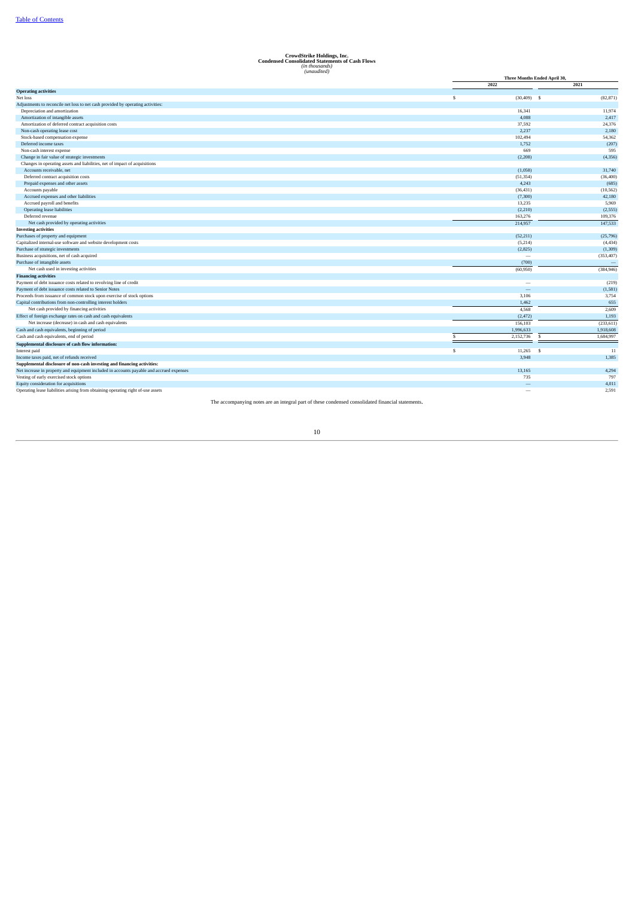[Table of Contents](#)

**CrowdStrike Holdings, Inc.**
**Condensed Consolidated Statements of Cash Flows**
*(in thousands)*
*(unaudited)*

| | Three Months Ended April 30, | |
|---|---|---|
| | 2022 | 2021 |
| **Operating activities** | | |
| Net loss | $ (30,409) | $ (82,871) |
| Adjustments to reconcile net loss to net cash provided by operating activities: | | |
| Depreciation and amortization | 16,341 | 11,974 |
| Amortization of intangible assets | 4,088 | 2,417 |
| Amortization of deferred contract acquisition costs | 37,592 | 24,376 |
| Non-cash operating lease cost | 2,237 | 2,180 |
| Stock-based compensation expense | 102,494 | 54,362 |
| Deferred income taxes | 1,752 | (207) |
| Non-cash interest expense | 669 | 595 |
| Change in fair value of strategic investments | (2,208) | (4,356) |
| Changes in operating assets and liabilities, net of impact of acquisitions | | |
| Accounts receivable, net | (1,058) | 31,740 |
| Deferred contract acquisition costs | (51,354) | (36,400) |
| Prepaid expenses and other assets | 4,243 | (685) |
| Accounts payable | (36,431) | (10,562) |
| Accrued expenses and other liabilities | (7,300) | 42,180 |
| Accrued payroll and benefits | 13,235 | 5,969 |
| Operating lease liabilities | (2,210) | (2,555) |
| Deferred revenue | 163,276 | 109,376 |
| Net cash provided by operating activities | 214,957 | 147,533 |
| **Investing activities** | | |
| Purchases of property and equipment | (52,211) | (25,796) |
| Capitalized internal-use software and website development costs | (5,214) | (4,434) |
| Purchase of strategic investments | (2,825) | (1,309) |
| Business acquisitions, net of cash acquired | — | (353,407) |
| Purchase of intangible assets | (700) | — |
| Net cash used in investing activities | (60,950) | (384,946) |
| **Financing activities** | | |
| Payment of debt issuance costs related to revolving line of credit | — | (219) |
| Payment of debt issuance costs related to Senior Notes | — | (1,581) |
| Proceeds from issuance of common stock upon exercise of stock options | 3,106 | 3,754 |
| Capital contributions from non-controlling interest holders | 1,462 | 655 |
| Net cash provided by financing activities | 4,568 | 2,609 |
| Effect of foreign exchange rates on cash and cash equivalents | (2,472) | 1,193 |
| Net increase (decrease) in cash and cash equivalents | 156,103 | (233,611) |
| Cash and cash equivalents, beginning of period | 1,996,633 | 1,918,608 |
| Cash and cash equivalents, end of period | $ 2,152,736 | $ 1,684,997 |
| **Supplemental disclosure of cash flow information:** | | |
| Interest paid | $ 11,265 | $ 11 |
| Income taxes paid, net of refunds received | 3,948 | 1,385 |
| **Supplemental disclosure of non-cash investing and financing activities:** | | |
| Net increase in property and equipment included in accounts payable and accrued expenses | 13,165 | 4,294 |
| Vesting of early exercised stock options | 735 | 797 |
| Equity consideration for acquisitions | — | 4,011 |
| Operating lease liabilities arising from obtaining operating right of-use assets | — | 2,591 |

The accompanying notes are an integral part of these condensed consolidated financial statements.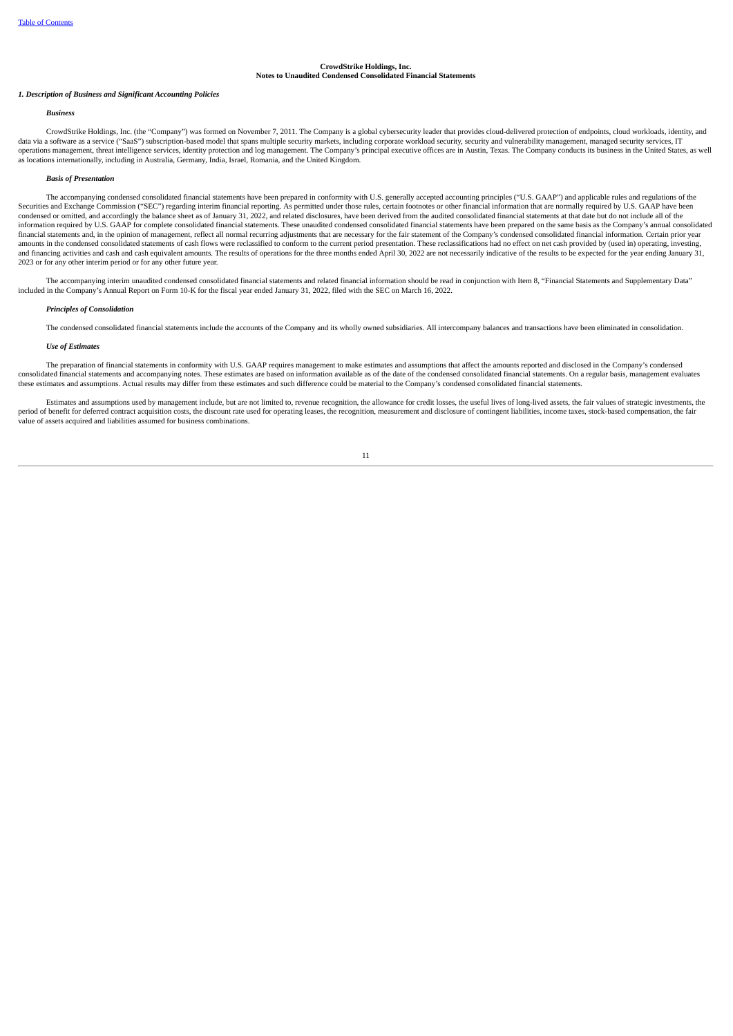**CrowdStrike Holdings, Inc.**
**Notes to Unaudited Condensed Consolidated Financial Statements**

***1. Description of Business and Significant Accounting Policies***

***Business***

CrowdStrike Holdings, Inc. (the "Company") was formed on November 7, 2011. The Company is a global cybersecurity leader that provides cloud-delivered protection of endpoints, cloud workloads, identity, and data via a software as a service ("SaaS") subscription-based model that spans multiple security markets, including corporate workload security, security and vulnerability management, managed security services, IT operations management, threat intelligence services, identity protection and log management. The Company's principal executive offices are in Austin, Texas. The Company conducts its business in the United States, as well as locations internationally, including in Australia, Germany, India, Israel, Romania, and the United Kingdom.

***Basis of Presentation***

The accompanying condensed consolidated financial statements have been prepared in conformity with U.S. generally accepted accounting principles ("U.S. GAAP") and applicable rules and regulations of the Securities and Exchange Commission ("SEC") regarding interim financial reporting. As permitted under those rules, certain footnotes or other financial information that are normally required by U.S. GAAP have been condensed or omitted, and accordingly the balance sheet as of January 31, 2022, and related disclosures, have been derived from the audited consolidated financial statements at that date but do not include all of the information required by U.S. GAAP for complete consolidated financial statements. These unaudited condensed consolidated financial statements have been prepared on the same basis as the Company's annual consolidated financial statements and, in the opinion of management, reflect all normal recurring adjustments that are necessary for the fair statement of the Company's condensed consolidated financial information. Certain prior year amounts in the condensed consolidated statements of cash flows were reclassified to conform to the current period presentation. These reclassifications had no effect on net cash provided by (used in) operating, investing, and financing activities and cash and cash equivalent amounts. The results of operations for the three months ended April 30, 2022 are not necessarily indicative of the results to be expected for the year ending January 31, 2023 or for any other interim period or for any other future year.

The accompanying interim unaudited condensed consolidated financial statements and related financial information should be read in conjunction with Item 8, "Financial Statements and Supplementary Data" included in the Company's Annual Report on Form 10-K for the fiscal year ended January 31, 2022, filed with the SEC on March 16, 2022.

***Principles of Consolidation***

The condensed consolidated financial statements include the accounts of the Company and its wholly owned subsidiaries. All intercompany balances and transactions have been eliminated in consolidation.

***Use of Estimates***

The preparation of financial statements in conformity with U.S. GAAP requires management to make estimates and assumptions that affect the amounts reported and disclosed in the Company's condensed consolidated financial statements and accompanying notes. These estimates are based on information available as of the date of the condensed consolidated financial statements. On a regular basis, management evaluates these estimates and assumptions. Actual results may differ from these estimates and such difference could be material to the Company's condensed consolidated financial statements.

Estimates and assumptions used by management include, but are not limited to, revenue recognition, the allowance for credit losses, the useful lives of long-lived assets, the fair values of strategic investments, the period of benefit for deferred contract acquisition costs, the discount rate used for operating leases, the recognition, measurement and disclosure of contingent liabilities, income taxes, stock-based compensation, the fair value of assets acquired and liabilities assumed for business combinations.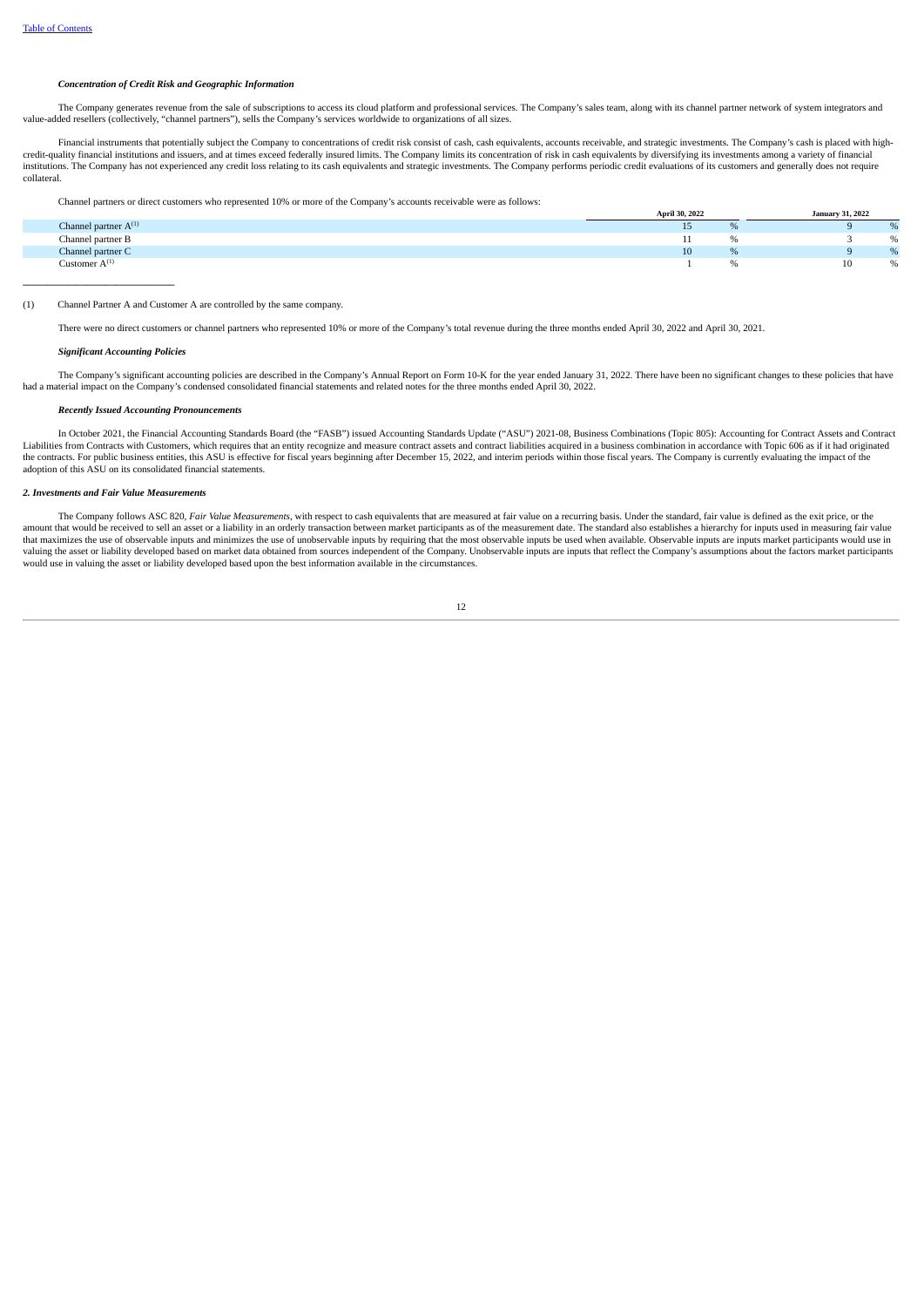*Concentration of Credit Risk and Geographic Information*

The Company generates revenue from the sale of subscriptions to access its cloud platform and professional services. The Company's sales team, along with its channel partner network of system integrators and value-added resellers (collectively, "channel partners"), sells the Company's services worldwide to organizations of all sizes.

Financial instruments that potentially subject the Company to concentrations of credit risk consist of cash, cash equivalents, accounts receivable, and strategic investments. The Company's cash is placed with high-credit-quality financial institutions and issuers, and at times exceed federally insured limits. The Company limits its concentration of risk in cash equivalents by diversifying its investments among a variety of financial institutions. The Company has not experienced any credit loss relating to its cash equivalents and strategic investments. The Company performs periodic credit evaluations of its customers and generally does not require collateral.

Channel partners or direct customers who represented 10% or more of the Company's accounts receivable were as follows:

| | April 30, 2022 | January 31, 2022 |
|---|---|---|
| Channel partner A[(1)] | 15 % | 9 % |
| Channel partner B | 11 % | 3 % |
| Channel partner C | 10 % | 9 % |
| Customer A[(1)] | 1 % | 10 % |

(1) Channel Partner A and Customer A are controlled by the same company.

There were no direct customers or channel partners who represented 10% or more of the Company's total revenue during the three months ended April 30, 2022 and April 30, 2021.

*Significant Accounting Policies*

The Company's significant accounting policies are described in the Company's Annual Report on Form 10-K for the year ended January 31, 2022. There have been no significant changes to these policies that have had a material impact on the Company's condensed consolidated financial statements and related notes for the three months ended April 30, 2022.

*Recently Issued Accounting Pronouncements*

In October 2021, the Financial Accounting Standards Board (the "FASB") issued Accounting Standards Update ("ASU") 2021-08, Business Combinations (Topic 805): Accounting for Contract Assets and Contract Liabilities from Contracts with Customers, which requires that an entity recognize and measure contract assets and contract liabilities acquired in a business combination in accordance with Topic 606 as if it had originated the contracts. For public business entities, this ASU is effective for fiscal years beginning after December 15, 2022, and interim periods within those fiscal years. The Company is currently evaluating the impact of the adoption of this ASU on its consolidated financial statements.

***2. Investments and Fair Value Measurements***

The Company follows ASC 820, *Fair Value Measurements*, with respect to cash equivalents that are measured at fair value on a recurring basis. Under the standard, fair value is defined as the exit price, or the amount that would be received to sell an asset or a liability in an orderly transaction between market participants as of the measurement date. The standard also establishes a hierarchy for inputs used in measuring fair value that maximizes the use of observable inputs and minimizes the use of unobservable inputs by requiring that the most observable inputs be used when available. Observable inputs are inputs market participants would use in valuing the asset or liability developed based on market data obtained from sources independent of the Company. Unobservable inputs are inputs that reflect the Company's assumptions about the factors market participants would use in valuing the asset or liability developed based upon the best information available in the circumstances.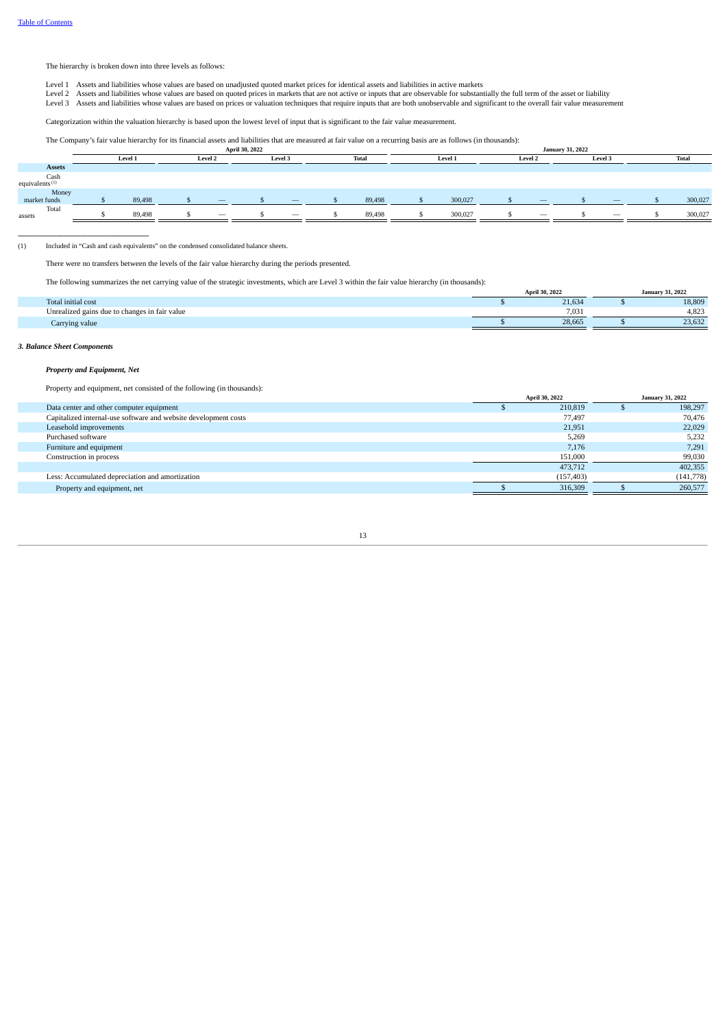The hierarchy is broken down into three levels as follows:

Level 1 Assets and liabilities whose values are based on unadjusted quoted market prices for identical assets and liabilities in active markets
Level 2 Assets and liabilities whose values are based on quoted prices in markets that are not active or inputs that are observable for substantially the full term of the asset or liability
Level 3 Assets and liabilities whose values are based on prices or valuation techniques that require inputs that are both unobservable and significant to the overall fair value measurement

Categorization within the valuation hierarchy is based upon the lowest level of input that is significant to the fair value measurement.

The Company's fair value hierarchy for its financial assets and liabilities that are measured at fair value on a recurring basis are as follows (in thousands):

| | April 30, 2022 | | | | January 31, 2022 | | | |
|---|---|---|---|---|---|---|---|---|
| | Level 1 | Level 2 | Level 3 | Total | Level 1 | Level 2 | Level 3 | Total |
| **Assets** | | | | | | | | |
| Cash equivalents [1] | | | | | | | | |
| Money market funds | $ 89,498 | $ — | $ — | $ 89,498 | $ 300,027 | $ — | $ — | $ 300,027 |
| Total assets | $ 89,498 | $ — | $ — | $ 89,498 | $ 300,027 | $ — | $ — | $ 300,027 |

(1) Included in "Cash and cash equivalents" on the condensed consolidated balance sheets.

There were no transfers between the levels of the fair value hierarchy during the periods presented.

The following summarizes the net carrying value of the strategic investments, which are Level 3 within the fair value hierarchy (in thousands):

| | April 30, 2022 | January 31, 2022 |
|---|---|---|
| Total initial cost | $ 21,634 | $ 18,809 |
| Unrealized gains due to changes in fair value | 7,031 | 4,823 |
| Carrying value | $ 28,665 | $ 23,632 |

### *3. Balance Sheet Components*

#### *Property and Equipment, Net*

Property and equipment, net consisted of the following (in thousands):

| | April 30, 2022 | January 31, 2022 |
|---|---|---|
| Data center and other computer equipment | $ 210,819 | $ 198,297 |
| Capitalized internal-use software and website development costs | 77,497 | 70,476 |
| Leasehold improvements | 21,951 | 22,029 |
| Purchased software | 5,269 | 5,232 |
| Furniture and equipment | 7,176 | 7,291 |
| Construction in process | 151,000 | 99,030 |
| | 473,712 | 402,355 |
| Less: Accumulated depreciation and amortization | (157,403) | (141,778) |
| Property and equipment, net | $ 316,309 | $ 260,577 |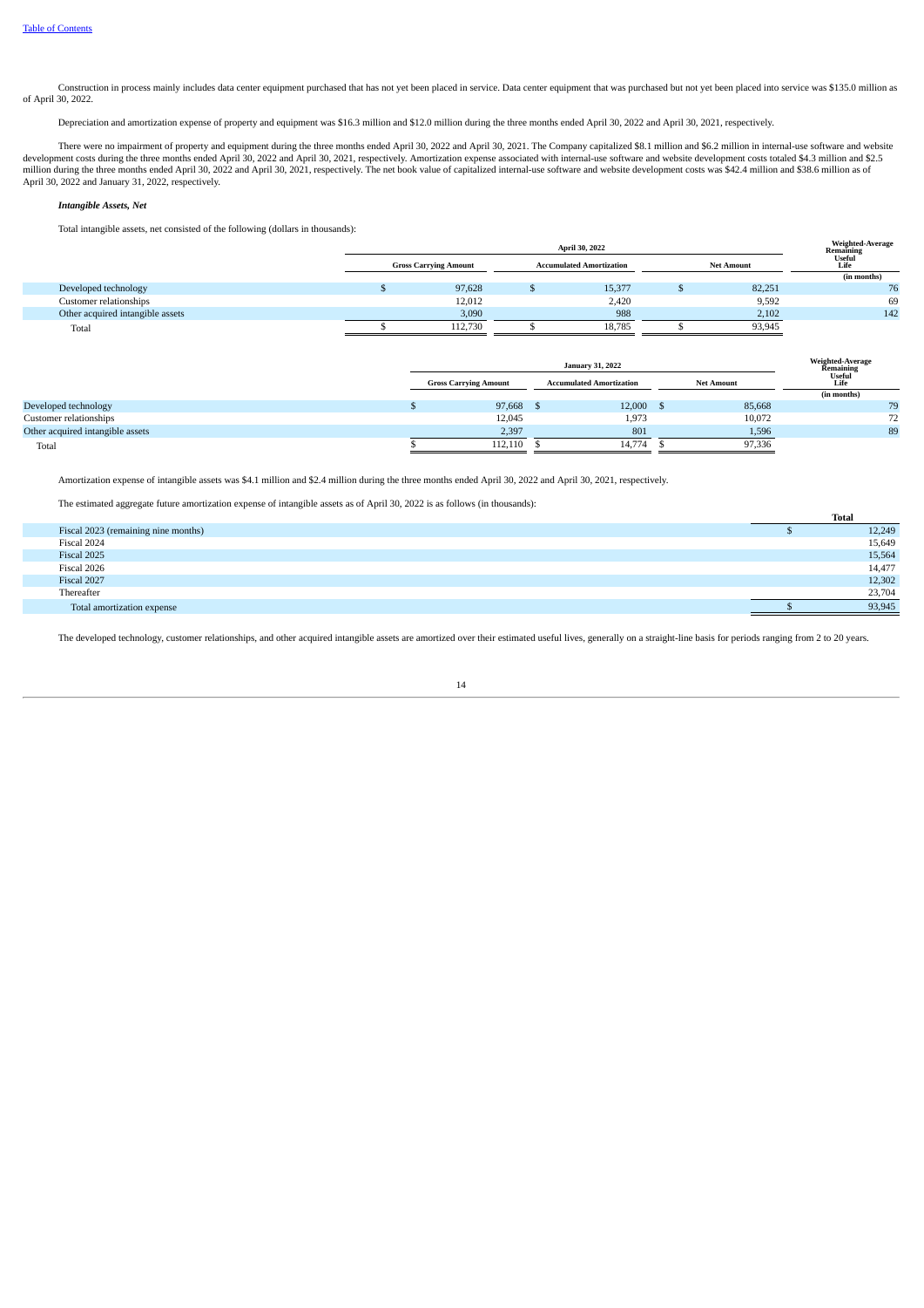Construction in process mainly includes data center equipment purchased that has not yet been placed in service. Data center equipment that was purchased but not yet been placed into service was $135.0 million as of April 30, 2022.

Depreciation and amortization expense of property and equipment was $16.3 million and $12.0 million during the three months ended April 30, 2022 and April 30, 2021, respectively.

There were no impairment of property and equipment during the three months ended April 30, 2022 and April 30, 2021. The Company capitalized $8.1 million and $6.2 million in internal-use software and website development costs during the three months ended April 30, 2022 and April 30, 2021, respectively. Amortization expense associated with internal-use software and website development costs totaled $4.3 million and $2.5 million during the three months ended April 30, 2022 and April 30, 2021, respectively. The net book value of capitalized internal-use software and website development costs was $42.4 million and $38.6 million as of April 30, 2022 and January 31, 2022, respectively.

***Intangible Assets, Net***

Total intangible assets, net consisted of the following (dollars in thousands):

| | April 30, 2022 | | | Weighted-Average Remaining Useful Life |
|---|---|---|---|---|
| | Gross Carrying Amount | Accumulated Amortization | Net Amount | (in months) |
| Developed technology | $ 97,628 | $ 15,377 | $ 82,251 | 76 |
| Customer relationships | 12,012 | 2,420 | 9,592 | 69 |
| Other acquired intangible assets | 3,090 | 988 | 2,102 | 142 |
| Total | $ 112,730 | $ 18,785 | $ 93,945 | |

| | January 31, 2022 | | | Weighted-Average Remaining Useful Life |
|---|---|---|---|---|
| | Gross Carrying Amount | Accumulated Amortization | Net Amount | (in months) |
| Developed technology | $ 97,668 | $ 12,000 | $ 85,668 | 79 |
| Customer relationships | 12,045 | 1,973 | 10,072 | 72 |
| Other acquired intangible assets | 2,397 | 801 | 1,596 | 89 |
| Total | $ 112,110 | $ 14,774 | $ 97,336 | |

Amortization expense of intangible assets was $4.1 million and $2.4 million during the three months ended April 30, 2022 and April 30, 2021, respectively.

The estimated aggregate future amortization expense of intangible assets as of April 30, 2022 is as follows (in thousands):

| | Total |
|---|---|
| Fiscal 2023 (remaining nine months) | $ 12,249 |
| Fiscal 2024 | 15,649 |
| Fiscal 2025 | 15,564 |
| Fiscal 2026 | 14,477 |
| Fiscal 2027 | 12,302 |
| Thereafter | 23,704 |
| Total amortization expense | $ 93,945 |

The developed technology, customer relationships, and other acquired intangible assets are amortized over their estimated useful lives, generally on a straight-line basis for periods ranging from 2 to 20 years.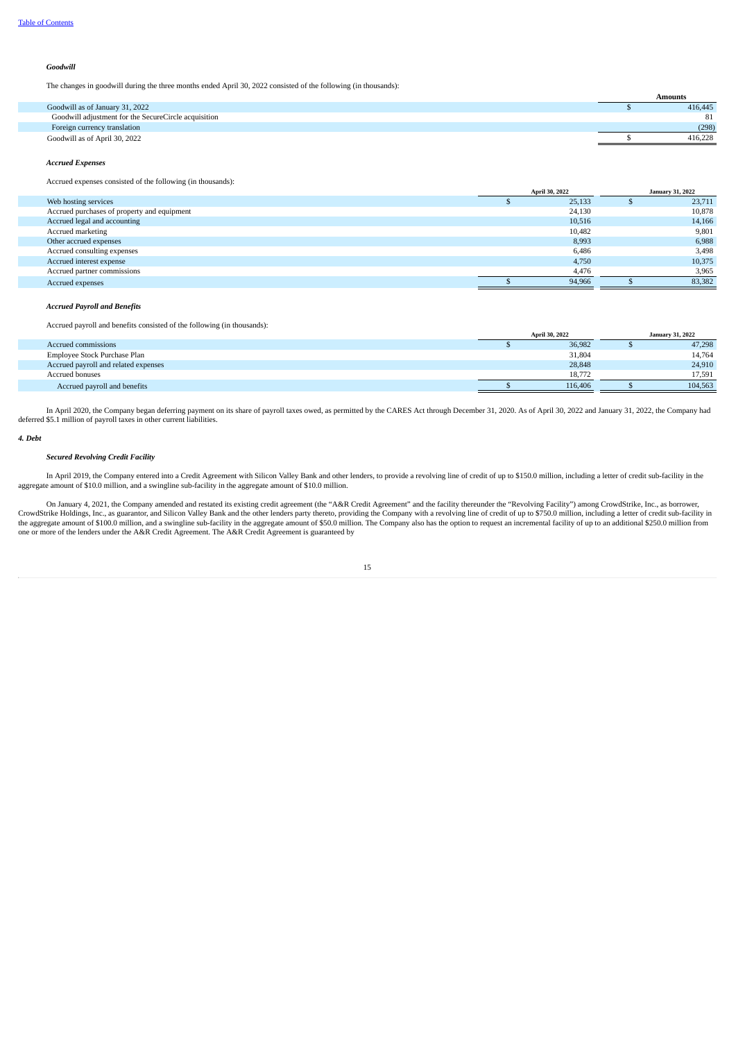*Goodwill*

The changes in goodwill during the three months ended April 30, 2022 consisted of the following (in thousands):

| | Amounts |
|---|---|
| Goodwill as of January 31, 2022 | $ 416,445 |
| Goodwill adjustment for the SecureCircle acquisition | 81 |
| Foreign currency translation | (298) |
| Goodwill as of April 30, 2022 | $ 416,228 |

*Accrued Expenses*

Accrued expenses consisted of the following (in thousands):

| | April 30, 2022 | January 31, 2022 |
|---|---|---|
| Web hosting services | $ 25,133 | $ 23,711 |
| Accrued purchases of property and equipment | 24,130 | 10,878 |
| Accrued legal and accounting | 10,516 | 14,166 |
| Accrued marketing | 10,482 | 9,801 |
| Other accrued expenses | 8,993 | 6,988 |
| Accrued consulting expenses | 6,486 | 3,498 |
| Accrued interest expense | 4,750 | 10,375 |
| Accrued partner commissions | 4,476 | 3,965 |
| Accrued expenses | $ 94,966 | $ 83,382 |

*Accrued Payroll and Benefits*

Accrued payroll and benefits consisted of the following (in thousands):

| | April 30, 2022 | January 31, 2022 |
|---|---|---|
| Accrued commissions | $ 36,982 | $ 47,298 |
| Employee Stock Purchase Plan | 31,804 | 14,764 |
| Accrued payroll and related expenses | 28,848 | 24,910 |
| Accrued bonuses | 18,772 | 17,591 |
| Accrued payroll and benefits | $ 116,406 | $ 104,563 |

In April 2020, the Company began deferring payment on its share of payroll taxes owed, as permitted by the CARES Act through December 31, 2020. As of April 30, 2022 and January 31, 2022, the Company had deferred $5.1 million of payroll taxes in other current liabilities.

***4. Debt***

***Secured Revolving Credit Facility***

In April 2019, the Company entered into a Credit Agreement with Silicon Valley Bank and other lenders, to provide a revolving line of credit of up to $150.0 million, including a letter of credit sub-facility in the aggregate amount of $10.0 million, and a swingline sub-facility in the aggregate amount of $10.0 million.

On January 4, 2021, the Company amended and restated its existing credit agreement (the "A&R Credit Agreement" and the facility thereunder the "Revolving Facility") among CrowdStrike, Inc., as borrower, CrowdStrike Holdings, Inc., as guarantor, and Silicon Valley Bank and the other lenders party thereto, providing the Company with a revolving line of credit of up to $750.0 million, including a letter of credit sub-facility in the aggregate amount of $100.0 million, and a swingline sub-facility in the aggregate amount of $50.0 million. The Company also has the option to request an incremental facility of up to an additional $250.0 million from one or more of the lenders under the A&R Credit Agreement. The A&R Credit Agreement is guaranteed by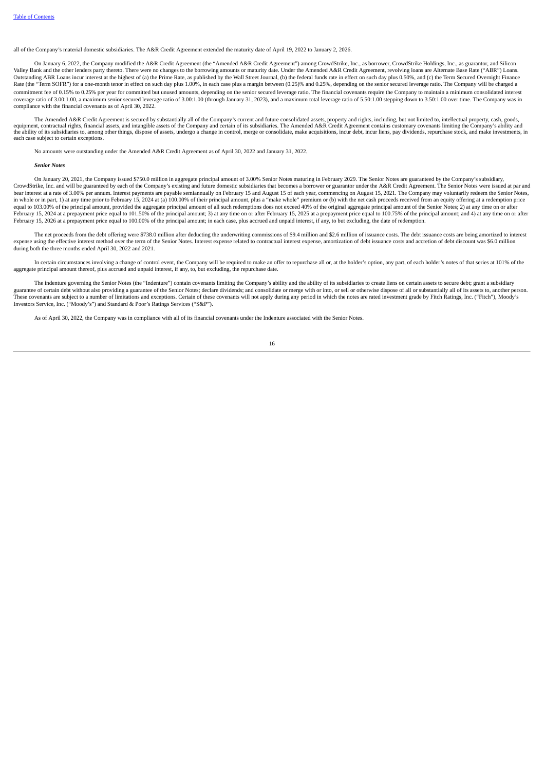all of the Company's material domestic subsidiaries. The A&R Credit Agreement extended the maturity date of April 19, 2022 to January 2, 2026.

On January 6, 2022, the Company modified the A&R Credit Agreement (the "Amended A&R Credit Agreement") among CrowdStrike, Inc., as borrower, CrowdStrike Holdings, Inc., as guarantor, and Silicon Valley Bank and the other lenders party thereto. There were no changes to the borrowing amounts or maturity date. Under the Amended A&R Credit Agreement, revolving loans are Alternate Base Rate ("ABR") Loans. Outstanding ABR Loans incur interest at the highest of (a) the Prime Rate, as published by the Wall Street Journal, (b) the federal funds rate in effect on such day plus 0.50%, and (c) the Term Secured Overnight Finance Rate (the "Term SOFR") for a one-month tenor in effect on such day plus 1.00%, in each case plus a margin between (0.25)% and 0.25%, depending on the senior secured leverage ratio. The Company will be charged a commitment fee of 0.15% to 0.25% per year for committed but unused amounts, depending on the senior secured leverage ratio. The financial covenants require the Company to maintain a minimum consolidated interest coverage ratio of 3.00:1.00, a maximum senior secured leverage ratio of 3.00:1.00 (through January 31, 2023), and a maximum total leverage ratio of 5.50:1.00 stepping down to 3.50:1.00 over time. The Company was in compliance with the financial covenants as of April 30, 2022.

The Amended A&R Credit Agreement is secured by substantially all of the Company's current and future consolidated assets, property and rights, including, but not limited to, intellectual property, cash, goods, equipment, contractual rights, financial assets, and intangible assets of the Company and certain of its subsidiaries. The Amended A&R Credit Agreement contains customary covenants limiting the Company's ability and the ability of its subsidiaries to, among other things, dispose of assets, undergo a change in control, merge or consolidate, make acquisitions, incur debt, incur liens, pay dividends, repurchase stock, and make investments, in each case subject to certain exceptions.

No amounts were outstanding under the Amended A&R Credit Agreement as of April 30, 2022 and January 31, 2022.

***Senior Notes***

On January 20, 2021, the Company issued $750.0 million in aggregate principal amount of 3.00% Senior Notes maturing in February 2029. The Senior Notes are guaranteed by the Company's subsidiary, CrowdStrike, Inc. and will be guaranteed by each of the Company's existing and future domestic subsidiaries that becomes a borrower or guarantor under the A&R Credit Agreement. The Senior Notes were issued at par and bear interest at a rate of 3.00% per annum. Interest payments are payable semiannually on February 15 and August 15 of each year, commencing on August 15, 2021. The Company may voluntarily redeem the Senior Notes, in whole or in part, 1) at any time prior to February 15, 2024 at (a) 100.00% of their principal amount, plus a "make whole" premium or (b) with the net cash proceeds received from an equity offering at a redemption price equal to 103.00% of the principal amount, provided the aggregate principal amount of all such redemptions does not exceed 40% of the original aggregate principal amount of the Senior Notes; 2) at any time on or after February 15, 2024 at a prepayment price equal to 101.50% of the principal amount; 3) at any time on or after February 15, 2025 at a prepayment price equal to 100.75% of the principal amount; and 4) at any time on or after February 15, 2026 at a prepayment price equal to 100.00% of the principal amount; in each case, plus accrued and unpaid interest, if any, to but excluding, the date of redemption.

The net proceeds from the debt offering were $738.0 million after deducting the underwriting commissions of $9.4 million and $2.6 million of issuance costs. The debt issuance costs are being amortized to interest expense using the effective interest method over the term of the Senior Notes. Interest expense related to contractual interest expense, amortization of debt issuance costs and accretion of debt discount was $6.0 million during both the three months ended April 30, 2022 and 2021.

In certain circumstances involving a change of control event, the Company will be required to make an offer to repurchase all or, at the holder's option, any part, of each holder's notes of that series at 101% of the aggregate principal amount thereof, plus accrued and unpaid interest, if any, to, but excluding, the repurchase date.

The indenture governing the Senior Notes (the "Indenture") contain covenants limiting the Company's ability and the ability of its subsidiaries to create liens on certain assets to secure debt; grant a subsidiary guarantee of certain debt without also providing a guarantee of the Senior Notes; declare dividends; and consolidate or merge with or into, or sell or otherwise dispose of all or substantially all of its assets to, another person. These covenants are subject to a number of limitations and exceptions. Certain of these covenants will not apply during any period in which the notes are rated investment grade by Fitch Ratings, Inc. ("Fitch"), Moody's Investors Service, Inc. ("Moody's") and Standard & Poor's Ratings Services ("S&P").

As of April 30, 2022, the Company was in compliance with all of its financial covenants under the Indenture associated with the Senior Notes.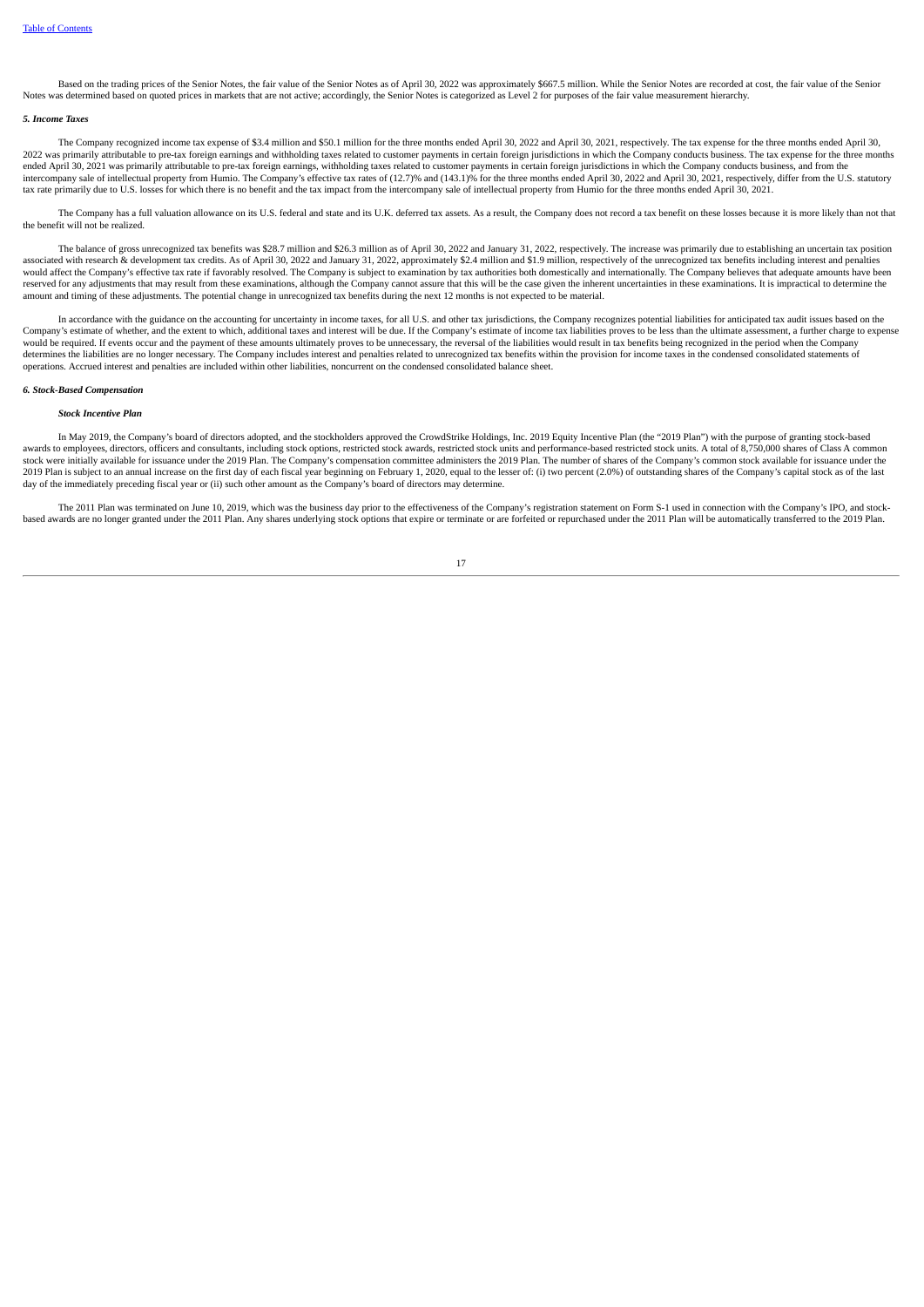Based on the trading prices of the Senior Notes, the fair value of the Senior Notes as of April 30, 2022 was approximately $667.5 million. While the Senior Notes are recorded at cost, the fair value of the Senior Notes was determined based on quoted prices in markets that are not active; accordingly, the Senior Notes is categorized as Level 2 for purposes of the fair value measurement hierarchy.

***5. Income Taxes***

The Company recognized income tax expense of $3.4 million and $50.1 million for the three months ended April 30, 2022 and April 30, 2021, respectively. The tax expense for the three months ended April 30, 2022 was primarily attributable to pre-tax foreign earnings and withholding taxes related to customer payments in certain foreign jurisdictions in which the Company conducts business. The tax expense for the three months ended April 30, 2021 was primarily attributable to pre-tax foreign earnings, withholding taxes related to customer payments in certain foreign jurisdictions in which the Company conducts business, and from the intercompany sale of intellectual property from Humio. The Company's effective tax rates of (12.7)% and (143.1)% for the three months ended April 30, 2022 and April 30, 2021, respectively, differ from the U.S. statutory tax rate primarily due to U.S. losses for which there is no benefit and the tax impact from the intercompany sale of intellectual property from Humio for the three months ended April 30, 2021.

The Company has a full valuation allowance on its U.S. federal and state and its U.K. deferred tax assets. As a result, the Company does not record a tax benefit on these losses because it is more likely than not that the benefit will not be realized.

The balance of gross unrecognized tax benefits was $28.7 million and $26.3 million as of April 30, 2022 and January 31, 2022, respectively. The increase was primarily due to establishing an uncertain tax position associated with research & development tax credits. As of April 30, 2022 and January 31, 2022, approximately $2.4 million and $1.9 million, respectively of the unrecognized tax benefits including interest and penalties would affect the Company's effective tax rate if favorably resolved. The Company is subject to examination by tax authorities both domestically and internationally. The Company believes that adequate amounts have been reserved for any adjustments that may result from these examinations, although the Company cannot assure that this will be the case given the inherent uncertainties in these examinations. It is impractical to determine the amount and timing of these adjustments. The potential change in unrecognized tax benefits during the next 12 months is not expected to be material.

In accordance with the guidance on the accounting for uncertainty in income taxes, for all U.S. and other tax jurisdictions, the Company recognizes potential liabilities for anticipated tax audit issues based on the Company's estimate of whether, and the extent to which, additional taxes and interest will be due. If the Company's estimate of income tax liabilities proves to be less than the ultimate assessment, a further charge to expense would be required. If events occur and the payment of these amounts ultimately proves to be unnecessary, the reversal of the liabilities would result in tax benefits being recognized in the period when the Company determines the liabilities are no longer necessary. The Company includes interest and penalties related to unrecognized tax benefits within the provision for income taxes in the condensed consolidated statements of operations. Accrued interest and penalties are included within other liabilities, noncurrent on the condensed consolidated balance sheet.

***6. Stock-Based Compensation***

***Stock Incentive Plan***

In May 2019, the Company's board of directors adopted, and the stockholders approved the CrowdStrike Holdings, Inc. 2019 Equity Incentive Plan (the "2019 Plan") with the purpose of granting stock-based awards to employees, directors, officers and consultants, including stock options, restricted stock awards, restricted stock units and performance-based restricted stock units. A total of 8,750,000 shares of Class A common stock were initially available for issuance under the 2019 Plan. The Company's compensation committee administers the 2019 Plan. The number of shares of the Company's common stock available for issuance under the 2019 Plan is subject to an annual increase on the first day of each fiscal year beginning on February 1, 2020, equal to the lesser of: (i) two percent (2.0%) of outstanding shares of the Company's capital stock as of the last day of the immediately preceding fiscal year or (ii) such other amount as the Company's board of directors may determine.

The 2011 Plan was terminated on June 10, 2019, which was the business day prior to the effectiveness of the Company's registration statement on Form S-1 used in connection with the Company's IPO, and stock-based awards are no longer granted under the 2011 Plan. Any shares underlying stock options that expire or terminate or are forfeited or repurchased under the 2011 Plan will be automatically transferred to the 2019 Plan.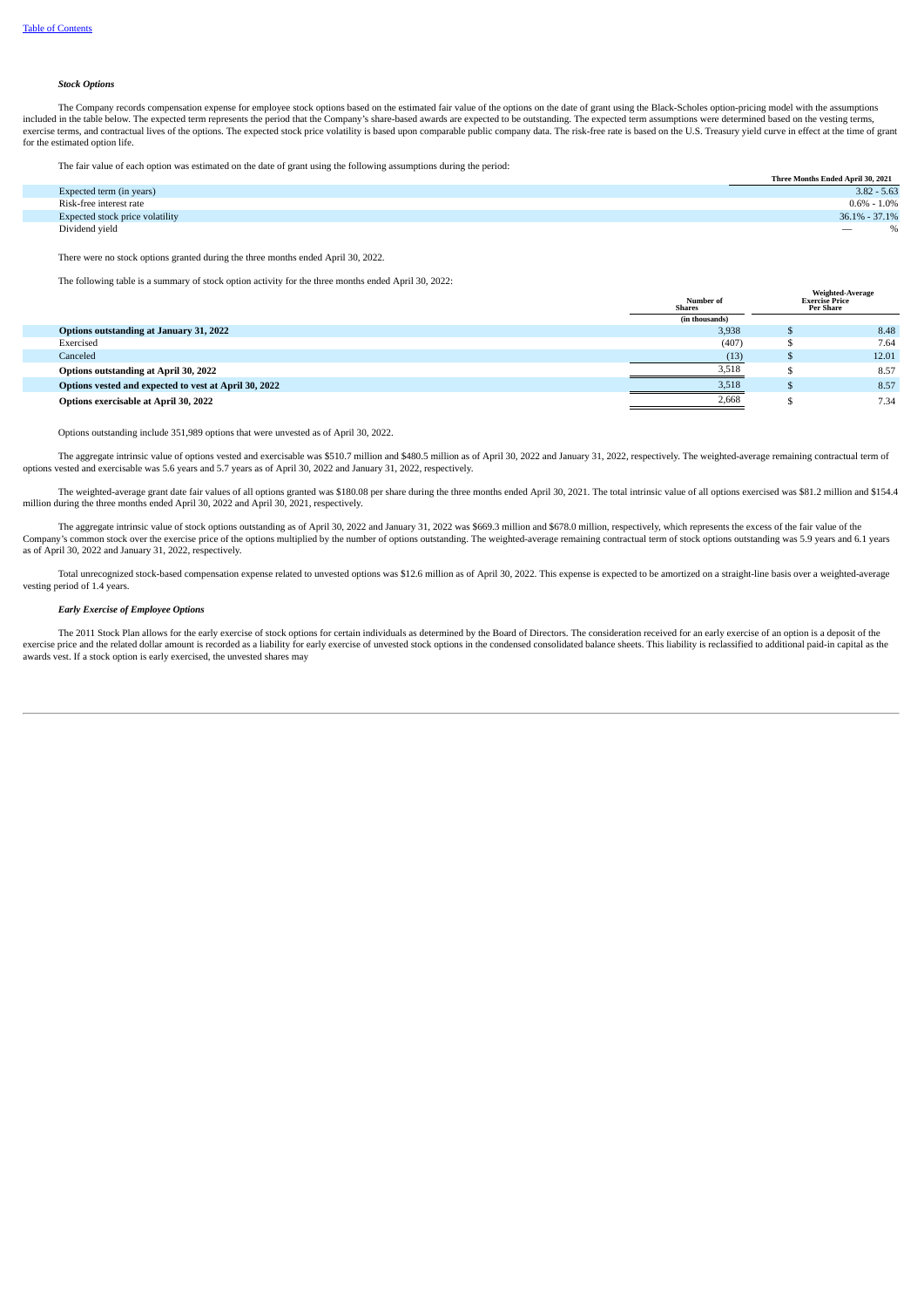***Stock Options***

The Company records compensation expense for employee stock options based on the estimated fair value of the options on the date of grant using the Black-Scholes option-pricing model with the assumptions included in the table below. The expected term represents the period that the Company's share-based awards are expected to be outstanding. The expected term assumptions were determined based on the vesting terms, exercise terms, and contractual lives of the options. The expected stock price volatility is based upon comparable public company data. The risk-free rate is based on the U.S. Treasury yield curve in effect at the time of grant for the estimated option life.

The fair value of each option was estimated on the date of grant using the following assumptions during the period:

| | Three Months Ended April 30, 2021 |
|---|---|
| Expected term (in years) | 3.82 - 5.63 |
| Risk-free interest rate | 0.6% - 1.0% |
| Expected stock price volatility | 36.1% - 37.1% |
| Dividend yield | — % |

There were no stock options granted during the three months ended April 30, 2022.

The following table is a summary of stock option activity for the three months ended April 30, 2022:

| | Number of Shares | Weighted-Average Exercise Price Per Share |
|---|---|---|
| | (in thousands) | |
| **Options outstanding at January 31, 2022** | 3,938 | $ 8.48 |
| Exercised | (407) | $ 7.64 |
| Canceled | (13) | $ 12.01 |
| **Options outstanding at April 30, 2022** | 3,518 | $ 8.57 |
| **Options vested and expected to vest at April 30, 2022** | 3,518 | $ 8.57 |
| **Options exercisable at April 30, 2022** | 2,668 | $ 7.34 |

Options outstanding include 351,989 options that were unvested as of April 30, 2022.

The aggregate intrinsic value of options vested and exercisable was $510.7 million and $480.5 million as of April 30, 2022 and January 31, 2022, respectively. The weighted-average remaining contractual term of options vested and exercisable was 5.6 years and 5.7 years as of April 30, 2022 and January 31, 2022, respectively.

The weighted-average grant date fair values of all options granted was $180.08 per share during the three months ended April 30, 2021. The total intrinsic value of all options exercised was $81.2 million and $154.4 million during the three months ended April 30, 2022 and April 30, 2021, respectively.

The aggregate intrinsic value of stock options outstanding as of April 30, 2022 and January 31, 2022 was $669.3 million and $678.0 million, respectively, which represents the excess of the fair value of the Company's common stock over the exercise price of the options multiplied by the number of options outstanding. The weighted-average remaining contractual term of stock options outstanding was 5.9 years and 6.1 years as of April 30, 2022 and January 31, 2022, respectively.

Total unrecognized stock-based compensation expense related to unvested options was $12.6 million as of April 30, 2022. This expense is expected to be amortized on a straight-line basis over a weighted-average vesting period of 1.4 years.

***Early Exercise of Employee Options***

The 2011 Stock Plan allows for the early exercise of stock options for certain individuals as determined by the Board of Directors. The consideration received for an early exercise of an option is a deposit of the exercise price and the related dollar amount is recorded as a liability for early exercise of unvested stock options in the condensed consolidated balance sheets. This liability is reclassified to additional paid-in capital as the awards vest. If a stock option is early exercised, the unvested shares may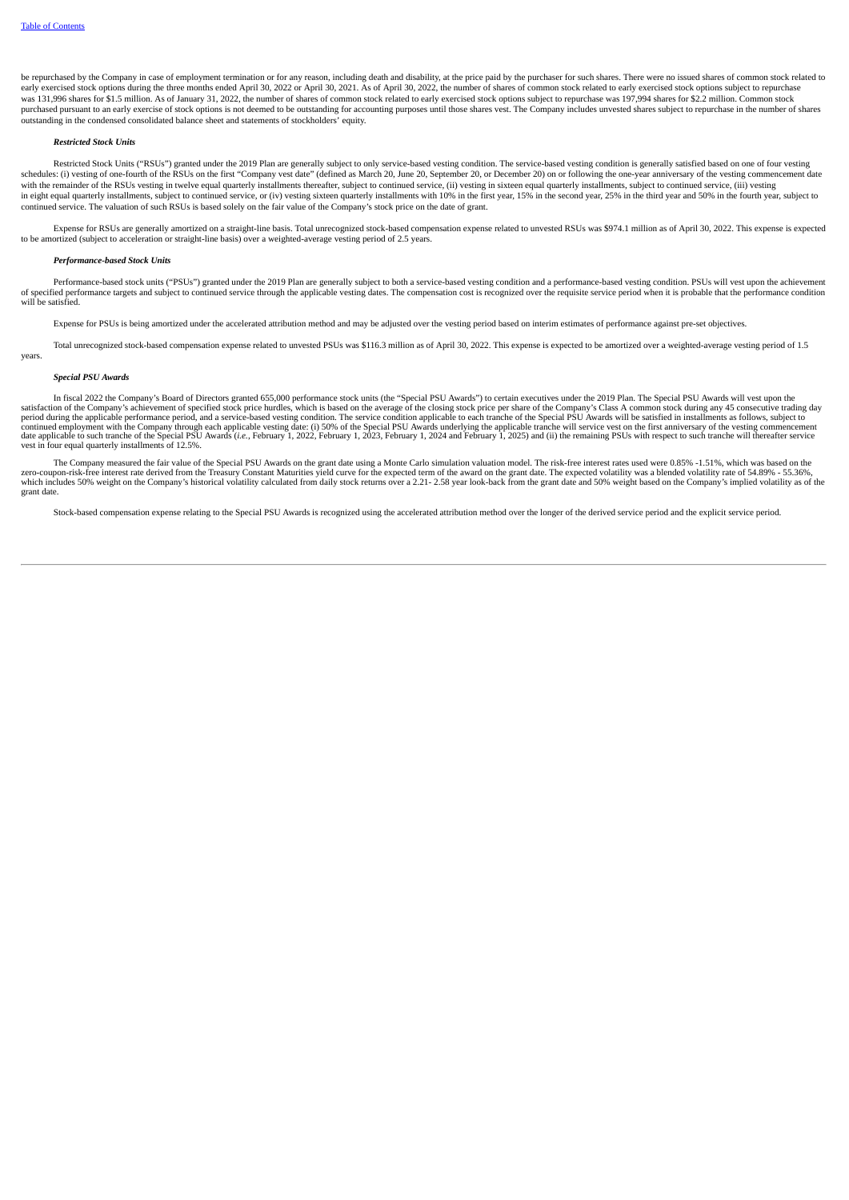be repurchased by the Company in case of employment termination or for any reason, including death and disability, at the price paid by the purchaser for such shares. There were no issued shares of common stock related to early exercised stock options during the three months ended April 30, 2022 or April 30, 2021. As of April 30, 2022, the number of shares of common stock related to early exercised stock options subject to repurchase was 131,996 shares for $1.5 million. As of January 31, 2022, the number of shares of common stock related to early exercised stock options subject to repurchase was 197,994 shares for $2.2 million. Common stock purchased pursuant to an early exercise of stock options is not deemed to be outstanding for accounting purposes until those shares vest. The Company includes unvested shares subject to repurchase in the number of shares outstanding in the condensed consolidated balance sheet and statements of stockholders' equity.

***Restricted Stock Units***

Restricted Stock Units ("RSUs") granted under the 2019 Plan are generally subject to only service-based vesting condition. The service-based vesting condition is generally satisfied based on one of four vesting schedules: (i) vesting of one-fourth of the RSUs on the first "Company vest date" (defined as March 20, June 20, September 20, or December 20) on or following the one-year anniversary of the vesting commencement date with the remainder of the RSUs vesting in twelve equal quarterly installments thereafter, subject to continued service, (ii) vesting in sixteen equal quarterly installments, subject to continued service, (iii) vesting in eight equal quarterly installments, subject to continued service, or (iv) vesting sixteen quarterly installments with 10% in the first year, 15% in the second year, 25% in the third year and 50% in the fourth year, subject to continued service. The valuation of such RSUs is based solely on the fair value of the Company's stock price on the date of grant.

Expense for RSUs are generally amortized on a straight-line basis. Total unrecognized stock-based compensation expense related to unvested RSUs was $974.1 million as of April 30, 2022. This expense is expected to be amortized (subject to acceleration or straight-line basis) over a weighted-average vesting period of 2.5 years.

***Performance-based Stock Units***

Performance-based stock units ("PSUs") granted under the 2019 Plan are generally subject to both a service-based vesting condition and a performance-based vesting condition. PSUs will vest upon the achievement of specified performance targets and subject to continued service through the applicable vesting dates. The compensation cost is recognized over the requisite service period when it is probable that the performance condition will be satisfied.

Expense for PSUs is being amortized under the accelerated attribution method and may be adjusted over the vesting period based on interim estimates of performance against pre-set objectives.

Total unrecognized stock-based compensation expense related to unvested PSUs was $116.3 million as of April 30, 2022. This expense is expected to be amortized over a weighted-average vesting period of 1.5 years.

***Special PSU Awards***

In fiscal 2022 the Company's Board of Directors granted 655,000 performance stock units (the "Special PSU Awards") to certain executives under the 2019 Plan. The Special PSU Awards will vest upon the satisfaction of the Company's achievement of specified stock price hurdles, which is based on the average of the closing stock price per share of the Company's Class A common stock during any 45 consecutive trading day period during the applicable performance period, and a service-based vesting condition. The service condition applicable to each tranche of the Special PSU Awards will be satisfied in installments as follows, subject to continued employment with the Company through each applicable vesting date: (i) 50% of the Special PSU Awards underlying the applicable tranche will service vest on the first anniversary of the vesting commencement date applicable to such tranche of the Special PSU Awards (*i.e.*, February 1, 2022, February 1, 2023, February 1, 2024 and February 1, 2025) and (ii) the remaining PSUs with respect to such tranche will thereafter service vest in four equal quarterly installments of 12.5%.

The Company measured the fair value of the Special PSU Awards on the grant date using a Monte Carlo simulation valuation model. The risk-free interest rates used were 0.85% -1.51%, which was based on the zero-coupon-risk-free interest rate derived from the Treasury Constant Maturities yield curve for the expected term of the award on the grant date. The expected volatility was a blended volatility rate of 54.89% - 55.36%, which includes 50% weight on the Company's historical volatility calculated from daily stock returns over a 2.21- 2.58 year look-back from the grant date and 50% weight based on the Company's implied volatility as of the grant date.

Stock-based compensation expense relating to the Special PSU Awards is recognized using the accelerated attribution method over the longer of the derived service period and the explicit service period.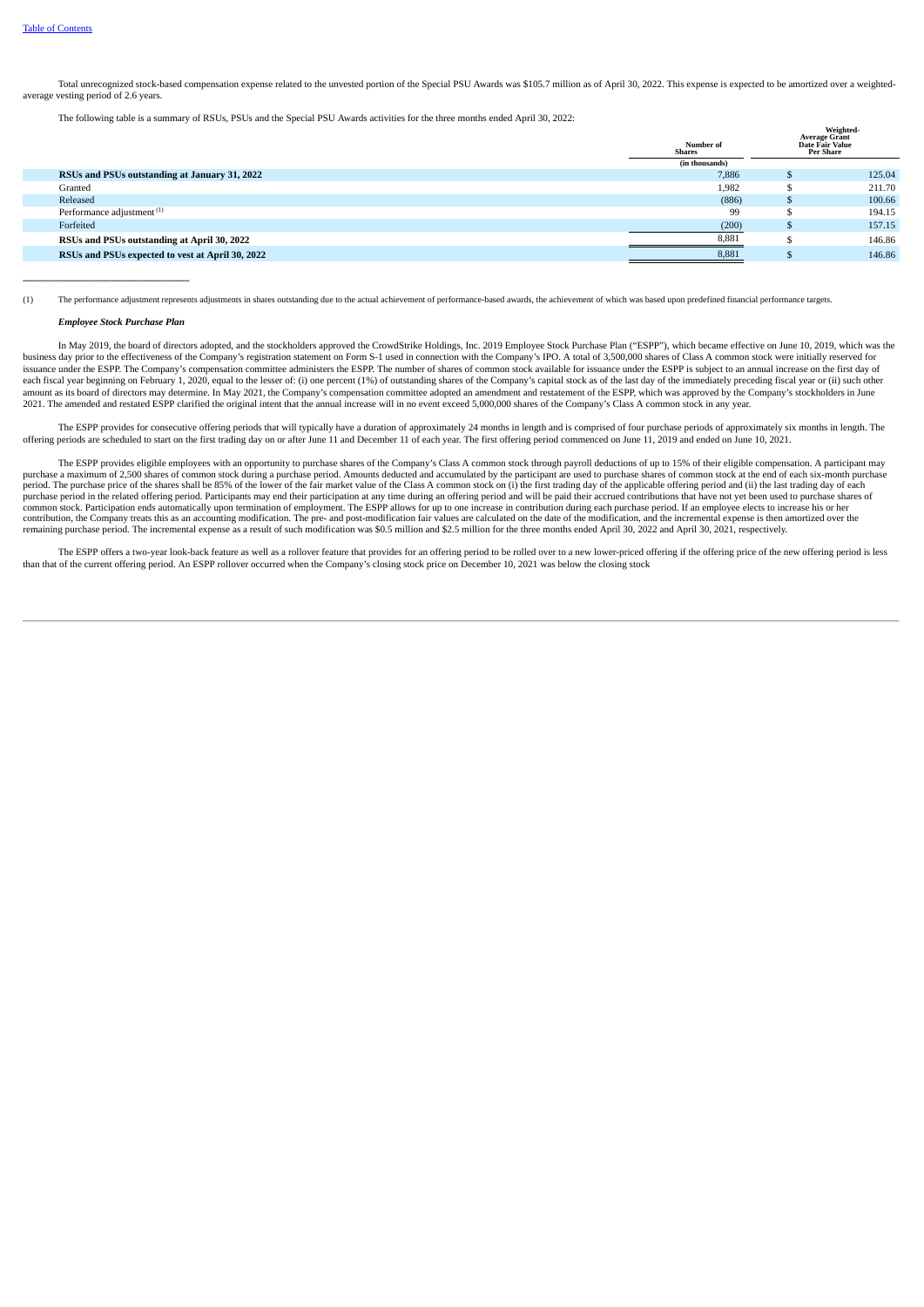Total unrecognized stock-based compensation expense related to the unvested portion of the Special PSU Awards was $105.7 million as of April 30, 2022. This expense is expected to be amortized over a weighted-average vesting period of 2.6 years.

The following table is a summary of RSUs, PSUs and the Special PSU Awards activities for the three months ended April 30, 2022:

| | Number of Shares | Weighted-Average Grant Date Fair Value Per Share |
|---|---|---|
| | (in thousands) | |
| **RSUs and PSUs outstanding at January 31, 2022** | 7,886 | $ 125.04 |
| Granted | 1,982 | $ 211.70 |
| Released | (886) | $ 100.66 |
| Performance adjustment [1] | 99 | $ 194.15 |
| Forfeited | (200) | $ 157.15 |
| **RSUs and PSUs outstanding at April 30, 2022** | 8,881 | $ 146.86 |
| **RSUs and PSUs expected to vest at April 30, 2022** | 8,881 | $ 146.86 |

(1) The performance adjustment represents adjustments in shares outstanding due to the actual achievement of performance-based awards, the achievement of which was based upon predefined financial performance targets.

***Employee Stock Purchase Plan***

In May 2019, the board of directors adopted, and the stockholders approved the CrowdStrike Holdings, Inc. 2019 Employee Stock Purchase Plan ("ESPP"), which became effective on June 10, 2019, which was the business day prior to the effectiveness of the Company's registration statement on Form S-1 used in connection with the Company's IPO. A total of 3,500,000 shares of Class A common stock were initially reserved for issuance under the ESPP. The Company's compensation committee administers the ESPP. The number of shares of common stock available for issuance under the ESPP is subject to an annual increase on the first day of each fiscal year beginning on February 1, 2020, equal to the lesser of: (i) one percent (1%) of outstanding shares of the Company's capital stock as of the last day of the immediately preceding fiscal year or (ii) such other amount as its board of directors may determine. In May 2021, the Company's compensation committee adopted an amendment and restatement of the ESPP, which was approved by the Company's stockholders in June 2021. The amended and restated ESPP clarified the original intent that the annual increase will in no event exceed 5,000,000 shares of the Company's Class A common stock in any year.

The ESPP provides for consecutive offering periods that will typically have a duration of approximately 24 months in length and is comprised of four purchase periods of approximately six months in length. The offering periods are scheduled to start on the first trading day on or after June 11 and December 11 of each year. The first offering period commenced on June 11, 2019 and ended on June 10, 2021.

The ESPP provides eligible employees with an opportunity to purchase shares of the Company's Class A common stock through payroll deductions of up to 15% of their eligible compensation. A participant may purchase a maximum of 2,500 shares of common stock during a purchase period. Amounts deducted and accumulated by the participant are used to purchase shares of common stock at the end of each six-month purchase period. The purchase price of the shares shall be 85% of the lower of the fair market value of the Class A common stock on (i) the first trading day of the applicable offering period and (ii) the last trading day of each purchase period in the related offering period. Participants may end their participation at any time during an offering period and will be paid their accrued contributions that have not yet been used to purchase shares of common stock. Participation ends automatically upon termination of employment. The ESPP allows for up to one increase in contribution during each purchase period. If an employee elects to increase his or her contribution, the Company treats this as an accounting modification. The pre- and post-modification fair values are calculated on the date of the modification, and the incremental expense is then amortized over the remaining purchase period. The incremental expense as a result of such modification was $0.5 million and $2.5 million for the three months ended April 30, 2022 and April 30, 2021, respectively.

The ESPP offers a two-year look-back feature as well as a rollover feature that provides for an offering period to be rolled over to a new lower-priced offering if the offering price of the new offering period is less than that of the current offering period. An ESPP rollover occurred when the Company's closing stock price on December 10, 2021 was below the closing stock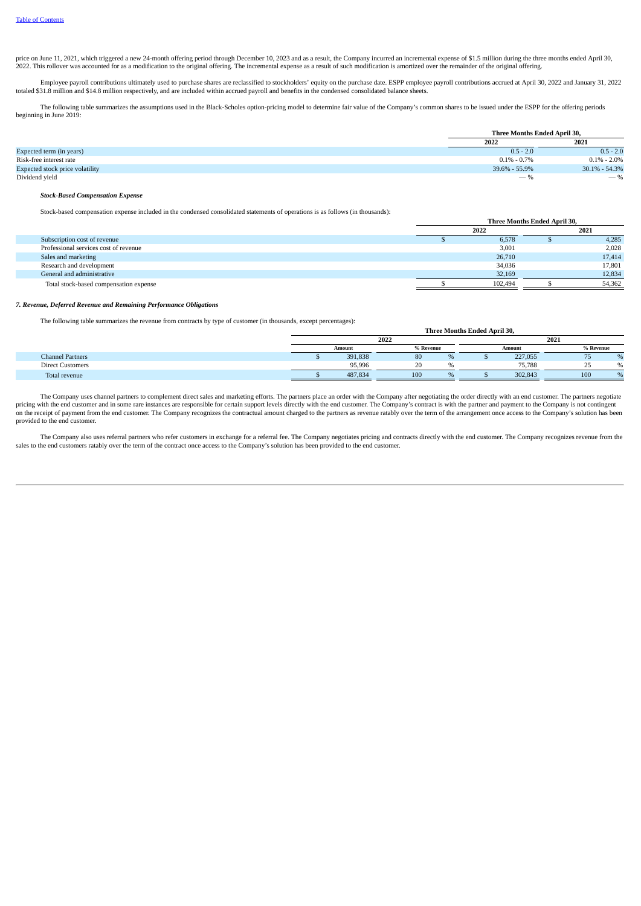price on June 11, 2021, which triggered a new 24-month offering period through December 10, 2023 and as a result, the Company incurred an incremental expense of $1.5 million during the three months ended April 30, 2022. This rollover was accounted for as a modification to the original offering. The incremental expense as a result of such modification is amortized over the remainder of the original offering.

Employee payroll contributions ultimately used to purchase shares are reclassified to stockholders' equity on the purchase date. ESPP employee payroll contributions accrued at April 30, 2022 and January 31, 2022 totaled $31.8 million and $14.8 million respectively, and are included within accrued payroll and benefits in the condensed consolidated balance sheets.

The following table summarizes the assumptions used in the Black-Scholes option-pricing model to determine fair value of the Company's common shares to be issued under the ESPP for the offering periods beginning in June 2019:

| | Three Months Ended April 30, | |
|---|---|---|
| | 2022 | 2021 |
| Expected term (in years) | 0.5 - 2.0 | 0.5 - 2.0 |
| Risk-free interest rate | 0.1% - 0.7% | 0.1% - 2.0% |
| Expected stock price volatility | 39.6% - 55.9% | 30.1% - 54.3% |
| Dividend yield | — % | — % |

***Stock-Based Compensation Expense***

Stock-based compensation expense included in the condensed consolidated statements of operations is as follows (in thousands):

| | Three Months Ended April 30, | |
|---|---|---|
| | 2022 | 2021 |
| Subscription cost of revenue | $ 6,578 | $ 4,285 |
| Professional services cost of revenue | 3,001 | 2,028 |
| Sales and marketing | 26,710 | 17,414 |
| Research and development | 34,036 | 17,801 |
| General and administrative | 32,169 | 12,834 |
| Total stock-based compensation expense | $ 102,494 | $ 54,362 |

***7. Revenue, Deferred Revenue and Remaining Performance Obligations***

The following table summarizes the revenue from contracts by type of customer (in thousands, except percentages):

| | Three Months Ended April 30, | | | |
|---|---|---|---|---|
| | 2022 | | 2021 | |
| | Amount | % Revenue | Amount | % Revenue |
| Channel Partners | $ 391,838 | 80 % | $ 227,055 | 75 % |
| Direct Customers | 95,996 | 20 % | 75,788 | 25 % |
| Total revenue | $ 487,834 | 100 % | $ 302,843 | 100 % |

The Company uses channel partners to complement direct sales and marketing efforts. The partners place an order with the Company after negotiating the order directly with an end customer. The partners negotiate pricing with the end customer and in some rare instances are responsible for certain support levels directly with the end customer. The Company's contract is with the partner and payment to the Company is not contingent on the receipt of payment from the end customer. The Company recognizes the contractual amount charged to the partners as revenue ratably over the term of the arrangement once access to the Company's solution has been provided to the end customer.

The Company also uses referral partners who refer customers in exchange for a referral fee. The Company negotiates pricing and contracts directly with the end customer. The Company recognizes revenue from the sales to the end customers ratably over the term of the contract once access to the Company's solution has been provided to the end customer.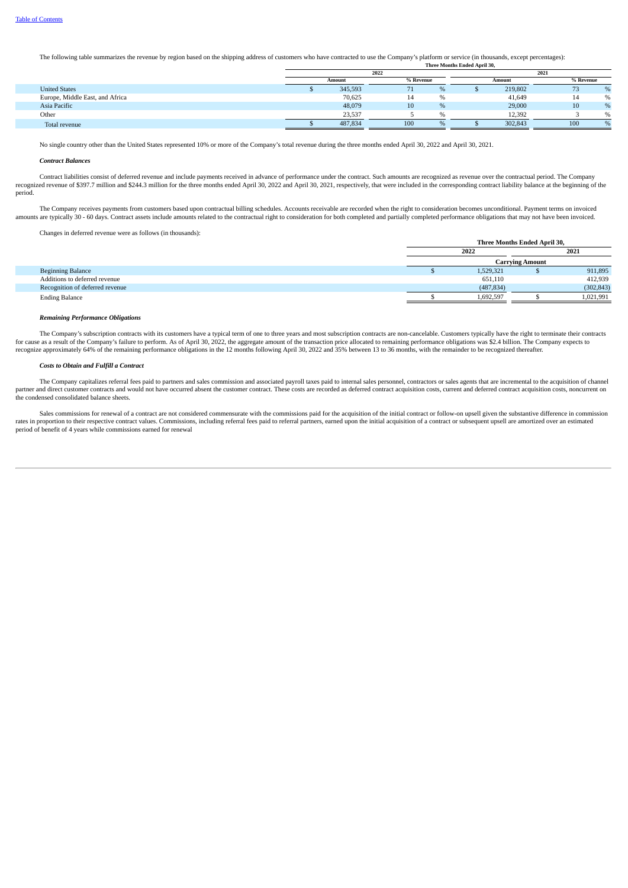The following table summarizes the revenue by region based on the shipping address of customers who have contracted to use the Company's platform or service (in thousands, except percentages):

| | Three Months Ended April 30, | | | |
|---|---|---|---|---|
| | 2022 | | 2021 | |
| | Amount | % Revenue | Amount | % Revenue |
| United States | $ 345,593 | 71 % | $ 219,802 | 73 % |
| Europe, Middle East, and Africa | 70,625 | 14 % | 41,649 | 14 % |
| Asia Pacific | 48,079 | 10 % | 29,000 | 10 % |
| Other | 23,537 | 5 % | 12,392 | 3 % |
| Total revenue | $ 487,834 | 100 % | $ 302,843 | 100 % |

No single country other than the United States represented 10% or more of the Company's total revenue during the three months ended April 30, 2022 and April 30, 2021.

***Contract Balances***

Contract liabilities consist of deferred revenue and include payments received in advance of performance under the contract. Such amounts are recognized as revenue over the contractual period. The Company recognized revenue of $397.7 million and $244.3 million for the three months ended April 30, 2022 and April 30, 2021, respectively, that were included in the corresponding contract liability balance at the beginning of the period.

The Company receives payments from customers based upon contractual billing schedules. Accounts receivable are recorded when the right to consideration becomes unconditional. Payment terms on invoiced amounts are typically 30 - 60 days. Contract assets include amounts related to the contractual right to consideration for both completed and partially completed performance obligations that may not have been invoiced.

Changes in deferred revenue were as follows (in thousands):

| | Three Months Ended April 30, | |
|---|---|---|
| | 2022 | 2021 |
| | Carrying Amount | |
| Beginning Balance | $ 1,529,321 | $ 911,895 |
| Additions to deferred revenue | 651,110 | 412,939 |
| Recognition of deferred revenue | (487,834) | (302,843) |
| Ending Balance | $ 1,692,597 | $ 1,021,991 |

***Remaining Performance Obligations***

The Company's subscription contracts with its customers have a typical term of one to three years and most subscription contracts are non-cancelable. Customers typically have the right to terminate their contracts for cause as a result of the Company's failure to perform. As of April 30, 2022, the aggregate amount of the transaction price allocated to remaining performance obligations was $2.4 billion. The Company expects to recognize approximately 64% of the remaining performance obligations in the 12 months following April 30, 2022 and 35% between 13 to 36 months, with the remainder to be recognized thereafter.

***Costs to Obtain and Fulfill a Contract***

The Company capitalizes referral fees paid to partners and sales commission and associated payroll taxes paid to internal sales personnel, contractors or sales agents that are incremental to the acquisition of channel partner and direct customer contracts and would not have occurred absent the customer contract. These costs are recorded as deferred contract acquisition costs, current and deferred contract acquisition costs, noncurrent on the condensed consolidated balance sheets.

Sales commissions for renewal of a contract are not considered commensurate with the commissions paid for the acquisition of the initial contract or follow-on upsell given the substantive difference in commission rates in proportion to their respective contract values. Commissions, including referral fees paid to referral partners, earned upon the initial acquisition of a contract or subsequent upsell are amortized over an estimated period of benefit of 4 years while commissions earned for renewal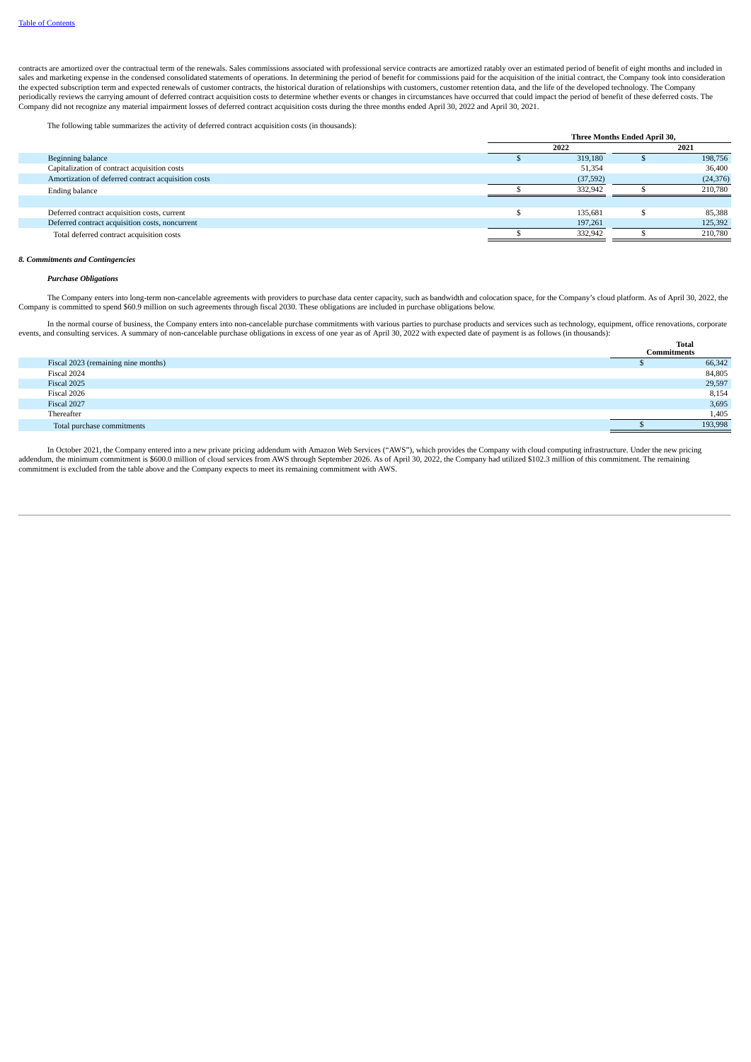contracts are amortized over the contractual term of the renewals. Sales commissions associated with professional service contracts are amortized ratably over an estimated period of benefit of eight months and included in sales and marketing expense in the condensed consolidated statements of operations. In determining the period of benefit for commissions paid for the acquisition of the initial contract, the Company took into consideration the expected subscription term and expected renewals of customer contracts, the historical duration of relationships with customers, customer retention data, and the life of the developed technology. The Company periodically reviews the carrying amount of deferred contract acquisition costs to determine whether events or changes in circumstances have occurred that could impact the period of benefit of these deferred costs. The Company did not recognize any material impairment losses of deferred contract acquisition costs during the three months ended April 30, 2022 and April 30, 2021.

The following table summarizes the activity of deferred contract acquisition costs (in thousands):

| | Three Months Ended April 30, | |
|---|---|---|
| | 2022 | 2021 |
| Beginning balance | $ 319,180 | $ 198,756 |
| Capitalization of contract acquisition costs | 51,354 | 36,400 |
| Amortization of deferred contract acquisition costs | (37,592) | (24,376) |
| Ending balance | $ 332,942 | $ 210,780 |
| | | |
| Deferred contract acquisition costs, current | $ 135,681 | $ 85,388 |
| Deferred contract acquisition costs, noncurrent | 197,261 | 125,392 |
| Total deferred contract acquisition costs | $ 332,942 | $ 210,780 |

### *8. Commitments and Contingencies*

***Purchase Obligations***

The Company enters into long-term non-cancelable agreements with providers to purchase data center capacity, such as bandwidth and colocation space, for the Company's cloud platform. As of April 30, 2022, the Company is committed to spend $60.9 million on such agreements through fiscal 2030. These obligations are included in purchase obligations below.

In the normal course of business, the Company enters into non-cancelable purchase commitments with various parties to purchase products and services such as technology, equipment, office renovations, corporate events, and consulting services. A summary of non-cancelable purchase obligations in excess of one year as of April 30, 2022 with expected date of payment is as follows (in thousands):

| | Total Commitments |
|---|---|
| Fiscal 2023 (remaining nine months) | $ 66,342 |
| Fiscal 2024 | 84,805 |
| Fiscal 2025 | 29,597 |
| Fiscal 2026 | 8,154 |
| Fiscal 2027 | 3,695 |
| Thereafter | 1,405 |
| Total purchase commitments | $ 193,998 |

In October 2021, the Company entered into a new private pricing addendum with Amazon Web Services ("AWS"), which provides the Company with cloud computing infrastructure. Under the new pricing addendum, the minimum commitment is $600.0 million of cloud services from AWS through September 2026. As of April 30, 2022, the Company had utilized $102.3 million of this commitment. The remaining commitment is excluded from the table above and the Company expects to meet its remaining commitment with AWS.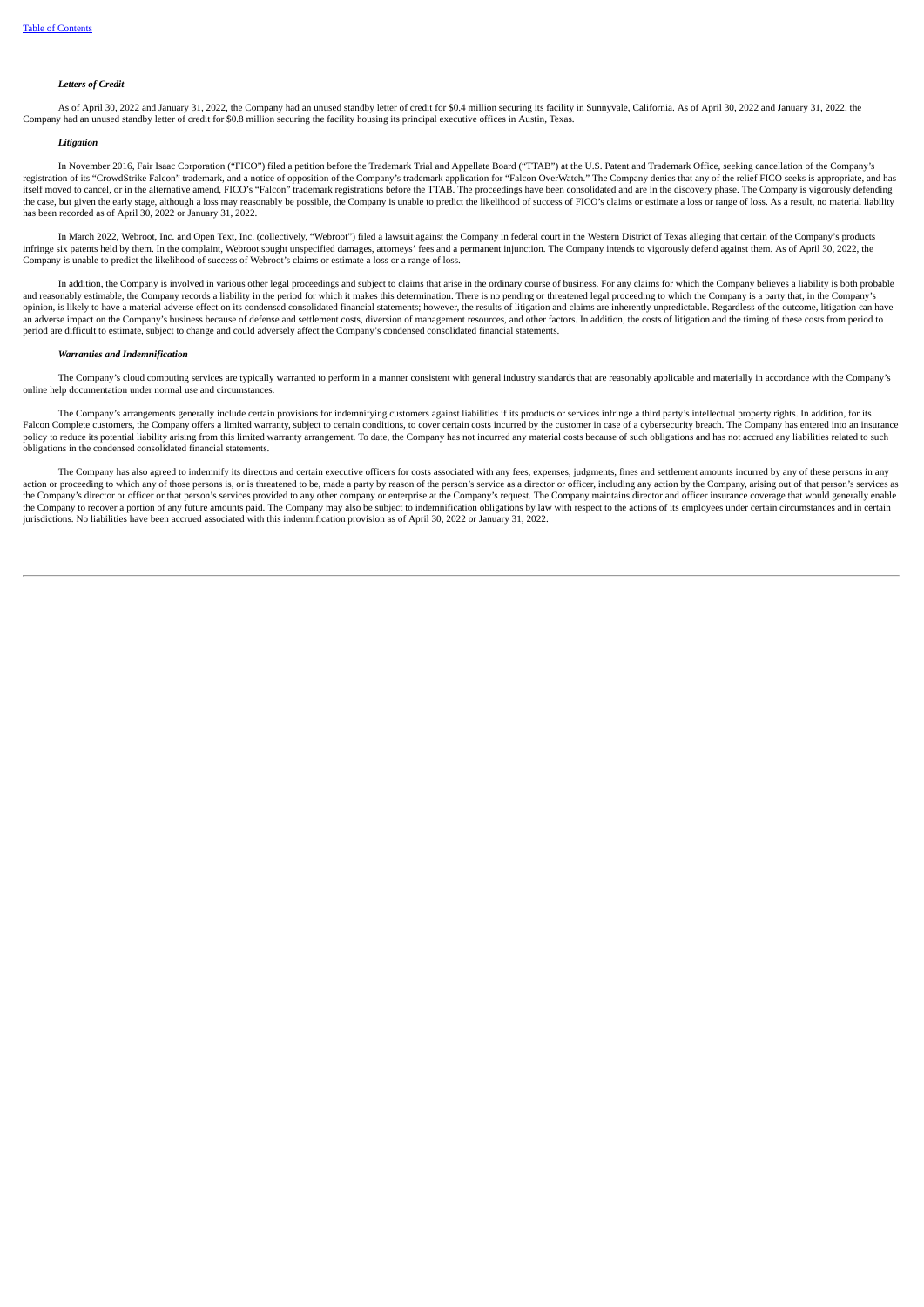***Letters of Credit***

As of April 30, 2022 and January 31, 2022, the Company had an unused standby letter of credit for $0.4 million securing its facility in Sunnyvale, California. As of April 30, 2022 and January 31, 2022, the Company had an unused standby letter of credit for $0.8 million securing the facility housing its principal executive offices in Austin, Texas.

***Litigation***

In November 2016, Fair Isaac Corporation ("FICO") filed a petition before the Trademark Trial and Appellate Board ("TTAB") at the U.S. Patent and Trademark Office, seeking cancellation of the Company's registration of its "CrowdStrike Falcon" trademark, and a notice of opposition of the Company's trademark application for "Falcon OverWatch." The Company denies that any of the relief FICO seeks is appropriate, and has itself moved to cancel, or in the alternative amend, FICO's "Falcon" trademark registrations before the TTAB. The proceedings have been consolidated and are in the discovery phase. The Company is vigorously defending the case, but given the early stage, although a loss may reasonably be possible, the Company is unable to predict the likelihood of success of FICO's claims or estimate a loss or range of loss. As a result, no material liability has been recorded as of April 30, 2022 or January 31, 2022.

In March 2022, Webroot, Inc. and Open Text, Inc. (collectively, "Webroot") filed a lawsuit against the Company in federal court in the Western District of Texas alleging that certain of the Company's products infringe six patents held by them. In the complaint, Webroot sought unspecified damages, attorneys' fees and a permanent injunction. The Company intends to vigorously defend against them. As of April 30, 2022, the Company is unable to predict the likelihood of success of Webroot's claims or estimate a loss or a range of loss.

In addition, the Company is involved in various other legal proceedings and subject to claims that arise in the ordinary course of business. For any claims for which the Company believes a liability is both probable and reasonably estimable, the Company records a liability in the period for which it makes this determination. There is no pending or threatened legal proceeding to which the Company is a party that, in the Company's opinion, is likely to have a material adverse effect on its condensed consolidated financial statements; however, the results of litigation and claims are inherently unpredictable. Regardless of the outcome, litigation can have an adverse impact on the Company's business because of defense and settlement costs, diversion of management resources, and other factors. In addition, the costs of litigation and the timing of these costs from period to period are difficult to estimate, subject to change and could adversely affect the Company's condensed consolidated financial statements.

***Warranties and Indemnification***

The Company's cloud computing services are typically warranted to perform in a manner consistent with general industry standards that are reasonably applicable and materially in accordance with the Company's online help documentation under normal use and circumstances.

The Company's arrangements generally include certain provisions for indemnifying customers against liabilities if its products or services infringe a third party's intellectual property rights. In addition, for its Falcon Complete customers, the Company offers a limited warranty, subject to certain conditions, to cover certain costs incurred by the customer in case of a cybersecurity breach. The Company has entered into an insurance policy to reduce its potential liability arising from this limited warranty arrangement. To date, the Company has not incurred any material costs because of such obligations and has not accrued any liabilities related to such obligations in the condensed consolidated financial statements.

The Company has also agreed to indemnify its directors and certain executive officers for costs associated with any fees, expenses, judgments, fines and settlement amounts incurred by any of these persons in any action or proceeding to which any of those persons is, or is threatened to be, made a party by reason of the person's service as a director or officer, including any action by the Company, arising out of that person's services as the Company's director or officer or that person's services provided to any other company or enterprise at the Company's request. The Company maintains director and officer insurance coverage that would generally enable the Company to recover a portion of any future amounts paid. The Company may also be subject to indemnification obligations by law with respect to the actions of its employees under certain circumstances and in certain jurisdictions. No liabilities have been accrued associated with this indemnification provision as of April 30, 2022 or January 31, 2022.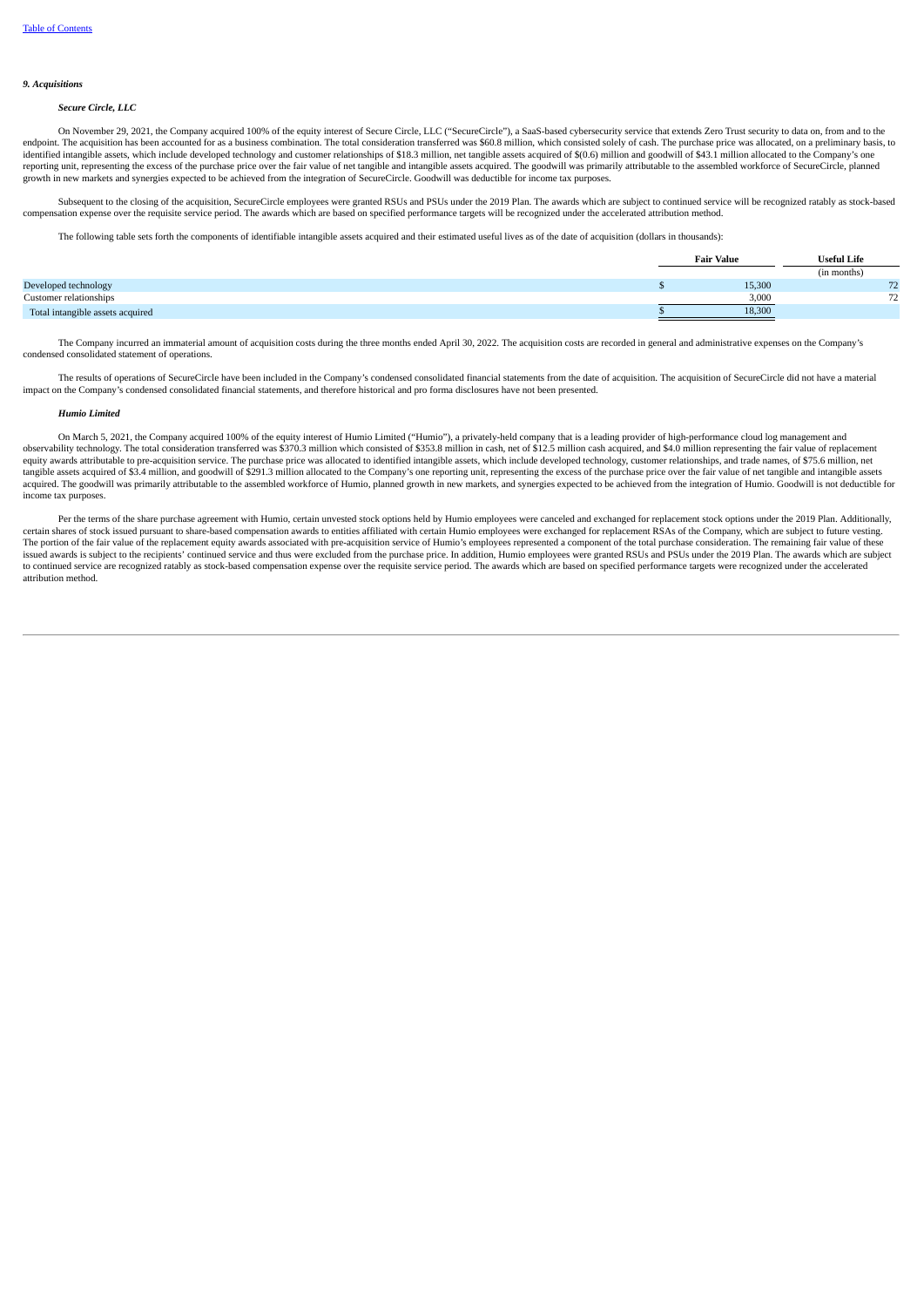### *9. Acquisitions*

***Secure Circle, LLC***

On November 29, 2021, the Company acquired 100% of the equity interest of Secure Circle, LLC ("SecureCircle"), a SaaS-based cybersecurity service that extends Zero Trust security to data on, from and to the endpoint. The acquisition has been accounted for as a business combination. The total consideration transferred was $60.8 million, which consisted solely of cash. The purchase price was allocated, on a preliminary basis, to identified intangible assets, which include developed technology and customer relationships of $18.3 million, net tangible assets acquired of $(0.6) million and goodwill of $43.1 million allocated to the Company's one reporting unit, representing the excess of the purchase price over the fair value of net tangible and intangible assets acquired. The goodwill was primarily attributable to the assembled workforce of SecureCircle, planned growth in new markets and synergies expected to be achieved from the integration of SecureCircle. Goodwill was deductible for income tax purposes.

Subsequent to the closing of the acquisition, SecureCircle employees were granted RSUs and PSUs under the 2019 Plan. The awards which are subject to continued service will be recognized ratably as stock-based compensation expense over the requisite service period. The awards which are based on specified performance targets will be recognized under the accelerated attribution method.

The following table sets forth the components of identifiable intangible assets acquired and their estimated useful lives as of the date of acquisition (dollars in thousands):

| | Fair Value | Useful Life |
|---|---|---|
| | | (in months) |
| Developed technology | $ 15,300 | 72 |
| Customer relationships | 3,000 | 72 |
| Total intangible assets acquired | $ 18,300 | |

The Company incurred an immaterial amount of acquisition costs during the three months ended April 30, 2022. The acquisition costs are recorded in general and administrative expenses on the Company's condensed consolidated statement of operations.

The results of operations of SecureCircle have been included in the Company's condensed consolidated financial statements from the date of acquisition. The acquisition of SecureCircle did not have a material impact on the Company's condensed consolidated financial statements, and therefore historical and pro forma disclosures have not been presented.

***Humio Limited***

On March 5, 2021, the Company acquired 100% of the equity interest of Humio Limited ("Humio"), a privately-held company that is a leading provider of high-performance cloud log management and observability technology. The total consideration transferred was $370.3 million which consisted of $353.8 million in cash, net of $12.5 million cash acquired, and $4.0 million representing the fair value of replacement equity awards attributable to pre-acquisition service. The purchase price was allocated to identified intangible assets, which include developed technology, customer relationships, and trade names, of $75.6 million, net tangible assets acquired of $3.4 million, and goodwill of $291.3 million allocated to the Company's one reporting unit, representing the excess of the purchase price over the fair value of net tangible and intangible assets acquired. The goodwill was primarily attributable to the assembled workforce of Humio, planned growth in new markets, and synergies expected to be achieved from the integration of Humio. Goodwill is not deductible for income tax purposes.

Per the terms of the share purchase agreement with Humio, certain unvested stock options held by Humio employees were canceled and exchanged for replacement stock options under the 2019 Plan. Additionally, certain shares of stock issued pursuant to share-based compensation awards to entities affiliated with certain Humio employees were exchanged for replacement RSAs of the Company, which are subject to future vesting. The portion of the fair value of the replacement equity awards associated with pre-acquisition service of Humio's employees represented a component of the total purchase consideration. The remaining fair value of these issued awards is subject to the recipients' continued service and thus were excluded from the purchase price. In addition, Humio employees were granted RSUs and PSUs under the 2019 Plan. The awards which are subject to continued service are recognized ratably as stock-based compensation expense over the requisite service period. The awards which are based on specified performance targets were recognized under the accelerated attribution method.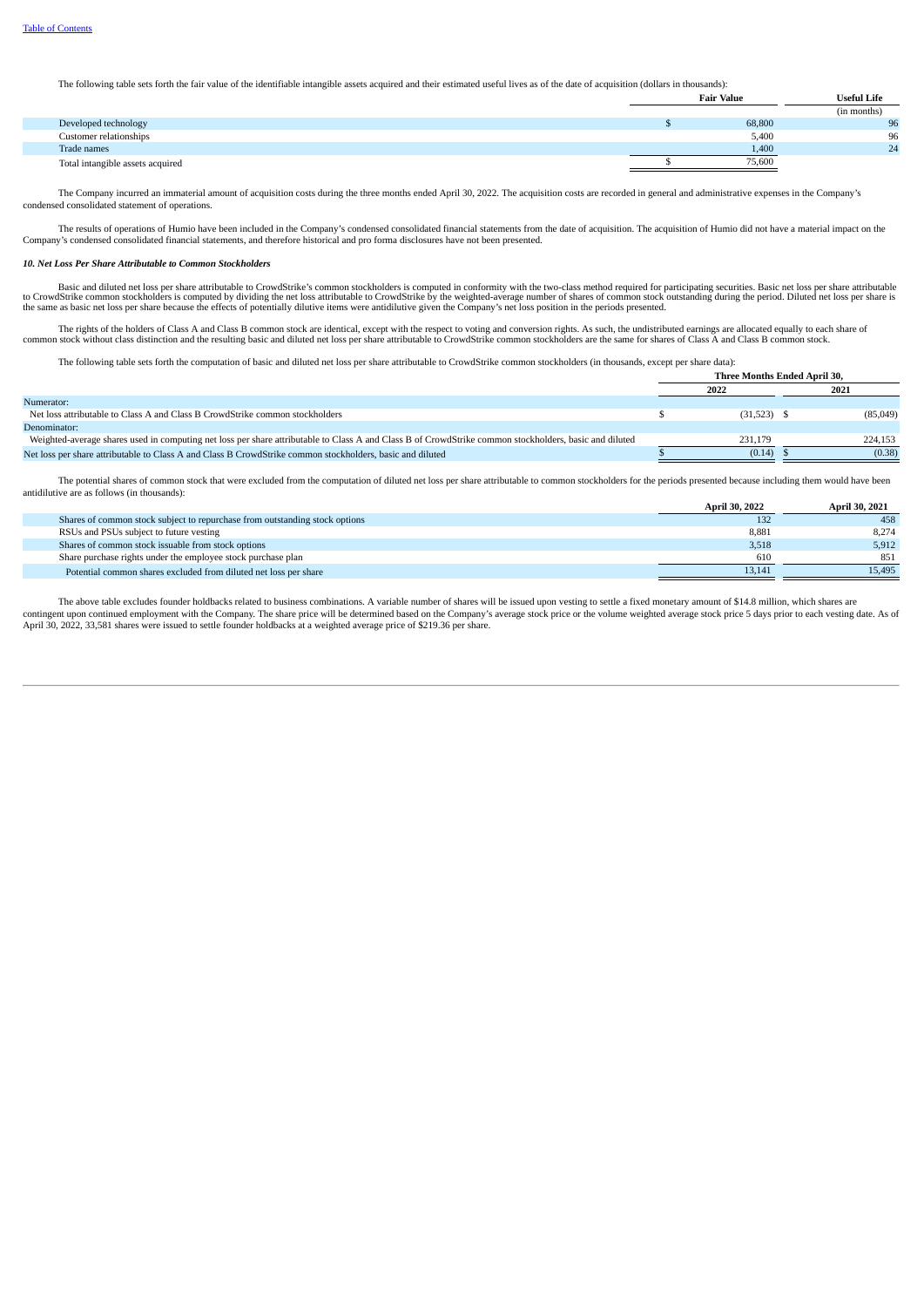The following table sets forth the fair value of the identifiable intangible assets acquired and their estimated useful lives as of the date of acquisition (dollars in thousands):

| | Fair Value | Useful Life |
|---|---|---|
| | | (in months) |
| Developed technology | $ 68,800 | 96 |
| Customer relationships | 5,400 | 96 |
| Trade names | 1,400 | 24 |
| Total intangible assets acquired | $ 75,600 | |

The Company incurred an immaterial amount of acquisition costs during the three months ended April 30, 2022. The acquisition costs are recorded in general and administrative expenses in the Company's condensed consolidated statement of operations.

The results of operations of Humio have been included in the Company's condensed consolidated financial statements from the date of acquisition. The acquisition of Humio did not have a material impact on the Company's condensed consolidated financial statements, and therefore historical and pro forma disclosures have not been presented.

### *10. Net Loss Per Share Attributable to Common Stockholders*

Basic and diluted net loss per share attributable to CrowdStrike's common stockholders is computed in conformity with the two-class method required for participating securities. Basic net loss per share attributable to CrowdStrike common stockholders is computed by dividing the net loss attributable to CrowdStrike by the weighted-average number of shares of common stock outstanding during the period. Diluted net loss per share is the same as basic net loss per share because the effects of potentially dilutive items were antidilutive given the Company's net loss position in the periods presented.

The rights of the holders of Class A and Class B common stock are identical, except with the respect to voting and conversion rights. As such, the undistributed earnings are allocated equally to each share of common stock without class distinction and the resulting basic and diluted net loss per share attributable to CrowdStrike common stockholders are the same for shares of Class A and Class B common stock.

The following table sets forth the computation of basic and diluted net loss per share attributable to CrowdStrike common stockholders (in thousands, except per share data):

| | Three Months Ended April 30, | |
|---|---|---|
| | 2022 | 2021 |
| Numerator: | | |
| Net loss attributable to Class A and Class B CrowdStrike common stockholders | $ (31,523) | $ (85,049) |
| Denominator: | | |
| Weighted-average shares used in computing net loss per share attributable to Class A and Class B of CrowdStrike common stockholders, basic and diluted | 231,179 | 224,153 |
| Net loss per share attributable to Class A and Class B CrowdStrike common stockholders, basic and diluted | $ (0.14) | $ (0.38) |

The potential shares of common stock that were excluded from the computation of diluted net loss per share attributable to common stockholders for the periods presented because including them would have been antidilutive are as follows (in thousands):

| | April 30, 2022 | April 30, 2021 |
|---|---|---|
| Shares of common stock subject to repurchase from outstanding stock options | 132 | 458 |
| RSUs and PSUs subject to future vesting | 8,881 | 8,274 |
| Shares of common stock issuable from stock options | 3,518 | 5,912 |
| Share purchase rights under the employee stock purchase plan | 610 | 851 |
| Potential common shares excluded from diluted net loss per share | 13,141 | 15,495 |

The above table excludes founder holdbacks related to business combinations. A variable number of shares will be issued upon vesting to settle a fixed monetary amount of $14.8 million, which shares are contingent upon continued employment with the Company. The share price will be determined based on the Company's average stock price or the volume weighted average stock price 5 days prior to each vesting date. As of April 30, 2022, 33,581 shares were issued to settle founder holdbacks at a weighted average price of $219.36 per share.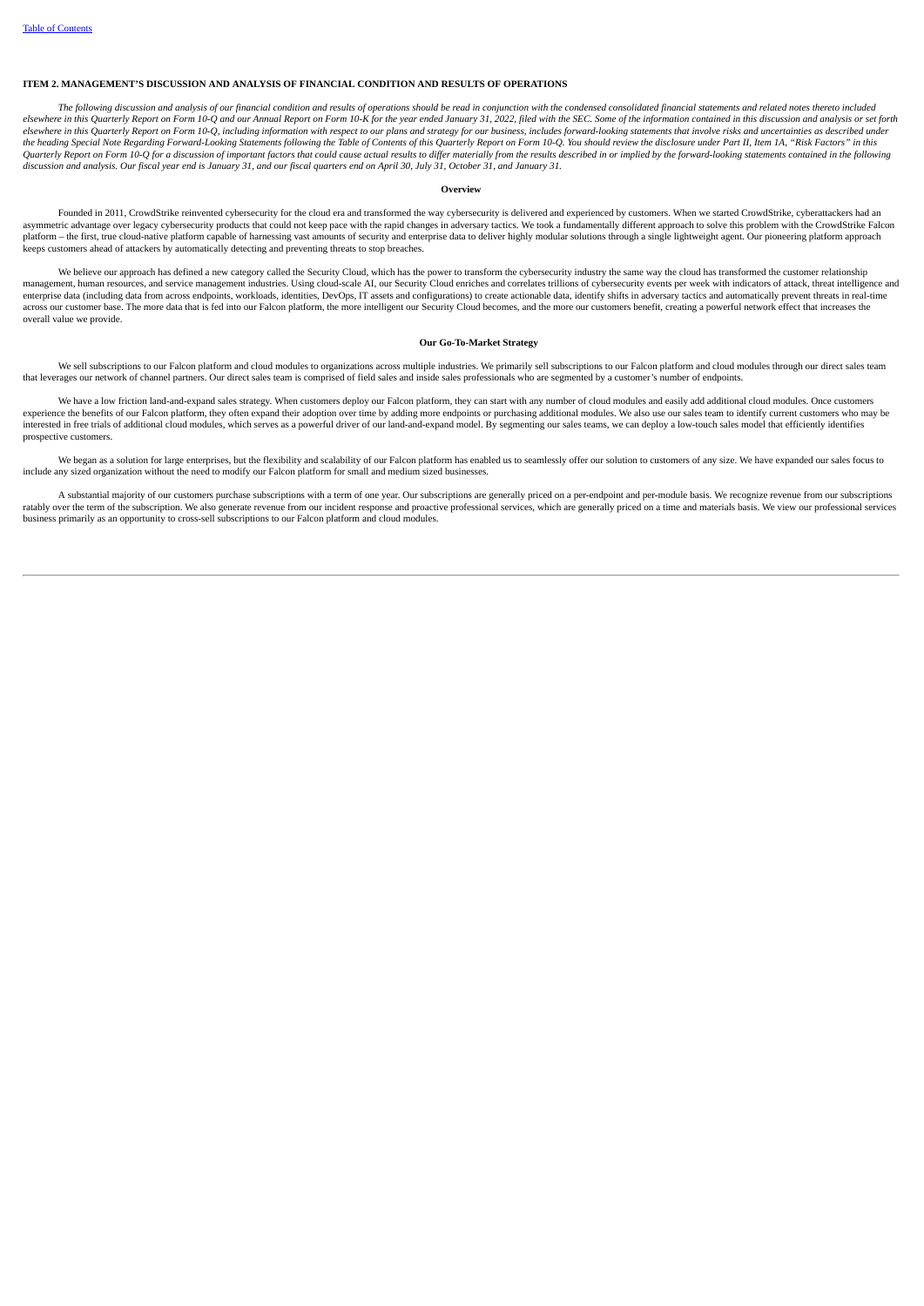## ITEM 2. MANAGEMENT'S DISCUSSION AND ANALYSIS OF FINANCIAL CONDITION AND RESULTS OF OPERATIONS

*The following discussion and analysis of our financial condition and results of operations should be read in conjunction with the condensed consolidated financial statements and related notes thereto included elsewhere in this Quarterly Report on Form 10-Q and our Annual Report on Form 10-K for the year ended January 31, 2022, filed with the SEC. Some of the information contained in this discussion and analysis or set forth elsewhere in this Quarterly Report on Form 10-Q, including information with respect to our plans and strategy for our business, includes forward-looking statements that involve risks and uncertainties as described under the heading Special Note Regarding Forward-Looking Statements following the Table of Contents of this Quarterly Report on Form 10-Q. You should review the disclosure under Part II, Item 1A, "Risk Factors" in this Quarterly Report on Form 10-Q for a discussion of important factors that could cause actual results to differ materially from the results described in or implied by the forward-looking statements contained in the following discussion and analysis. Our fiscal year end is January 31, and our fiscal quarters end on April 30, July 31, October 31, and January 31.*

### Overview

Founded in 2011, CrowdStrike reinvented cybersecurity for the cloud era and transformed the way cybersecurity is delivered and experienced by customers. When we started CrowdStrike, cyberattackers had an asymmetric advantage over legacy cybersecurity products that could not keep pace with the rapid changes in adversary tactics. We took a fundamentally different approach to solve this problem with the CrowdStrike Falcon platform – the first, true cloud-native platform capable of harnessing vast amounts of security and enterprise data to deliver highly modular solutions through a single lightweight agent. Our pioneering platform approach keeps customers ahead of attackers by automatically detecting and preventing threats to stop breaches.

We believe our approach has defined a new category called the Security Cloud, which has the power to transform the cybersecurity industry the same way the cloud has transformed the customer relationship management, human resources, and service management industries. Using cloud-scale AI, our Security Cloud enriches and correlates trillions of cybersecurity events per week with indicators of attack, threat intelligence and enterprise data (including data from across endpoints, workloads, identities, DevOps, IT assets and configurations) to create actionable data, identify shifts in adversary tactics and automatically prevent threats in real-time across our customer base. The more data that is fed into our Falcon platform, the more intelligent our Security Cloud becomes, and the more our customers benefit, creating a powerful network effect that increases the overall value we provide.

### Our Go-To-Market Strategy

We sell subscriptions to our Falcon platform and cloud modules to organizations across multiple industries. We primarily sell subscriptions to our Falcon platform and cloud modules through our direct sales team that leverages our network of channel partners. Our direct sales team is comprised of field sales and inside sales professionals who are segmented by a customer's number of endpoints.

We have a low friction land-and-expand sales strategy. When customers deploy our Falcon platform, they can start with any number of cloud modules and easily add additional cloud modules. Once customers experience the benefits of our Falcon platform, they often expand their adoption over time by adding more endpoints or purchasing additional modules. We also use our sales team to identify current customers who may be interested in free trials of additional cloud modules, which serves as a powerful driver of our land-and-expand model. By segmenting our sales teams, we can deploy a low-touch sales model that efficiently identifies prospective customers.

We began as a solution for large enterprises, but the flexibility and scalability of our Falcon platform has enabled us to seamlessly offer our solution to customers of any size. We have expanded our sales focus to include any sized organization without the need to modify our Falcon platform for small and medium sized businesses.

A substantial majority of our customers purchase subscriptions with a term of one year. Our subscriptions are generally priced on a per-endpoint and per-module basis. We recognize revenue from our subscriptions ratably over the term of the subscription. We also generate revenue from our incident response and proactive professional services, which are generally priced on a time and materials basis. We view our professional services business primarily as an opportunity to cross-sell subscriptions to our Falcon platform and cloud modules.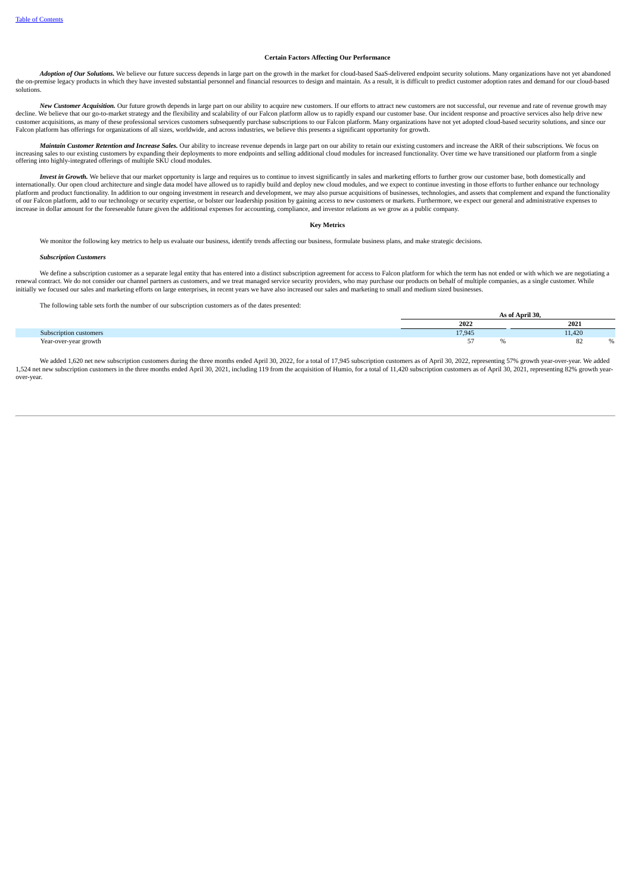### Certain Factors Affecting Our Performance

***Adoption of Our Solutions.*** We believe our future success depends in large part on the growth in the market for cloud-based SaaS-delivered endpoint security solutions. Many organizations have not yet abandoned the on-premise legacy products in which they have invested substantial personnel and financial resources to design and maintain. As a result, it is difficult to predict customer adoption rates and demand for our cloud-based solutions.

***New Customer Acquisition.*** Our future growth depends in large part on our ability to acquire new customers. If our efforts to attract new customers are not successful, our revenue and rate of revenue growth may decline. We believe that our go-to-market strategy and the flexibility and scalability of our Falcon platform allow us to rapidly expand our customer base. Our incident response and proactive services also help drive new customer acquisitions, as many of these professional services customers subsequently purchase subscriptions to our Falcon platform. Many organizations have not yet adopted cloud-based security solutions, and since our Falcon platform has offerings for organizations of all sizes, worldwide, and across industries, we believe this presents a significant opportunity for growth.

***Maintain Customer Retention and Increase Sales.*** Our ability to increase revenue depends in large part on our ability to retain our existing customers and increase the ARR of their subscriptions. We focus on increasing sales to our existing customers by expanding their deployments to more endpoints and selling additional cloud modules for increased functionality. Over time we have transitioned our platform from a single offering into highly-integrated offerings of multiple SKU cloud modules.

***Invest in Growth.*** We believe that our market opportunity is large and requires us to continue to invest significantly in sales and marketing efforts to further grow our customer base, both domestically and internationally. Our open cloud architecture and single data model have allowed us to rapidly build and deploy new cloud modules, and we expect to continue investing in those efforts to further enhance our technology platform and product functionality. In addition to our ongoing investment in research and development, we may also pursue acquisitions of businesses, technologies, and assets that complement and expand the functionality of our Falcon platform, add to our technology or security expertise, or bolster our leadership position by gaining access to new customers or markets. Furthermore, we expect our general and administrative expenses to increase in dollar amount for the foreseeable future given the additional expenses for accounting, compliance, and investor relations as we grow as a public company.

### Key Metrics

We monitor the following key metrics to help us evaluate our business, identify trends affecting our business, formulate business plans, and make strategic decisions.

***Subscription Customers***

We define a subscription customer as a separate legal entity that has entered into a distinct subscription agreement for access to Falcon platform for which the term has not ended or with which we are negotiating a renewal contract. We do not consider our channel partners as customers, and we treat managed service security providers, who may purchase our products on behalf of multiple companies, as a single customer. While initially we focused our sales and marketing efforts on large enterprises, in recent years we have also increased our sales and marketing to small and medium sized businesses.

The following table sets forth the number of our subscription customers as of the dates presented:

| | As of April 30, | |
|---|---|---|
| | 2022 | 2021 |
| Subscription customers | 17,945 | 11,420 |
| Year-over-year growth | 57 % | 82 % |

We added 1,620 net new subscription customers during the three months ended April 30, 2022, for a total of 17,945 subscription customers as of April 30, 2022, representing 57% growth year-over-year. We added 1,524 net new subscription customers in the three months ended April 30, 2021, including 119 from the acquisition of Humio, for a total of 11,420 subscription customers as of April 30, 2021, representing 82% growth year-over-year.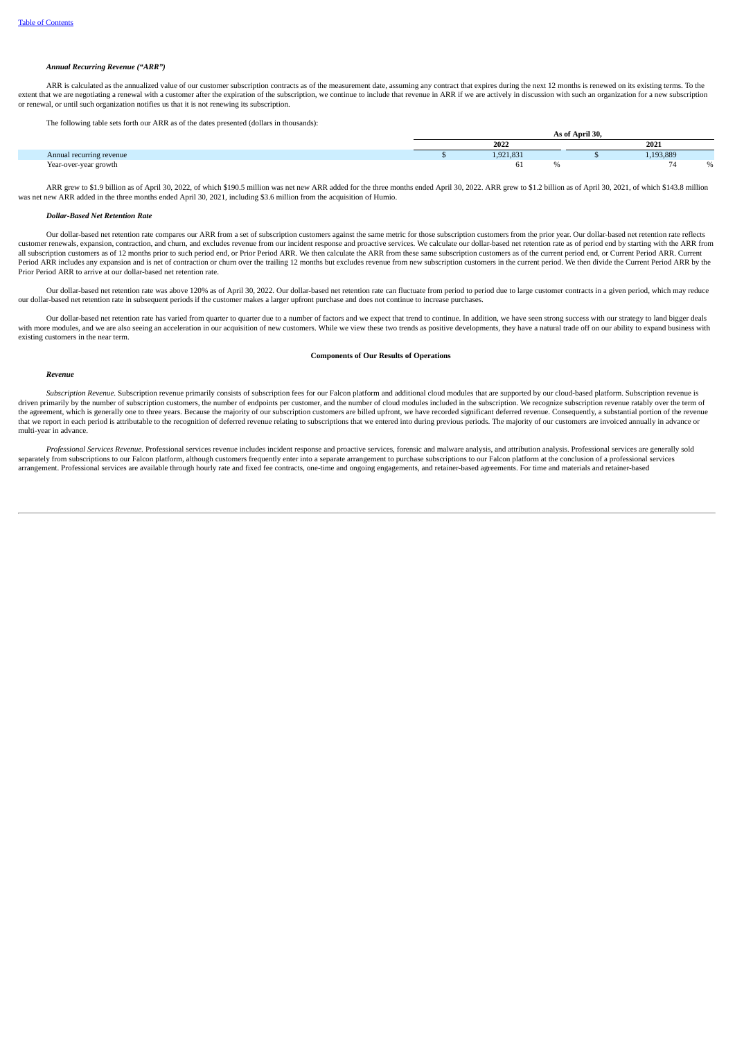***Annual Recurring Revenue ("ARR")***

ARR is calculated as the annualized value of our customer subscription contracts as of the measurement date, assuming any contract that expires during the next 12 months is renewed on its existing terms. To the extent that we are negotiating a renewal with a customer after the expiration of the subscription, we continue to include that revenue in ARR if we are actively in discussion with such an organization for a new subscription or renewal, or until such organization notifies us that it is not renewing its subscription.

The following table sets forth our ARR as of the dates presented (dollars in thousands):

| | As of April 30, | |
|---|---|---|
| | 2022 | 2021 |
| Annual recurring revenue | $ 1,921,831 | $ 1,193,889 |
| Year-over-year growth | 61 % | 74 % |

ARR grew to $1.9 billion as of April 30, 2022, of which $190.5 million was net new ARR added for the three months ended April 30, 2022. ARR grew to $1.2 billion as of April 30, 2021, of which $143.8 million was net new ARR added in the three months ended April 30, 2021, including $3.6 million from the acquisition of Humio.

***Dollar-Based Net Retention Rate***

Our dollar-based net retention rate compares our ARR from a set of subscription customers against the same metric for those subscription customers from the prior year. Our dollar-based net retention rate reflects customer renewals, expansion, contraction, and churn, and excludes revenue from our incident response and proactive services. We calculate our dollar-based net retention rate as of period end by starting with the ARR from all subscription customers as of 12 months prior to such period end, or Prior Period ARR. We then calculate the ARR from these same subscription customers as of the current period end, or Current Period ARR. Current Period ARR includes any expansion and is net of contraction or churn over the trailing 12 months but excludes revenue from new subscription customers in the current period. We then divide the Current Period ARR by the Prior Period ARR to arrive at our dollar-based net retention rate.

Our dollar-based net retention rate was above 120% as of April 30, 2022. Our dollar-based net retention rate can fluctuate from period to period due to large customer contracts in a given period, which may reduce our dollar-based net retention rate in subsequent periods if the customer makes a larger upfront purchase and does not continue to increase purchases.

Our dollar-based net retention rate has varied from quarter to quarter due to a number of factors and we expect that trend to continue. In addition, we have seen strong success with our strategy to land bigger deals with more modules, and we are also seeing an acceleration in our acquisition of new customers. While we view these two trends as positive developments, they have a natural trade off on our ability to expand business with existing customers in the near term.

**Components of Our Results of Operations**

***Revenue***

*Subscription Revenue.* Subscription revenue primarily consists of subscription fees for our Falcon platform and additional cloud modules that are supported by our cloud-based platform. Subscription revenue is driven primarily by the number of subscription customers, the number of endpoints per customer, and the number of cloud modules included in the subscription. We recognize subscription revenue ratably over the term of the agreement, which is generally one to three years. Because the majority of our subscription customers are billed upfront, we have recorded significant deferred revenue. Consequently, a substantial portion of the revenue that we report in each period is attributable to the recognition of deferred revenue relating to subscriptions that we entered into during previous periods. The majority of our customers are invoiced annually in advance or multi-year in advance.

*Professional Services Revenue.* Professional services revenue includes incident response and proactive services, forensic and malware analysis, and attribution analysis. Professional services are generally sold separately from subscriptions to our Falcon platform, although customers frequently enter into a separate arrangement to purchase subscriptions to our Falcon platform at the conclusion of a professional services arrangement. Professional services are available through hourly rate and fixed fee contracts, one-time and ongoing engagements, and retainer-based agreements. For time and materials and retainer-based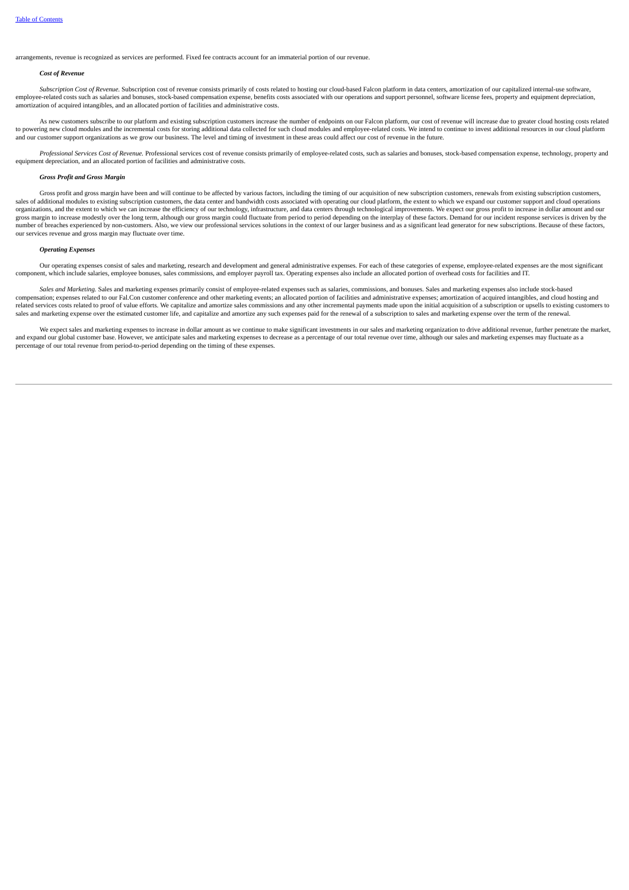arrangements, revenue is recognized as services are performed. Fixed fee contracts account for an immaterial portion of our revenue.

***Cost of Revenue***

*Subscription Cost of Revenue.* Subscription cost of revenue consists primarily of costs related to hosting our cloud-based Falcon platform in data centers, amortization of our capitalized internal-use software, employee-related costs such as salaries and bonuses, stock-based compensation expense, benefits costs associated with our operations and support personnel, software license fees, property and equipment depreciation, amortization of acquired intangibles, and an allocated portion of facilities and administrative costs.

As new customers subscribe to our platform and existing subscription customers increase the number of endpoints on our Falcon platform, our cost of revenue will increase due to greater cloud hosting costs related to powering new cloud modules and the incremental costs for storing additional data collected for such cloud modules and employee-related costs. We intend to continue to invest additional resources in our cloud platform and our customer support organizations as we grow our business. The level and timing of investment in these areas could affect our cost of revenue in the future.

*Professional Services Cost of Revenue.* Professional services cost of revenue consists primarily of employee-related costs, such as salaries and bonuses, stock-based compensation expense, technology, property and equipment depreciation, and an allocated portion of facilities and administrative costs.

***Gross Profit and Gross Margin***

Gross profit and gross margin have been and will continue to be affected by various factors, including the timing of our acquisition of new subscription customers, renewals from existing subscription customers, sales of additional modules to existing subscription customers, the data center and bandwidth costs associated with operating our cloud platform, the extent to which we expand our customer support and cloud operations organizations, and the extent to which we can increase the efficiency of our technology, infrastructure, and data centers through technological improvements. We expect our gross profit to increase in dollar amount and our gross margin to increase modestly over the long term, although our gross margin could fluctuate from period to period depending on the interplay of these factors. Demand for our incident response services is driven by the number of breaches experienced by non-customers. Also, we view our professional services solutions in the context of our larger business and as a significant lead generator for new subscriptions. Because of these factors, our services revenue and gross margin may fluctuate over time.

***Operating Expenses***

Our operating expenses consist of sales and marketing, research and development and general administrative expenses. For each of these categories of expense, employee-related expenses are the most significant component, which include salaries, employee bonuses, sales commissions, and employer payroll tax. Operating expenses also include an allocated portion of overhead costs for facilities and IT.

*Sales and Marketing.* Sales and marketing expenses primarily consist of employee-related expenses such as salaries, commissions, and bonuses. Sales and marketing expenses also include stock-based compensation; expenses related to our Fal.Con customer conference and other marketing events; an allocated portion of facilities and administrative expenses; amortization of acquired intangibles, and cloud hosting and related services costs related to proof of value efforts. We capitalize and amortize sales commissions and any other incremental payments made upon the initial acquisition of a subscription or upsells to existing customers to sales and marketing expense over the estimated customer life, and capitalize and amortize any such expenses paid for the renewal of a subscription to sales and marketing expense over the term of the renewal.

We expect sales and marketing expenses to increase in dollar amount as we continue to make significant investments in our sales and marketing organization to drive additional revenue, further penetrate the market, and expand our global customer base. However, we anticipate sales and marketing expenses to decrease as a percentage of our total revenue over time, although our sales and marketing expenses may fluctuate as a percentage of our total revenue from period-to-period depending on the timing of these expenses.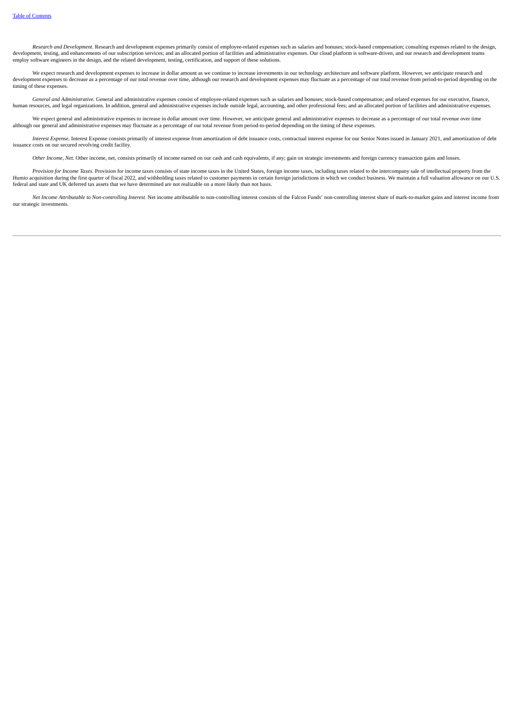*Research and Development.* Research and development expenses primarily consist of employee-related expenses such as salaries and bonuses; stock-based compensation; consulting expenses related to the design, development, testing, and enhancements of our subscription services; and an allocated portion of facilities and administrative expenses. Our cloud platform is software-driven, and our research and development teams employ software engineers in the design, and the related development, testing, certification, and support of these solutions.

We expect research and development expenses to increase in dollar amount as we continue to increase investments in our technology architecture and software platform. However, we anticipate research and development expenses to decrease as a percentage of our total revenue over time, although our research and development expenses may fluctuate as a percentage of our total revenue from period-to-period depending on the timing of these expenses.

*General and Administrative.* General and administrative expenses consist of employee-related expenses such as salaries and bonuses; stock-based compensation; and related expenses for our executive, finance, human resources, and legal organizations. In addition, general and administrative expenses include outside legal, accounting, and other professional fees; and an allocated portion of facilities and administrative expenses.

We expect general and administrative expenses to increase in dollar amount over time. However, we anticipate general and administrative expenses to decrease as a percentage of our total revenue over time although our general and administrative expenses may fluctuate as a percentage of our total revenue from period-to-period depending on the timing of these expenses.

*Interest Expense.* Interest Expense consists primarily of interest expense from amortization of debt issuance costs, contractual interest expense for our Senior Notes issued in January 2021, and amortization of debt issuance costs on our secured revolving credit facility.

*Other Income, Net.* Other income, net, consists primarily of income earned on our cash and cash equivalents, if any; gain on strategic investments and foreign currency transaction gains and losses.

*Provision for Income Taxes.* Provision for income taxes consists of state income taxes in the United States, foreign income taxes, including taxes related to the intercompany sale of intellectual property from the Humio acquisition during the first quarter of fiscal 2022, and withholding taxes related to customer payments in certain foreign jurisdictions in which we conduct business. We maintain a full valuation allowance on our U.S. federal and state and UK deferred tax assets that we have determined are not realizable on a more likely than not basis.

*Net Income Attributable to Non-controlling Interest*. Net income attributable to non-controlling interest consists of the Falcon Funds' non-controlling interest share of mark-to-market gains and interest income from our strategic investments.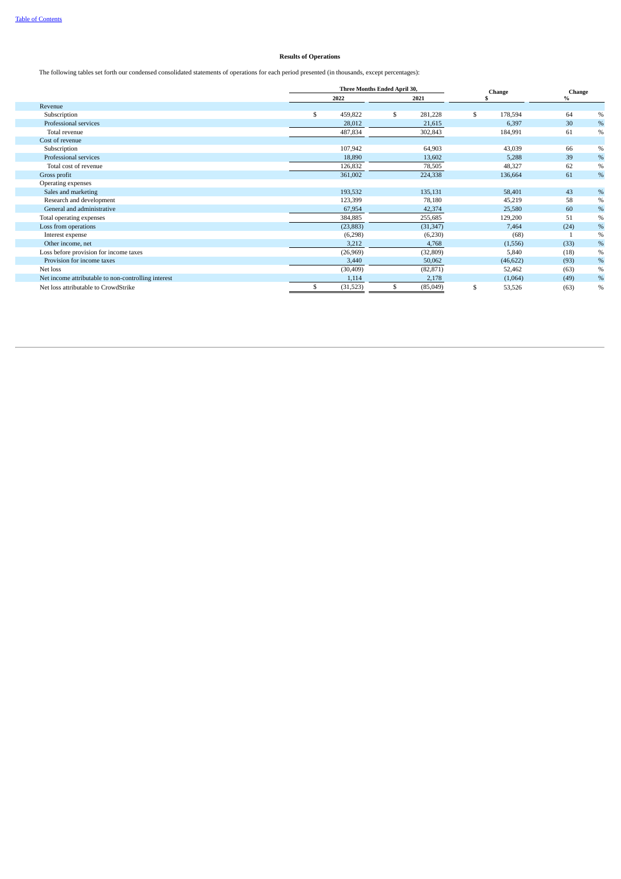**Results of Operations**

The following tables set forth our condensed consolidated statements of operations for each period presented (in thousands, except percentages):

| | Three Months Ended April 30, | | Change | Change |
|---|---|---|---|---|
| | 2022 | 2021 | $ | % |
| Revenue | | | | |
| Subscription | $ 459,822 | $ 281,228 | $ 178,594 | 64 % |
| Professional services | 28,012 | 21,615 | 6,397 | 30 % |
| Total revenue | 487,834 | 302,843 | 184,991 | 61 % |
| Cost of revenue | | | | |
| Subscription | 107,942 | 64,903 | 43,039 | 66 % |
| Professional services | 18,890 | 13,602 | 5,288 | 39 % |
| Total cost of revenue | 126,832 | 78,505 | 48,327 | 62 % |
| Gross profit | 361,002 | 224,338 | 136,664 | 61 % |
| Operating expenses | | | | |
| Sales and marketing | 193,532 | 135,131 | 58,401 | 43 % |
| Research and development | 123,399 | 78,180 | 45,219 | 58 % |
| General and administrative | 67,954 | 42,374 | 25,580 | 60 % |
| Total operating expenses | 384,885 | 255,685 | 129,200 | 51 % |
| Loss from operations | (23,883) | (31,347) | 7,464 | (24) % |
| Interest expense | (6,298) | (6,230) | (68) | 1 % |
| Other income, net | 3,212 | 4,768 | (1,556) | (33) % |
| Loss before provision for income taxes | (26,969) | (32,809) | 5,840 | (18) % |
| Provision for income taxes | 3,440 | 50,062 | (46,622) | (93) % |
| Net loss | (30,409) | (82,871) | 52,462 | (63) % |
| Net income attributable to non-controlling interest | 1,114 | 2,178 | (1,064) | (49) % |
| Net loss attributable to CrowdStrike | $ (31,523) | $ (85,049) | $ 53,526 | (63) % |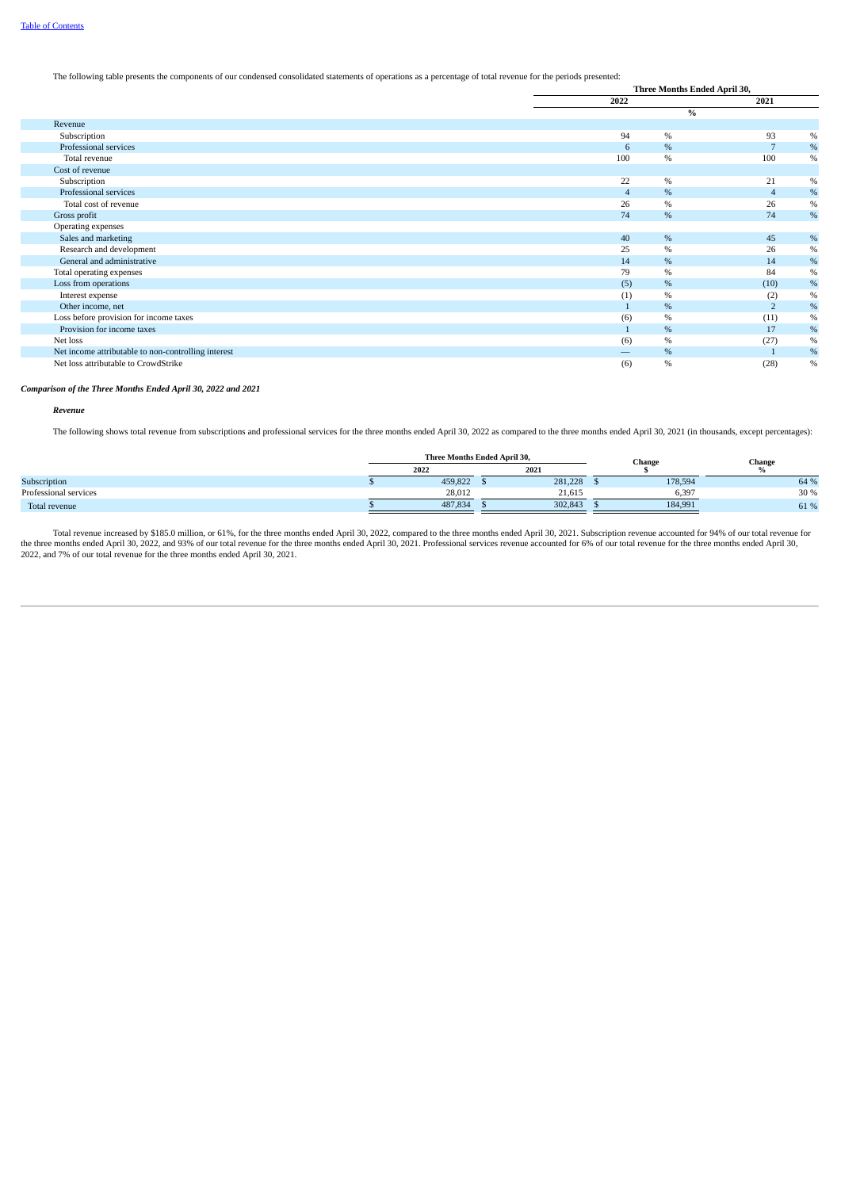The following table presents the components of our condensed consolidated statements of operations as a percentage of total revenue for the periods presented:

| | Three Months Ended April 30, | |
|---|---|---|
| | 2022 | 2021 |
| | % | |
| Revenue | | |
| Subscription | 94 % | 93 % |
| Professional services | 6 % | 7 % |
| Total revenue | 100 % | 100 % |
| Cost of revenue | | |
| Subscription | 22 % | 21 % |
| Professional services | 4 % | 4 % |
| Total cost of revenue | 26 % | 26 % |
| Gross profit | 74 % | 74 % |
| Operating expenses | | |
| Sales and marketing | 40 % | 45 % |
| Research and development | 25 % | 26 % |
| General and administrative | 14 % | 14 % |
| Total operating expenses | 79 % | 84 % |
| Loss from operations | (5) % | (10) % |
| Interest expense | (1) % | (2) % |
| Other income, net | 1 % | 2 % |
| Loss before provision for income taxes | (6) % | (11) % |
| Provision for income taxes | 1 % | 17 % |
| Net loss | (6) % | (27) % |
| Net income attributable to non-controlling interest | — % | 1 % |
| Net loss attributable to CrowdStrike | (6) % | (28) % |

***Comparison of the Three Months Ended April 30, 2022 and 2021***

***Revenue***

The following shows total revenue from subscriptions and professional services for the three months ended April 30, 2022 as compared to the three months ended April 30, 2021 (in thousands, except percentages):

| | Three Months Ended April 30, | | Change | Change |
|---|---|---|---|---|
| | 2022 | 2021 | $ | % |
| Subscription | $ 459,822 | $ 281,228 | $ 178,594 | 64 % |
| Professional services | 28,012 | 21,615 | 6,397 | 30 % |
| Total revenue | $ 487,834 | $ 302,843 | $ 184,991 | 61 % |

Total revenue increased by $185.0 million, or 61%, for the three months ended April 30, 2022, compared to the three months ended April 30, 2021. Subscription revenue accounted for 94% of our total revenue for the three months ended April 30, 2022, and 93% of our total revenue for the three months ended April 30, 2021. Professional services revenue accounted for 6% of our total revenue for the three months ended April 30, 2022, and 7% of our total revenue for the three months ended April 30, 2021.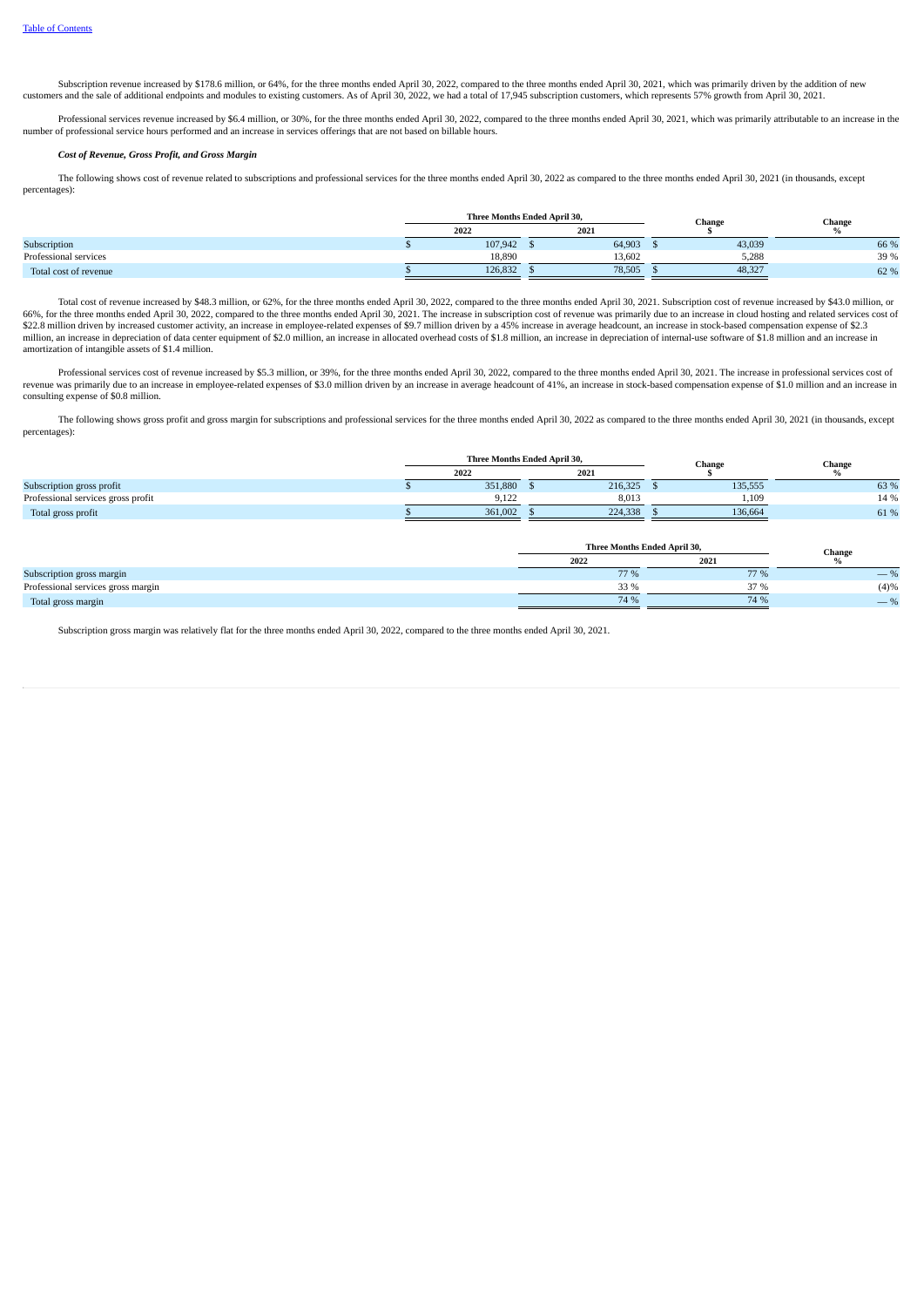Subscription revenue increased by $178.6 million, or 64%, for the three months ended April 30, 2022, compared to the three months ended April 30, 2021, which was primarily driven by the addition of new customers and the sale of additional endpoints and modules to existing customers. As of April 30, 2022, we had a total of 17,945 subscription customers, which represents 57% growth from April 30, 2021.

Professional services revenue increased by $6.4 million, or 30%, for the three months ended April 30, 2022, compared to the three months ended April 30, 2021, which was primarily attributable to an increase in the number of professional service hours performed and an increase in services offerings that are not based on billable hours.

***Cost of Revenue, Gross Profit, and Gross Margin***

The following shows cost of revenue related to subscriptions and professional services for the three months ended April 30, 2022 as compared to the three months ended April 30, 2021 (in thousands, except percentages):

| | Three Months Ended April 30, | | Change | Change |
|---|---|---|---|---|
| | 2022 | 2021 | $ | % |
| Subscription | $ 107,942 | $ 64,903 | $ 43,039 | 66 % |
| Professional services | 18,890 | 13,602 | 5,288 | 39 % |
| Total cost of revenue | $ 126,832 | $ 78,505 | $ 48,327 | 62 % |

Total cost of revenue increased by $48.3 million, or 62%, for the three months ended April 30, 2022, compared to the three months ended April 30, 2021. Subscription cost of revenue increased by $43.0 million, or 66%, for the three months ended April 30, 2022, compared to the three months ended April 30, 2021. The increase in subscription cost of revenue was primarily due to an increase in cloud hosting and related services cost of $22.8 million driven by increased customer activity, an increase in employee-related expenses of $9.7 million driven by a 45% increase in average headcount, an increase in stock-based compensation expense of $2.3 million, an increase in depreciation of data center equipment of $2.0 million, an increase in allocated overhead costs of $1.8 million, an increase in depreciation of internal-use software of $1.8 million and an increase in amortization of intangible assets of $1.4 million.

Professional services cost of revenue increased by $5.3 million, or 39%, for the three months ended April 30, 2022, compared to the three months ended April 30, 2021. The increase in professional services cost of revenue was primarily due to an increase in employee-related expenses of $3.0 million driven by an increase in average headcount of 41%, an increase in stock-based compensation expense of $1.0 million and an increase in consulting expense of $0.8 million.

The following shows gross profit and gross margin for subscriptions and professional services for the three months ended April 30, 2022 as compared to the three months ended April 30, 2021 (in thousands, except percentages):

| | Three Months Ended April 30, | | Change | Change |
|---|---|---|---|---|
| | 2022 | 2021 | $ | % |
| Subscription gross profit | $ 351,880 | $ 216,325 | $ 135,555 | 63 % |
| Professional services gross profit | 9,122 | 8,013 | 1,109 | 14 % |
| Total gross profit | $ 361,002 | $ 224,338 | $ 136,664 | 61 % |

| | Three Months Ended April 30, | | Change |
|---|---|---|---|
| | 2022 | 2021 | % |
| Subscription gross margin | 77 % | 77 % | — % |
| Professional services gross margin | 33 % | 37 % | (4)% |
| Total gross margin | 74 % | 74 % | — % |

Subscription gross margin was relatively flat for the three months ended April 30, 2022, compared to the three months ended April 30, 2021.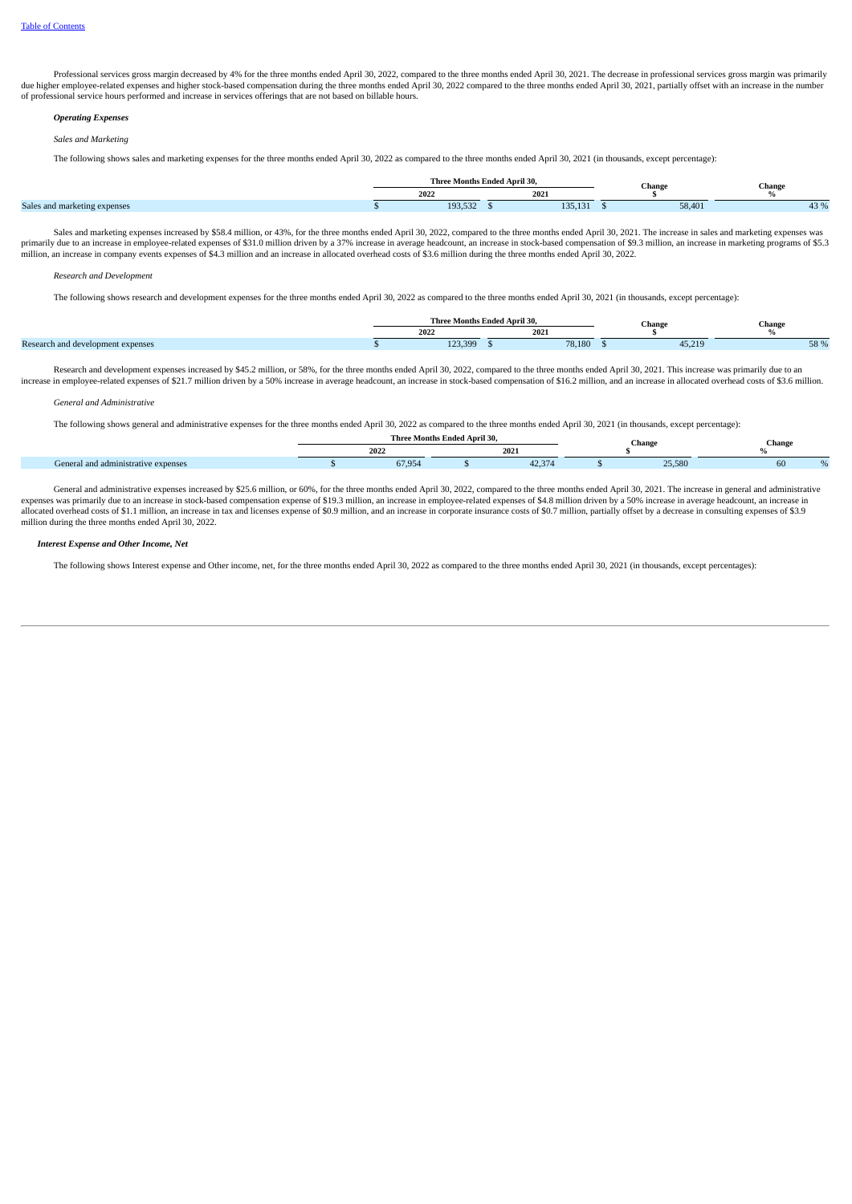Professional services gross margin decreased by 4% for the three months ended April 30, 2022, compared to the three months ended April 30, 2021. The decrease in professional services gross margin was primarily due higher employee-related expenses and higher stock-based compensation during the three months ended April 30, 2022 compared to the three months ended April 30, 2021, partially offset with an increase in the number of professional service hours performed and increase in services offerings that are not based on billable hours.

***Operating Expenses***

*Sales and Marketing*

The following shows sales and marketing expenses for the three months ended April 30, 2022 as compared to the three months ended April 30, 2021 (in thousands, except percentage):

| | Three Months Ended April 30, | | Change | Change |
|---|---|---|---|---|
| | 2022 | 2021 | $ | % |
| Sales and marketing expenses | $ 193,532 | $ 135,131 | $ 58,401 | 43 % |

Sales and marketing expenses increased by $58.4 million, or 43%, for the three months ended April 30, 2022, compared to the three months ended April 30, 2021. The increase in sales and marketing expenses was primarily due to an increase in employee-related expenses of $31.0 million driven by a 37% increase in average headcount, an increase in stock-based compensation of $9.3 million, an increase in marketing programs of $5.3 million, an increase in company events expenses of $4.3 million and an increase in allocated overhead costs of $3.6 million during the three months ended April 30, 2022.

*Research and Development*

The following shows research and development expenses for the three months ended April 30, 2022 as compared to the three months ended April 30, 2021 (in thousands, except percentage):

| | Three Months Ended April 30, | | Change | Change |
|---|---|---|---|---|
| | 2022 | 2021 | $ | % |
| Research and development expenses | $ 123,399 | $ 78,180 | $ 45,219 | 58 % |

Research and development expenses increased by $45.2 million, or 58%, for the three months ended April 30, 2022, compared to the three months ended April 30, 2021. This increase was primarily due to an increase in employee-related expenses of $21.7 million driven by a 50% increase in average headcount, an increase in stock-based compensation of $16.2 million, and an increase in allocated overhead costs of $3.6 million.

*General and Administrative*

The following shows general and administrative expenses for the three months ended April 30, 2022 as compared to the three months ended April 30, 2021 (in thousands, except percentage):

| | Three Months Ended April 30, | | Change | Change |
|---|---|---|---|---|
| | 2022 | 2021 | $ | % |
| General and administrative expenses | $ 67,954 | $ 42,374 | $ 25,580 | 60 % |

General and administrative expenses increased by $25.6 million, or 60%, for the three months ended April 30, 2022, compared to the three months ended April 30, 2021. The increase in general and administrative expenses was primarily due to an increase in stock-based compensation expense of $19.3 million, an increase in employee-related expenses of $4.8 million driven by a 50% increase in average headcount, an increase in allocated overhead costs of $1.1 million, an increase in tax and licenses expense of $0.9 million, and an increase in corporate insurance costs of $0.7 million, partially offset by a decrease in consulting expenses of $3.9 million during the three months ended April 30, 2022.

***Interest Expense and Other Income, Net***

The following shows Interest expense and Other income, net, for the three months ended April 30, 2022 as compared to the three months ended April 30, 2021 (in thousands, except percentages):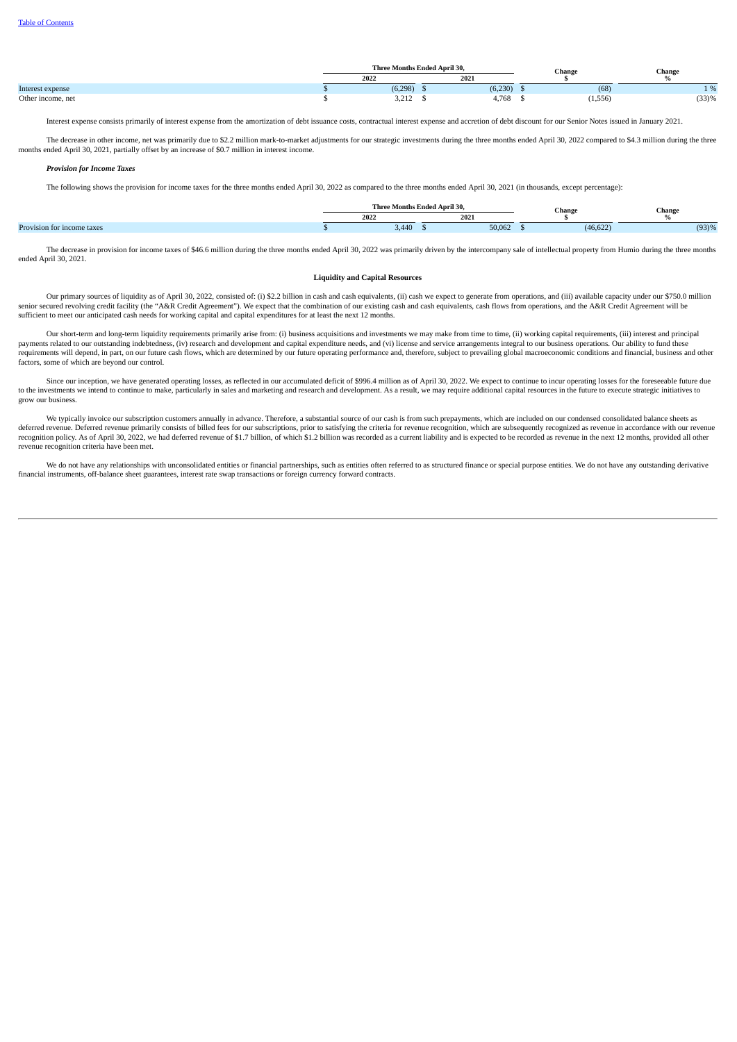| | Three Months Ended April 30, | | Change | Change |
|---|---|---|---|---|
| | 2022 | 2021 | $ | % |
| Interest expense | $ (6,298) | $ (6,230) | $ (68) | 1 % |
| Other income, net | $ 3,212 | $ 4,768 | $ (1,556) | (33)% |

Interest expense consists primarily of interest expense from the amortization of debt issuance costs, contractual interest expense and accretion of debt discount for our Senior Notes issued in January 2021.

The decrease in other income, net was primarily due to $2.2 million mark-to-market adjustments for our strategic investments during the three months ended April 30, 2022 compared to $4.3 million during the three months ended April 30, 2021, partially offset by an increase of $0.7 million in interest income.

***Provision for Income Taxes***

The following shows the provision for income taxes for the three months ended April 30, 2022 as compared to the three months ended April 30, 2021 (in thousands, except percentage):

| | Three Months Ended April 30, | | Change | Change |
|---|---|---|---|---|
| | 2022 | 2021 | $ | % |
| Provision for income taxes | $ 3,440 | $ 50,062 | $ (46,622) | (93)% |

The decrease in provision for income taxes of $46.6 million during the three months ended April 30, 2022 was primarily driven by the intercompany sale of intellectual property from Humio during the three months ended April 30, 2021.

**Liquidity and Capital Resources**

Our primary sources of liquidity as of April 30, 2022, consisted of: (i) $2.2 billion in cash and cash equivalents, (ii) cash we expect to generate from operations, and (iii) available capacity under our $750.0 million senior secured revolving credit facility (the "A&R Credit Agreement"). We expect that the combination of our existing cash and cash equivalents, cash flows from operations, and the A&R Credit Agreement will be sufficient to meet our anticipated cash needs for working capital and capital expenditures for at least the next 12 months.

Our short-term and long-term liquidity requirements primarily arise from: (i) business acquisitions and investments we may make from time to time, (ii) working capital requirements, (iii) interest and principal payments related to our outstanding indebtedness, (iv) research and development and capital expenditure needs, and (vi) license and service arrangements integral to our business operations. Our ability to fund these requirements will depend, in part, on our future cash flows, which are determined by our future operating performance and, therefore, subject to prevailing global macroeconomic conditions and financial, business and other factors, some of which are beyond our control.

Since our inception, we have generated operating losses, as reflected in our accumulated deficit of $996.4 million as of April 30, 2022. We expect to continue to incur operating losses for the foreseeable future due to the investments we intend to continue to make, particularly in sales and marketing and research and development. As a result, we may require additional capital resources in the future to execute strategic initiatives to grow our business.

We typically invoice our subscription customers annually in advance. Therefore, a substantial source of our cash is from such prepayments, which are included on our condensed consolidated balance sheets as deferred revenue. Deferred revenue primarily consists of billed fees for our subscriptions, prior to satisfying the criteria for revenue recognition, which are subsequently recognized as revenue in accordance with our revenue recognition policy. As of April 30, 2022, we had deferred revenue of $1.7 billion, of which $1.2 billion was recorded as a current liability and is expected to be recorded as revenue in the next 12 months, provided all other revenue recognition criteria have been met.

We do not have any relationships with unconsolidated entities or financial partnerships, such as entities often referred to as structured finance or special purpose entities. We do not have any outstanding derivative financial instruments, off-balance sheet guarantees, interest rate swap transactions or foreign currency forward contracts.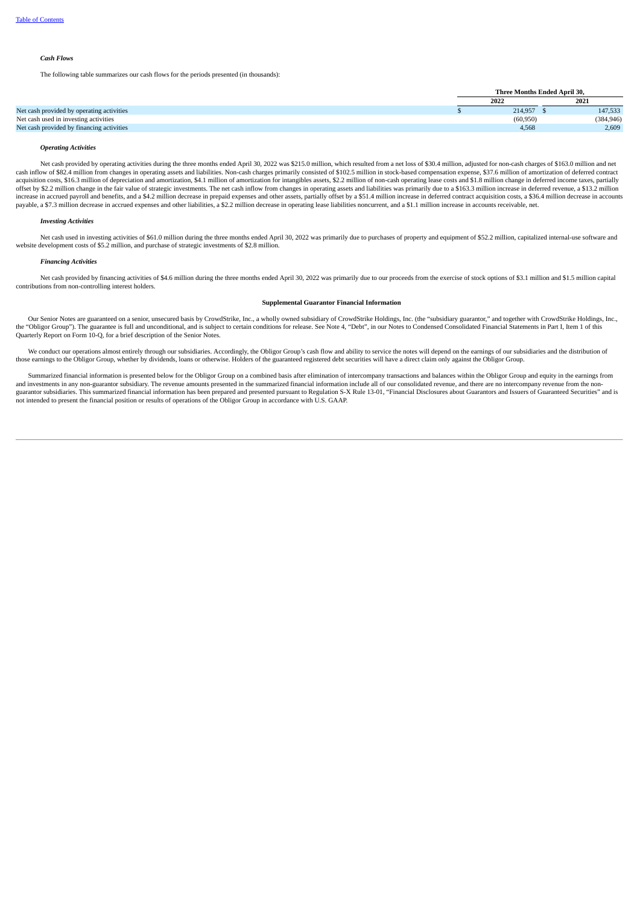*Cash Flows*

The following table summarizes our cash flows for the periods presented (in thousands):

| | Three Months Ended April 30, | |
|---|---|---|
| | 2022 | 2021 |
| Net cash provided by operating activities | $ 214,957 | $ 147,533 |
| Net cash used in investing activities | (60,950) | (384,946) |
| Net cash provided by financing activities | 4,568 | 2,609 |

*Operating Activities*

Net cash provided by operating activities during the three months ended April 30, 2022 was $215.0 million, which resulted from a net loss of $30.4 million, adjusted for non-cash charges of $163.0 million and net cash inflow of $82.4 million from changes in operating assets and liabilities. Non-cash charges primarily consisted of $102.5 million in stock-based compensation expense, $37.6 million of amortization of deferred contract acquisition costs, $16.3 million of depreciation and amortization, $4.1 million of amortization for intangibles assets, $2.2 million of non-cash operating lease costs and $1.8 million change in deferred income taxes, partially offset by $2.2 million change in the fair value of strategic investments. The net cash inflow from changes in operating assets and liabilities was primarily due to a $163.3 million increase in deferred revenue, a $13.2 million increase in accrued payroll and benefits, and a $4.2 million decrease in prepaid expenses and other assets, partially offset by a $51.4 million increase in deferred contract acquisition costs, a $36.4 million decrease in accounts payable, a $7.3 million decrease in accrued expenses and other liabilities, a $2.2 million decrease in operating lease liabilities noncurrent, and a $1.1 million increase in accounts receivable, net.

*Investing Activities*

Net cash used in investing activities of $61.0 million during the three months ended April 30, 2022 was primarily due to purchases of property and equipment of $52.2 million, capitalized internal-use software and website development costs of $5.2 million, and purchase of strategic investments of $2.8 million.

*Financing Activities*

Net cash provided by financing activities of $4.6 million during the three months ended April 30, 2022 was primarily due to our proceeds from the exercise of stock options of $3.1 million and $1.5 million capital contributions from non-controlling interest holders.

**Supplemental Guarantor Financial Information**

Our Senior Notes are guaranteed on a senior, unsecured basis by CrowdStrike, Inc., a wholly owned subsidiary of CrowdStrike Holdings, Inc. (the "subsidiary guarantor," and together with CrowdStrike Holdings, Inc., the "Obligor Group"). The guarantee is full and unconditional, and is subject to certain conditions for release. See Note 4, "Debt", in our Notes to Condensed Consolidated Financial Statements in Part I, Item 1 of this Quarterly Report on Form 10-Q, for a brief description of the Senior Notes.

We conduct our operations almost entirely through our subsidiaries. Accordingly, the Obligor Group's cash flow and ability to service the notes will depend on the earnings of our subsidiaries and the distribution of those earnings to the Obligor Group, whether by dividends, loans or otherwise. Holders of the guaranteed registered debt securities will have a direct claim only against the Obligor Group.

Summarized financial information is presented below for the Obligor Group on a combined basis after elimination of intercompany transactions and balances within the Obligor Group and equity in the earnings from and investments in any non-guarantor subsidiary. The revenue amounts presented in the summarized financial information include all of our consolidated revenue, and there are no intercompany revenue from the non-guarantor subsidiaries. This summarized financial information has been prepared and presented pursuant to Regulation S-X Rule 13-01, "Financial Disclosures about Guarantors and Issuers of Guaranteed Securities" and is not intended to present the financial position or results of operations of the Obligor Group in accordance with U.S. GAAP.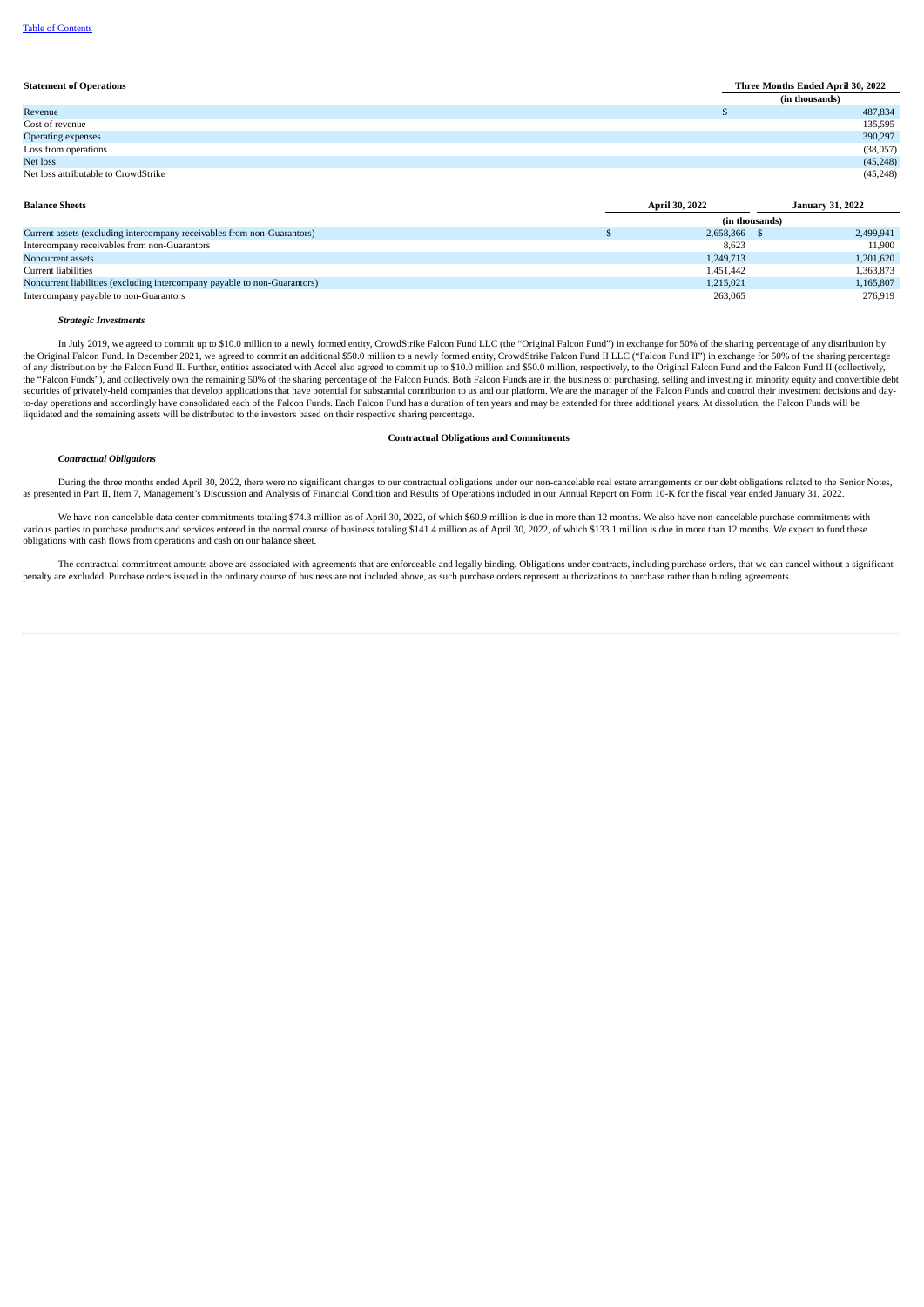| Statement of Operations | Three Months Ended April 30, 2022 |
|---|---|
| | (in thousands) |
| Revenue | $ 487,834 |
| Cost of revenue | 135,595 |
| Operating expenses | 390,297 |
| Loss from operations | (38,057) |
| Net loss | (45,248) |
| Net loss attributable to CrowdStrike | (45,248) |

| Balance Sheets | April 30, 2022 | January 31, 2022 |
|---|---|---|
| | (in thousands) | |
| Current assets (excluding intercompany receivables from non-Guarantors) | $ 2,658,366 | $ 2,499,941 |
| Intercompany receivables from non-Guarantors | 8,623 | 11,900 |
| Noncurrent assets | 1,249,713 | 1,201,620 |
| Current liabilities | 1,451,442 | 1,363,873 |
| Noncurrent liabilities (excluding intercompany payable to non-Guarantors) | 1,215,021 | 1,165,807 |
| Intercompany payable to non-Guarantors | 263,065 | 276,919 |

***Strategic Investments***

In July 2019, we agreed to commit up to $10.0 million to a newly formed entity, CrowdStrike Falcon Fund LLC (the "Original Falcon Fund") in exchange for 50% of the sharing percentage of any distribution by the Original Falcon Fund. In December 2021, we agreed to commit an additional $50.0 million to a newly formed entity, CrowdStrike Falcon Fund II LLC ("Falcon Fund II") in exchange for 50% of the sharing percentage of any distribution by the Falcon Fund II. Further, entities associated with Accel also agreed to commit up to $10.0 million and $50.0 million, respectively, to the Original Falcon Fund and the Falcon Fund II (collectively, the "Falcon Funds"), and collectively own the remaining 50% of the sharing percentage of the Falcon Funds. Both Falcon Funds are in the business of purchasing, selling and investing in minority equity and convertible debt securities of privately-held companies that develop applications that have potential for substantial contribution to us and our platform. We are the manager of the Falcon Funds and control their investment decisions and day-to-day operations and accordingly have consolidated each of the Falcon Funds. Each Falcon Fund has a duration of ten years and may be extended for three additional years. At dissolution, the Falcon Funds will be liquidated and the remaining assets will be distributed to the investors based on their respective sharing percentage.

**Contractual Obligations and Commitments**

***Contractual Obligations***

During the three months ended April 30, 2022, there were no significant changes to our contractual obligations under our non-cancelable real estate arrangements or our debt obligations related to the Senior Notes, as presented in Part II, Item 7, Management's Discussion and Analysis of Financial Condition and Results of Operations included in our Annual Report on Form 10-K for the fiscal year ended January 31, 2022.

We have non-cancelable data center commitments totaling $74.3 million as of April 30, 2022, of which $60.9 million is due in more than 12 months. We also have non-cancelable purchase commitments with various parties to purchase products and services entered in the normal course of business totaling $141.4 million as of April 30, 2022, of which $133.1 million is due in more than 12 months. We expect to fund these obligations with cash flows from operations and cash on our balance sheet.

The contractual commitment amounts above are associated with agreements that are enforceable and legally binding. Obligations under contracts, including purchase orders, that we can cancel without a significant penalty are excluded. Purchase orders issued in the ordinary course of business are not included above, as such purchase orders represent authorizations to purchase rather than binding agreements.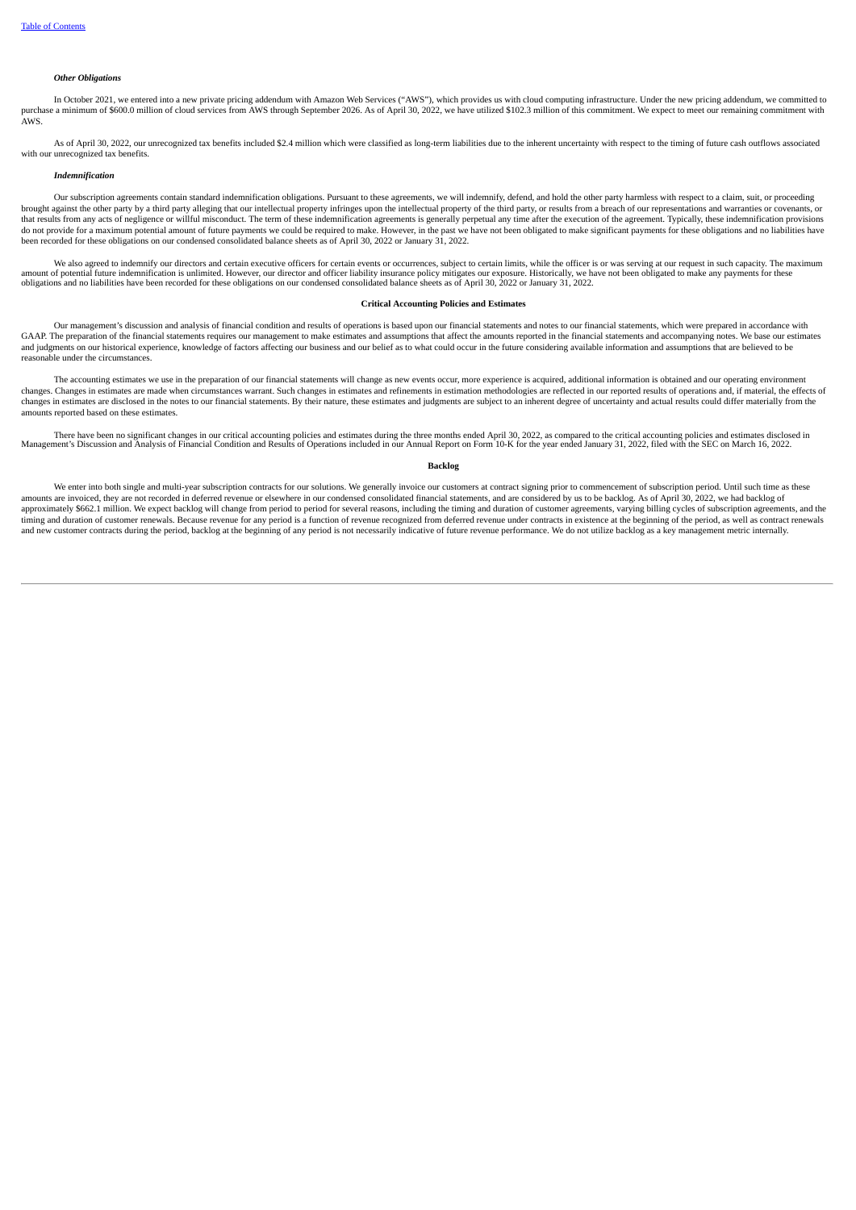#### *Other Obligations*

In October 2021, we entered into a new private pricing addendum with Amazon Web Services ("AWS"), which provides us with cloud computing infrastructure. Under the new pricing addendum, we committed to purchase a minimum of $600.0 million of cloud services from AWS through September 2026. As of April 30, 2022, we have utilized $102.3 million of this commitment. We expect to meet our remaining commitment with AWS.

As of April 30, 2022, our unrecognized tax benefits included $2.4 million which were classified as long-term liabilities due to the inherent uncertainty with respect to the timing of future cash outflows associated with our unrecognized tax benefits.

#### *Indemnification*

Our subscription agreements contain standard indemnification obligations. Pursuant to these agreements, we will indemnify, defend, and hold the other party harmless with respect to a claim, suit, or proceeding brought against the other party by a third party alleging that our intellectual property infringes upon the intellectual property of the third party, or results from a breach of our representations and warranties or covenants, or that results from any acts of negligence or willful misconduct. The term of these indemnification agreements is generally perpetual any time after the execution of the agreement. Typically, these indemnification provisions do not provide for a maximum potential amount of future payments we could be required to make. However, in the past we have not been obligated to make significant payments for these obligations and no liabilities have been recorded for these obligations on our condensed consolidated balance sheets as of April 30, 2022 or January 31, 2022.

We also agreed to indemnify our directors and certain executive officers for certain events or occurrences, subject to certain limits, while the officer is or was serving at our request in such capacity. The maximum amount of potential future indemnification is unlimited. However, our director and officer liability insurance policy mitigates our exposure. Historically, we have not been obligated to make any payments for these obligations and no liabilities have been recorded for these obligations on our condensed consolidated balance sheets as of April 30, 2022 or January 31, 2022.

### Critical Accounting Policies and Estimates

Our management's discussion and analysis of financial condition and results of operations is based upon our financial statements and notes to our financial statements, which were prepared in accordance with GAAP. The preparation of the financial statements requires our management to make estimates and assumptions that affect the amounts reported in the financial statements and accompanying notes. We base our estimates and judgments on our historical experience, knowledge of factors affecting our business and our belief as to what could occur in the future considering available information and assumptions that are believed to be reasonable under the circumstances.

The accounting estimates we use in the preparation of our financial statements will change as new events occur, more experience is acquired, additional information is obtained and our operating environment changes. Changes in estimates are made when circumstances warrant. Such changes in estimates and refinements in estimation methodologies are reflected in our reported results of operations and, if material, the effects of changes in estimates are disclosed in the notes to our financial statements. By their nature, these estimates and judgments are subject to an inherent degree of uncertainty and actual results could differ materially from the amounts reported based on these estimates.

There have been no significant changes in our critical accounting policies and estimates during the three months ended April 30, 2022, as compared to the critical accounting policies and estimates disclosed in Management's Discussion and Analysis of Financial Condition and Results of Operations included in our Annual Report on Form 10-K for the year ended January 31, 2022, filed with the SEC on March 16, 2022.

### Backlog

We enter into both single and multi-year subscription contracts for our solutions. We generally invoice our customers at contract signing prior to commencement of subscription period. Until such time as these amounts are invoiced, they are not recorded in deferred revenue or elsewhere in our condensed consolidated financial statements, and are considered by us to be backlog. As of April 30, 2022, we had backlog of approximately $662.1 million. We expect backlog will change from period to period for several reasons, including the timing and duration of customer agreements, varying billing cycles of subscription agreements, and the timing and duration of customer renewals. Because revenue for any period is a function of revenue recognized from deferred revenue under contracts in existence at the beginning of the period, as well as contract renewals and new customer contracts during the period, backlog at the beginning of any period is not necessarily indicative of future revenue performance. We do not utilize backlog as a key management metric internally.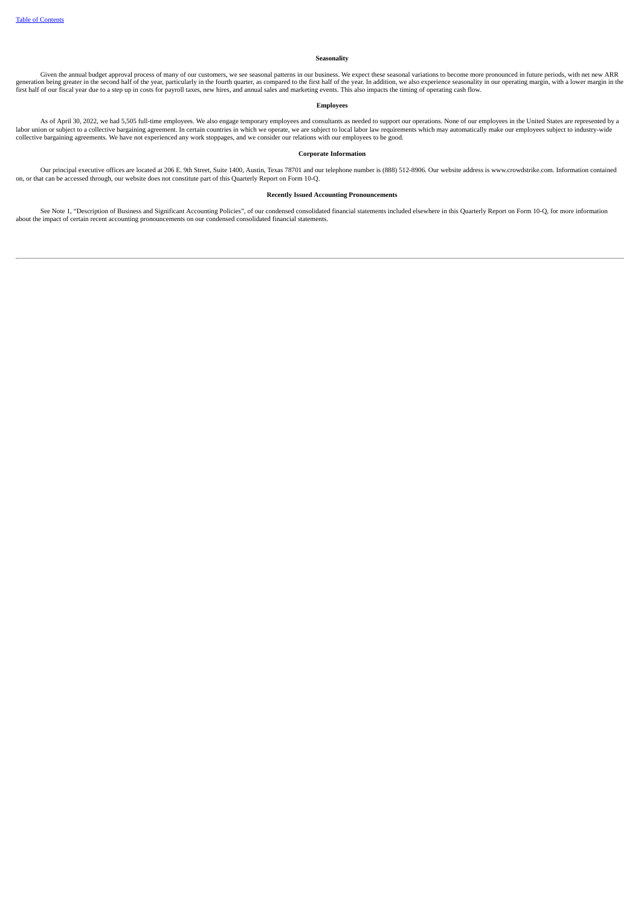### Seasonality

Given the annual budget approval process of many of our customers, we see seasonal patterns in our business. We expect these seasonal variations to become more pronounced in future periods, with net new ARR generation being greater in the second half of the year, particularly in the fourth quarter, as compared to the first half of the year. In addition, we also experience seasonality in our operating margin, with a lower margin in the first half of our fiscal year due to a step up in costs for payroll taxes, new hires, and annual sales and marketing events. This also impacts the timing of operating cash flow.

### Employees

As of April 30, 2022, we had 5,505 full-time employees. We also engage temporary employees and consultants as needed to support our operations. None of our employees in the United States are represented by a labor union or subject to a collective bargaining agreement. In certain countries in which we operate, we are subject to local labor law requirements which may automatically make our employees subject to industry-wide collective bargaining agreements. We have not experienced any work stoppages, and we consider our relations with our employees to be good.

### Corporate Information

Our principal executive offices are located at 206 E. 9th Street, Suite 1400, Austin, Texas 78701 and our telephone number is (888) 512-8906. Our website address is www.crowdstrike.com. Information contained on, or that can be accessed through, our website does not constitute part of this Quarterly Report on Form 10-Q.

### Recently Issued Accounting Pronouncements

See Note 1, "Description of Business and Significant Accounting Policies", of our condensed consolidated financial statements included elsewhere in this Quarterly Report on Form 10-Q, for more information about the impact of certain recent accounting pronouncements on our condensed consolidated financial statements.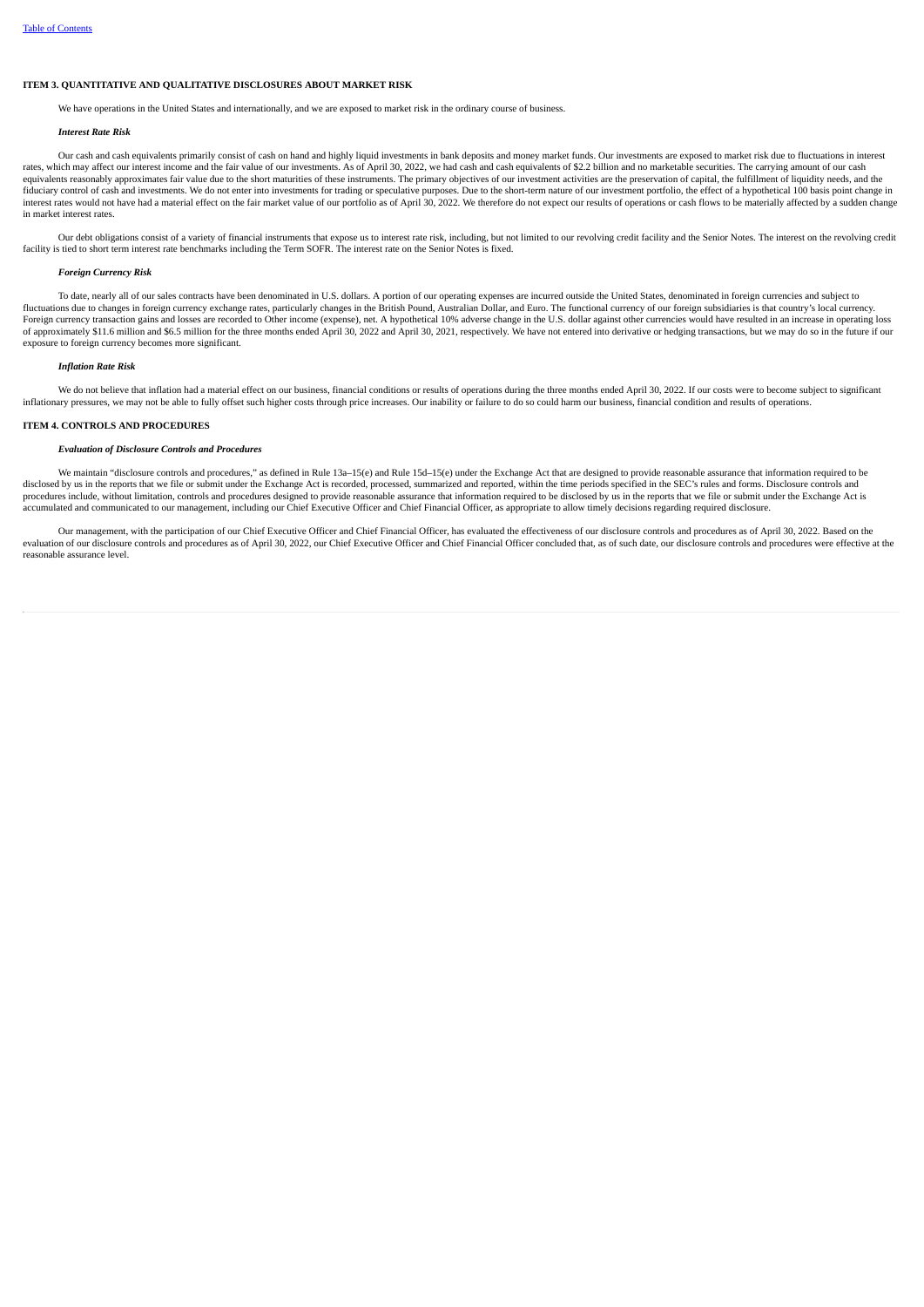## ITEM 3. QUANTITATIVE AND QUALITATIVE DISCLOSURES ABOUT MARKET RISK

We have operations in the United States and internationally, and we are exposed to market risk in the ordinary course of business.

### *Interest Rate Risk*

Our cash and cash equivalents primarily consist of cash on hand and highly liquid investments in bank deposits and money market funds. Our investments are exposed to market risk due to fluctuations in interest rates, which may affect our interest income and the fair value of our investments. As of April 30, 2022, we had cash and cash equivalents of $2.2 billion and no marketable securities. The carrying amount of our cash equivalents reasonably approximates fair value due to the short maturities of these instruments. The primary objectives of our investment activities are the preservation of capital, the fulfillment of liquidity needs, and the fiduciary control of cash and investments. We do not enter into investments for trading or speculative purposes. Due to the short-term nature of our investment portfolio, the effect of a hypothetical 100 basis point change in interest rates would not have had a material effect on the fair market value of our portfolio as of April 30, 2022. We therefore do not expect our results of operations or cash flows to be materially affected by a sudden change in market interest rates.

Our debt obligations consist of a variety of financial instruments that expose us to interest rate risk, including, but not limited to our revolving credit facility and the Senior Notes. The interest on the revolving credit facility is tied to short term interest rate benchmarks including the Term SOFR. The interest rate on the Senior Notes is fixed.

### *Foreign Currency Risk*

To date, nearly all of our sales contracts have been denominated in U.S. dollars. A portion of our operating expenses are incurred outside the United States, denominated in foreign currencies and subject to fluctuations due to changes in foreign currency exchange rates, particularly changes in the British Pound, Australian Dollar, and Euro. The functional currency of our foreign subsidiaries is that country's local currency. Foreign currency transaction gains and losses are recorded to Other income (expense), net. A hypothetical 10% adverse change in the U.S. dollar against other currencies would have resulted in an increase in operating loss of approximately $11.6 million and $6.5 million for the three months ended April 30, 2022 and April 30, 2021, respectively. We have not entered into derivative or hedging transactions, but we may do so in the future if our exposure to foreign currency becomes more significant.

### *Inflation Rate Risk*

We do not believe that inflation had a material effect on our business, financial conditions or results of operations during the three months ended April 30, 2022. If our costs were to become subject to significant inflationary pressures, we may not be able to fully offset such higher costs through price increases. Our inability or failure to do so could harm our business, financial condition and results of operations.

## ITEM 4. CONTROLS AND PROCEDURES

### *Evaluation of Disclosure Controls and Procedures*

We maintain "disclosure controls and procedures," as defined in Rule 13a–15(e) and Rule 15d–15(e) under the Exchange Act that are designed to provide reasonable assurance that information required to be disclosed by us in the reports that we file or submit under the Exchange Act is recorded, processed, summarized and reported, within the time periods specified in the SEC's rules and forms. Disclosure controls and procedures include, without limitation, controls and procedures designed to provide reasonable assurance that information required to be disclosed by us in the reports that we file or submit under the Exchange Act is accumulated and communicated to our management, including our Chief Executive Officer and Chief Financial Officer, as appropriate to allow timely decisions regarding required disclosure.

Our management, with the participation of our Chief Executive Officer and Chief Financial Officer, has evaluated the effectiveness of our disclosure controls and procedures as of April 30, 2022. Based on the evaluation of our disclosure controls and procedures as of April 30, 2022, our Chief Executive Officer and Chief Financial Officer concluded that, as of such date, our disclosure controls and procedures were effective at the reasonable assurance level.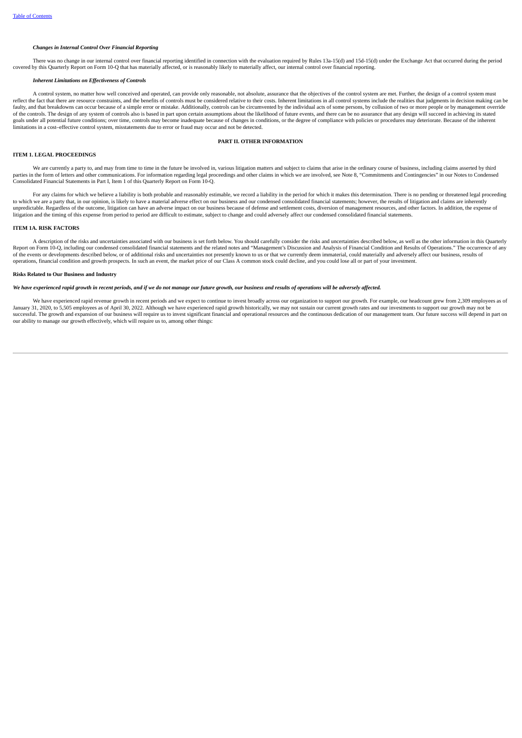***Changes in Internal Control Over Financial Reporting***

There was no change in our internal control over financial reporting identified in connection with the evaluation required by Rules 13a-15(d) and 15d-15(d) under the Exchange Act that occurred during the period covered by this Quarterly Report on Form 10-Q that has materially affected, or is reasonably likely to materially affect, our internal control over financial reporting.

***Inherent Limitations on Effectiveness of Controls***

A control system, no matter how well conceived and operated, can provide only reasonable, not absolute, assurance that the objectives of the control system are met. Further, the design of a control system must reflect the fact that there are resource constraints, and the benefits of controls must be considered relative to their costs. Inherent limitations in all control systems include the realities that judgments in decision making can be faulty, and that breakdowns can occur because of a simple error or mistake. Additionally, controls can be circumvented by the individual acts of some persons, by collusion of two or more people or by management override of the controls. The design of any system of controls also is based in part upon certain assumptions about the likelihood of future events, and there can be no assurance that any design will succeed in achieving its stated goals under all potential future conditions; over time, controls may become inadequate because of changes in conditions, or the degree of compliance with policies or procedures may deteriorate. Because of the inherent limitations in a cost–effective control system, misstatements due to error or fraud may occur and not be detected.

## PART II. OTHER INFORMATION

### ITEM 1. LEGAL PROCEEDINGS

We are currently a party to, and may from time to time in the future be involved in, various litigation matters and subject to claims that arise in the ordinary course of business, including claims asserted by third parties in the form of letters and other communications. For information regarding legal proceedings and other claims in which we are involved, see Note 8, "Commitments and Contingencies" in our Notes to Condensed Consolidated Financial Statements in Part I, Item 1 of this Quarterly Report on Form 10-Q.

For any claims for which we believe a liability is both probable and reasonably estimable, we record a liability in the period for which it makes this determination. There is no pending or threatened legal proceeding to which we are a party that, in our opinion, is likely to have a material adverse effect on our business and our condensed consolidated financial statements; however, the results of litigation and claims are inherently unpredictable. Regardless of the outcome, litigation can have an adverse impact on our business because of defense and settlement costs, diversion of management resources, and other factors. In addition, the expense of litigation and the timing of this expense from period to period are difficult to estimate, subject to change and could adversely affect our condensed consolidated financial statements.

### ITEM 1A. RISK FACTORS

A description of the risks and uncertainties associated with our business is set forth below. You should carefully consider the risks and uncertainties described below, as well as the other information in this Quarterly Report on Form 10-Q, including our condensed consolidated financial statements and the related notes and "Management's Discussion and Analysis of Financial Condition and Results of Operations." The occurrence of any of the events or developments described below, or of additional risks and uncertainties not presently known to us or that we currently deem immaterial, could materially and adversely affect our business, results of operations, financial condition and growth prospects. In such an event, the market price of our Class A common stock could decline, and you could lose all or part of your investment.

**Risks Related to Our Business and Industry**

***We have experienced rapid growth in recent periods, and if we do not manage our future growth, our business and results of operations will be adversely affected.***

We have experienced rapid revenue growth in recent periods and we expect to continue to invest broadly across our organization to support our growth. For example, our headcount grew from 2,309 employees as of January 31, 2020, to 5,505 employees as of April 30, 2022. Although we have experienced rapid growth historically, we may not sustain our current growth rates and our investments to support our growth may not be successful. The growth and expansion of our business will require us to invest significant financial and operational resources and the continuous dedication of our management team. Our future success will depend in part on our ability to manage our growth effectively, which will require us to, among other things: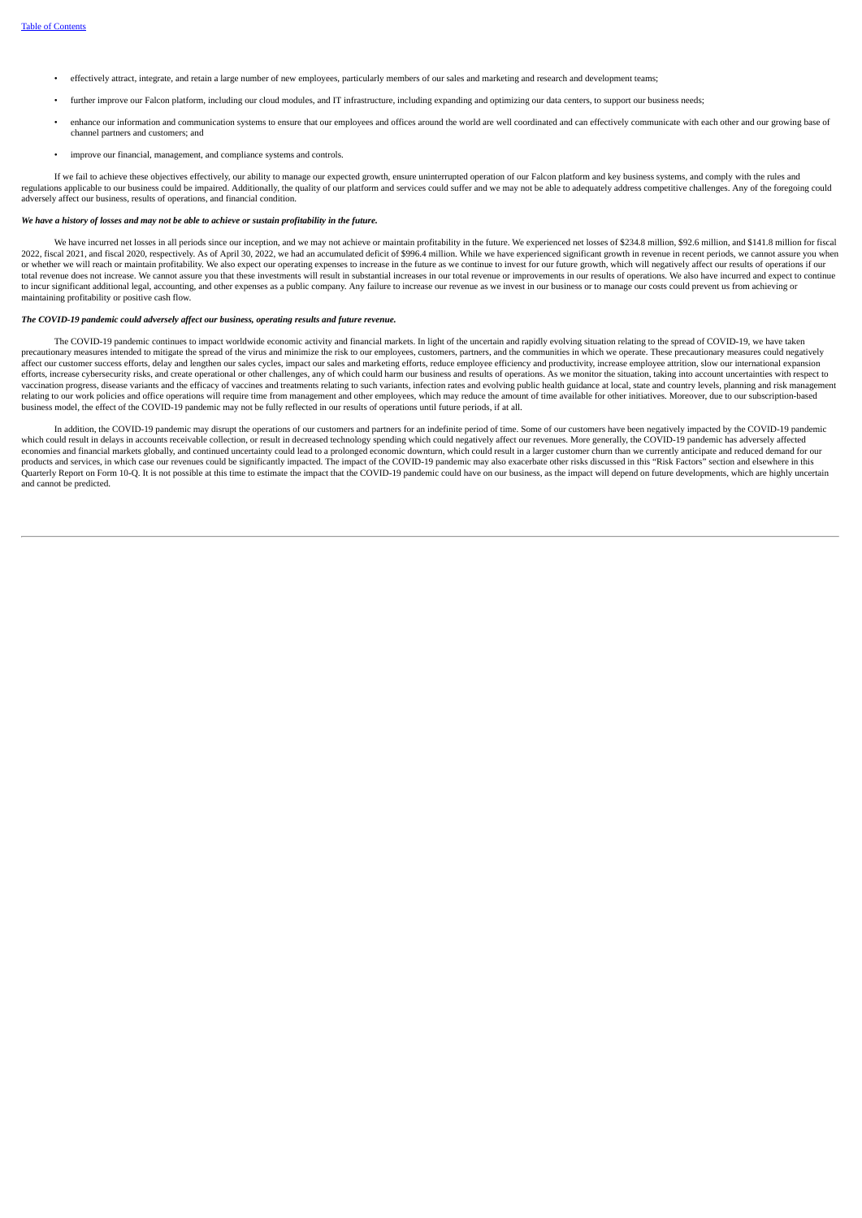- effectively attract, integrate, and retain a large number of new employees, particularly members of our sales and marketing and research and development teams;
- further improve our Falcon platform, including our cloud modules, and IT infrastructure, including expanding and optimizing our data centers, to support our business needs;
- enhance our information and communication systems to ensure that our employees and offices around the world are well coordinated and can effectively communicate with each other and our growing base of channel partners and customers; and
- improve our financial, management, and compliance systems and controls.

If we fail to achieve these objectives effectively, our ability to manage our expected growth, ensure uninterrupted operation of our Falcon platform and key business systems, and comply with the rules and regulations applicable to our business could be impaired. Additionally, the quality of our platform and services could suffer and we may not be able to adequately address competitive challenges. Any of the foregoing could adversely affect our business, results of operations, and financial condition.

***We have a history of losses and may not be able to achieve or sustain profitability in the future.***

We have incurred net losses in all periods since our inception, and we may not achieve or maintain profitability in the future. We experienced net losses of $234.8 million, $92.6 million, and $141.8 million for fiscal 2022, fiscal 2021, and fiscal 2020, respectively. As of April 30, 2022, we had an accumulated deficit of $996.4 million. While we have experienced significant growth in revenue in recent periods, we cannot assure you when or whether we will reach or maintain profitability. We also expect our operating expenses to increase in the future as we continue to invest for our future growth, which will negatively affect our results of operations if our total revenue does not increase. We cannot assure you that these investments will result in substantial increases in our total revenue or improvements in our results of operations. We also have incurred and expect to continue to incur significant additional legal, accounting, and other expenses as a public company. Any failure to increase our revenue as we invest in our business or to manage our costs could prevent us from achieving or maintaining profitability or positive cash flow.

***The COVID-19 pandemic could adversely affect our business, operating results and future revenue.***

The COVID-19 pandemic continues to impact worldwide economic activity and financial markets. In light of the uncertain and rapidly evolving situation relating to the spread of COVID-19, we have taken precautionary measures intended to mitigate the spread of the virus and minimize the risk to our employees, customers, partners, and the communities in which we operate. These precautionary measures could negatively affect our customer success efforts, delay and lengthen our sales cycles, impact our sales and marketing efforts, reduce employee efficiency and productivity, increase employee attrition, slow our international expansion efforts, increase cybersecurity risks, and create operational or other challenges, any of which could harm our business and results of operations. As we monitor the situation, taking into account uncertainties with respect to vaccination progress, disease variants and the efficacy of vaccines and treatments relating to such variants, infection rates and evolving public health guidance at local, state and country levels, planning and risk management relating to our work policies and office operations will require time from management and other employees, which may reduce the amount of time available for other initiatives. Moreover, due to our subscription-based business model, the effect of the COVID-19 pandemic may not be fully reflected in our results of operations until future periods, if at all.

In addition, the COVID-19 pandemic may disrupt the operations of our customers and partners for an indefinite period of time. Some of our customers have been negatively impacted by the COVID-19 pandemic which could result in delays in accounts receivable collection, or result in decreased technology spending which could negatively affect our revenues. More generally, the COVID-19 pandemic has adversely affected economies and financial markets globally, and continued uncertainty could lead to a prolonged economic downturn, which could result in a larger customer churn than we currently anticipate and reduced demand for our products and services, in which case our revenues could be significantly impacted. The impact of the COVID-19 pandemic may also exacerbate other risks discussed in this "Risk Factors" section and elsewhere in this Quarterly Report on Form 10-Q. It is not possible at this time to estimate the impact that the COVID-19 pandemic could have on our business, as the impact will depend on future developments, which are highly uncertain and cannot be predicted.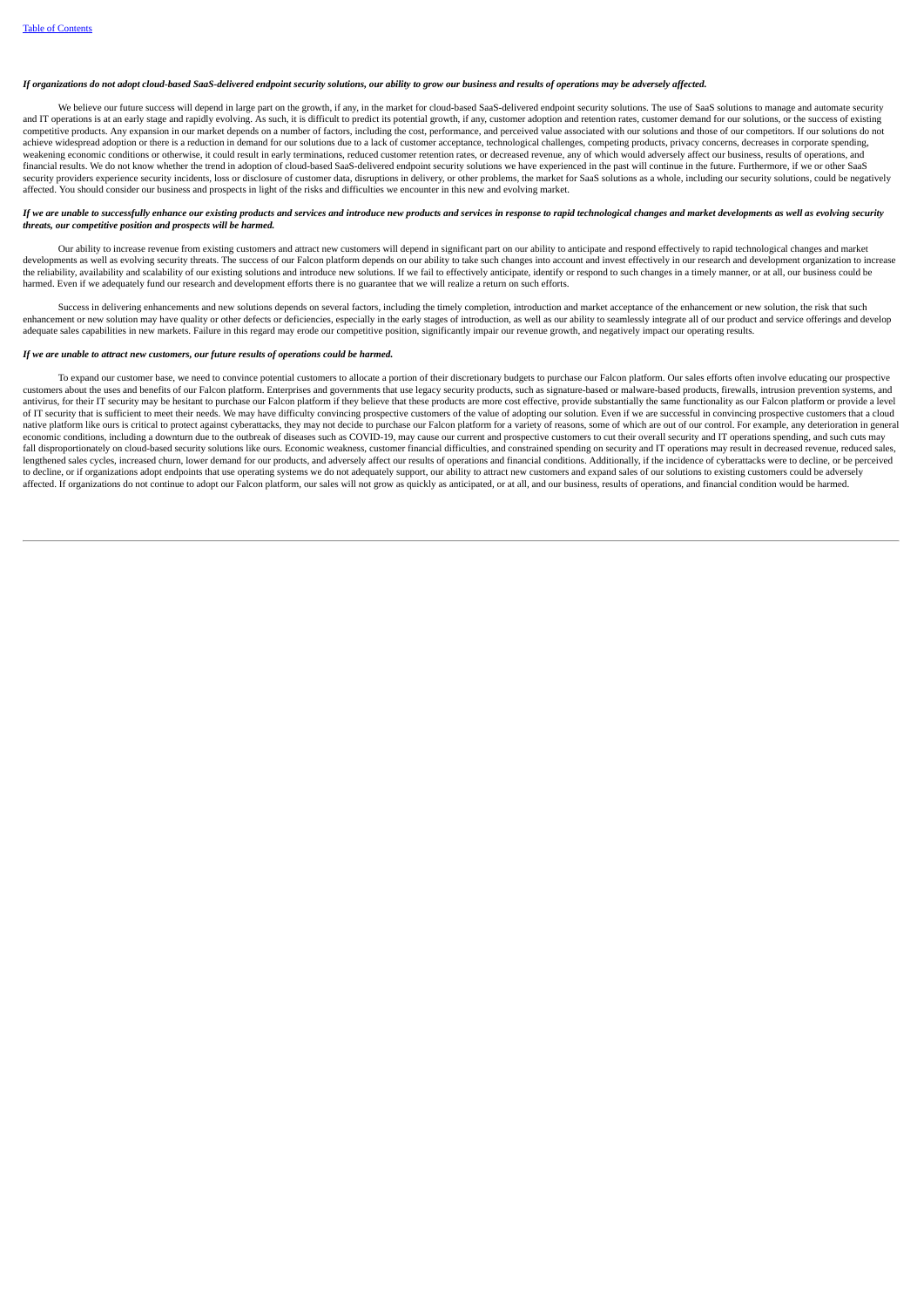*If organizations do not adopt cloud-based SaaS-delivered endpoint security solutions, our ability to grow our business and results of operations may be adversely affected.*

We believe our future success will depend in large part on the growth, if any, in the market for cloud-based SaaS-delivered endpoint security solutions. The use of SaaS solutions to manage and automate security and IT operations is at an early stage and rapidly evolving. As such, it is difficult to predict its potential growth, if any, customer adoption and retention rates, customer demand for our solutions, or the success of existing competitive products. Any expansion in our market depends on a number of factors, including the cost, performance, and perceived value associated with our solutions and those of our competitors. If our solutions do not achieve widespread adoption or there is a reduction in demand for our solutions due to a lack of customer acceptance, technological challenges, competing products, privacy concerns, decreases in corporate spending, weakening economic conditions or otherwise, it could result in early terminations, reduced customer retention rates, or decreased revenue, any of which would adversely affect our business, results of operations, and financial results. We do not know whether the trend in adoption of cloud-based SaaS-delivered endpoint security solutions we have experienced in the past will continue in the future. Furthermore, if we or other SaaS security providers experience security incidents, loss or disclosure of customer data, disruptions in delivery, or other problems, the market for SaaS solutions as a whole, including our security solutions, could be negatively affected. You should consider our business and prospects in light of the risks and difficulties we encounter in this new and evolving market.

*If we are unable to successfully enhance our existing products and services and introduce new products and services in response to rapid technological changes and market developments as well as evolving security threats, our competitive position and prospects will be harmed.*

Our ability to increase revenue from existing customers and attract new customers will depend in significant part on our ability to anticipate and respond effectively to rapid technological changes and market developments as well as evolving security threats. The success of our Falcon platform depends on our ability to take such changes into account and invest effectively in our research and development organization to increase the reliability, availability and scalability of our existing solutions and introduce new solutions. If we fail to effectively anticipate, identify or respond to such changes in a timely manner, or at all, our business could be harmed. Even if we adequately fund our research and development efforts there is no guarantee that we will realize a return on such efforts.

Success in delivering enhancements and new solutions depends on several factors, including the timely completion, introduction and market acceptance of the enhancement or new solution, the risk that such enhancement or new solution may have quality or other defects or deficiencies, especially in the early stages of introduction, as well as our ability to seamlessly integrate all of our product and service offerings and develop adequate sales capabilities in new markets. Failure in this regard may erode our competitive position, significantly impair our revenue growth, and negatively impact our operating results.

*If we are unable to attract new customers, our future results of operations could be harmed.*

To expand our customer base, we need to convince potential customers to allocate a portion of their discretionary budgets to purchase our Falcon platform. Our sales efforts often involve educating our prospective customers about the uses and benefits of our Falcon platform. Enterprises and governments that use legacy security products, such as signature-based or malware-based products, firewalls, intrusion prevention systems, and antivirus, for their IT security may be hesitant to purchase our Falcon platform if they believe that these products are more cost effective, provide substantially the same functionality as our Falcon platform or provide a level of IT security that is sufficient to meet their needs. We may have difficulty convincing prospective customers of the value of adopting our solution. Even if we are successful in convincing prospective customers that a cloud native platform like ours is critical to protect against cyberattacks, they may not decide to purchase our Falcon platform for a variety of reasons, some of which are out of our control. For example, any deterioration in general economic conditions, including a downturn due to the outbreak of diseases such as COVID-19, may cause our current and prospective customers to cut their overall security and IT operations spending, and such cuts may fall disproportionately on cloud-based security solutions like ours. Economic weakness, customer financial difficulties, and constrained spending on security and IT operations may result in decreased revenue, reduced sales, lengthened sales cycles, increased churn, lower demand for our products, and adversely affect our results of operations and financial conditions. Additionally, if the incidence of cyberattacks were to decline, or be perceived to decline, or if organizations adopt endpoints that use operating systems we do not adequately support, our ability to attract new customers and expand sales of our solutions to existing customers could be adversely affected. If organizations do not continue to adopt our Falcon platform, our sales will not grow as quickly as anticipated, or at all, and our business, results of operations, and financial condition would be harmed.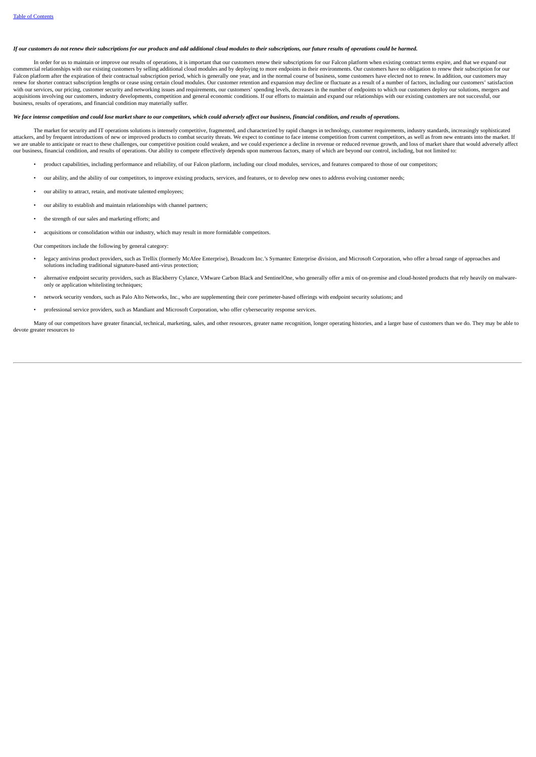*If our customers do not renew their subscriptions for our products and add additional cloud modules to their subscriptions, our future results of operations could be harmed.*

In order for us to maintain or improve our results of operations, it is important that our customers renew their subscriptions for our Falcon platform when existing contract terms expire, and that we expand our commercial relationships with our existing customers by selling additional cloud modules and by deploying to more endpoints in their environments. Our customers have no obligation to renew their subscription for our Falcon platform after the expiration of their contractual subscription period, which is generally one year, and in the normal course of business, some customers have elected not to renew. In addition, our customers may renew for shorter contract subscription lengths or cease using certain cloud modules. Our customer retention and expansion may decline or fluctuate as a result of a number of factors, including our customers' satisfaction with our services, our pricing, customer security and networking issues and requirements, our customers' spending levels, decreases in the number of endpoints to which our customers deploy our solutions, mergers and acquisitions involving our customers, industry developments, competition and general economic conditions. If our efforts to maintain and expand our relationships with our existing customers are not successful, our business, results of operations, and financial condition may materially suffer.

*We face intense competition and could lose market share to our competitors, which could adversely affect our business, financial condition, and results of operations.*

The market for security and IT operations solutions is intensely competitive, fragmented, and characterized by rapid changes in technology, customer requirements, industry standards, increasingly sophisticated attackers, and by frequent introductions of new or improved products to combat security threats. We expect to continue to face intense competition from current competitors, as well as from new entrants into the market. If we are unable to anticipate or react to these challenges, our competitive position could weaken, and we could experience a decline in revenue or reduced revenue growth, and loss of market share that would adversely affect our business, financial condition, and results of operations. Our ability to compete effectively depends upon numerous factors, many of which are beyond our control, including, but not limited to:

- product capabilities, including performance and reliability, of our Falcon platform, including our cloud modules, services, and features compared to those of our competitors;
- our ability, and the ability of our competitors, to improve existing products, services, and features, or to develop new ones to address evolving customer needs;
- our ability to attract, retain, and motivate talented employees;
- our ability to establish and maintain relationships with channel partners;
- the strength of our sales and marketing efforts; and
- acquisitions or consolidation within our industry, which may result in more formidable competitors.

Our competitors include the following by general category:

- legacy antivirus product providers, such as Trellix (formerly McAfee Enterprise), Broadcom Inc.'s Symantec Enterprise division, and Microsoft Corporation, who offer a broad range of approaches and solutions including traditional signature-based anti-virus protection;
- alternative endpoint security providers, such as Blackberry Cylance, VMware Carbon Black and SentinelOne, who generally offer a mix of on-premise and cloud-hosted products that rely heavily on malware-only or application whitelisting techniques;
- network security vendors, such as Palo Alto Networks, Inc., who are supplementing their core perimeter-based offerings with endpoint security solutions; and
- professional service providers, such as Mandiant and Microsoft Corporation, who offer cybersecurity response services.

Many of our competitors have greater financial, technical, marketing, sales, and other resources, greater name recognition, longer operating histories, and a larger base of customers than we do. They may be able to devote greater resources to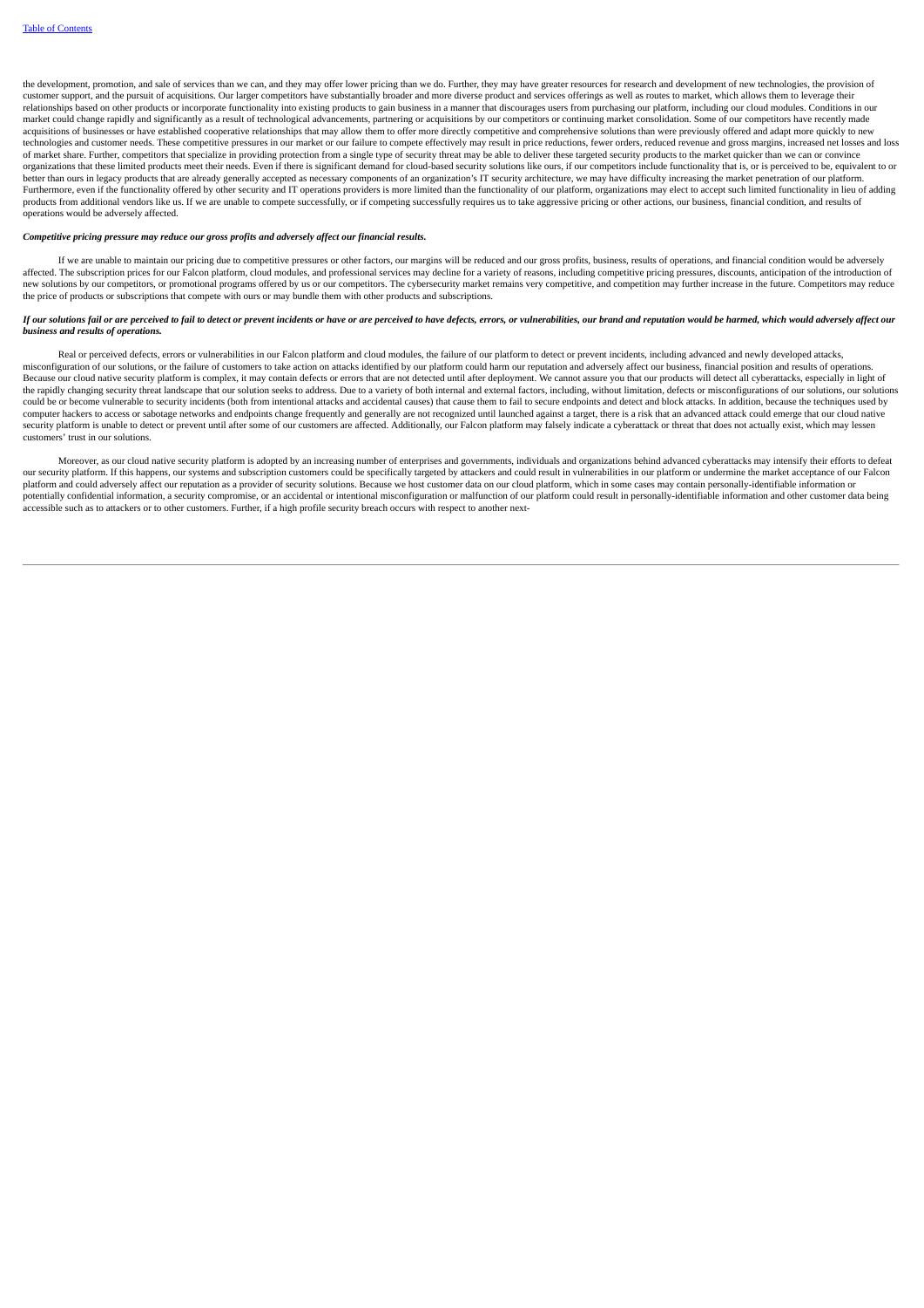the development, promotion, and sale of services than we can, and they may offer lower pricing than we do. Further, they may have greater resources for research and development of new technologies, the provision of customer support, and the pursuit of acquisitions. Our larger competitors have substantially broader and more diverse product and services offerings as well as routes to market, which allows them to leverage their relationships based on other products or incorporate functionality into existing products to gain business in a manner that discourages users from purchasing our platform, including our cloud modules. Conditions in our market could change rapidly and significantly as a result of technological advancements, partnering or acquisitions by our competitors or continuing market consolidation. Some of our competitors have recently made acquisitions of businesses or have established cooperative relationships that may allow them to offer more directly competitive and comprehensive solutions than were previously offered and adapt more quickly to new technologies and customer needs. These competitive pressures in our market or our failure to compete effectively may result in price reductions, fewer orders, reduced revenue and gross margins, increased net losses and loss of market share. Further, competitors that specialize in providing protection from a single type of security threat may be able to deliver these targeted security products to the market quicker than we can or convince organizations that these limited products meet their needs. Even if there is significant demand for cloud-based security solutions like ours, if our competitors include functionality that is, or is perceived to be, equivalent to or better than ours in legacy products that are already generally accepted as necessary components of an organization's IT security architecture, we may have difficulty increasing the market penetration of our platform. Furthermore, even if the functionality offered by other security and IT operations providers is more limited than the functionality of our platform, organizations may elect to accept such limited functionality in lieu of adding products from additional vendors like us. If we are unable to compete successfully, or if competing successfully requires us to take aggressive pricing or other actions, our business, financial condition, and results of operations would be adversely affected.

***Competitive pricing pressure may reduce our gross profits and adversely affect our financial results.***

If we are unable to maintain our pricing due to competitive pressures or other factors, our margins will be reduced and our gross profits, business, results of operations, and financial condition would be adversely affected. The subscription prices for our Falcon platform, cloud modules, and professional services may decline for a variety of reasons, including competitive pricing pressures, discounts, anticipation of the introduction of new solutions by our competitors, or promotional programs offered by us or our competitors. The cybersecurity market remains very competitive, and competition may further increase in the future. Competitors may reduce the price of products or subscriptions that compete with ours or may bundle them with other products and subscriptions.

***If our solutions fail or are perceived to fail to detect or prevent incidents or have or are perceived to have defects, errors, or vulnerabilities, our brand and reputation would be harmed, which would adversely affect our business and results of operations.***

Real or perceived defects, errors or vulnerabilities in our Falcon platform and cloud modules, the failure of our platform to detect or prevent incidents, including advanced and newly developed attacks, misconfiguration of our solutions, or the failure of customers to take action on attacks identified by our platform could harm our reputation and adversely affect our business, financial position and results of operations. Because our cloud native security platform is complex, it may contain defects or errors that are not detected until after deployment. We cannot assure you that our products will detect all cyberattacks, especially in light of the rapidly changing security threat landscape that our solution seeks to address. Due to a variety of both internal and external factors, including, without limitation, defects or misconfigurations of our solutions, our solutions could be or become vulnerable to security incidents (both from intentional attacks and accidental causes) that cause them to fail to secure endpoints and detect and block attacks. In addition, because the techniques used by computer hackers to access or sabotage networks and endpoints change frequently and generally are not recognized until launched against a target, there is a risk that an advanced attack could emerge that our cloud native security platform is unable to detect or prevent until after some of our customers are affected. Additionally, our Falcon platform may falsely indicate a cyberattack or threat that does not actually exist, which may lessen customers' trust in our solutions.

Moreover, as our cloud native security platform is adopted by an increasing number of enterprises and governments, individuals and organizations behind advanced cyberattacks may intensify their efforts to defeat our security platform. If this happens, our systems and subscription customers could be specifically targeted by attackers and could result in vulnerabilities in our platform or undermine the market acceptance of our Falcon platform and could adversely affect our reputation as a provider of security solutions. Because we host customer data on our cloud platform, which in some cases may contain personally-identifiable information or potentially confidential information, a security compromise, or an accidental or intentional misconfiguration or malfunction of our platform could result in personally-identifiable information and other customer data being accessible such as to attackers or to other customers. Further, if a high profile security breach occurs with respect to another next-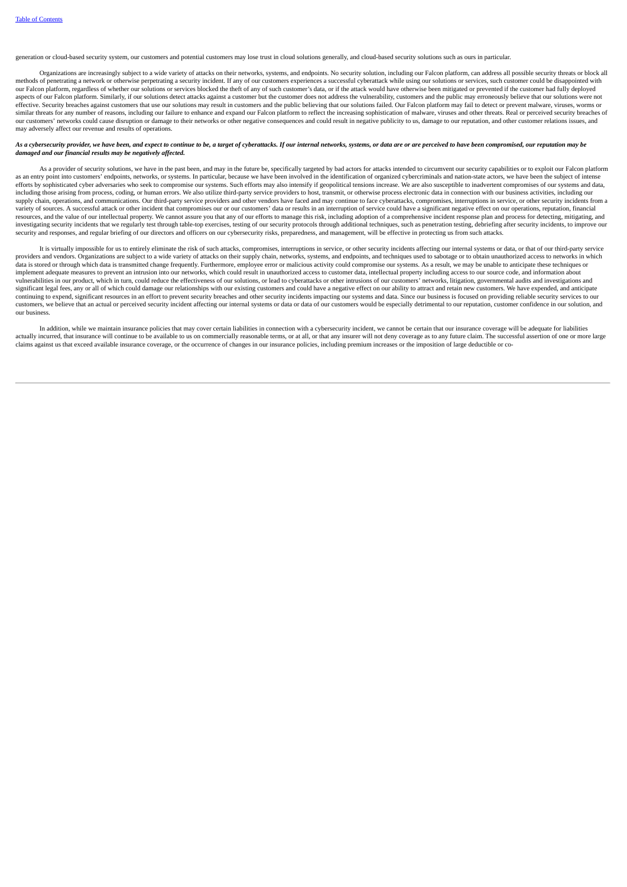generation or cloud-based security system, our customers and potential customers may lose trust in cloud solutions generally, and cloud-based security solutions such as ours in particular.

Organizations are increasingly subject to a wide variety of attacks on their networks, systems, and endpoints. No security solution, including our Falcon platform, can address all possible security threats or block all methods of penetrating a network or otherwise perpetrating a security incident. If any of our customers experiences a successful cyberattack while using our solutions or services, such customer could be disappointed with our Falcon platform, regardless of whether our solutions or services blocked the theft of any of such customer's data, or if the attack would have otherwise been mitigated or prevented if the customer had fully deployed aspects of our Falcon platform. Similarly, if our solutions detect attacks against a customer but the customer does not address the vulnerability, customers and the public may erroneously believe that our solutions were not effective. Security breaches against customers that use our solutions may result in customers and the public believing that our solutions failed. Our Falcon platform may fail to detect or prevent malware, viruses, worms or similar threats for any number of reasons, including our failure to enhance and expand our Falcon platform to reflect the increasing sophistication of malware, viruses and other threats. Real or perceived security breaches of our customers' networks could cause disruption or damage to their networks or other negative consequences and could result in negative publicity to us, damage to our reputation, and other customer relations issues, and may adversely affect our revenue and results of operations.

***As a cybersecurity provider, we have been, and expect to continue to be, a target of cyberattacks. If our internal networks, systems, or data are or are perceived to have been compromised, our reputation may be damaged and our financial results may be negatively affected.***

As a provider of security solutions, we have in the past been, and may in the future be, specifically targeted by bad actors for attacks intended to circumvent our security capabilities or to exploit our Falcon platform as an entry point into customers' endpoints, networks, or systems. In particular, because we have been involved in the identification of organized cybercriminals and nation-state actors, we have been the subject of intense efforts by sophisticated cyber adversaries who seek to compromise our systems. Such efforts may also intensify if geopolitical tensions increase. We are also susceptible to inadvertent compromises of our systems and data, including those arising from process, coding, or human errors. We also utilize third-party service providers to host, transmit, or otherwise process electronic data in connection with our business activities, including our supply chain, operations, and communications. Our third-party service providers and other vendors have faced and may continue to face cyberattacks, compromises, interruptions in service, or other security incidents from a variety of sources. A successful attack or other incident that compromises our or our customers' data or results in an interruption of service could have a significant negative effect on our operations, reputation, financial resources, and the value of our intellectual property. We cannot assure you that any of our efforts to manage this risk, including adoption of a comprehensive incident response plan and process for detecting, mitigating, and investigating security incidents that we regularly test through table-top exercises, testing of our security protocols through additional techniques, such as penetration testing, debriefing after security incidents, to improve our security and responses, and regular briefing of our directors and officers on our cybersecurity risks, preparedness, and management, will be effective in protecting us from such attacks.

It is virtually impossible for us to entirely eliminate the risk of such attacks, compromises, interruptions in service, or other security incidents affecting our internal systems or data, or that of our third-party service providers and vendors. Organizations are subject to a wide variety of attacks on their supply chain, networks, systems, and endpoints, and techniques used to sabotage or to obtain unauthorized access to networks in which data is stored or through which data is transmitted change frequently. Furthermore, employee error or malicious activity could compromise our systems. As a result, we may be unable to anticipate these techniques or implement adequate measures to prevent an intrusion into our networks, which could result in unauthorized access to customer data, intellectual property including access to our source code, and information about vulnerabilities in our product, which in turn, could reduce the effectiveness of our solutions, or lead to cyberattacks or other intrusions of our customers' networks, litigation, governmental audits and investigations and significant legal fees, any or all of which could damage our relationships with our existing customers and could have a negative effect on our ability to attract and retain new customers. We have expended, and anticipate continuing to expend, significant resources in an effort to prevent security breaches and other security incidents impacting our systems and data. Since our business is focused on providing reliable security services to our customers, we believe that an actual or perceived security incident affecting our internal systems or data or data of our customers would be especially detrimental to our reputation, customer confidence in our solution, and our business.

In addition, while we maintain insurance policies that may cover certain liabilities in connection with a cybersecurity incident, we cannot be certain that our insurance coverage will be adequate for liabilities actually incurred, that insurance will continue to be available to us on commercially reasonable terms, or at all, or that any insurer will not deny coverage as to any future claim. The successful assertion of one or more large claims against us that exceed available insurance coverage, or the occurrence of changes in our insurance policies, including premium increases or the imposition of large deductible or co-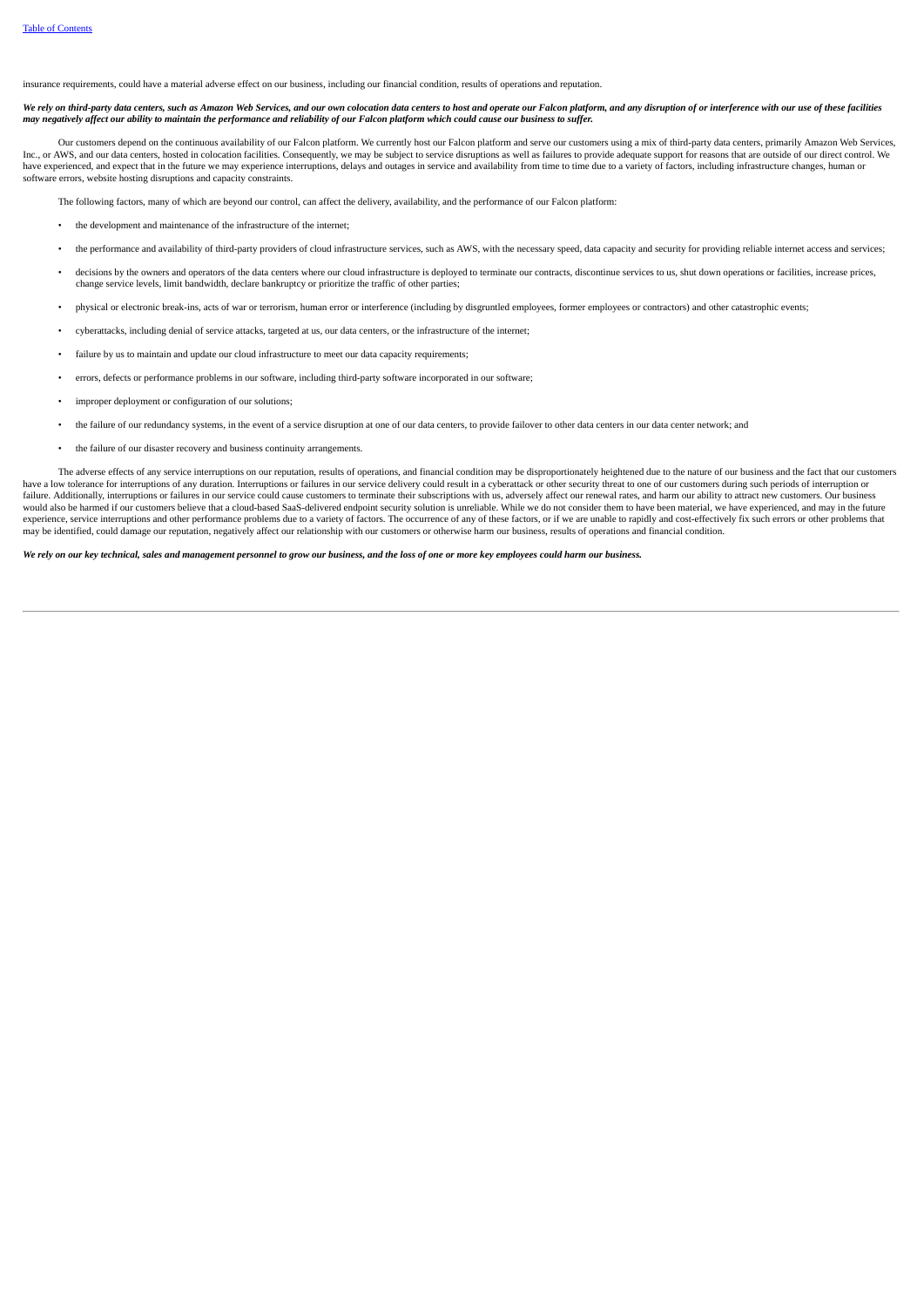insurance requirements, could have a material adverse effect on our business, including our financial condition, results of operations and reputation.

***We rely on third-party data centers, such as Amazon Web Services, and our own colocation data centers to host and operate our Falcon platform, and any disruption of or interference with our use of these facilities may negatively affect our ability to maintain the performance and reliability of our Falcon platform which could cause our business to suffer.***

Our customers depend on the continuous availability of our Falcon platform. We currently host our Falcon platform and serve our customers using a mix of third-party data centers, primarily Amazon Web Services, Inc., or AWS, and our data centers, hosted in colocation facilities. Consequently, we may be subject to service disruptions as well as failures to provide adequate support for reasons that are outside of our direct control. We have experienced, and expect that in the future we may experience interruptions, delays and outages in service and availability from time to time due to a variety of factors, including infrastructure changes, human or software errors, website hosting disruptions and capacity constraints.

The following factors, many of which are beyond our control, can affect the delivery, availability, and the performance of our Falcon platform:

- the development and maintenance of the infrastructure of the internet;
- the performance and availability of third-party providers of cloud infrastructure services, such as AWS, with the necessary speed, data capacity and security for providing reliable internet access and services;
- decisions by the owners and operators of the data centers where our cloud infrastructure is deployed to terminate our contracts, discontinue services to us, shut down operations or facilities, increase prices, change service levels, limit bandwidth, declare bankruptcy or prioritize the traffic of other parties;
- physical or electronic break-ins, acts of war or terrorism, human error or interference (including by disgruntled employees, former employees or contractors) and other catastrophic events;
- cyberattacks, including denial of service attacks, targeted at us, our data centers, or the infrastructure of the internet;
- failure by us to maintain and update our cloud infrastructure to meet our data capacity requirements;
- errors, defects or performance problems in our software, including third-party software incorporated in our software;
- improper deployment or configuration of our solutions;
- the failure of our redundancy systems, in the event of a service disruption at one of our data centers, to provide failover to other data centers in our data center network; and
- the failure of our disaster recovery and business continuity arrangements.

The adverse effects of any service interruptions on our reputation, results of operations, and financial condition may be disproportionately heightened due to the nature of our business and the fact that our customers have a low tolerance for interruptions of any duration. Interruptions or failures in our service delivery could result in a cyberattack or other security threat to one of our customers during such periods of interruption or failure. Additionally, interruptions or failures in our service could cause customers to terminate their subscriptions with us, adversely affect our renewal rates, and harm our ability to attract new customers. Our business would also be harmed if our customers believe that a cloud-based SaaS-delivered endpoint security solution is unreliable. While we do not consider them to have been material, we have experienced, and may in the future experience, service interruptions and other performance problems due to a variety of factors. The occurrence of any of these factors, or if we are unable to rapidly and cost-effectively fix such errors or other problems that may be identified, could damage our reputation, negatively affect our relationship with our customers or otherwise harm our business, results of operations and financial condition.

***We rely on our key technical, sales and management personnel to grow our business, and the loss of one or more key employees could harm our business.***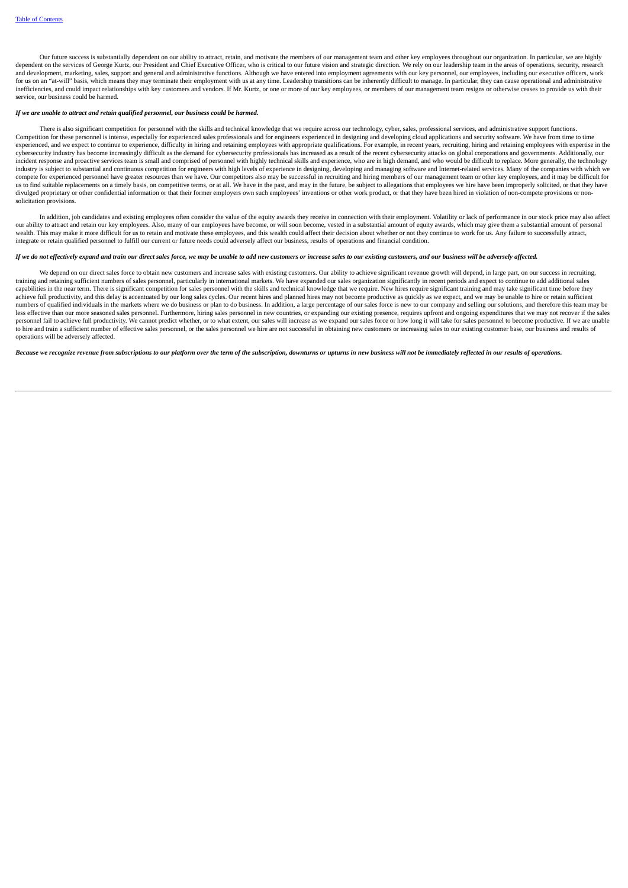Our future success is substantially dependent on our ability to attract, retain, and motivate the members of our management team and other key employees throughout our organization. In particular, we are highly dependent on the services of George Kurtz, our President and Chief Executive Officer, who is critical to our future vision and strategic direction. We rely on our leadership team in the areas of operations, security, research and development, marketing, sales, support and general and administrative functions. Although we have entered into employment agreements with our key personnel, our employees, including our executive officers, work for us on an "at-will" basis, which means they may terminate their employment with us at any time. Leadership transitions can be inherently difficult to manage. In particular, they can cause operational and administrative inefficiencies, and could impact relationships with key customers and vendors. If Mr. Kurtz, or one or more of our key employees, or members of our management team resigns or otherwise ceases to provide us with their service, our business could be harmed.

***If we are unable to attract and retain qualified personnel, our business could be harmed.***

There is also significant competition for personnel with the skills and technical knowledge that we require across our technology, cyber, sales, professional services, and administrative support functions. Competition for these personnel is intense, especially for experienced sales professionals and for engineers experienced in designing and developing cloud applications and security software. We have from time to time experienced, and we expect to continue to experience, difficulty in hiring and retaining employees with appropriate qualifications. For example, in recent years, recruiting, hiring and retaining employees with expertise in the cybersecurity industry has become increasingly difficult as the demand for cybersecurity professionals has increased as a result of the recent cybersecurity attacks on global corporations and governments. Additionally, our incident response and proactive services team is small and comprised of personnel with highly technical skills and experience, who are in high demand, and who would be difficult to replace. More generally, the technology industry is subject to substantial and continuous competition for engineers with high levels of experience in designing, developing and managing software and Internet-related services. Many of the companies with which we compete for experienced personnel have greater resources than we have. Our competitors also may be successful in recruiting and hiring members of our management team or other key employees, and it may be difficult for us to find suitable replacements on a timely basis, on competitive terms, or at all. We have in the past, and may in the future, be subject to allegations that employees we hire have been improperly solicited, or that they have divulged proprietary or other confidential information or that their former employers own such employees' inventions or other work product, or that they have been hired in violation of non-compete provisions or non-solicitation provisions.

In addition, job candidates and existing employees often consider the value of the equity awards they receive in connection with their employment. Volatility or lack of performance in our stock price may also affect our ability to attract and retain our key employees. Also, many of our employees have become, or will soon become, vested in a substantial amount of equity awards, which may give them a substantial amount of personal wealth. This may make it more difficult for us to retain and motivate these employees, and this wealth could affect their decision about whether or not they continue to work for us. Any failure to successfully attract, integrate or retain qualified personnel to fulfill our current or future needs could adversely affect our business, results of operations and financial condition.

***If we do not effectively expand and train our direct sales force, we may be unable to add new customers or increase sales to our existing customers, and our business will be adversely affected.***

We depend on our direct sales force to obtain new customers and increase sales with existing customers. Our ability to achieve significant revenue growth will depend, in large part, on our success in recruiting, training and retaining sufficient numbers of sales personnel, particularly in international markets. We have expanded our sales organization significantly in recent periods and expect to continue to add additional sales capabilities in the near term. There is significant competition for sales personnel with the skills and technical knowledge that we require. New hires require significant training and may take significant time before they achieve full productivity, and this delay is accentuated by our long sales cycles. Our recent hires and planned hires may not become productive as quickly as we expect, and we may be unable to hire or retain sufficient numbers of qualified individuals in the markets where we do business or plan to do business. In addition, a large percentage of our sales force is new to our company and selling our solutions, and therefore this team may be less effective than our more seasoned sales personnel. Furthermore, hiring sales personnel in new countries, or expanding our existing presence, requires upfront and ongoing expenditures that we may not recover if the sales personnel fail to achieve full productivity. We cannot predict whether, or to what extent, our sales will increase as we expand our sales force or how long it will take for sales personnel to become productive. If we are unable to hire and train a sufficient number of effective sales personnel, or the sales personnel we hire are not successful in obtaining new customers or increasing sales to our existing customer base, our business and results of operations will be adversely affected.

***Because we recognize revenue from subscriptions to our platform over the term of the subscription, downturns or upturns in new business will not be immediately reflected in our results of operations.***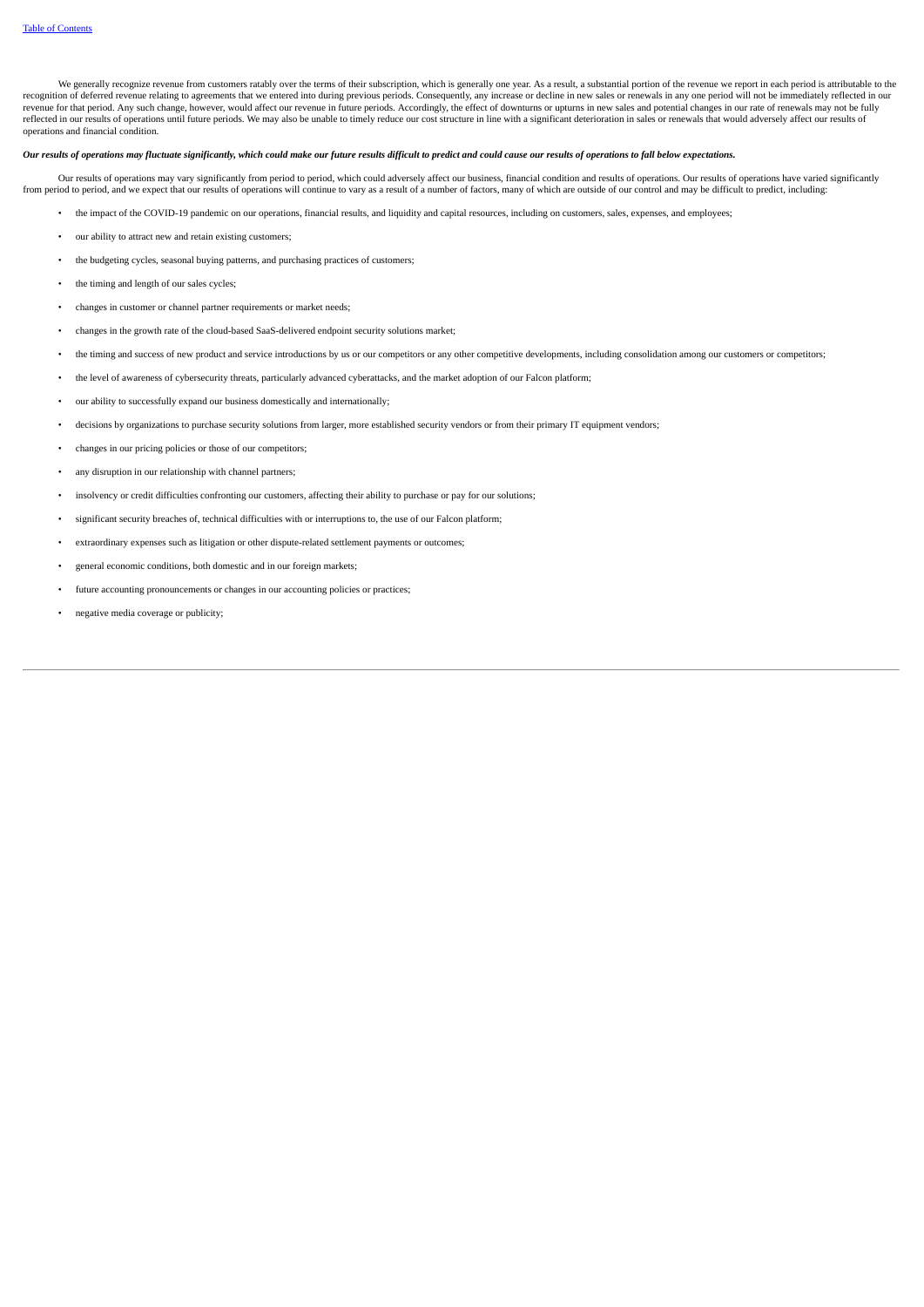We generally recognize revenue from customers ratably over the terms of their subscription, which is generally one year. As a result, a substantial portion of the revenue we report in each period is attributable to the recognition of deferred revenue relating to agreements that we entered into during previous periods. Consequently, any increase or decline in new sales or renewals in any one period will not be immediately reflected in our revenue for that period. Any such change, however, would affect our revenue in future periods. Accordingly, the effect of downturns or upturns in new sales and potential changes in our rate of renewals may not be fully reflected in our results of operations until future periods. We may also be unable to timely reduce our cost structure in line with a significant deterioration in sales or renewals that would adversely affect our results of operations and financial condition.

***Our results of operations may fluctuate significantly, which could make our future results difficult to predict and could cause our results of operations to fall below expectations.***

Our results of operations may vary significantly from period to period, which could adversely affect our business, financial condition and results of operations. Our results of operations have varied significantly from period to period, and we expect that our results of operations will continue to vary as a result of a number of factors, many of which are outside of our control and may be difficult to predict, including:

- the impact of the COVID-19 pandemic on our operations, financial results, and liquidity and capital resources, including on customers, sales, expenses, and employees;
- our ability to attract new and retain existing customers;
- the budgeting cycles, seasonal buying patterns, and purchasing practices of customers;
- the timing and length of our sales cycles;
- changes in customer or channel partner requirements or market needs;
- changes in the growth rate of the cloud-based SaaS-delivered endpoint security solutions market;
- the timing and success of new product and service introductions by us or our competitors or any other competitive developments, including consolidation among our customers or competitors;
- the level of awareness of cybersecurity threats, particularly advanced cyberattacks, and the market adoption of our Falcon platform;
- our ability to successfully expand our business domestically and internationally;
- decisions by organizations to purchase security solutions from larger, more established security vendors or from their primary IT equipment vendors;
- changes in our pricing policies or those of our competitors;
- any disruption in our relationship with channel partners;
- insolvency or credit difficulties confronting our customers, affecting their ability to purchase or pay for our solutions;
- significant security breaches of, technical difficulties with or interruptions to, the use of our Falcon platform;
- extraordinary expenses such as litigation or other dispute-related settlement payments or outcomes;
- general economic conditions, both domestic and in our foreign markets;
- future accounting pronouncements or changes in our accounting policies or practices;
- negative media coverage or publicity;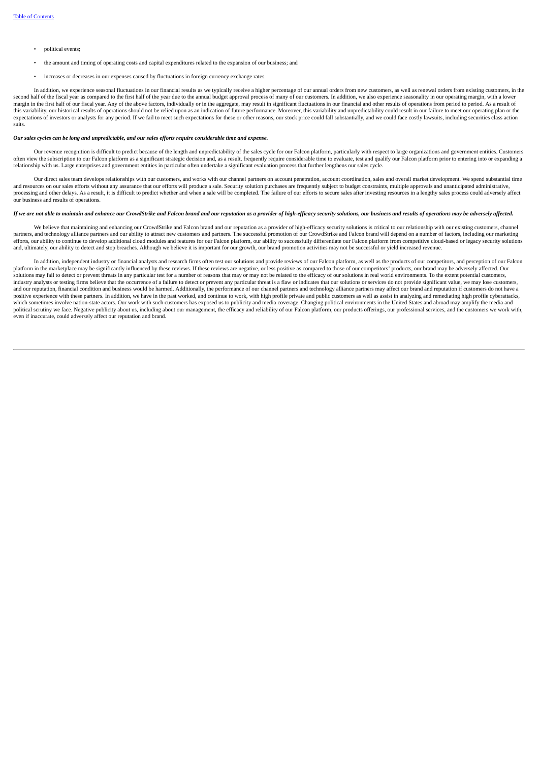- political events;
- the amount and timing of operating costs and capital expenditures related to the expansion of our business; and
- increases or decreases in our expenses caused by fluctuations in foreign currency exchange rates.

In addition, we experience seasonal fluctuations in our financial results as we typically receive a higher percentage of our annual orders from new customers, as well as renewal orders from existing customers, in the second half of the fiscal year as compared to the first half of the year due to the annual budget approval process of many of our customers. In addition, we also experience seasonality in our operating margin, with a lower margin in the first half of our fiscal year. Any of the above factors, individually or in the aggregate, may result in significant fluctuations in our financial and other results of operations from period to period. As a result of this variability, our historical results of operations should not be relied upon as an indication of future performance. Moreover, this variability and unpredictability could result in our failure to meet our operating plan or the expectations of investors or analysts for any period. If we fail to meet such expectations for these or other reasons, our stock price could fall substantially, and we could face costly lawsuits, including securities class action suits.

***Our sales cycles can be long and unpredictable, and our sales efforts require considerable time and expense.***

Our revenue recognition is difficult to predict because of the length and unpredictability of the sales cycle for our Falcon platform, particularly with respect to large organizations and government entities. Customers often view the subscription to our Falcon platform as a significant strategic decision and, as a result, frequently require considerable time to evaluate, test and qualify our Falcon platform prior to entering into or expanding a relationship with us. Large enterprises and government entities in particular often undertake a significant evaluation process that further lengthens our sales cycle.

Our direct sales team develops relationships with our customers, and works with our channel partners on account penetration, account coordination, sales and overall market development. We spend substantial time and resources on our sales efforts without any assurance that our efforts will produce a sale. Security solution purchases are frequently subject to budget constraints, multiple approvals and unanticipated administrative, processing and other delays. As a result, it is difficult to predict whether and when a sale will be completed. The failure of our efforts to secure sales after investing resources in a lengthy sales process could adversely affect our business and results of operations.

***If we are not able to maintain and enhance our CrowdStrike and Falcon brand and our reputation as a provider of high-efficacy security solutions, our business and results of operations may be adversely affected.***

We believe that maintaining and enhancing our CrowdStrike and Falcon brand and our reputation as a provider of high-efficacy security solutions is critical to our relationship with our existing customers, channel partners, and technology alliance partners and our ability to attract new customers and partners. The successful promotion of our CrowdStrike and Falcon brand will depend on a number of factors, including our marketing efforts, our ability to continue to develop additional cloud modules and features for our Falcon platform, our ability to successfully differentiate our Falcon platform from competitive cloud-based or legacy security solutions and, ultimately, our ability to detect and stop breaches. Although we believe it is important for our growth, our brand promotion activities may not be successful or yield increased revenue.

In addition, independent industry or financial analysts and research firms often test our solutions and provide reviews of our Falcon platform, as well as the products of our competitors, and perception of our Falcon platform in the marketplace may be significantly influenced by these reviews. If these reviews are negative, or less positive as compared to those of our competitors' products, our brand may be adversely affected. Our solutions may fail to detect or prevent threats in any particular test for a number of reasons that may or may not be related to the efficacy of our solutions in real world environments. To the extent potential customers, industry analysts or testing firms believe that the occurrence of a failure to detect or prevent any particular threat is a flaw or indicates that our solutions or services do not provide significant value, we may lose customers, and our reputation, financial condition and business would be harmed. Additionally, the performance of our channel partners and technology alliance partners may affect our brand and reputation if customers do not have a positive experience with these partners. In addition, we have in the past worked, and continue to work, with high profile private and public customers as well as assist in analyzing and remediating high profile cyberattacks, which sometimes involve nation-state actors. Our work with such customers has exposed us to publicity and media coverage. Changing political environments in the United States and abroad may amplify the media and political scrutiny we face. Negative publicity about us, including about our management, the efficacy and reliability of our Falcon platform, our products offerings, our professional services, and the customers we work with, even if inaccurate, could adversely affect our reputation and brand.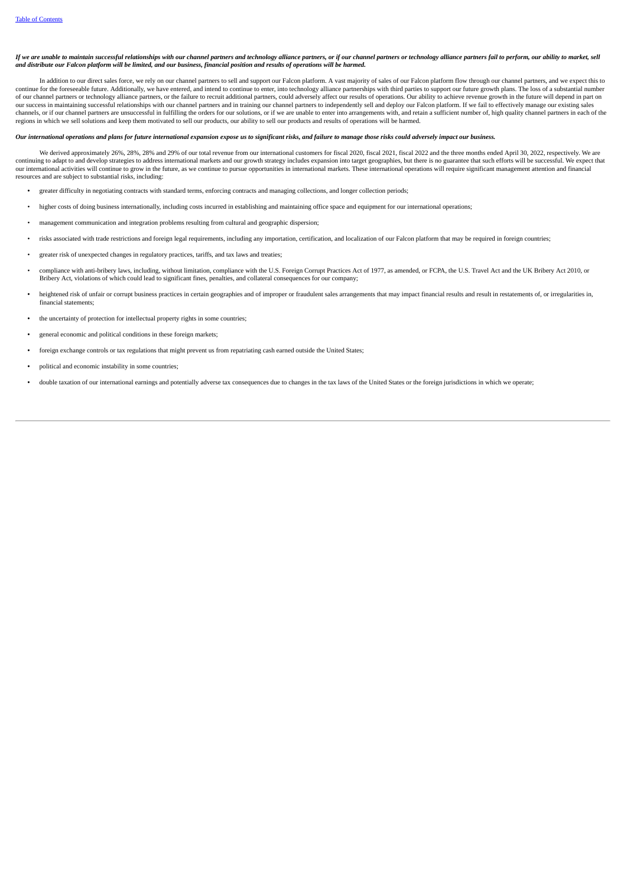***If we are unable to maintain successful relationships with our channel partners and technology alliance partners, or if our channel partners or technology alliance partners fail to perform, our ability to market, sell and distribute our Falcon platform will be limited, and our business, financial position and results of operations will be harmed.***

In addition to our direct sales force, we rely on our channel partners to sell and support our Falcon platform. A vast majority of sales of our Falcon platform flow through our channel partners, and we expect this to continue for the foreseeable future. Additionally, we have entered, and intend to continue to enter, into technology alliance partnerships with third parties to support our future growth plans. The loss of a substantial number of our channel partners or technology alliance partners, or the failure to recruit additional partners, could adversely affect our results of operations. Our ability to achieve revenue growth in the future will depend in part on our success in maintaining successful relationships with our channel partners and in training our channel partners to independently sell and deploy our Falcon platform. If we fail to effectively manage our existing sales channels, or if our channel partners are unsuccessful in fulfilling the orders for our solutions, or if we are unable to enter into arrangements with, and retain a sufficient number of, high quality channel partners in each of the regions in which we sell solutions and keep them motivated to sell our products, our ability to sell our products and results of operations will be harmed.

***Our international operations and plans for future international expansion expose us to significant risks, and failure to manage those risks could adversely impact our business.***

We derived approximately 26%, 28%, 28% and 29% of our total revenue from our international customers for fiscal 2020, fiscal 2021, fiscal 2022 and the three months ended April 30, 2022, respectively. We are continuing to adapt to and develop strategies to address international markets and our growth strategy includes expansion into target geographies, but there is no guarantee that such efforts will be successful. We expect that our international activities will continue to grow in the future, as we continue to pursue opportunities in international markets. These international operations will require significant management attention and financial resources and are subject to substantial risks, including:

- greater difficulty in negotiating contracts with standard terms, enforcing contracts and managing collections, and longer collection periods;
- higher costs of doing business internationally, including costs incurred in establishing and maintaining office space and equipment for our international operations;
- management communication and integration problems resulting from cultural and geographic dispersion;
- risks associated with trade restrictions and foreign legal requirements, including any importation, certification, and localization of our Falcon platform that may be required in foreign countries;
- greater risk of unexpected changes in regulatory practices, tariffs, and tax laws and treaties;
- compliance with anti-bribery laws, including, without limitation, compliance with the U.S. Foreign Corrupt Practices Act of 1977, as amended, or FCPA, the U.S. Travel Act and the UK Bribery Act 2010, or Bribery Act, violations of which could lead to significant fines, penalties, and collateral consequences for our company;
- heightened risk of unfair or corrupt business practices in certain geographies and of improper or fraudulent sales arrangements that may impact financial results and result in restatements of, or irregularities in, financial statements;
- the uncertainty of protection for intellectual property rights in some countries;
- general economic and political conditions in these foreign markets;
- foreign exchange controls or tax regulations that might prevent us from repatriating cash earned outside the United States;
- political and economic instability in some countries;
- double taxation of our international earnings and potentially adverse tax consequences due to changes in the tax laws of the United States or the foreign jurisdictions in which we operate;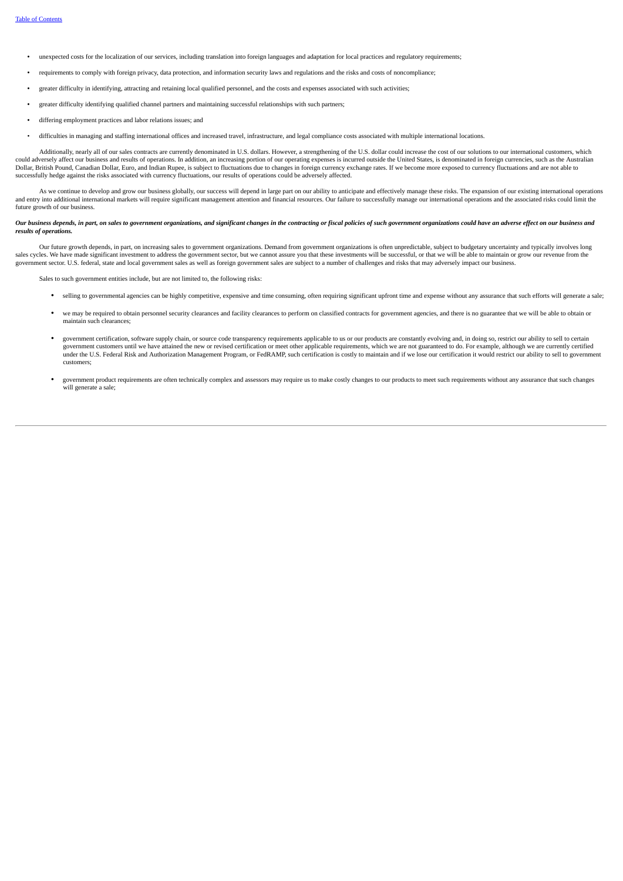- unexpected costs for the localization of our services, including translation into foreign languages and adaptation for local practices and regulatory requirements;
- requirements to comply with foreign privacy, data protection, and information security laws and regulations and the risks and costs of noncompliance;
- greater difficulty in identifying, attracting and retaining local qualified personnel, and the costs and expenses associated with such activities;
- greater difficulty identifying qualified channel partners and maintaining successful relationships with such partners;
- differing employment practices and labor relations issues; and
- difficulties in managing and staffing international offices and increased travel, infrastructure, and legal compliance costs associated with multiple international locations.

Additionally, nearly all of our sales contracts are currently denominated in U.S. dollars. However, a strengthening of the U.S. dollar could increase the cost of our solutions to our international customers, which could adversely affect our business and results of operations. In addition, an increasing portion of our operating expenses is incurred outside the United States, is denominated in foreign currencies, such as the Australian Dollar, British Pound, Canadian Dollar, Euro, and Indian Rupee, is subject to fluctuations due to changes in foreign currency exchange rates. If we become more exposed to currency fluctuations and are not able to successfully hedge against the risks associated with currency fluctuations, our results of operations could be adversely affected.

As we continue to develop and grow our business globally, our success will depend in large part on our ability to anticipate and effectively manage these risks. The expansion of our existing international operations and entry into additional international markets will require significant management attention and financial resources. Our failure to successfully manage our international operations and the associated risks could limit the future growth of our business.

***Our business depends, in part, on sales to government organizations, and significant changes in the contracting or fiscal policies of such government organizations could have an adverse effect on our business and results of operations.***

Our future growth depends, in part, on increasing sales to government organizations. Demand from government organizations is often unpredictable, subject to budgetary uncertainty and typically involves long sales cycles. We have made significant investment to address the government sector, but we cannot assure you that these investments will be successful, or that we will be able to maintain or grow our revenue from the government sector. U.S. federal, state and local government sales as well as foreign government sales are subject to a number of challenges and risks that may adversely impact our business.

Sales to such government entities include, but are not limited to, the following risks:

- selling to governmental agencies can be highly competitive, expensive and time consuming, often requiring significant upfront time and expense without any assurance that such efforts will generate a sale;
- we may be required to obtain personnel security clearances and facility clearances to perform on classified contracts for government agencies, and there is no guarantee that we will be able to obtain or maintain such clearances;
- government certification, software supply chain, or source code transparency requirements applicable to us or our products are constantly evolving and, in doing so, restrict our ability to sell to certain government customers until we have attained the new or revised certification or meet other applicable requirements, which we are not guaranteed to do. For example, although we are currently certified under the U.S. Federal Risk and Authorization Management Program, or FedRAMP, such certification is costly to maintain and if we lose our certification it would restrict our ability to sell to government customers;
- government product requirements are often technically complex and assessors may require us to make costly changes to our products to meet such requirements without any assurance that such changes will generate a sale;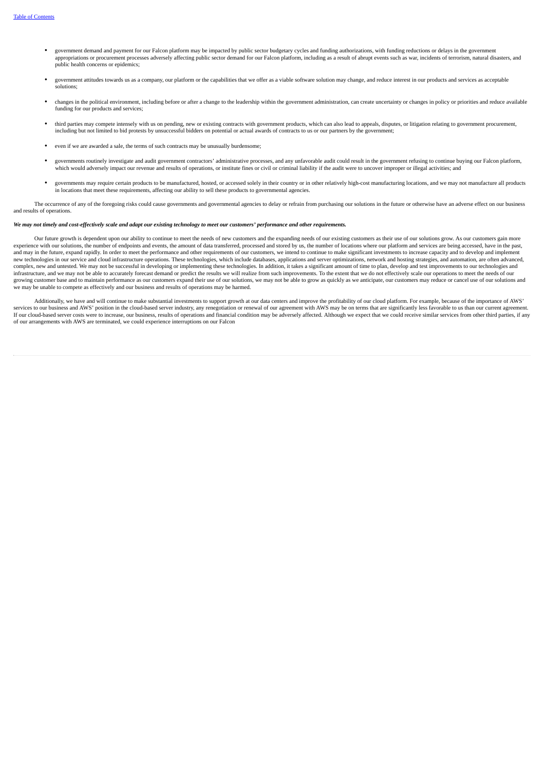- government demand and payment for our Falcon platform may be impacted by public sector budgetary cycles and funding authorizations, with funding reductions or delays in the government appropriations or procurement processes adversely affecting public sector demand for our Falcon platform, including as a result of abrupt events such as war, incidents of terrorism, natural disasters, and public health concerns or epidemics;
- government attitudes towards us as a company, our platform or the capabilities that we offer as a viable software solution may change, and reduce interest in our products and services as acceptable solutions;
- changes in the political environment, including before or after a change to the leadership within the government administration, can create uncertainty or changes in policy or priorities and reduce available funding for our products and services;
- third parties may compete intensely with us on pending, new or existing contracts with government products, which can also lead to appeals, disputes, or litigation relating to government procurement, including but not limited to bid protests by unsuccessful bidders on potential or actual awards of contracts to us or our partners by the government;
- even if we are awarded a sale, the terms of such contracts may be unusually burdensome;
- governments routinely investigate and audit government contractors' administrative processes, and any unfavorable audit could result in the government refusing to continue buying our Falcon platform, which would adversely impact our revenue and results of operations, or institute fines or civil or criminal liability if the audit were to uncover improper or illegal activities; and
- governments may require certain products to be manufactured, hosted, or accessed solely in their country or in other relatively high-cost manufacturing locations, and we may not manufacture all products in locations that meet these requirements, affecting our ability to sell these products to governmental agencies.

The occurrence of any of the foregoing risks could cause governments and governmental agencies to delay or refrain from purchasing our solutions in the future or otherwise have an adverse effect on our business and results of operations.

***We may not timely and cost-effectively scale and adapt our existing technology to meet our customers' performance and other requirements.***

Our future growth is dependent upon our ability to continue to meet the needs of new customers and the expanding needs of our existing customers as their use of our solutions grow. As our customers gain more experience with our solutions, the number of endpoints and events, the amount of data transferred, processed and stored by us, the number of locations where our platform and services are being accessed, have in the past, and may in the future, expand rapidly. In order to meet the performance and other requirements of our customers, we intend to continue to make significant investments to increase capacity and to develop and implement new technologies in our service and cloud infrastructure operations. These technologies, which include databases, applications and server optimizations, network and hosting strategies, and automation, are often advanced, complex, new and untested. We may not be successful in developing or implementing these technologies. In addition, it takes a significant amount of time to plan, develop and test improvements to our technologies and infrastructure, and we may not be able to accurately forecast demand or predict the results we will realize from such improvements. To the extent that we do not effectively scale our operations to meet the needs of our growing customer base and to maintain performance as our customers expand their use of our solutions, we may not be able to grow as quickly as we anticipate, our customers may reduce or cancel use of our solutions and we may be unable to compete as effectively and our business and results of operations may be harmed.

Additionally, we have and will continue to make substantial investments to support growth at our data centers and improve the profitability of our cloud platform. For example, because of the importance of AWS' services to our business and AWS' position in the cloud-based server industry, any renegotiation or renewal of our agreement with AWS may be on terms that are significantly less favorable to us than our current agreement. If our cloud-based server costs were to increase, our business, results of operations and financial condition may be adversely affected. Although we expect that we could receive similar services from other third parties, if any of our arrangements with AWS are terminated, we could experience interruptions on our Falcon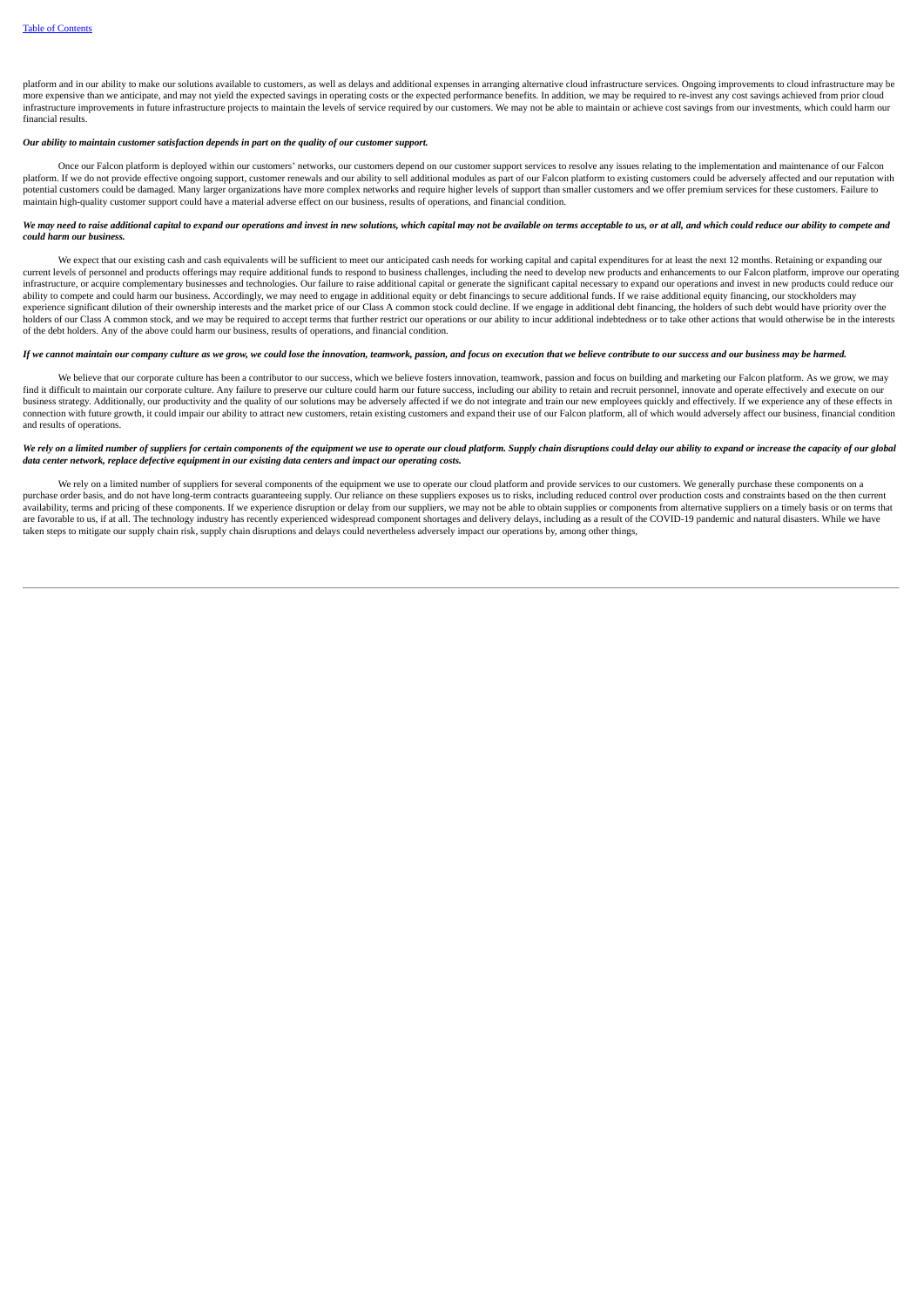platform and in our ability to make our solutions available to customers, as well as delays and additional expenses in arranging alternative cloud infrastructure services. Ongoing improvements to cloud infrastructure may be more expensive than we anticipate, and may not yield the expected savings in operating costs or the expected performance benefits. In addition, we may be required to re-invest any cost savings achieved from prior cloud infrastructure improvements in future infrastructure projects to maintain the levels of service required by our customers. We may not be able to maintain or achieve cost savings from our investments, which could harm our financial results.

***Our ability to maintain customer satisfaction depends in part on the quality of our customer support.***

Once our Falcon platform is deployed within our customers' networks, our customers depend on our customer support services to resolve any issues relating to the implementation and maintenance of our Falcon platform. If we do not provide effective ongoing support, customer renewals and our ability to sell additional modules as part of our Falcon platform to existing customers could be adversely affected and our reputation with potential customers could be damaged. Many larger organizations have more complex networks and require higher levels of support than smaller customers and we offer premium services for these customers. Failure to maintain high-quality customer support could have a material adverse effect on our business, results of operations, and financial condition.

***We may need to raise additional capital to expand our operations and invest in new solutions, which capital may not be available on terms acceptable to us, or at all, and which could reduce our ability to compete and could harm our business.***

We expect that our existing cash and cash equivalents will be sufficient to meet our anticipated cash needs for working capital and capital expenditures for at least the next 12 months. Retaining or expanding our current levels of personnel and products offerings may require additional funds to respond to business challenges, including the need to develop new products and enhancements to our Falcon platform, improve our operating infrastructure, or acquire complementary businesses and technologies. Our failure to raise additional capital or generate the significant capital necessary to expand our operations and invest in new products could reduce our ability to compete and could harm our business. Accordingly, we may need to engage in additional equity or debt financings to secure additional funds. If we raise additional equity financing, our stockholders may experience significant dilution of their ownership interests and the market price of our Class A common stock could decline. If we engage in additional debt financing, the holders of such debt would have priority over the holders of our Class A common stock, and we may be required to accept terms that further restrict our operations or our ability to incur additional indebtedness or to take other actions that would otherwise be in the interests of the debt holders. Any of the above could harm our business, results of operations, and financial condition.

***If we cannot maintain our company culture as we grow, we could lose the innovation, teamwork, passion, and focus on execution that we believe contribute to our success and our business may be harmed.***

We believe that our corporate culture has been a contributor to our success, which we believe fosters innovation, teamwork, passion and focus on building and marketing our Falcon platform. As we grow, we may find it difficult to maintain our corporate culture. Any failure to preserve our culture could harm our future success, including our ability to retain and recruit personnel, innovate and operate effectively and execute on our business strategy. Additionally, our productivity and the quality of our solutions may be adversely affected if we do not integrate and train our new employees quickly and effectively. If we experience any of these effects in connection with future growth, it could impair our ability to attract new customers, retain existing customers and expand their use of our Falcon platform, all of which would adversely affect our business, financial condition and results of operations.

***We rely on a limited number of suppliers for certain components of the equipment we use to operate our cloud platform. Supply chain disruptions could delay our ability to expand or increase the capacity of our global data center network, replace defective equipment in our existing data centers and impact our operating costs.***

We rely on a limited number of suppliers for several components of the equipment we use to operate our cloud platform and provide services to our customers. We generally purchase these components on a purchase order basis, and do not have long-term contracts guaranteeing supply. Our reliance on these suppliers exposes us to risks, including reduced control over production costs and constraints based on the then current availability, terms and pricing of these components. If we experience disruption or delay from our suppliers, we may not be able to obtain supplies or components from alternative suppliers on a timely basis or on terms that are favorable to us, if at all. The technology industry has recently experienced widespread component shortages and delivery delays, including as a result of the COVID-19 pandemic and natural disasters. While we have taken steps to mitigate our supply chain risk, supply chain disruptions and delays could nevertheless adversely impact our operations by, among other things,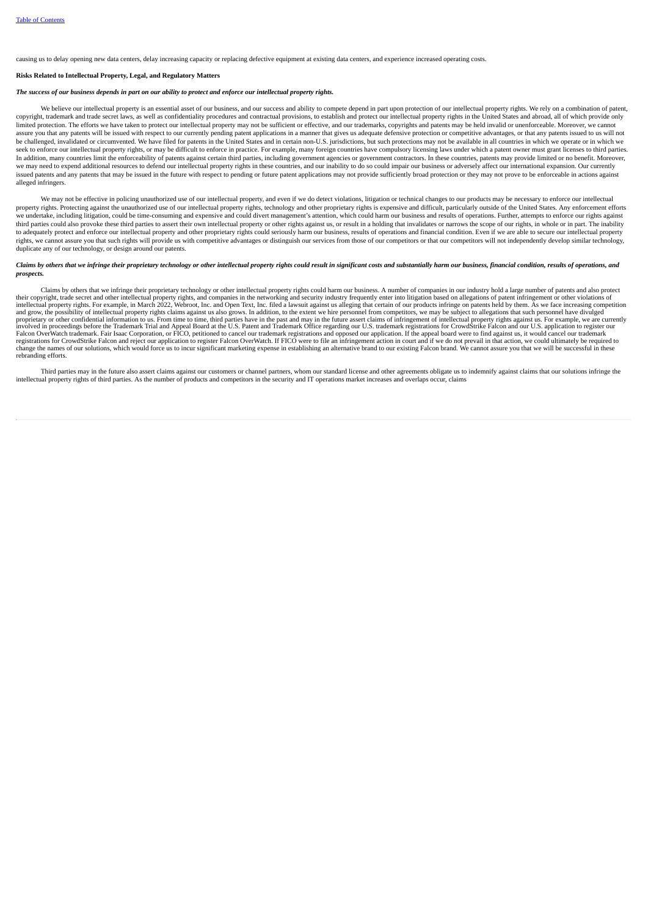causing us to delay opening new data centers, delay increasing capacity or replacing defective equipment at existing data centers, and experience increased operating costs.

**Risks Related to Intellectual Property, Legal, and Regulatory Matters**

***The success of our business depends in part on our ability to protect and enforce our intellectual property rights.***

We believe our intellectual property is an essential asset of our business, and our success and ability to compete depend in part upon protection of our intellectual property rights. We rely on a combination of patent, copyright, trademark and trade secret laws, as well as confidentiality procedures and contractual provisions, to establish and protect our intellectual property rights in the United States and abroad, all of which provide only limited protection. The efforts we have taken to protect our intellectual property may not be sufficient or effective, and our trademarks, copyrights and patents may be held invalid or unenforceable. Moreover, we cannot assure you that any patents will be issued with respect to our currently pending patent applications in a manner that gives us adequate defensive protection or competitive advantages, or that any patents issued to us will not be challenged, invalidated or circumvented. We have filed for patents in the United States and in certain non-U.S. jurisdictions, but such protections may not be available in all countries in which we operate or in which we seek to enforce our intellectual property rights, or may be difficult to enforce in practice. For example, many foreign countries have compulsory licensing laws under which a patent owner must grant licenses to third parties. In addition, many countries limit the enforceability of patents against certain third parties, including government agencies or government contractors. In these countries, patents may provide limited or no benefit. Moreover, we may need to expend additional resources to defend our intellectual property rights in these countries, and our inability to do so could impair our business or adversely affect our international expansion. Our currently issued patents and any patents that may be issued in the future with respect to pending or future patent applications may not provide sufficiently broad protection or they may not prove to be enforceable in actions against alleged infringers.

We may not be effective in policing unauthorized use of our intellectual property, and even if we do detect violations, litigation or technical changes to our products may be necessary to enforce our intellectual property rights. Protecting against the unauthorized use of our intellectual property rights, technology and other proprietary rights is expensive and difficult, particularly outside of the United States. Any enforcement efforts we undertake, including litigation, could be time-consuming and expensive and could divert management's attention, which could harm our business and results of operations. Further, attempts to enforce our rights against third parties could also provoke these third parties to assert their own intellectual property or other rights against us, or result in a holding that invalidates or narrows the scope of our rights, in whole or in part. The inability to adequately protect and enforce our intellectual property and other proprietary rights could seriously harm our business, results of operations and financial condition. Even if we are able to secure our intellectual property rights, we cannot assure you that such rights will provide us with competitive advantages or distinguish our services from those of our competitors or that our competitors will not independently develop similar technology, duplicate any of our technology, or design around our patents.

***Claims by others that we infringe their proprietary technology or other intellectual property rights could result in significant costs and substantially harm our business, financial condition, results of operations, and prospects.***

Claims by others that we infringe their proprietary technology or other intellectual property rights could harm our business. A number of companies in our industry hold a large number of patents and also protect their copyright, trade secret and other intellectual property rights, and companies in the networking and security industry frequently enter into litigation based on allegations of patent infringement or other violations of intellectual property rights. For example, in March 2022, Webroot, Inc. and Open Text, Inc. filed a lawsuit against us alleging that certain of our products infringe on patents held by them. As we face increasing competition and grow, the possibility of intellectual property rights claims against us also grows. In addition, to the extent we hire personnel from competitors, we may be subject to allegations that such personnel have divulged proprietary or other confidential information to us. From time to time, third parties have in the past and may in the future assert claims of infringement of intellectual property rights against us. For example, we are currently involved in proceedings before the Trademark Trial and Appeal Board at the U.S. Patent and Trademark Office regarding our U.S. trademark registrations for CrowdStrike Falcon and our U.S. application to register our Falcon OverWatch trademark. Fair Isaac Corporation, or FICO, petitioned to cancel our trademark registrations and opposed our application. If the appeal board were to find against us, it would cancel our trademark registrations for CrowdStrike Falcon and reject our application to register Falcon OverWatch. If FICO were to file an infringement action in court and if we do not prevail in that action, we could ultimately be required to change the names of our solutions, which would force us to incur significant marketing expense in establishing an alternative brand to our existing Falcon brand. We cannot assure you that we will be successful in these rebranding efforts.

Third parties may in the future also assert claims against our customers or channel partners, whom our standard license and other agreements obligate us to indemnify against claims that our solutions infringe the intellectual property rights of third parties. As the number of products and competitors in the security and IT operations market increases and overlaps occur, claims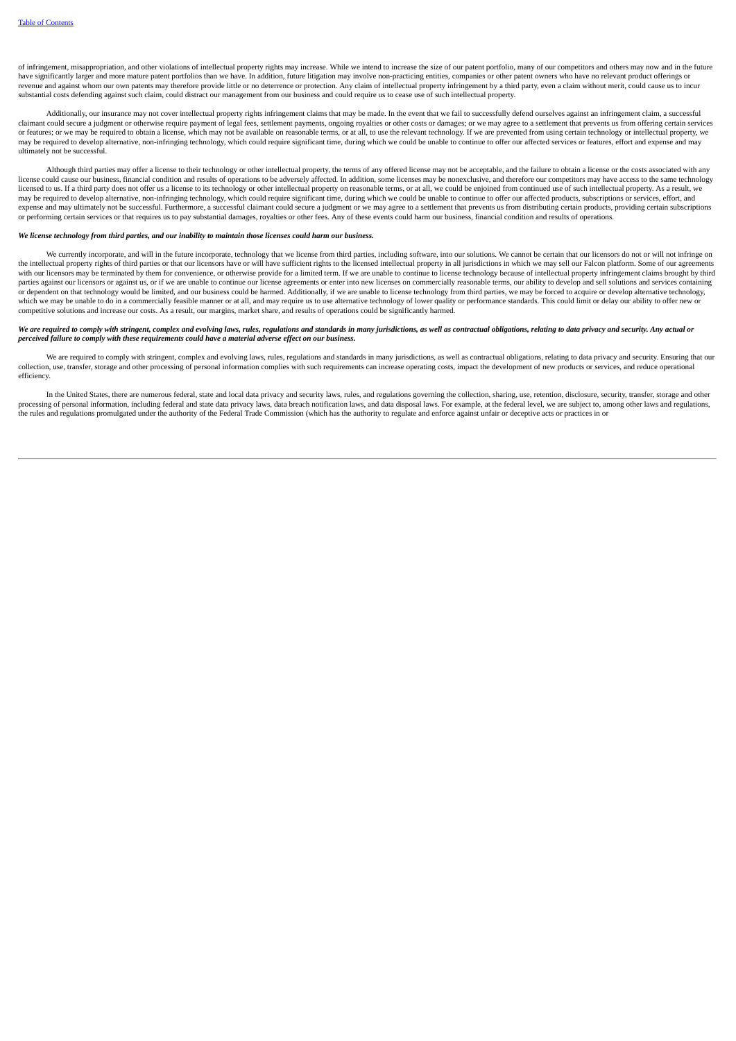of infringement, misappropriation, and other violations of intellectual property rights may increase. While we intend to increase the size of our patent portfolio, many of our competitors and others may now and in the future have significantly larger and more mature patent portfolios than we have. In addition, future litigation may involve non-practicing entities, companies or other patent owners who have no relevant product offerings or revenue and against whom our own patents may therefore provide little or no deterrence or protection. Any claim of intellectual property infringement by a third party, even a claim without merit, could cause us to incur substantial costs defending against such claim, could distract our management from our business and could require us to cease use of such intellectual property.

Additionally, our insurance may not cover intellectual property rights infringement claims that may be made. In the event that we fail to successfully defend ourselves against an infringement claim, a successful claimant could secure a judgment or otherwise require payment of legal fees, settlement payments, ongoing royalties or other costs or damages; or we may agree to a settlement that prevents us from offering certain services or features; or we may be required to obtain a license, which may not be available on reasonable terms, or at all, to use the relevant technology. If we are prevented from using certain technology or intellectual property, we may be required to develop alternative, non-infringing technology, which could require significant time, during which we could be unable to continue to offer our affected services or features, effort and expense and may ultimately not be successful.

Although third parties may offer a license to their technology or other intellectual property, the terms of any offered license may not be acceptable, and the failure to obtain a license or the costs associated with any license could cause our business, financial condition and results of operations to be adversely affected. In addition, some licenses may be nonexclusive, and therefore our competitors may have access to the same technology licensed to us. If a third party does not offer us a license to its technology or other intellectual property on reasonable terms, or at all, we could be enjoined from continued use of such intellectual property. As a result, we may be required to develop alternative, non-infringing technology, which could require significant time, during which we could be unable to continue to offer our affected products, subscriptions or services, effort, and expense and may ultimately not be successful. Furthermore, a successful claimant could secure a judgment or we may agree to a settlement that prevents us from distributing certain products, providing certain subscriptions or performing certain services or that requires us to pay substantial damages, royalties or other fees. Any of these events could harm our business, financial condition and results of operations.

***We license technology from third parties, and our inability to maintain those licenses could harm our business.***

We currently incorporate, and will in the future incorporate, technology that we license from third parties, including software, into our solutions. We cannot be certain that our licensors do not or will not infringe on the intellectual property rights of third parties or that our licensors have or will have sufficient rights to the licensed intellectual property in all jurisdictions in which we may sell our Falcon platform. Some of our agreements with our licensors may be terminated by them for convenience, or otherwise provide for a limited term. If we are unable to continue to license technology because of intellectual property infringement claims brought by third parties against our licensors or against us, or if we are unable to continue our license agreements or enter into new licenses on commercially reasonable terms, our ability to develop and sell solutions and services containing or dependent on that technology would be limited, and our business could be harmed. Additionally, if we are unable to license technology from third parties, we may be forced to acquire or develop alternative technology, which we may be unable to do in a commercially feasible manner or at all, and may require us to use alternative technology of lower quality or performance standards. This could limit or delay our ability to offer new or competitive solutions and increase our costs. As a result, our margins, market share, and results of operations could be significantly harmed.

***We are required to comply with stringent, complex and evolving laws, rules, regulations and standards in many jurisdictions, as well as contractual obligations, relating to data privacy and security. Any actual or perceived failure to comply with these requirements could have a material adverse effect on our business.***

We are required to comply with stringent, complex and evolving laws, rules, regulations and standards in many jurisdictions, as well as contractual obligations, relating to data privacy and security. Ensuring that our collection, use, transfer, storage and other processing of personal information complies with such requirements can increase operating costs, impact the development of new products or services, and reduce operational efficiency.

In the United States, there are numerous federal, state and local data privacy and security laws, rules, and regulations governing the collection, sharing, use, retention, disclosure, security, transfer, storage and other processing of personal information, including federal and state data privacy laws, data breach notification laws, and data disposal laws. For example, at the federal level, we are subject to, among other laws and regulations, the rules and regulations promulgated under the authority of the Federal Trade Commission (which has the authority to regulate and enforce against unfair or deceptive acts or practices in or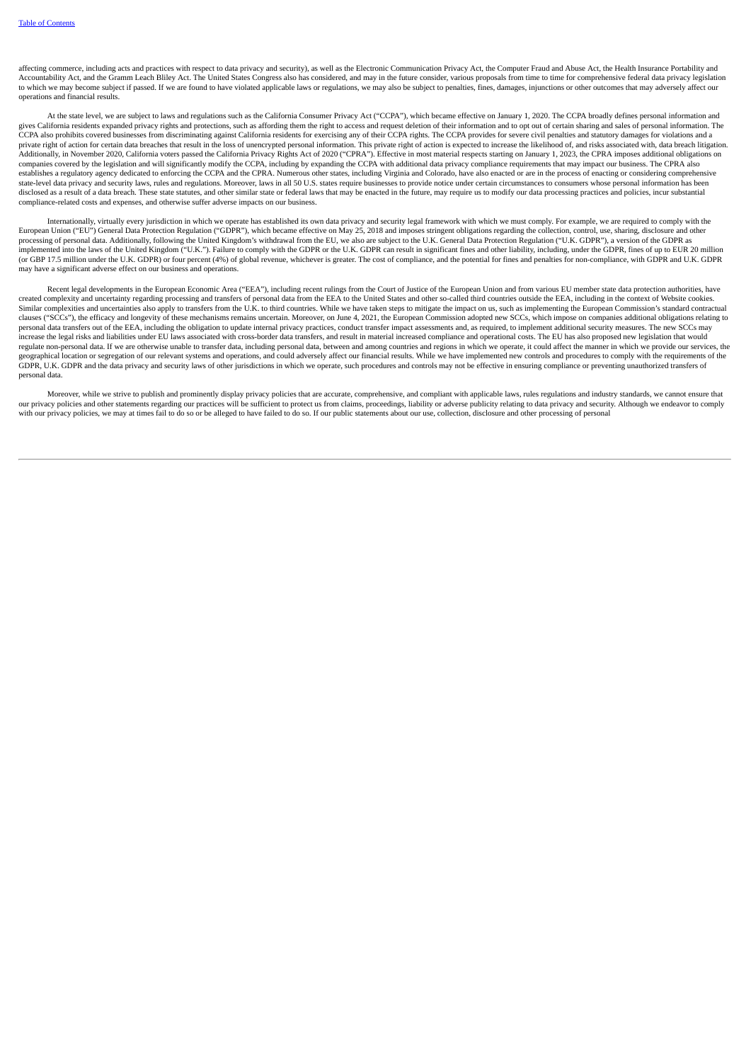affecting commerce, including acts and practices with respect to data privacy and security), as well as the Electronic Communication Privacy Act, the Computer Fraud and Abuse Act, the Health Insurance Portability and Accountability Act, and the Gramm Leach Bliley Act. The United States Congress also has considered, and may in the future consider, various proposals from time to time for comprehensive federal data privacy legislation to which we may become subject if passed. If we are found to have violated applicable laws or regulations, we may also be subject to penalties, fines, damages, injunctions or other outcomes that may adversely affect our operations and financial results.

At the state level, we are subject to laws and regulations such as the California Consumer Privacy Act ("CCPA"), which became effective on January 1, 2020. The CCPA broadly defines personal information and gives California residents expanded privacy rights and protections, such as affording them the right to access and request deletion of their information and to opt out of certain sharing and sales of personal information. The CCPA also prohibits covered businesses from discriminating against California residents for exercising any of their CCPA rights. The CCPA provides for severe civil penalties and statutory damages for violations and a private right of action for certain data breaches that result in the loss of unencrypted personal information. This private right of action is expected to increase the likelihood of, and risks associated with, data breach litigation. Additionally, in November 2020, California voters passed the California Privacy Rights Act of 2020 ("CPRA"). Effective in most material respects starting on January 1, 2023, the CPRA imposes additional obligations on companies covered by the legislation and will significantly modify the CCPA, including by expanding the CCPA with additional data privacy compliance requirements that may impact our business. The CPRA also establishes a regulatory agency dedicated to enforcing the CCPA and the CPRA. Numerous other states, including Virginia and Colorado, have also enacted or are in the process of enacting or considering comprehensive state-level data privacy and security laws, rules and regulations. Moreover, laws in all 50 U.S. states require businesses to provide notice under certain circumstances to consumers whose personal information has been disclosed as a result of a data breach. These state statutes, and other similar state or federal laws that may be enacted in the future, may require us to modify our data processing practices and policies, incur substantial compliance-related costs and expenses, and otherwise suffer adverse impacts on our business.

Internationally, virtually every jurisdiction in which we operate has established its own data privacy and security legal framework with which we must comply. For example, we are required to comply with the European Union ("EU") General Data Protection Regulation ("GDPR"), which became effective on May 25, 2018 and imposes stringent obligations regarding the collection, control, use, sharing, disclosure and other processing of personal data. Additionally, following the United Kingdom's withdrawal from the EU, we also are subject to the U.K. General Data Protection Regulation ("U.K. GDPR"), a version of the GDPR as implemented into the laws of the United Kingdom ("U.K."). Failure to comply with the GDPR or the U.K. GDPR can result in significant fines and other liability, including, under the GDPR, fines of up to EUR 20 million (or GBP 17.5 million under the U.K. GDPR) or four percent (4%) of global revenue, whichever is greater. The cost of compliance, and the potential for fines and penalties for non-compliance, with GDPR and U.K. GDPR may have a significant adverse effect on our business and operations.

Recent legal developments in the European Economic Area ("EEA"), including recent rulings from the Court of Justice of the European Union and from various EU member state data protection authorities, have created complexity and uncertainty regarding processing and transfers of personal data from the EEA to the United States and other so-called third countries outside the EEA, including in the context of Website cookies. Similar complexities and uncertainties also apply to transfers from the U.K. to third countries. While we have taken steps to mitigate the impact on us, such as implementing the European Commission's standard contractual clauses ("SCCs"), the efficacy and longevity of these mechanisms remains uncertain. Moreover, on June 4, 2021, the European Commission adopted new SCCs, which impose on companies additional obligations relating to personal data transfers out of the EEA, including the obligation to update internal privacy practices, conduct transfer impact assessments and, as required, to implement additional security measures. The new SCCs may increase the legal risks and liabilities under EU laws associated with cross-border data transfers, and result in material increased compliance and operational costs. The EU has also proposed new legislation that would regulate non-personal data. If we are otherwise unable to transfer data, including personal data, between and among countries and regions in which we operate, it could affect the manner in which we provide our services, the geographical location or segregation of our relevant systems and operations, and could adversely affect our financial results. While we have implemented new controls and procedures to comply with the requirements of the GDPR, U.K. GDPR and the data privacy and security laws of other jurisdictions in which we operate, such procedures and controls may not be effective in ensuring compliance or preventing unauthorized transfers of personal data.

Moreover, while we strive to publish and prominently display privacy policies that are accurate, comprehensive, and compliant with applicable laws, rules regulations and industry standards, we cannot ensure that our privacy policies and other statements regarding our practices will be sufficient to protect us from claims, proceedings, liability or adverse publicity relating to data privacy and security. Although we endeavor to comply with our privacy policies, we may at times fail to do so or be alleged to have failed to do so. If our public statements about our use, collection, disclosure and other processing of personal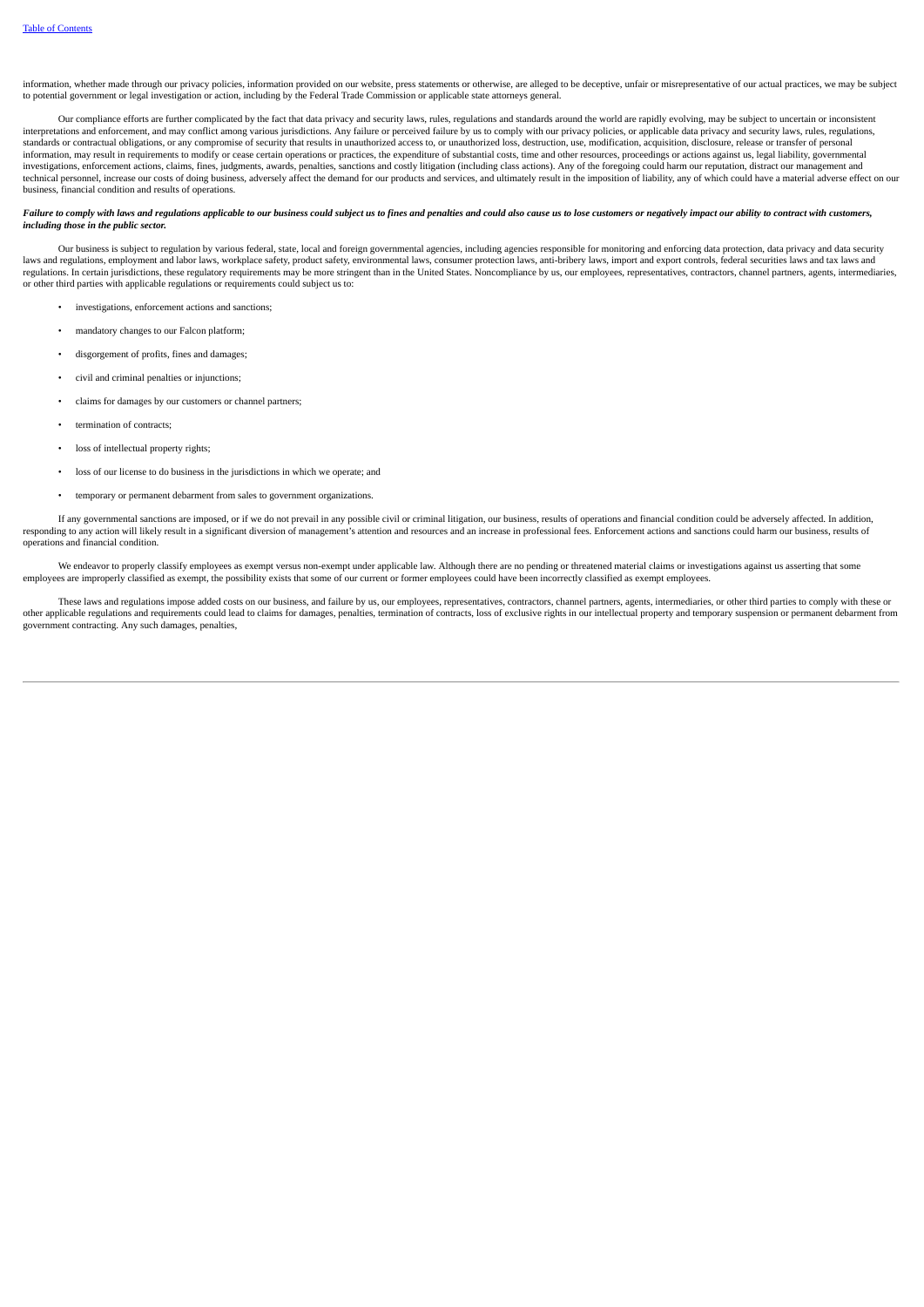information, whether made through our privacy policies, information provided on our website, press statements or otherwise, are alleged to be deceptive, unfair or misrepresentative of our actual practices, we may be subject to potential government or legal investigation or action, including by the Federal Trade Commission or applicable state attorneys general.

Our compliance efforts are further complicated by the fact that data privacy and security laws, rules, regulations and standards around the world are rapidly evolving, may be subject to uncertain or inconsistent interpretations and enforcement, and may conflict among various jurisdictions. Any failure or perceived failure by us to comply with our privacy policies, or applicable data privacy and security laws, rules, regulations, standards or contractual obligations, or any compromise of security that results in unauthorized access to, or unauthorized loss, destruction, use, modification, acquisition, disclosure, release or transfer of personal information, may result in requirements to modify or cease certain operations or practices, the expenditure of substantial costs, time and other resources, proceedings or actions against us, legal liability, governmental investigations, enforcement actions, claims, fines, judgments, awards, penalties, sanctions and costly litigation (including class actions). Any of the foregoing could harm our reputation, distract our management and technical personnel, increase our costs of doing business, adversely affect the demand for our products and services, and ultimately result in the imposition of liability, any of which could have a material adverse effect on our business, financial condition and results of operations.

***Failure to comply with laws and regulations applicable to our business could subject us to fines and penalties and could also cause us to lose customers or negatively impact our ability to contract with customers, including those in the public sector.***

Our business is subject to regulation by various federal, state, local and foreign governmental agencies, including agencies responsible for monitoring and enforcing data protection, data privacy and data security laws and regulations, employment and labor laws, workplace safety, product safety, environmental laws, consumer protection laws, anti-bribery laws, import and export controls, federal securities laws and tax laws and regulations. In certain jurisdictions, these regulatory requirements may be more stringent than in the United States. Noncompliance by us, our employees, representatives, contractors, channel partners, agents, intermediaries, or other third parties with applicable regulations or requirements could subject us to:

- investigations, enforcement actions and sanctions;
- mandatory changes to our Falcon platform;
- disgorgement of profits, fines and damages;
- civil and criminal penalties or injunctions;
- claims for damages by our customers or channel partners;
- termination of contracts;
- loss of intellectual property rights;
- loss of our license to do business in the jurisdictions in which we operate; and
- temporary or permanent debarment from sales to government organizations.

If any governmental sanctions are imposed, or if we do not prevail in any possible civil or criminal litigation, our business, results of operations and financial condition could be adversely affected. In addition, responding to any action will likely result in a significant diversion of management's attention and resources and an increase in professional fees. Enforcement actions and sanctions could harm our business, results of operations and financial condition.

We endeavor to properly classify employees as exempt versus non-exempt under applicable law. Although there are no pending or threatened material claims or investigations against us asserting that some employees are improperly classified as exempt, the possibility exists that some of our current or former employees could have been incorrectly classified as exempt employees.

These laws and regulations impose added costs on our business, and failure by us, our employees, representatives, contractors, channel partners, agents, intermediaries, or other third parties to comply with these or other applicable regulations and requirements could lead to claims for damages, penalties, termination of contracts, loss of exclusive rights in our intellectual property and temporary suspension or permanent debarment from government contracting. Any such damages, penalties,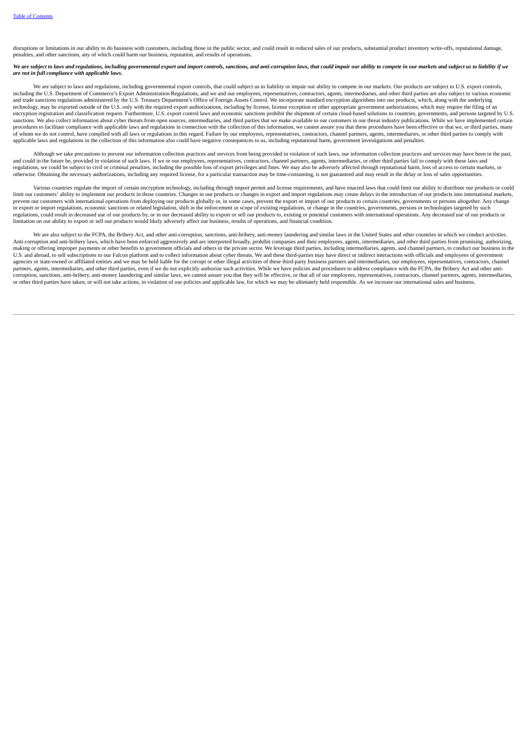disruptions or limitations in our ability to do business with customers, including those in the public sector, and could result in reduced sales of our products, substantial product inventory write-offs, reputational damage, penalties, and other sanctions, any of which could harm our business, reputation, and results of operations.

***We are subject to laws and regulations, including governmental export and import controls, sanctions, and anti-corruption laws, that could impair our ability to compete in our markets and subject us to liability if we are not in full compliance with applicable laws.***

We are subject to laws and regulations, including governmental export controls, that could subject us to liability or impair our ability to compete in our markets. Our products are subject to U.S. export controls, including the U.S. Department of Commerce's Export Administration Regulations, and we and our employees, representatives, contractors, agents, intermediaries, and other third parties are also subject to various economic and trade sanctions regulations administered by the U.S. Treasury Department's Office of Foreign Assets Control. We incorporate standard encryption algorithms into our products, which, along with the underlying technology, may be exported outside of the U.S. only with the required export authorizations, including by license, license exception or other appropriate government authorizations, which may require the filing of an encryption registration and classification request. Furthermore, U.S. export control laws and economic sanctions prohibit the shipment of certain cloud-based solutions to countries, governments, and persons targeted by U.S. sanctions. We also collect information about cyber threats from open sources, intermediaries, and third parties that we make available to our customers in our threat industry publications. While we have implemented certain procedures to facilitate compliance with applicable laws and regulations in connection with the collection of this information, we cannot assure you that these procedures have been effective or that we, or third parties, many of whom we do not control, have complied with all laws or regulations in this regard. Failure by our employees, representatives, contractors, channel partners, agents, intermediaries, or other third parties to comply with applicable laws and regulations in the collection of this information also could have negative consequences to us, including reputational harm, government investigations and penalties.

Although we take precautions to prevent our information collection practices and services from being provided in violation of such laws, our information collection practices and services may have been in the past, and could in the future be, provided in violation of such laws. If we or our employees, representatives, contractors, channel partners, agents, intermediaries, or other third parties fail to comply with these laws and regulations, we could be subject to civil or criminal penalties, including the possible loss of export privileges and fines. We may also be adversely affected through reputational harm, loss of access to certain markets, or otherwise. Obtaining the necessary authorizations, including any required license, for a particular transaction may be time-consuming, is not guaranteed and may result in the delay or loss of sales opportunities.

Various countries regulate the import of certain encryption technology, including through import permit and license requirements, and have enacted laws that could limit our ability to distribute our products or could limit our customers' ability to implement our products in those countries. Changes in our products or changes in export and import regulations may create delays in the introduction of our products into international markets, prevent our customers with international operations from deploying our products globally or, in some cases, prevent the export or import of our products to certain countries, governments or persons altogether. Any change in export or import regulations, economic sanctions or related legislation, shift in the enforcement or scope of existing regulations, or change in the countries, governments, persons or technologies targeted by such regulations, could result in decreased use of our products by, or in our decreased ability to export or sell our products to, existing or potential customers with international operations. Any decreased use of our products or limitation on our ability to export or sell our products would likely adversely affect our business, results of operations, and financial condition.

We are also subject to the FCPA, the Bribery Act, and other anti-corruption, sanctions, anti-bribery, anti-money laundering and similar laws in the United States and other countries in which we conduct activities. Anti-corruption and anti-bribery laws, which have been enforced aggressively and are interpreted broadly, prohibit companies and their employees, agents, intermediaries, and other third parties from promising, authorizing, making or offering improper payments or other benefits to government officials and others in the private sector. We leverage third parties, including intermediaries, agents, and channel partners, to conduct our business in the U.S. and abroad, to sell subscriptions to our Falcon platform and to collect information about cyber threats. We and these third-parties may have direct or indirect interactions with officials and employees of government agencies or state-owned or affiliated entities and we may be held liable for the corrupt or other illegal activities of these third-party business partners and intermediaries, our employees, representatives, contractors, channel partners, agents, intermediaries, and other third parties, even if we do not explicitly authorize such activities. While we have policies and procedures to address compliance with the FCPA, the Bribery Act and other anti-corruption, sanctions, anti-bribery, anti-money laundering and similar laws, we cannot assure you that they will be effective, or that all of our employees, representatives, contractors, channel partners, agents, intermediaries, or other third parties have taken, or will not take actions, in violation of our policies and applicable law, for which we may be ultimately held responsible. As we increase our international sales and business,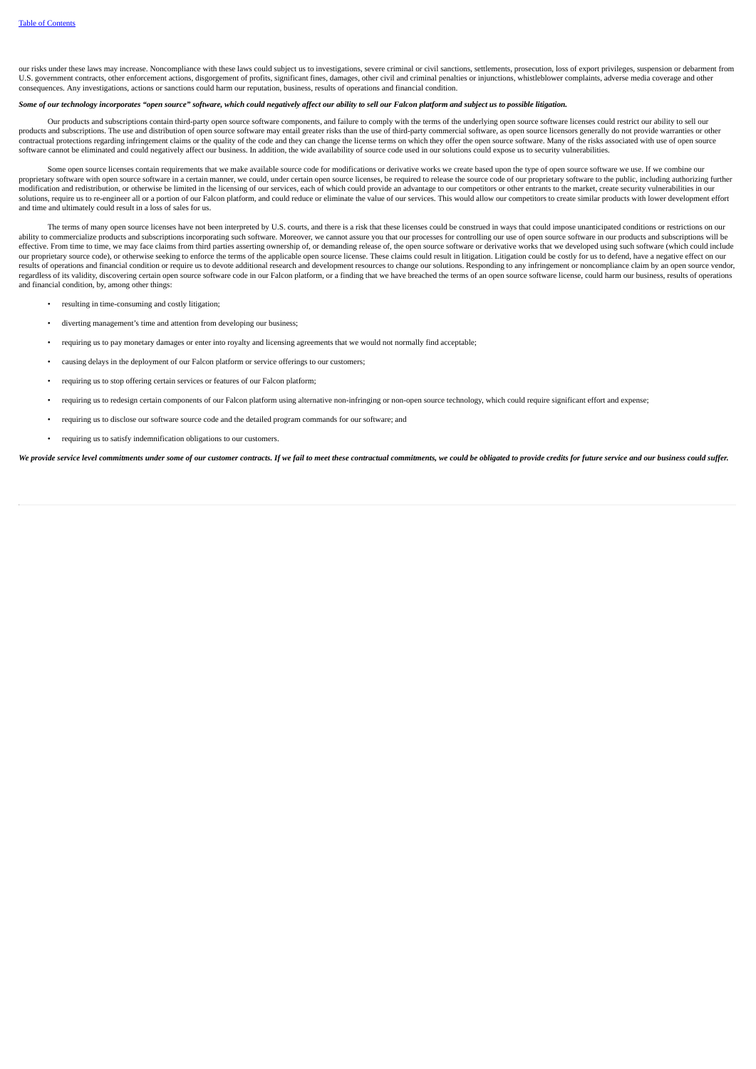our risks under these laws may increase. Noncompliance with these laws could subject us to investigations, severe criminal or civil sanctions, settlements, prosecution, loss of export privileges, suspension or debarment from U.S. government contracts, other enforcement actions, disgorgement of profits, significant fines, damages, other civil and criminal penalties or injunctions, whistleblower complaints, adverse media coverage and other consequences. Any investigations, actions or sanctions could harm our reputation, business, results of operations and financial condition.

*Some of our technology incorporates "open source" software, which could negatively affect our ability to sell our Falcon platform and subject us to possible litigation.*

Our products and subscriptions contain third-party open source software components, and failure to comply with the terms of the underlying open source software licenses could restrict our ability to sell our products and subscriptions. The use and distribution of open source software may entail greater risks than the use of third-party commercial software, as open source licensors generally do not provide warranties or other contractual protections regarding infringement claims or the quality of the code and they can change the license terms on which they offer the open source software. Many of the risks associated with use of open source software cannot be eliminated and could negatively affect our business. In addition, the wide availability of source code used in our solutions could expose us to security vulnerabilities.

Some open source licenses contain requirements that we make available source code for modifications or derivative works we create based upon the type of open source software we use. If we combine our proprietary software with open source software in a certain manner, we could, under certain open source licenses, be required to release the source code of our proprietary software to the public, including authorizing further modification and redistribution, or otherwise be limited in the licensing of our services, each of which could provide an advantage to our competitors or other entrants to the market, create security vulnerabilities in our solutions, require us to re-engineer all or a portion of our Falcon platform, and could reduce or eliminate the value of our services. This would allow our competitors to create similar products with lower development effort and time and ultimately could result in a loss of sales for us.

The terms of many open source licenses have not been interpreted by U.S. courts, and there is a risk that these licenses could be construed in ways that could impose unanticipated conditions or restrictions on our ability to commercialize products and subscriptions incorporating such software. Moreover, we cannot assure you that our processes for controlling our use of open source software in our products and subscriptions will be effective. From time to time, we may face claims from third parties asserting ownership of, or demanding release of, the open source software or derivative works that we developed using such software (which could include our proprietary source code), or otherwise seeking to enforce the terms of the applicable open source license. These claims could result in litigation. Litigation could be costly for us to defend, have a negative effect on our results of operations and financial condition or require us to devote additional research and development resources to change our solutions. Responding to any infringement or noncompliance claim by an open source vendor, regardless of its validity, discovering certain open source software code in our Falcon platform, or a finding that we have breached the terms of an open source software license, could harm our business, results of operations and financial condition, by, among other things:

- resulting in time-consuming and costly litigation;
- diverting management's time and attention from developing our business;
- requiring us to pay monetary damages or enter into royalty and licensing agreements that we would not normally find acceptable;
- causing delays in the deployment of our Falcon platform or service offerings to our customers;
- requiring us to stop offering certain services or features of our Falcon platform;
- requiring us to redesign certain components of our Falcon platform using alternative non-infringing or non-open source technology, which could require significant effort and expense;
- requiring us to disclose our software source code and the detailed program commands for our software; and
- requiring us to satisfy indemnification obligations to our customers.

*We provide service level commitments under some of our customer contracts. If we fail to meet these contractual commitments, we could be obligated to provide credits for future service and our business could suffer.*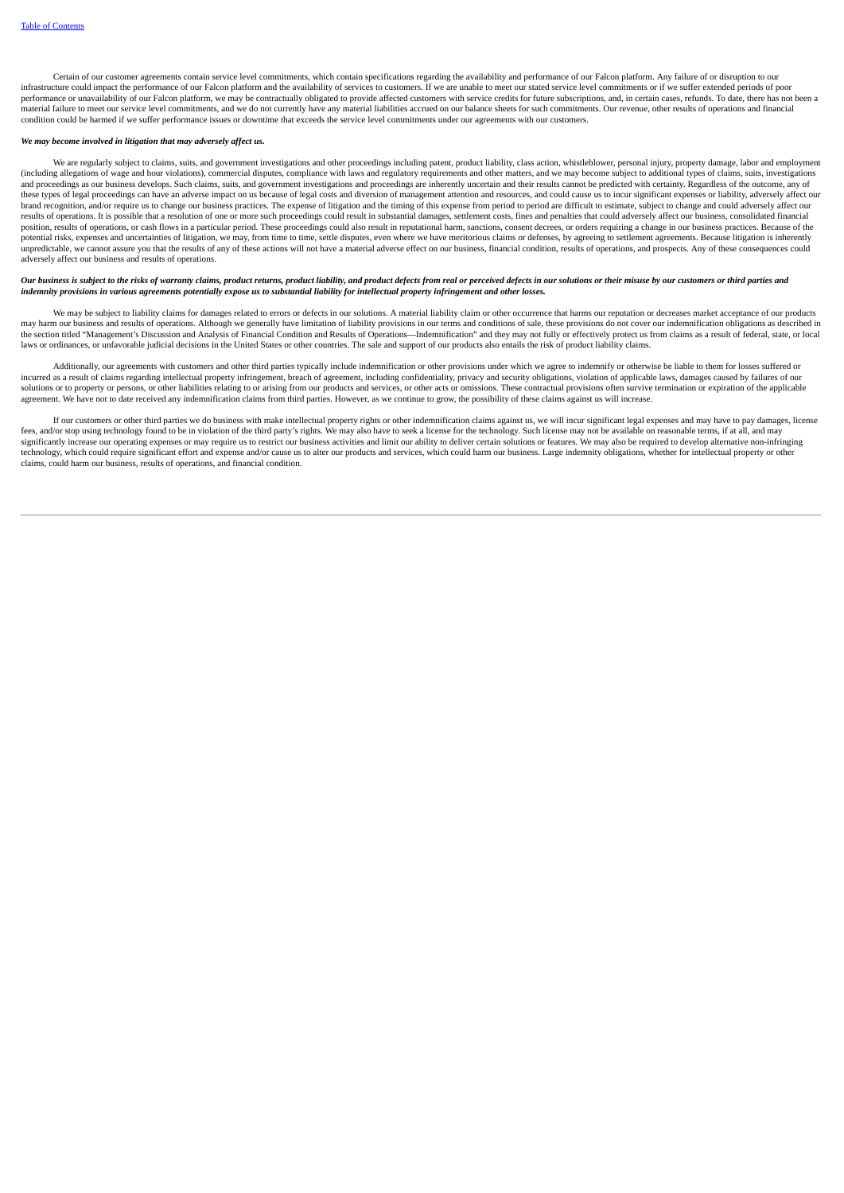Certain of our customer agreements contain service level commitments, which contain specifications regarding the availability and performance of our Falcon platform. Any failure of or disruption to our infrastructure could impact the performance of our Falcon platform and the availability of services to customers. If we are unable to meet our stated service level commitments or if we suffer extended periods of poor performance or unavailability of our Falcon platform, we may be contractually obligated to provide affected customers with service credits for future subscriptions, and, in certain cases, refunds. To date, there has not been a material failure to meet our service level commitments, and we do not currently have any material liabilities accrued on our balance sheets for such commitments. Our revenue, other results of operations and financial condition could be harmed if we suffer performance issues or downtime that exceeds the service level commitments under our agreements with our customers.

***We may become involved in litigation that may adversely affect us.***

We are regularly subject to claims, suits, and government investigations and other proceedings including patent, product liability, class action, whistleblower, personal injury, property damage, labor and employment (including allegations of wage and hour violations), commercial disputes, compliance with laws and regulatory requirements and other matters, and we may become subject to additional types of claims, suits, investigations and proceedings as our business develops. Such claims, suits, and government investigations and proceedings are inherently uncertain and their results cannot be predicted with certainty. Regardless of the outcome, any of these types of legal proceedings can have an adverse impact on us because of legal costs and diversion of management attention and resources, and could cause us to incur significant expenses or liability, adversely affect our brand recognition, and/or require us to change our business practices. The expense of litigation and the timing of this expense from period to period are difficult to estimate, subject to change and could adversely affect our results of operations. It is possible that a resolution of one or more such proceedings could result in substantial damages, settlement costs, fines and penalties that could adversely affect our business, consolidated financial position, results of operations, or cash flows in a particular period. These proceedings could also result in reputational harm, sanctions, consent decrees, or orders requiring a change in our business practices. Because of the potential risks, expenses and uncertainties of litigation, we may, from time to time, settle disputes, even where we have meritorious claims or defenses, by agreeing to settlement agreements. Because litigation is inherently unpredictable, we cannot assure you that the results of any of these actions will not have a material adverse effect on our business, financial condition, results of operations, and prospects. Any of these consequences could adversely affect our business and results of operations.

***Our business is subject to the risks of warranty claims, product returns, product liability, and product defects from real or perceived defects in our solutions or their misuse by our customers or third parties and indemnity provisions in various agreements potentially expose us to substantial liability for intellectual property infringement and other losses.***

We may be subject to liability claims for damages related to errors or defects in our solutions. A material liability claim or other occurrence that harms our reputation or decreases market acceptance of our products may harm our business and results of operations. Although we generally have limitation of liability provisions in our terms and conditions of sale, these provisions do not cover our indemnification obligations as described in the section titled "Management's Discussion and Analysis of Financial Condition and Results of Operations—Indemnification" and they may not fully or effectively protect us from claims as a result of federal, state, or local laws or ordinances, or unfavorable judicial decisions in the United States or other countries. The sale and support of our products also entails the risk of product liability claims.

Additionally, our agreements with customers and other third parties typically include indemnification or other provisions under which we agree to indemnify or otherwise be liable to them for losses suffered or incurred as a result of claims regarding intellectual property infringement, breach of agreement, including confidentiality, privacy and security obligations, violation of applicable laws, damages caused by failures of our solutions or to property or persons, or other liabilities relating to or arising from our products and services, or other acts or omissions. These contractual provisions often survive termination or expiration of the applicable agreement. We have not to date received any indemnification claims from third parties. However, as we continue to grow, the possibility of these claims against us will increase.

If our customers or other third parties we do business with make intellectual property rights or other indemnification claims against us, we will incur significant legal expenses and may have to pay damages, license fees, and/or stop using technology found to be in violation of the third party's rights. We may also have to seek a license for the technology. Such license may not be available on reasonable terms, if at all, and may significantly increase our operating expenses or may require us to restrict our business activities and limit our ability to deliver certain solutions or features. We may also be required to develop alternative non-infringing technology, which could require significant effort and expense and/or cause us to alter our products and services, which could harm our business. Large indemnity obligations, whether for intellectual property or other claims, could harm our business, results of operations, and financial condition.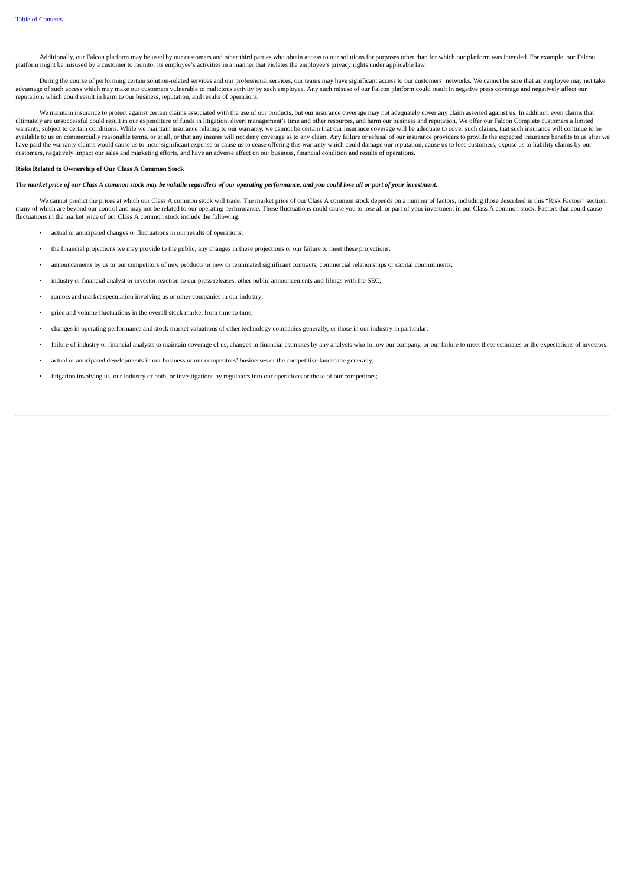Additionally, our Falcon platform may be used by our customers and other third parties who obtain access to our solutions for purposes other than for which our platform was intended. For example, our Falcon platform might be misused by a customer to monitor its employee's activities in a manner that violates the employee's privacy rights under applicable law.

During the course of performing certain solution-related services and our professional services, our teams may have significant access to our customers' networks. We cannot be sure that an employee may not take advantage of such access which may make our customers vulnerable to malicious activity by such employee. Any such misuse of our Falcon platform could result in negative press coverage and negatively affect our reputation, which could result in harm to our business, reputation, and results of operations.

We maintain insurance to protect against certain claims associated with the use of our products, but our insurance coverage may not adequately cover any claim asserted against us. In addition, even claims that ultimately are unsuccessful could result in our expenditure of funds in litigation, divert management's time and other resources, and harm our business and reputation. We offer our Falcon Complete customers a limited warranty, subject to certain conditions. While we maintain insurance relating to our warranty, we cannot be certain that our insurance coverage will be adequate to cover such claims, that such insurance will continue to be available to us on commercially reasonable terms, or at all, or that any insurer will not deny coverage as to any claim. Any failure or refusal of our insurance providers to provide the expected insurance benefits to us after we have paid the warranty claims would cause us to incur significant expense or cause us to cease offering this warranty which could damage our reputation, cause us to lose customers, expose us to liability claims by our customers, negatively impact our sales and marketing efforts, and have an adverse effect on our business, financial condition and results of operations.

**Risks Related to Ownership of Our Class A Common Stock**

***The market price of our Class A common stock may be volatile regardless of our operating performance, and you could lose all or part of your investment.***

We cannot predict the prices at which our Class A common stock will trade. The market price of our Class A common stock depends on a number of factors, including those described in this "Risk Factors" section, many of which are beyond our control and may not be related to our operating performance. These fluctuations could cause you to lose all or part of your investment in our Class A common stock. Factors that could cause fluctuations in the market price of our Class A common stock include the following:

- actual or anticipated changes or fluctuations in our results of operations;
- the financial projections we may provide to the public, any changes in these projections or our failure to meet these projections;
- announcements by us or our competitors of new products or new or terminated significant contracts, commercial relationships or capital commitments;
- industry or financial analyst or investor reaction to our press releases, other public announcements and filings with the SEC;
- rumors and market speculation involving us or other companies in our industry;
- price and volume fluctuations in the overall stock market from time to time;
- changes in operating performance and stock market valuations of other technology companies generally, or those in our industry in particular;
- failure of industry or financial analysts to maintain coverage of us, changes in financial estimates by any analysts who follow our company, or our failure to meet these estimates or the expectations of investors;
- actual or anticipated developments in our business or our competitors' businesses or the competitive landscape generally;
- litigation involving us, our industry or both, or investigations by regulators into our operations or those of our competitors;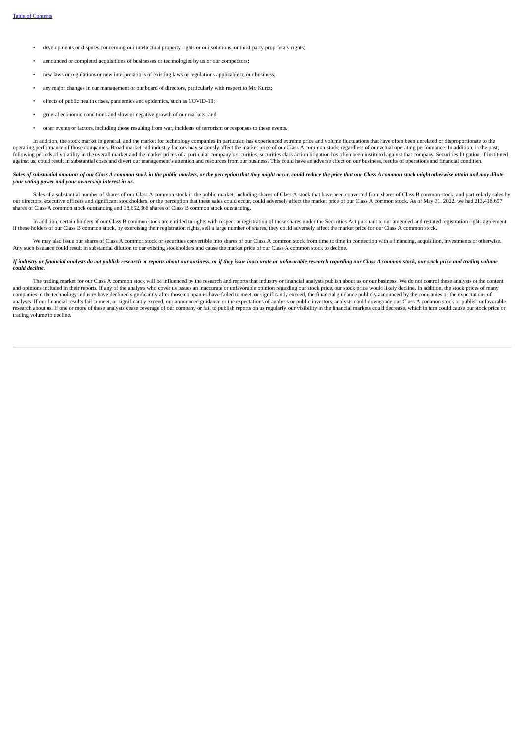- developments or disputes concerning our intellectual property rights or our solutions, or third-party proprietary rights;
- announced or completed acquisitions of businesses or technologies by us or our competitors;
- new laws or regulations or new interpretations of existing laws or regulations applicable to our business;
- any major changes in our management or our board of directors, particularly with respect to Mr. Kurtz;
- effects of public health crises, pandemics and epidemics, such as COVID-19;
- general economic conditions and slow or negative growth of our markets; and
- other events or factors, including those resulting from war, incidents of terrorism or responses to these events.

In addition, the stock market in general, and the market for technology companies in particular, has experienced extreme price and volume fluctuations that have often been unrelated or disproportionate to the operating performance of those companies. Broad market and industry factors may seriously affect the market price of our Class A common stock, regardless of our actual operating performance. In addition, in the past, following periods of volatility in the overall market and the market prices of a particular company's securities, securities class action litigation has often been instituted against that company. Securities litigation, if instituted against us, could result in substantial costs and divert our management's attention and resources from our business. This could have an adverse effect on our business, results of operations and financial condition.

***Sales of substantial amounts of our Class A common stock in the public markets, or the perception that they might occur, could reduce the price that our Class A common stock might otherwise attain and may dilute your voting power and your ownership interest in us.***

Sales of a substantial number of shares of our Class A common stock in the public market, including shares of Class A stock that have been converted from shares of Class B common stock, and particularly sales by our directors, executive officers and significant stockholders, or the perception that these sales could occur, could adversely affect the market price of our Class A common stock. As of May 31, 2022, we had 213,418,697 shares of Class A common stock outstanding and 18,652,968 shares of Class B common stock outstanding.

In addition, certain holders of our Class B common stock are entitled to rights with respect to registration of these shares under the Securities Act pursuant to our amended and restated registration rights agreement. If these holders of our Class B common stock, by exercising their registration rights, sell a large number of shares, they could adversely affect the market price for our Class A common stock.

We may also issue our shares of Class A common stock or securities convertible into shares of our Class A common stock from time to time in connection with a financing, acquisition, investments or otherwise. Any such issuance could result in substantial dilution to our existing stockholders and cause the market price of our Class A common stock to decline.

***If industry or financial analysts do not publish research or reports about our business, or if they issue inaccurate or unfavorable research regarding our Class A common stock, our stock price and trading volume could decline.***

The trading market for our Class A common stock will be influenced by the research and reports that industry or financial analysts publish about us or our business. We do not control these analysts or the content and opinions included in their reports. If any of the analysts who cover us issues an inaccurate or unfavorable opinion regarding our stock price, our stock price would likely decline. In addition, the stock prices of many companies in the technology industry have declined significantly after those companies have failed to meet, or significantly exceed, the financial guidance publicly announced by the companies or the expectations of analysts. If our financial results fail to meet, or significantly exceed, our announced guidance or the expectations of analysts or public investors, analysts could downgrade our Class A common stock or publish unfavorable research about us. If one or more of these analysts cease coverage of our company or fail to publish reports on us regularly, our visibility in the financial markets could decrease, which in turn could cause our stock price or trading volume to decline.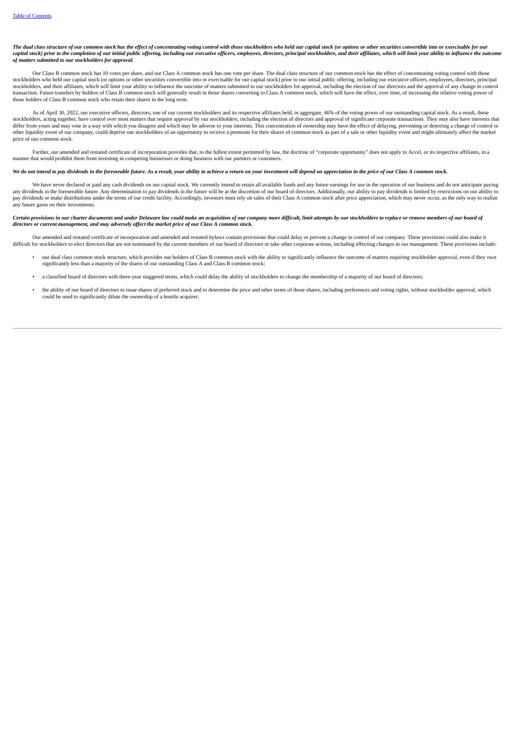***The dual class structure of our common stock has the effect of concentrating voting control with those stockholders who held our capital stock (or options or other securities convertible into or exercisable for our capital stock) prior to the completion of our initial public offering, including our executive officers, employees, directors, principal stockholders, and their affiliates, which will limit your ability to influence the outcome of matters submitted to our stockholders for approval.***

Our Class B common stock has 10 votes per share, and our Class A common stock has one vote per share. The dual class structure of our common stock has the effect of concentrating voting control with those stockholders who held our capital stock (or options or other securities convertible into or exercisable for our capital stock) prior to our initial public offering, including our executive officers, employees, directors, principal stockholders, and their affiliates, which will limit your ability to influence the outcome of matters submitted to our stockholders for approval, including the election of our directors and the approval of any change in control transaction. Future transfers by holders of Class B common stock will generally result in those shares converting to Class A common stock, which will have the effect, over time, of increasing the relative voting power of those holders of Class B common stock who retain their shares in the long term.

As of April 30, 2022, our executive officers, directors, one of our current stockholders and its respective affiliates held, in aggregate, 46% of the voting power of our outstanding capital stock. As a result, these stockholders, acting together, have control over most matters that require approval by our stockholders, including the election of directors and approval of significant corporate transactions. They may also have interests that differ from yours and may vote in a way with which you disagree and which may be adverse to your interests. This concentration of ownership may have the effect of delaying, preventing or deterring a change of control or other liquidity event of our company, could deprive our stockholders of an opportunity to receive a premium for their shares of common stock as part of a sale or other liquidity event and might ultimately affect the market price of our common stock.

Further, our amended and restated certificate of incorporation provides that, to the fullest extent permitted by law, the doctrine of "corporate opportunity" does not apply to Accel, or its respective affiliates, in a manner that would prohibit them from investing in competing businesses or doing business with our partners or customers.

***We do not intend to pay dividends in the foreseeable future. As a result, your ability to achieve a return on your investment will depend on appreciation in the price of our Class A common stock.***

We have never declared or paid any cash dividends on our capital stock. We currently intend to retain all available funds and any future earnings for use in the operation of our business and do not anticipate paying any dividends in the foreseeable future. Any determination to pay dividends in the future will be at the discretion of our board of directors. Additionally, our ability to pay dividends is limited by restrictions on our ability to pay dividends or make distributions under the terms of our credit facility. Accordingly, investors must rely on sales of their Class A common stock after price appreciation, which may never occur, as the only way to realize any future gains on their investments.

***Certain provisions in our charter documents and under Delaware law could make an acquisition of our company more difficult, limit attempts by our stockholders to replace or remove members of our board of directors or current management, and may adversely affect the market price of our Class A common stock.***

Our amended and restated certificate of incorporation and amended and restated bylaws contain provisions that could delay or prevent a change in control of our company. These provisions could also make it difficult for stockholders to elect directors that are not nominated by the current members of our board of directors or take other corporate actions, including effecting changes in our management. These provisions include:

- our dual class common stock structure, which provides our holders of Class B common stock with the ability to significantly influence the outcome of matters requiring stockholder approval, even if they own significantly less than a majority of the shares of our outstanding Class A and Class B common stock;
- a classified board of directors with three-year staggered terms, which could delay the ability of stockholders to change the membership of a majority of our board of directors;
- the ability of our board of directors to issue shares of preferred stock and to determine the price and other terms of those shares, including preferences and voting rights, without stockholder approval, which could be used to significantly dilute the ownership of a hostile acquirer;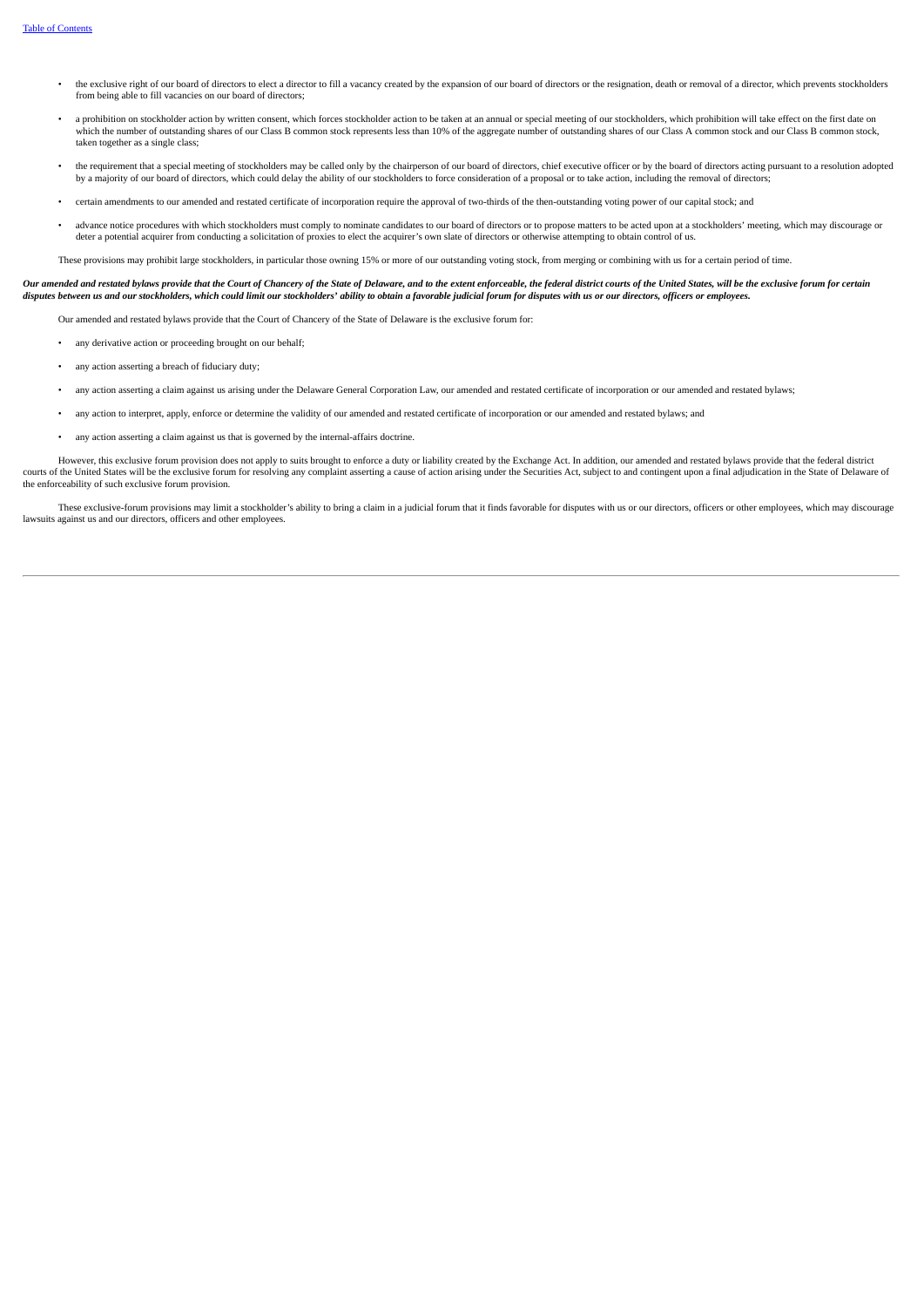- the exclusive right of our board of directors to elect a director to fill a vacancy created by the expansion of our board of directors or the resignation, death or removal of a director, which prevents stockholders from being able to fill vacancies on our board of directors;
- a prohibition on stockholder action by written consent, which forces stockholder action to be taken at an annual or special meeting of our stockholders, which prohibition will take effect on the first date on which the number of outstanding shares of our Class B common stock represents less than 10% of the aggregate number of outstanding shares of our Class A common stock and our Class B common stock, taken together as a single class;
- the requirement that a special meeting of stockholders may be called only by the chairperson of our board of directors, chief executive officer or by the board of directors acting pursuant to a resolution adopted by a majority of our board of directors, which could delay the ability of our stockholders to force consideration of a proposal or to take action, including the removal of directors;
- certain amendments to our amended and restated certificate of incorporation require the approval of two-thirds of the then-outstanding voting power of our capital stock; and
- advance notice procedures with which stockholders must comply to nominate candidates to our board of directors or to propose matters to be acted upon at a stockholders' meeting, which may discourage or deter a potential acquirer from conducting a solicitation of proxies to elect the acquirer's own slate of directors or otherwise attempting to obtain control of us.

These provisions may prohibit large stockholders, in particular those owning 15% or more of our outstanding voting stock, from merging or combining with us for a certain period of time.

***Our amended and restated bylaws provide that the Court of Chancery of the State of Delaware, and to the extent enforceable, the federal district courts of the United States, will be the exclusive forum for certain disputes between us and our stockholders, which could limit our stockholders' ability to obtain a favorable judicial forum for disputes with us or our directors, officers or employees.***

Our amended and restated bylaws provide that the Court of Chancery of the State of Delaware is the exclusive forum for:

- any derivative action or proceeding brought on our behalf;
- any action asserting a breach of fiduciary duty;
- any action asserting a claim against us arising under the Delaware General Corporation Law, our amended and restated certificate of incorporation or our amended and restated bylaws;
- any action to interpret, apply, enforce or determine the validity of our amended and restated certificate of incorporation or our amended and restated bylaws; and
- any action asserting a claim against us that is governed by the internal-affairs doctrine.

However, this exclusive forum provision does not apply to suits brought to enforce a duty or liability created by the Exchange Act. In addition, our amended and restated bylaws provide that the federal district courts of the United States will be the exclusive forum for resolving any complaint asserting a cause of action arising under the Securities Act, subject to and contingent upon a final adjudication in the State of Delaware of the enforceability of such exclusive forum provision.

These exclusive-forum provisions may limit a stockholder's ability to bring a claim in a judicial forum that it finds favorable for disputes with us or our directors, officers or other employees, which may discourage lawsuits against us and our directors, officers and other employees.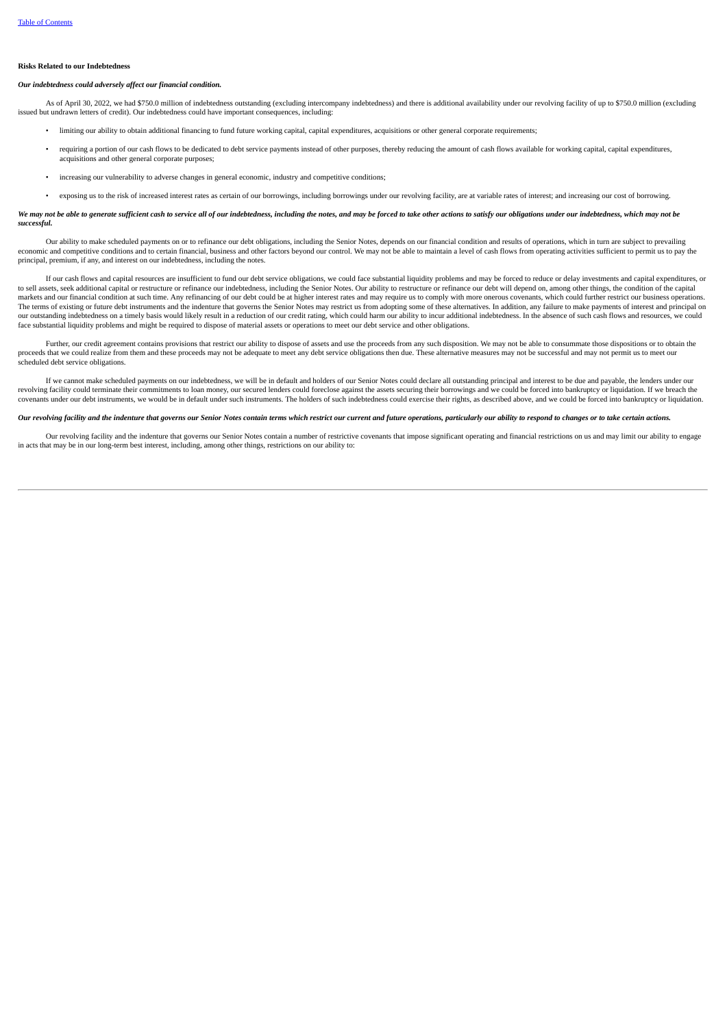**Risks Related to our Indebtedness**

***Our indebtedness could adversely affect our financial condition.***

As of April 30, 2022, we had $750.0 million of indebtedness outstanding (excluding intercompany indebtedness) and there is additional availability under our revolving facility of up to $750.0 million (excluding issued but undrawn letters of credit). Our indebtedness could have important consequences, including:

- limiting our ability to obtain additional financing to fund future working capital, capital expenditures, acquisitions or other general corporate requirements;
- requiring a portion of our cash flows to be dedicated to debt service payments instead of other purposes, thereby reducing the amount of cash flows available for working capital, capital expenditures, acquisitions and other general corporate purposes;
- increasing our vulnerability to adverse changes in general economic, industry and competitive conditions;
- exposing us to the risk of increased interest rates as certain of our borrowings, including borrowings under our revolving facility, are at variable rates of interest; and increasing our cost of borrowing.

***We may not be able to generate sufficient cash to service all of our indebtedness, including the notes, and may be forced to take other actions to satisfy our obligations under our indebtedness, which may not be successful.***

Our ability to make scheduled payments on or to refinance our debt obligations, including the Senior Notes, depends on our financial condition and results of operations, which in turn are subject to prevailing economic and competitive conditions and to certain financial, business and other factors beyond our control. We may not be able to maintain a level of cash flows from operating activities sufficient to permit us to pay the principal, premium, if any, and interest on our indebtedness, including the notes.

If our cash flows and capital resources are insufficient to fund our debt service obligations, we could face substantial liquidity problems and may be forced to reduce or delay investments and capital expenditures, or to sell assets, seek additional capital or restructure or refinance our indebtedness, including the Senior Notes. Our ability to restructure or refinance our debt will depend on, among other things, the condition of the capital markets and our financial condition at such time. Any refinancing of our debt could be at higher interest rates and may require us to comply with more onerous covenants, which could further restrict our business operations. The terms of existing or future debt instruments and the indenture that governs the Senior Notes may restrict us from adopting some of these alternatives. In addition, any failure to make payments of interest and principal on our outstanding indebtedness on a timely basis would likely result in a reduction of our credit rating, which could harm our ability to incur additional indebtedness. In the absence of such cash flows and resources, we could face substantial liquidity problems and might be required to dispose of material assets or operations to meet our debt service and other obligations.

Further, our credit agreement contains provisions that restrict our ability to dispose of assets and use the proceeds from any such disposition. We may not be able to consummate those dispositions or to obtain the proceeds that we could realize from them and these proceeds may not be adequate to meet any debt service obligations then due. These alternative measures may not be successful and may not permit us to meet our scheduled debt service obligations.

If we cannot make scheduled payments on our indebtedness, we will be in default and holders of our Senior Notes could declare all outstanding principal and interest to be due and payable, the lenders under our revolving facility could terminate their commitments to loan money, our secured lenders could foreclose against the assets securing their borrowings and we could be forced into bankruptcy or liquidation. If we breach the covenants under our debt instruments, we would be in default under such instruments. The holders of such indebtedness could exercise their rights, as described above, and we could be forced into bankruptcy or liquidation.

***Our revolving facility and the indenture that governs our Senior Notes contain terms which restrict our current and future operations, particularly our ability to respond to changes or to take certain actions.***

Our revolving facility and the indenture that governs our Senior Notes contain a number of restrictive covenants that impose significant operating and financial restrictions on us and may limit our ability to engage in acts that may be in our long-term best interest, including, among other things, restrictions on our ability to: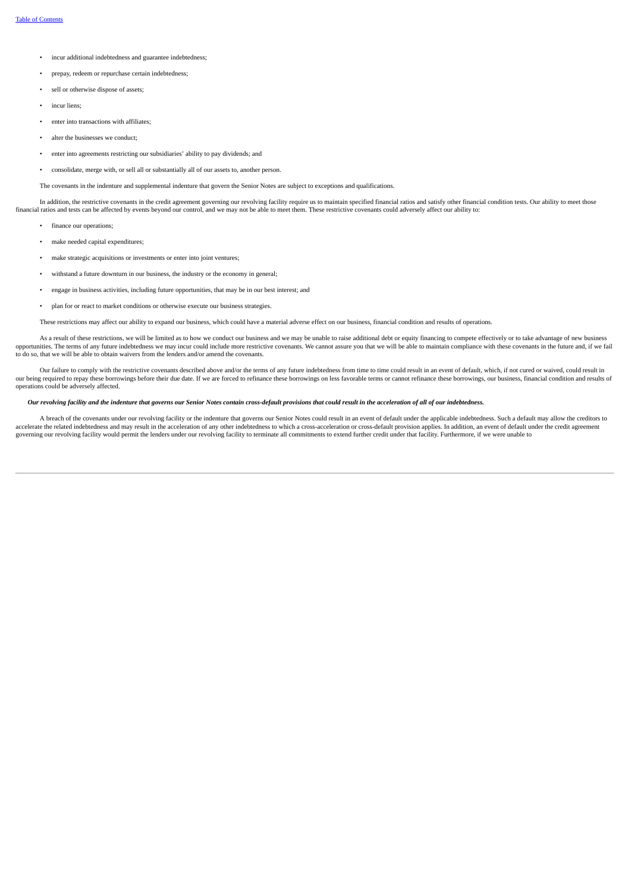- incur additional indebtedness and guarantee indebtedness;
- prepay, redeem or repurchase certain indebtedness;
- sell or otherwise dispose of assets;
- incur liens;
- enter into transactions with affiliates;
- alter the businesses we conduct;
- enter into agreements restricting our subsidiaries' ability to pay dividends; and
- consolidate, merge with, or sell all or substantially all of our assets to, another person.

The covenants in the indenture and supplemental indenture that govern the Senior Notes are subject to exceptions and qualifications.

In addition, the restrictive covenants in the credit agreement governing our revolving facility require us to maintain specified financial ratios and satisfy other financial condition tests. Our ability to meet those financial ratios and tests can be affected by events beyond our control, and we may not be able to meet them. These restrictive covenants could adversely affect our ability to:

- finance our operations;
- make needed capital expenditures;
- make strategic acquisitions or investments or enter into joint ventures;
- withstand a future downturn in our business, the industry or the economy in general;
- engage in business activities, including future opportunities, that may be in our best interest; and
- plan for or react to market conditions or otherwise execute our business strategies.

These restrictions may affect our ability to expand our business, which could have a material adverse effect on our business, financial condition and results of operations.

As a result of these restrictions, we will be limited as to how we conduct our business and we may be unable to raise additional debt or equity financing to compete effectively or to take advantage of new business opportunities. The terms of any future indebtedness we may incur could include more restrictive covenants. We cannot assure you that we will be able to maintain compliance with these covenants in the future and, if we fail to do so, that we will be able to obtain waivers from the lenders and/or amend the covenants.

Our failure to comply with the restrictive covenants described above and/or the terms of any future indebtedness from time to time could result in an event of default, which, if not cured or waived, could result in our being required to repay these borrowings before their due date. If we are forced to refinance these borrowings on less favorable terms or cannot refinance these borrowings, our business, financial condition and results of operations could be adversely affected.

***Our revolving facility and the indenture that governs our Senior Notes contain cross-default provisions that could result in the acceleration of all of our indebtedness.***

A breach of the covenants under our revolving facility or the indenture that governs our Senior Notes could result in an event of default under the applicable indebtedness. Such a default may allow the creditors to accelerate the related indebtedness and may result in the acceleration of any other indebtedness to which a cross-acceleration or cross-default provision applies. In addition, an event of default under the credit agreement governing our revolving facility would permit the lenders under our revolving facility to terminate all commitments to extend further credit under that facility. Furthermore, if we were unable to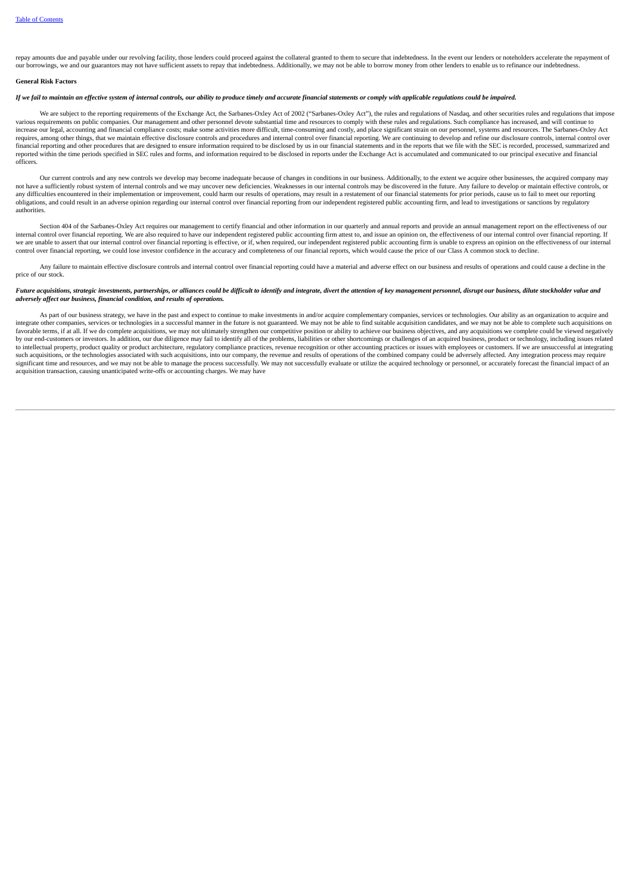repay amounts due and payable under our revolving facility, those lenders could proceed against the collateral granted to them to secure that indebtedness. In the event our lenders or noteholders accelerate the repayment of our borrowings, we and our guarantors may not have sufficient assets to repay that indebtedness. Additionally, we may not be able to borrow money from other lenders to enable us to refinance our indebtedness.

**General Risk Factors**

***If we fail to maintain an effective system of internal controls, our ability to produce timely and accurate financial statements or comply with applicable regulations could be impaired.***

We are subject to the reporting requirements of the Exchange Act, the Sarbanes-Oxley Act of 2002 ("Sarbanes-Oxley Act"), the rules and regulations of Nasdaq, and other securities rules and regulations that impose various requirements on public companies. Our management and other personnel devote substantial time and resources to comply with these rules and regulations. Such compliance has increased, and will continue to increase our legal, accounting and financial compliance costs; make some activities more difficult, time-consuming and costly, and place significant strain on our personnel, systems and resources. The Sarbanes-Oxley Act requires, among other things, that we maintain effective disclosure controls and procedures and internal control over financial reporting. We are continuing to develop and refine our disclosure controls, internal control over financial reporting and other procedures that are designed to ensure information required to be disclosed by us in our financial statements and in the reports that we file with the SEC is recorded, processed, summarized and reported within the time periods specified in SEC rules and forms, and information required to be disclosed in reports under the Exchange Act is accumulated and communicated to our principal executive and financial officers.

Our current controls and any new controls we develop may become inadequate because of changes in conditions in our business. Additionally, to the extent we acquire other businesses, the acquired company may not have a sufficiently robust system of internal controls and we may uncover new deficiencies. Weaknesses in our internal controls may be discovered in the future. Any failure to develop or maintain effective controls, or any difficulties encountered in their implementation or improvement, could harm our results of operations, may result in a restatement of our financial statements for prior periods, cause us to fail to meet our reporting obligations, and could result in an adverse opinion regarding our internal control over financial reporting from our independent registered public accounting firm, and lead to investigations or sanctions by regulatory authorities.

Section 404 of the Sarbanes-Oxley Act requires our management to certify financial and other information in our quarterly and annual reports and provide an annual management report on the effectiveness of our internal control over financial reporting. We are also required to have our independent registered public accounting firm attest to, and issue an opinion on, the effectiveness of our internal control over financial reporting. If we are unable to assert that our internal control over financial reporting is effective, or if, when required, our independent registered public accounting firm is unable to express an opinion on the effectiveness of our internal control over financial reporting, we could lose investor confidence in the accuracy and completeness of our financial reports, which would cause the price of our Class A common stock to decline.

Any failure to maintain effective disclosure controls and internal control over financial reporting could have a material and adverse effect on our business and results of operations and could cause a decline in the price of our stock.

***Future acquisitions, strategic investments, partnerships, or alliances could be difficult to identify and integrate, divert the attention of key management personnel, disrupt our business, dilute stockholder value and adversely affect our business, financial condition, and results of operations.***

As part of our business strategy, we have in the past and expect to continue to make investments in and/or acquire complementary companies, services or technologies. Our ability as an organization to acquire and integrate other companies, services or technologies in a successful manner in the future is not guaranteed. We may not be able to find suitable acquisition candidates, and we may not be able to complete such acquisitions on favorable terms, if at all. If we do complete acquisitions, we may not ultimately strengthen our competitive position or ability to achieve our business objectives, and any acquisitions we complete could be viewed negatively by our end-customers or investors. In addition, our due diligence may fail to identify all of the problems, liabilities or other shortcomings or challenges of an acquired business, product or technology, including issues related to intellectual property, product quality or product architecture, regulatory compliance practices, revenue recognition or other accounting practices or issues with employees or customers. If we are unsuccessful at integrating such acquisitions, or the technologies associated with such acquisitions, into our company, the revenue and results of operations of the combined company could be adversely affected. Any integration process may require significant time and resources, and we may not be able to manage the process successfully. We may not successfully evaluate or utilize the acquired technology or personnel, or accurately forecast the financial impact of an acquisition transaction, causing unanticipated write-offs or accounting charges. We may have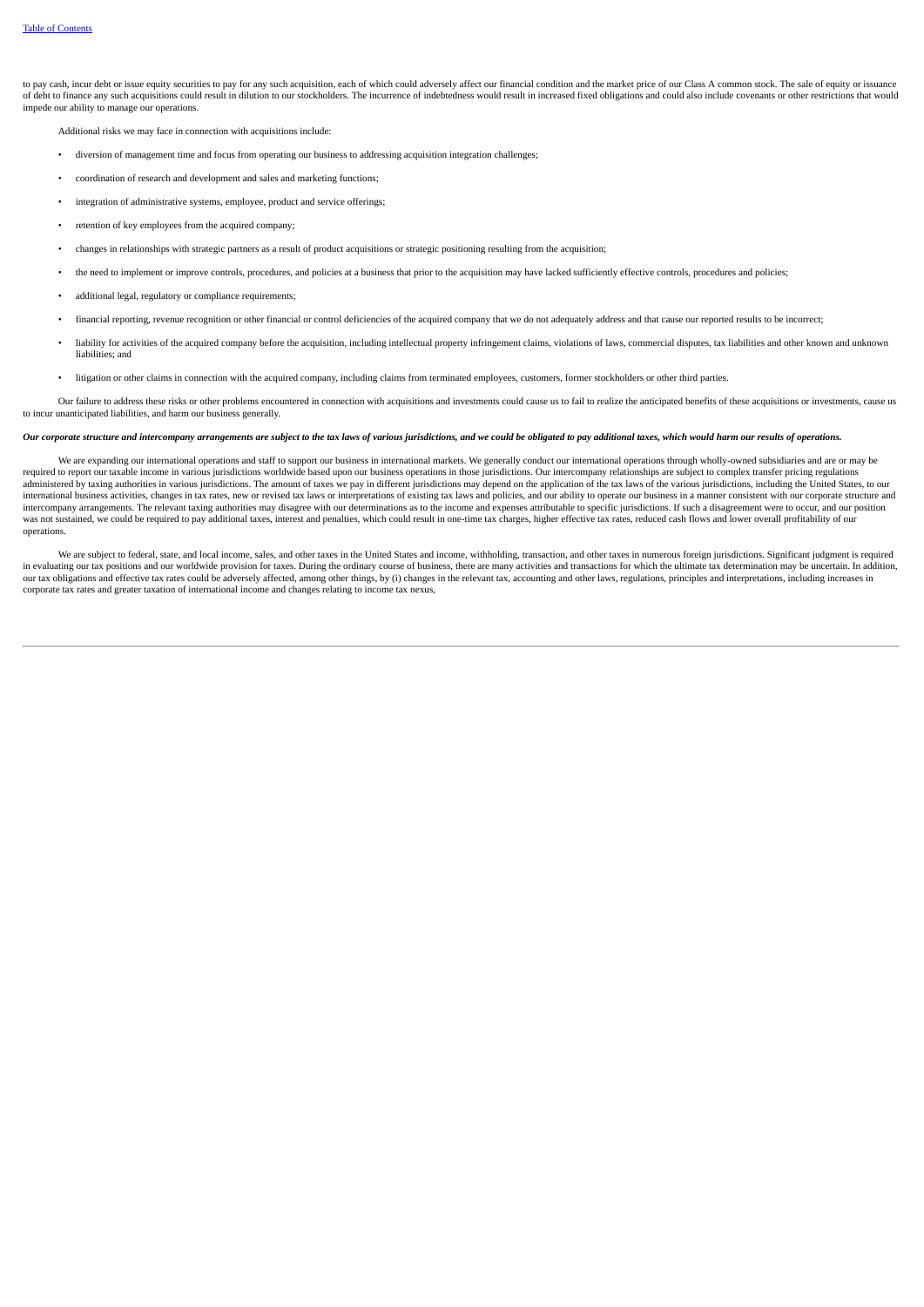to pay cash, incur debt or issue equity securities to pay for any such acquisition, each of which could adversely affect our financial condition and the market price of our Class A common stock. The sale of equity or issuance of debt to finance any such acquisitions could result in dilution to our stockholders. The incurrence of indebtedness would result in increased fixed obligations and could also include covenants or other restrictions that would impede our ability to manage our operations.

Additional risks we may face in connection with acquisitions include:

- diversion of management time and focus from operating our business to addressing acquisition integration challenges;
- coordination of research and development and sales and marketing functions;
- integration of administrative systems, employee, product and service offerings;
- retention of key employees from the acquired company;
- changes in relationships with strategic partners as a result of product acquisitions or strategic positioning resulting from the acquisition;
- the need to implement or improve controls, procedures, and policies at a business that prior to the acquisition may have lacked sufficiently effective controls, procedures and policies;
- additional legal, regulatory or compliance requirements;
- financial reporting, revenue recognition or other financial or control deficiencies of the acquired company that we do not adequately address and that cause our reported results to be incorrect;
- liability for activities of the acquired company before the acquisition, including intellectual property infringement claims, violations of laws, commercial disputes, tax liabilities and other known and unknown liabilities; and
- litigation or other claims in connection with the acquired company, including claims from terminated employees, customers, former stockholders or other third parties.

Our failure to address these risks or other problems encountered in connection with acquisitions and investments could cause us to fail to realize the anticipated benefits of these acquisitions or investments, cause us to incur unanticipated liabilities, and harm our business generally.

***Our corporate structure and intercompany arrangements are subject to the tax laws of various jurisdictions, and we could be obligated to pay additional taxes, which would harm our results of operations.***

We are expanding our international operations and staff to support our business in international markets. We generally conduct our international operations through wholly-owned subsidiaries and are or may be required to report our taxable income in various jurisdictions worldwide based upon our business operations in those jurisdictions. Our intercompany relationships are subject to complex transfer pricing regulations administered by taxing authorities in various jurisdictions. The amount of taxes we pay in different jurisdictions may depend on the application of the tax laws of the various jurisdictions, including the United States, to our international business activities, changes in tax rates, new or revised tax laws or interpretations of existing tax laws and policies, and our ability to operate our business in a manner consistent with our corporate structure and intercompany arrangements. The relevant taxing authorities may disagree with our determinations as to the income and expenses attributable to specific jurisdictions. If such a disagreement were to occur, and our position was not sustained, we could be required to pay additional taxes, interest and penalties, which could result in one-time tax charges, higher effective tax rates, reduced cash flows and lower overall profitability of our operations.

We are subject to federal, state, and local income, sales, and other taxes in the United States and income, withholding, transaction, and other taxes in numerous foreign jurisdictions. Significant judgment is required in evaluating our tax positions and our worldwide provision for taxes. During the ordinary course of business, there are many activities and transactions for which the ultimate tax determination may be uncertain. In addition, our tax obligations and effective tax rates could be adversely affected, among other things, by (i) changes in the relevant tax, accounting and other laws, regulations, principles and interpretations, including increases in corporate tax rates and greater taxation of international income and changes relating to income tax nexus,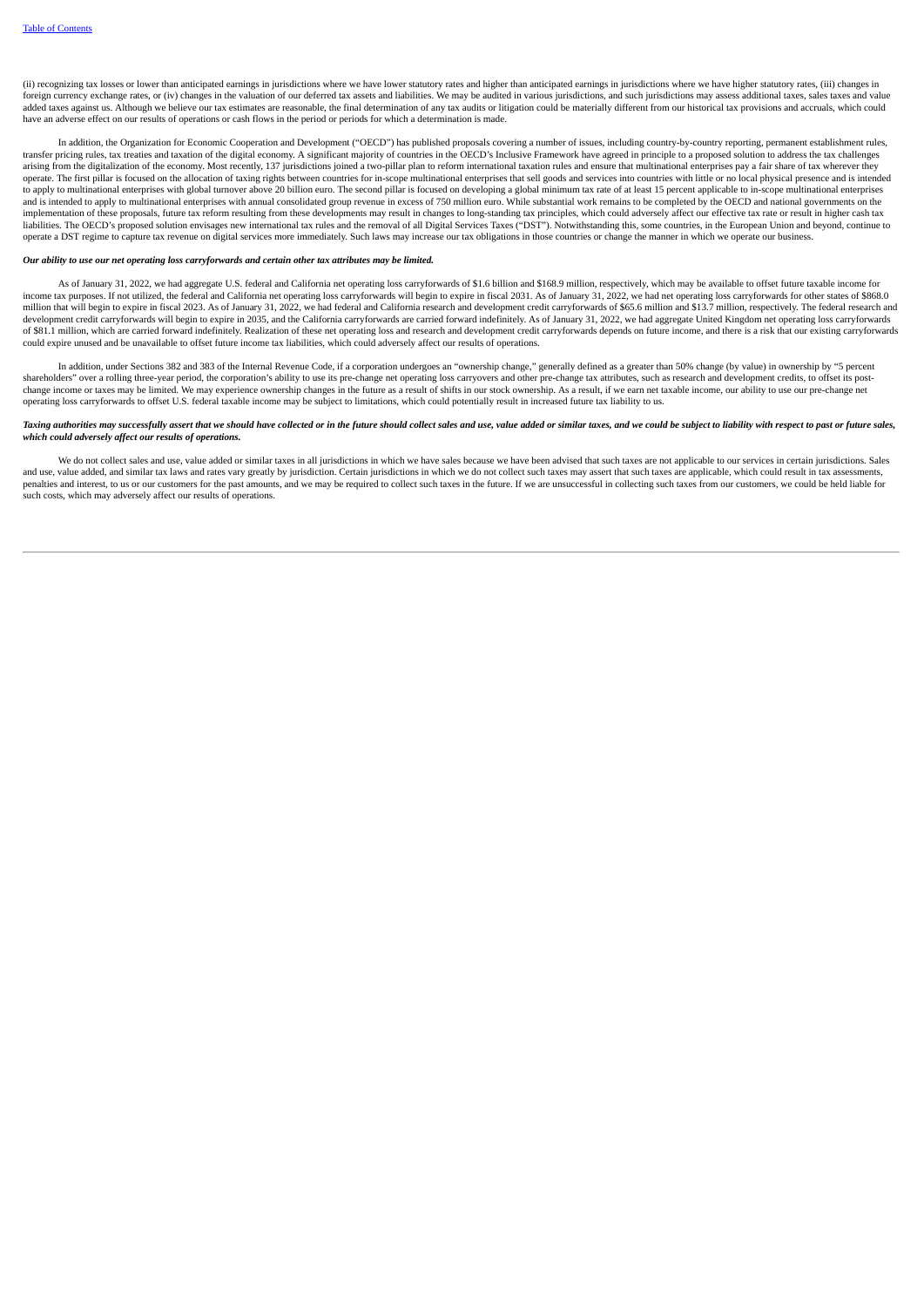(ii) recognizing tax losses or lower than anticipated earnings in jurisdictions where we have lower statutory rates and higher than anticipated earnings in jurisdictions where we have higher statutory rates, (iii) changes in foreign currency exchange rates, or (iv) changes in the valuation of our deferred tax assets and liabilities. We may be audited in various jurisdictions, and such jurisdictions may assess additional taxes, sales taxes and value added taxes against us. Although we believe our tax estimates are reasonable, the final determination of any tax audits or litigation could be materially different from our historical tax provisions and accruals, which could have an adverse effect on our results of operations or cash flows in the period or periods for which a determination is made.

In addition, the Organization for Economic Cooperation and Development ("OECD") has published proposals covering a number of issues, including country-by-country reporting, permanent establishment rules, transfer pricing rules, tax treaties and taxation of the digital economy. A significant majority of countries in the OECD's Inclusive Framework have agreed in principle to a proposed solution to address the tax challenges arising from the digitalization of the economy. Most recently, 137 jurisdictions joined a two-pillar plan to reform international taxation rules and ensure that multinational enterprises pay a fair share of tax wherever they operate. The first pillar is focused on the allocation of taxing rights between countries for in-scope multinational enterprises that sell goods and services into countries with little or no local physical presence and is intended to apply to multinational enterprises with global turnover above 20 billion euro. The second pillar is focused on developing a global minimum tax rate of at least 15 percent applicable to in-scope multinational enterprises and is intended to apply to multinational enterprises with annual consolidated group revenue in excess of 750 million euro. While substantial work remains to be completed by the OECD and national governments on the implementation of these proposals, future tax reform resulting from these developments may result in changes to long-standing tax principles, which could adversely affect our effective tax rate or result in higher cash tax liabilities. The OECD's proposed solution envisages new international tax rules and the removal of all Digital Services Taxes ("DST"). Notwithstanding this, some countries, in the European Union and beyond, continue to operate a DST regime to capture tax revenue on digital services more immediately. Such laws may increase our tax obligations in those countries or change the manner in which we operate our business.

***Our ability to use our net operating loss carryforwards and certain other tax attributes may be limited.***

As of January 31, 2022, we had aggregate U.S. federal and California net operating loss carryforwards of $1.6 billion and $168.9 million, respectively, which may be available to offset future taxable income for income tax purposes. If not utilized, the federal and California net operating loss carryforwards will begin to expire in fiscal 2031. As of January 31, 2022, we had net operating loss carryforwards for other states of $868.0 million that will begin to expire in fiscal 2023. As of January 31, 2022, we had federal and California research and development credit carryforwards of $65.6 million and $13.7 million, respectively. The federal research and development credit carryforwards will begin to expire in 2035, and the California carryforwards are carried forward indefinitely. As of January 31, 2022, we had aggregate United Kingdom net operating loss carryforwards of $81.1 million, which are carried forward indefinitely. Realization of these net operating loss and research and development credit carryforwards depends on future income, and there is a risk that our existing carryforwards could expire unused and be unavailable to offset future income tax liabilities, which could adversely affect our results of operations.

In addition, under Sections 382 and 383 of the Internal Revenue Code, if a corporation undergoes an "ownership change," generally defined as a greater than 50% change (by value) in ownership by "5 percent shareholders" over a rolling three-year period, the corporation's ability to use its pre-change net operating loss carryovers and other pre-change tax attributes, such as research and development credits, to offset its post-change income or taxes may be limited. We may experience ownership changes in the future as a result of shifts in our stock ownership. As a result, if we earn net taxable income, our ability to use our pre-change net operating loss carryforwards to offset U.S. federal taxable income may be subject to limitations, which could potentially result in increased future tax liability to us.

***Taxing authorities may successfully assert that we should have collected or in the future should collect sales and use, value added or similar taxes, and we could be subject to liability with respect to past or future sales, which could adversely affect our results of operations.***

We do not collect sales and use, value added or similar taxes in all jurisdictions in which we have sales because we have been advised that such taxes are not applicable to our services in certain jurisdictions. Sales and use, value added, and similar tax laws and rates vary greatly by jurisdiction. Certain jurisdictions in which we do not collect such taxes may assert that such taxes are applicable, which could result in tax assessments, penalties and interest, to us or our customers for the past amounts, and we may be required to collect such taxes in the future. If we are unsuccessful in collecting such taxes from our customers, we could be held liable for such costs, which may adversely affect our results of operations.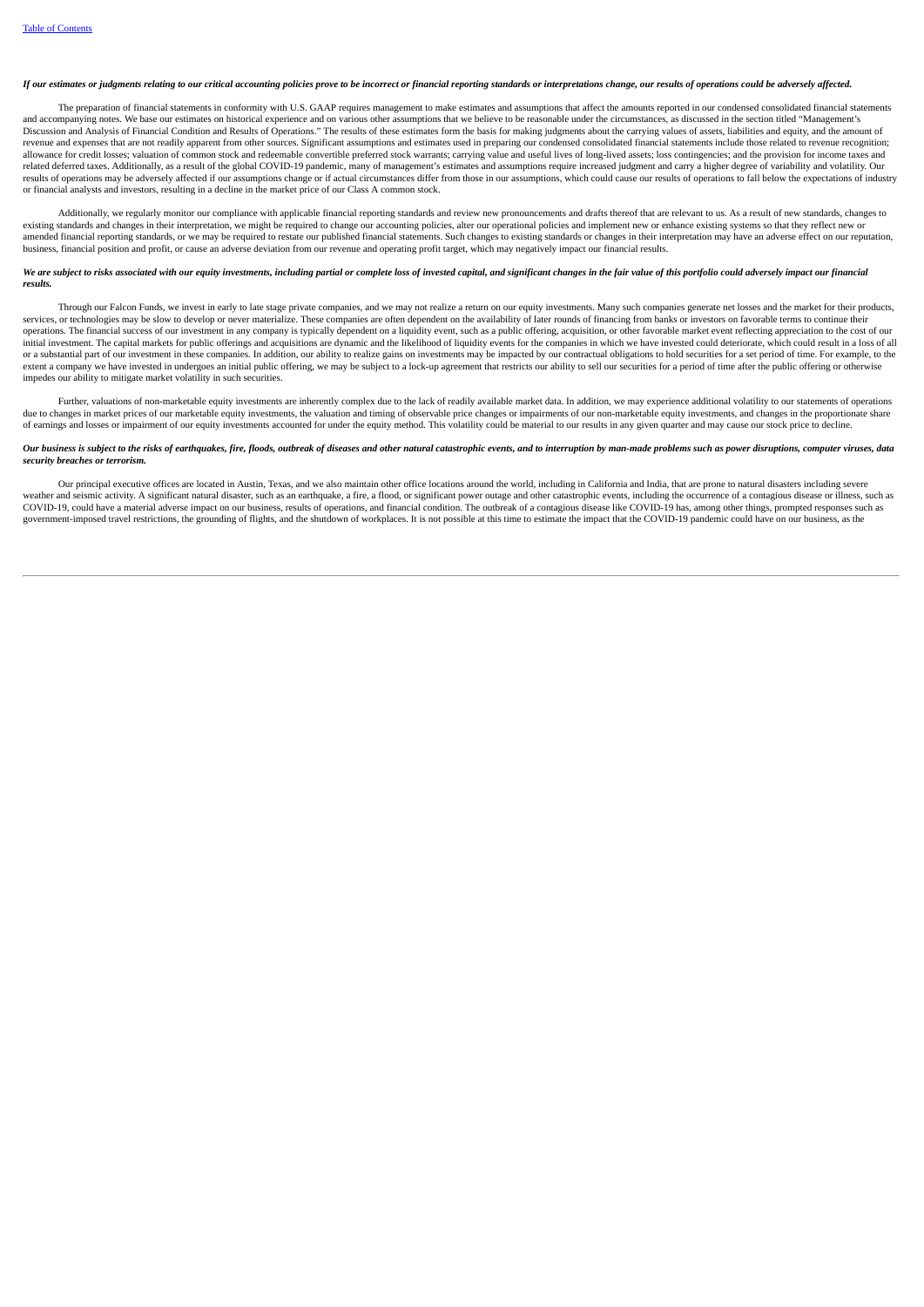*If our estimates or judgments relating to our critical accounting policies prove to be incorrect or financial reporting standards or interpretations change, our results of operations could be adversely affected.*

The preparation of financial statements in conformity with U.S. GAAP requires management to make estimates and assumptions that affect the amounts reported in our condensed consolidated financial statements and accompanying notes. We base our estimates on historical experience and on various other assumptions that we believe to be reasonable under the circumstances, as discussed in the section titled "Management's Discussion and Analysis of Financial Condition and Results of Operations." The results of these estimates form the basis for making judgments about the carrying values of assets, liabilities and equity, and the amount of revenue and expenses that are not readily apparent from other sources. Significant assumptions and estimates used in preparing our condensed consolidated financial statements include those related to revenue recognition; allowance for credit losses; valuation of common stock and redeemable convertible preferred stock warrants; carrying value and useful lives of long-lived assets; loss contingencies; and the provision for income taxes and related deferred taxes. Additionally, as a result of the global COVID-19 pandemic, many of management's estimates and assumptions require increased judgment and carry a higher degree of variability and volatility. Our results of operations may be adversely affected if our assumptions change or if actual circumstances differ from those in our assumptions, which could cause our results of operations to fall below the expectations of industry or financial analysts and investors, resulting in a decline in the market price of our Class A common stock.

Additionally, we regularly monitor our compliance with applicable financial reporting standards and review new pronouncements and drafts thereof that are relevant to us. As a result of new standards, changes to existing standards and changes in their interpretation, we might be required to change our accounting policies, alter our operational policies and implement new or enhance existing systems so that they reflect new or amended financial reporting standards, or we may be required to restate our published financial statements. Such changes to existing standards or changes in their interpretation may have an adverse effect on our reputation, business, financial position and profit, or cause an adverse deviation from our revenue and operating profit target, which may negatively impact our financial results.

*We are subject to risks associated with our equity investments, including partial or complete loss of invested capital, and significant changes in the fair value of this portfolio could adversely impact our financial results.*

Through our Falcon Funds, we invest in early to late stage private companies, and we may not realize a return on our equity investments. Many such companies generate net losses and the market for their products, services, or technologies may be slow to develop or never materialize. These companies are often dependent on the availability of later rounds of financing from banks or investors on favorable terms to continue their operations. The financial success of our investment in any company is typically dependent on a liquidity event, such as a public offering, acquisition, or other favorable market event reflecting appreciation to the cost of our initial investment. The capital markets for public offerings and acquisitions are dynamic and the likelihood of liquidity events for the companies in which we have invested could deteriorate, which could result in a loss of all or a substantial part of our investment in these companies. In addition, our ability to realize gains on investments may be impacted by our contractual obligations to hold securities for a set period of time. For example, to the extent a company we have invested in undergoes an initial public offering, we may be subject to a lock-up agreement that restricts our ability to sell our securities for a period of time after the public offering or otherwise impedes our ability to mitigate market volatility in such securities.

Further, valuations of non-marketable equity investments are inherently complex due to the lack of readily available market data. In addition, we may experience additional volatility to our statements of operations due to changes in market prices of our marketable equity investments, the valuation and timing of observable price changes or impairments of our non-marketable equity investments, and changes in the proportionate share of earnings and losses or impairment of our equity investments accounted for under the equity method. This volatility could be material to our results in any given quarter and may cause our stock price to decline.

*Our business is subject to the risks of earthquakes, fire, floods, outbreak of diseases and other natural catastrophic events, and to interruption by man-made problems such as power disruptions, computer viruses, data security breaches or terrorism.*

Our principal executive offices are located in Austin, Texas, and we also maintain other office locations around the world, including in California and India, that are prone to natural disasters including severe weather and seismic activity. A significant natural disaster, such as an earthquake, a fire, a flood, or significant power outage and other catastrophic events, including the occurrence of a contagious disease or illness, such as COVID-19, could have a material adverse impact on our business, results of operations, and financial condition. The outbreak of a contagious disease like COVID-19 has, among other things, prompted responses such as government-imposed travel restrictions, the grounding of flights, and the shutdown of workplaces. It is not possible at this time to estimate the impact that the COVID-19 pandemic could have on our business, as the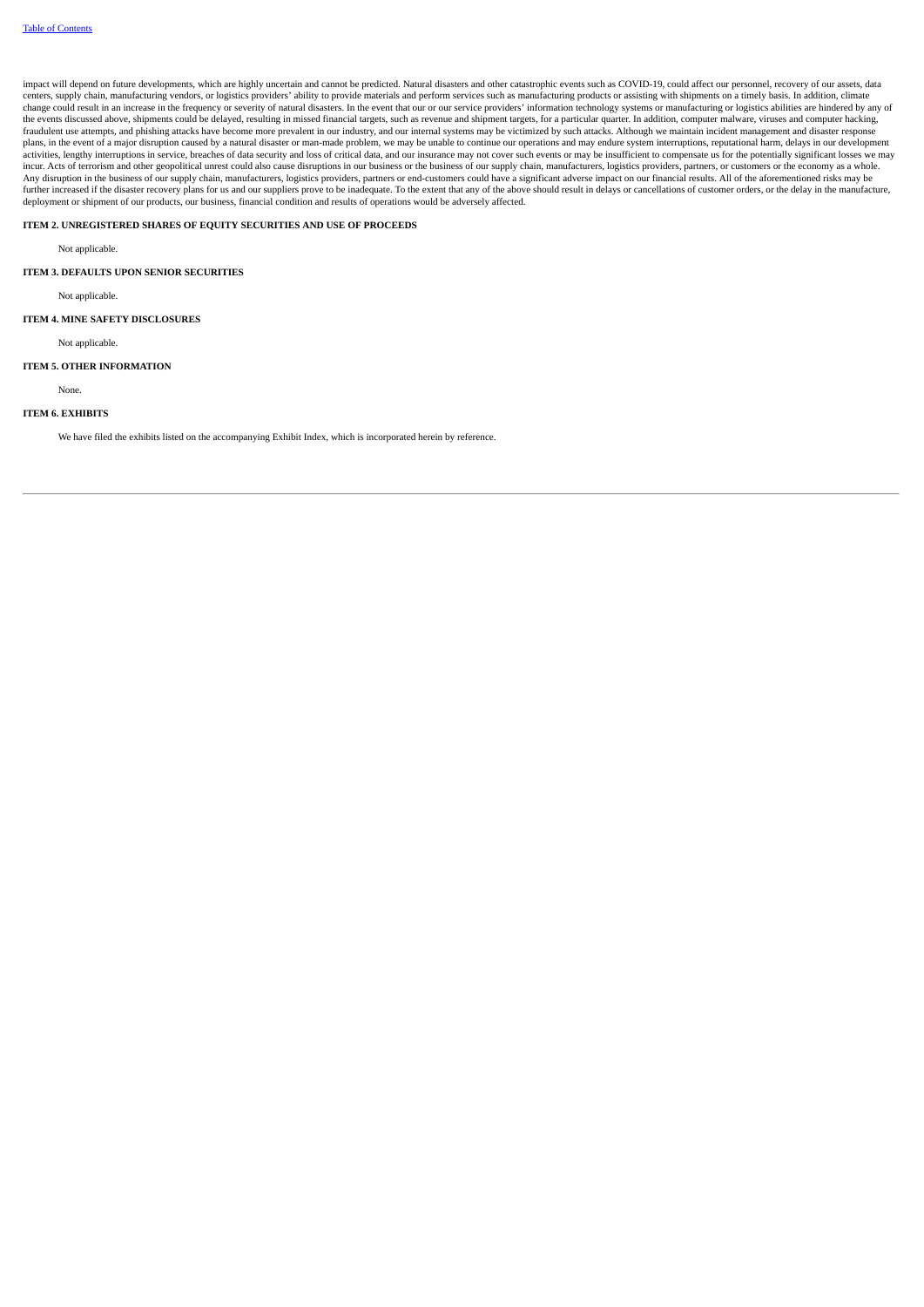impact will depend on future developments, which are highly uncertain and cannot be predicted. Natural disasters and other catastrophic events such as COVID-19, could affect our personnel, recovery of our assets, data centers, supply chain, manufacturing vendors, or logistics providers' ability to provide materials and perform services such as manufacturing products or assisting with shipments on a timely basis. In addition, climate change could result in an increase in the frequency or severity of natural disasters. In the event that our or our service providers' information technology systems or manufacturing or logistics abilities are hindered by any of the events discussed above, shipments could be delayed, resulting in missed financial targets, such as revenue and shipment targets, for a particular quarter. In addition, computer malware, viruses and computer hacking, fraudulent use attempts, and phishing attacks have become more prevalent in our industry, and our internal systems may be victimized by such attacks. Although we maintain incident management and disaster response plans, in the event of a major disruption caused by a natural disaster or man-made problem, we may be unable to continue our operations and may endure system interruptions, reputational harm, delays in our development activities, lengthy interruptions in service, breaches of data security and loss of critical data, and our insurance may not cover such events or may be insufficient to compensate us for the potentially significant losses we may incur. Acts of terrorism and other geopolitical unrest could also cause disruptions in our business or the business of our supply chain, manufacturers, logistics providers, partners, or customers or the economy as a whole. Any disruption in the business of our supply chain, manufacturers, logistics providers, partners or end-customers could have a significant adverse impact on our financial results. All of the aforementioned risks may be further increased if the disaster recovery plans for us and our suppliers prove to be inadequate. To the extent that any of the above should result in delays or cancellations of customer orders, or the delay in the manufacture, deployment or shipment of our products, our business, financial condition and results of operations would be adversely affected.

### ITEM 2. UNREGISTERED SHARES OF EQUITY SECURITIES AND USE OF PROCEEDS

Not applicable.

### ITEM 3. DEFAULTS UPON SENIOR SECURITIES

Not applicable.

### ITEM 4. MINE SAFETY DISCLOSURES

Not applicable.

### ITEM 5. OTHER INFORMATION

None.

### ITEM 6. EXHIBITS

We have filed the exhibits listed on the accompanying Exhibit Index, which is incorporated herein by reference.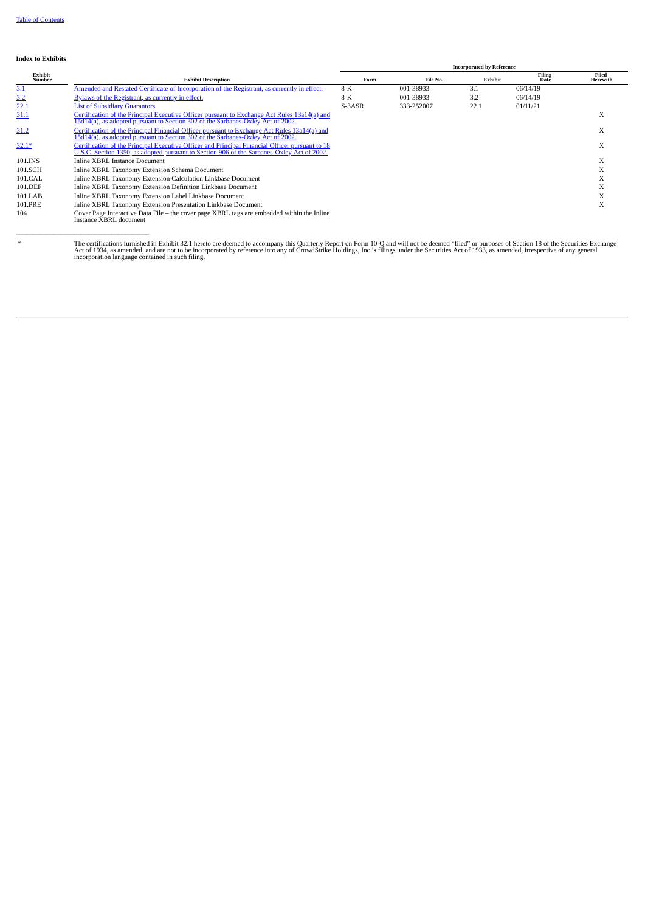## Index to Exhibits

| Exhibit Number | Exhibit Description | Incorporated by Reference | | | | Filed Herewith |
|---|---|---|---|---|---|---|
| | | Form | File No. | Exhibit | Filing Date | |
| 3.1 | Amended and Restated Certificate of Incorporation of the Registrant, as currently in effect. | 8-K | 001-38933 | 3.1 | 06/14/19 | |
| 3.2 | Bylaws of the Registrant, as currently in effect. | 8-K | 001-38933 | 3.2 | 06/14/19 | |
| 22.1 | List of Subsidiary Guarantors | S-3ASR | 333-252007 | 22.1 | 01/11/21 | |
| 31.1 | Certification of the Principal Executive Officer pursuant to Exchange Act Rules 13a14(a) and 15d14(a), as adopted pursuant to Section 302 of the Sarbanes-Oxley Act of 2002. | | | | | X |
| 31.2 | Certification of the Principal Financial Officer pursuant to Exchange Act Rules 13a14(a) and 15d14(a), as adopted pursuant to Section 302 of the Sarbanes-Oxley Act of 2002. | | | | | X |
| 32.1* | Certification of the Principal Executive Officer and Principal Financial Officer pursuant to 18 U.S.C. Section 1350, as adopted pursuant to Section 906 of the Sarbanes-Oxley Act of 2002. | | | | | X |
| 101.INS | Inline XBRL Instance Document | | | | | X |
| 101.SCH | Inline XBRL Taxonomy Extension Schema Document | | | | | X |
| 101.CAL | Inline XBRL Taxonomy Extension Calculation Linkbase Document | | | | | X |
| 101.DEF | Inline XBRL Taxonomy Extension Definition Linkbase Document | | | | | X |
| 101.LAB | Inline XBRL Taxonomy Extension Label Linkbase Document | | | | | X |
| 101.PRE | Inline XBRL Taxonomy Extension Presentation Linkbase Document | | | | | X |
| 104 | Cover Page Interactive Data File – the cover page XBRL tags are embedded within the Inline Instance XBRL document | | | | | |

\* The certifications furnished in Exhibit 32.1 hereto are deemed to accompany this Quarterly Report on Form 10-Q and will not be deemed "filed" or purposes of Section 18 of the Securities Exchange Act of 1934, as amended, and are not to be incorporated by reference into any of CrowdStrike Holdings, Inc.'s filings under the Securities Act of 1933, as amended, irrespective of any general incorporation language contained in such filing.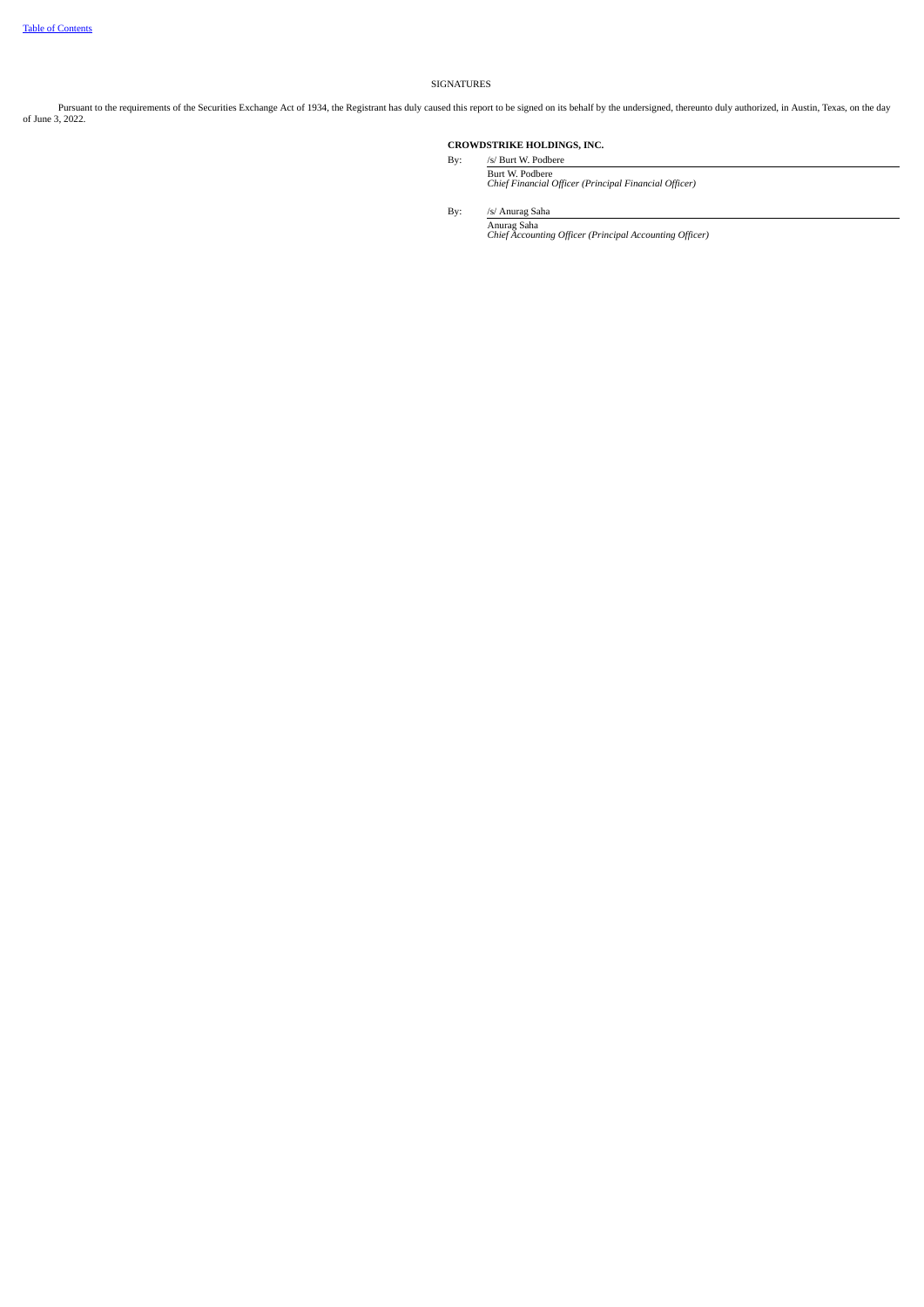# SIGNATURES

Pursuant to the requirements of the Securities Exchange Act of 1934, the Registrant has duly caused this report to be signed on its behalf by the undersigned, thereunto duly authorized, in Austin, Texas, on the day of June 3, 2022.

**CROWDSTRIKE HOLDINGS, INC.**

By: /s/ Burt W. Podbere

Burt W. Podbere
*Chief Financial Officer (Principal Financial Officer)*

By: /s/ Anurag Saha

Anurag Saha
*Chief Accounting Officer (Principal Accounting Officer)*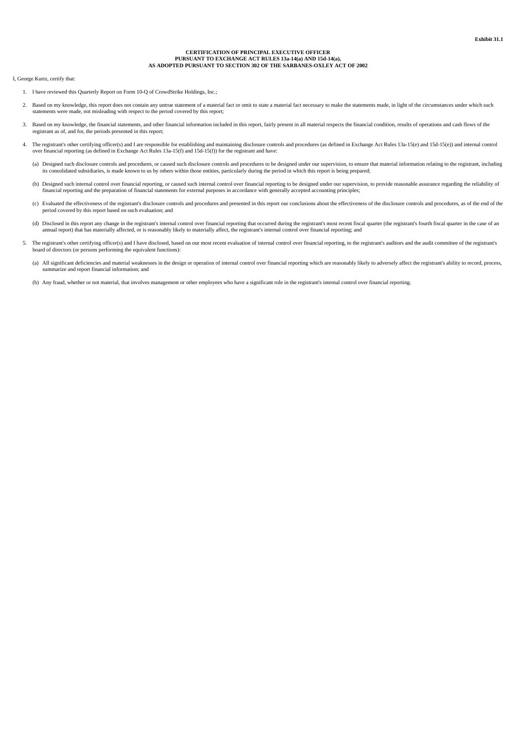**Exhibit 31.1**

**CERTIFICATION OF PRINCIPAL EXECUTIVE OFFICER
PURSUANT TO EXCHANGE ACT RULES 13a-14(a) AND 15d-14(a),
AS ADOPTED PURSUANT TO SECTION 302 OF THE SARBANES-OXLEY ACT OF 2002**

I, George Kurtz, certify that:

1. I have reviewed this Quarterly Report on Form 10-Q of CrowdStrike Holdings, Inc.;

2. Based on my knowledge, this report does not contain any untrue statement of a material fact or omit to state a material fact necessary to make the statements made, in light of the circumstances under which such statements were made, not misleading with respect to the period covered by this report;

3. Based on my knowledge, the financial statements, and other financial information included in this report, fairly present in all material respects the financial condition, results of operations and cash flows of the registrant as of, and for, the periods presented in this report;

4. The registrant's other certifying officer(s) and I are responsible for establishing and maintaining disclosure controls and procedures (as defined in Exchange Act Rules 13a-15(e) and 15d-15(e)) and internal control over financial reporting (as defined in Exchange Act Rules 13a-15(f) and 15d-15(f)) for the registrant and have:

   (a) Designed such disclosure controls and procedures, or caused such disclosure controls and procedures to be designed under our supervision, to ensure that material information relating to the registrant, including its consolidated subsidiaries, is made known to us by others within those entities, particularly during the period in which this report is being prepared;

   (b) Designed such internal control over financial reporting, or caused such internal control over financial reporting to be designed under our supervision, to provide reasonable assurance regarding the reliability of financial reporting and the preparation of financial statements for external purposes in accordance with generally accepted accounting principles;

   (c) Evaluated the effectiveness of the registrant's disclosure controls and procedures and presented in this report our conclusions about the effectiveness of the disclosure controls and procedures, as of the end of the period covered by this report based on such evaluation; and

   (d) Disclosed in this report any change in the registrant's internal control over financial reporting that occurred during the registrant's most recent fiscal quarter (the registrant's fourth fiscal quarter in the case of an annual report) that has materially affected, or is reasonably likely to materially affect, the registrant's internal control over financial reporting; and

5. The registrant's other certifying officer(s) and I have disclosed, based on our most recent evaluation of internal control over financial reporting, to the registrant's auditors and the audit committee of the registrant's board of directors (or persons performing the equivalent functions):

   (a) All significant deficiencies and material weaknesses in the design or operation of internal control over financial reporting which are reasonably likely to adversely affect the registrant's ability to record, process, summarize and report financial information; and

   (b) Any fraud, whether or not material, that involves management or other employees who have a significant role in the registrant's internal control over financial reporting.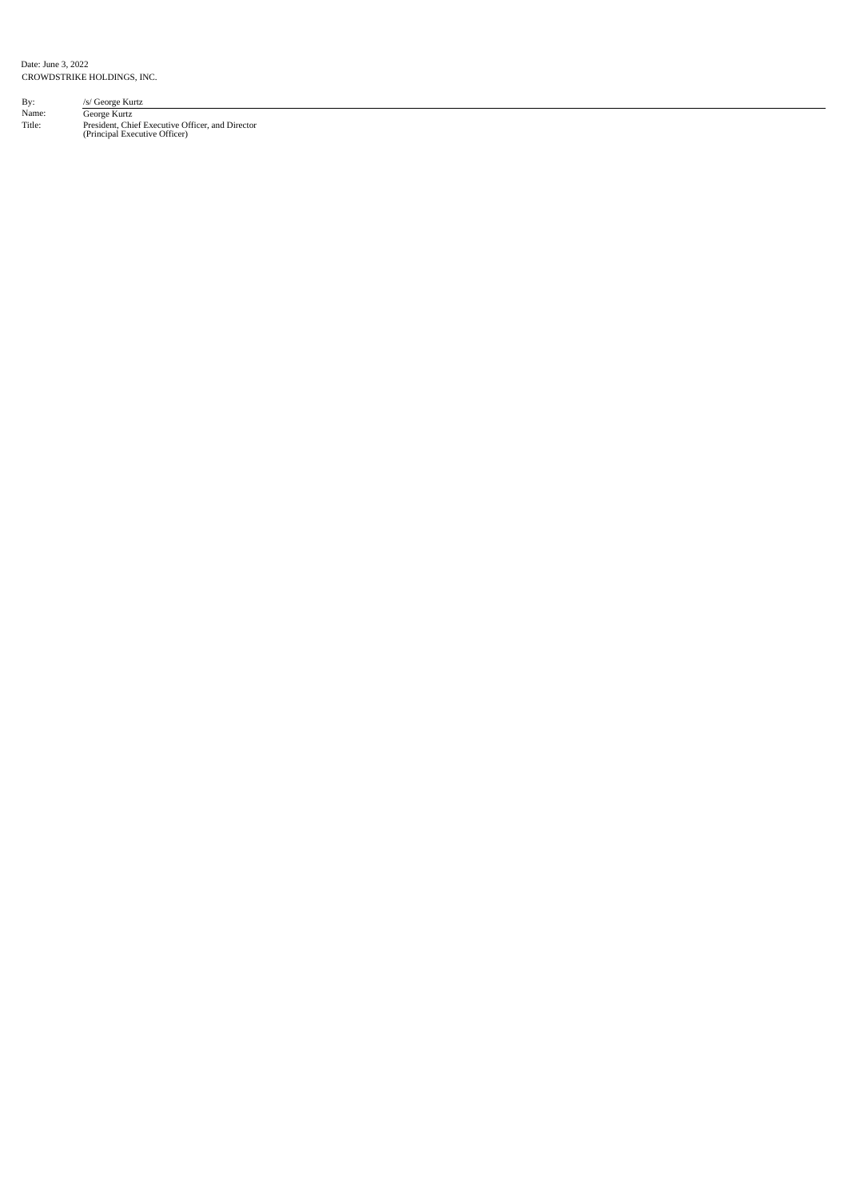Date: June 3, 2022

CROWDSTRIKE HOLDINGS, INC.

| | |
|---|---|
| By: | /s/ George Kurtz |
| Name: | George Kurtz |
| Title: | President, Chief Executive Officer, and Director (Principal Executive Officer) |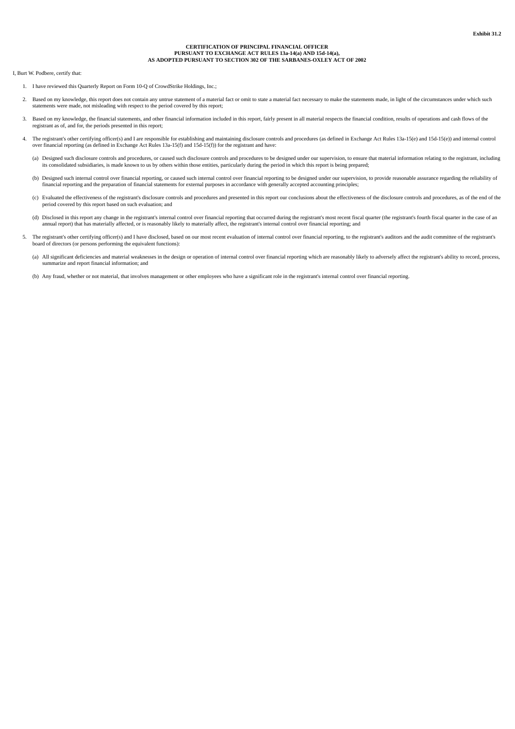**Exhibit 31.2**

**CERTIFICATION OF PRINCIPAL FINANCIAL OFFICER**
**PURSUANT TO EXCHANGE ACT RULES 13a-14(a) AND 15d-14(a),**
**AS ADOPTED PURSUANT TO SECTION 302 OF THE SARBANES-OXLEY ACT OF 2002**

I, Burt W. Podbere, certify that:

1. I have reviewed this Quarterly Report on Form 10-Q of CrowdStrike Holdings, Inc.;

2. Based on my knowledge, this report does not contain any untrue statement of a material fact or omit to state a material fact necessary to make the statements made, in light of the circumstances under which such statements were made, not misleading with respect to the period covered by this report;

3. Based on my knowledge, the financial statements, and other financial information included in this report, fairly present in all material respects the financial condition, results of operations and cash flows of the registrant as of, and for, the periods presented in this report;

4. The registrant's other certifying officer(s) and I are responsible for establishing and maintaining disclosure controls and procedures (as defined in Exchange Act Rules 13a-15(e) and 15d-15(e)) and internal control over financial reporting (as defined in Exchange Act Rules 13a-15(f) and 15d-15(f)) for the registrant and have:

   (a) Designed such disclosure controls and procedures, or caused such disclosure controls and procedures to be designed under our supervision, to ensure that material information relating to the registrant, including its consolidated subsidiaries, is made known to us by others within those entities, particularly during the period in which this report is being prepared;

   (b) Designed such internal control over financial reporting, or caused such internal control over financial reporting to be designed under our supervision, to provide reasonable assurance regarding the reliability of financial reporting and the preparation of financial statements for external purposes in accordance with generally accepted accounting principles;

   (c) Evaluated the effectiveness of the registrant's disclosure controls and procedures and presented in this report our conclusions about the effectiveness of the disclosure controls and procedures, as of the end of the period covered by this report based on such evaluation; and

   (d) Disclosed in this report any change in the registrant's internal control over financial reporting that occurred during the registrant's most recent fiscal quarter (the registrant's fourth fiscal quarter in the case of an annual report) that has materially affected, or is reasonably likely to materially affect, the registrant's internal control over financial reporting; and

5. The registrant's other certifying officer(s) and I have disclosed, based on our most recent evaluation of internal control over financial reporting, to the registrant's auditors and the audit committee of the registrant's board of directors (or persons performing the equivalent functions):

   (a) All significant deficiencies and material weaknesses in the design or operation of internal control over financial reporting which are reasonably likely to adversely affect the registrant's ability to record, process, summarize and report financial information; and

   (b) Any fraud, whether or not material, that involves management or other employees who have a significant role in the registrant's internal control over financial reporting.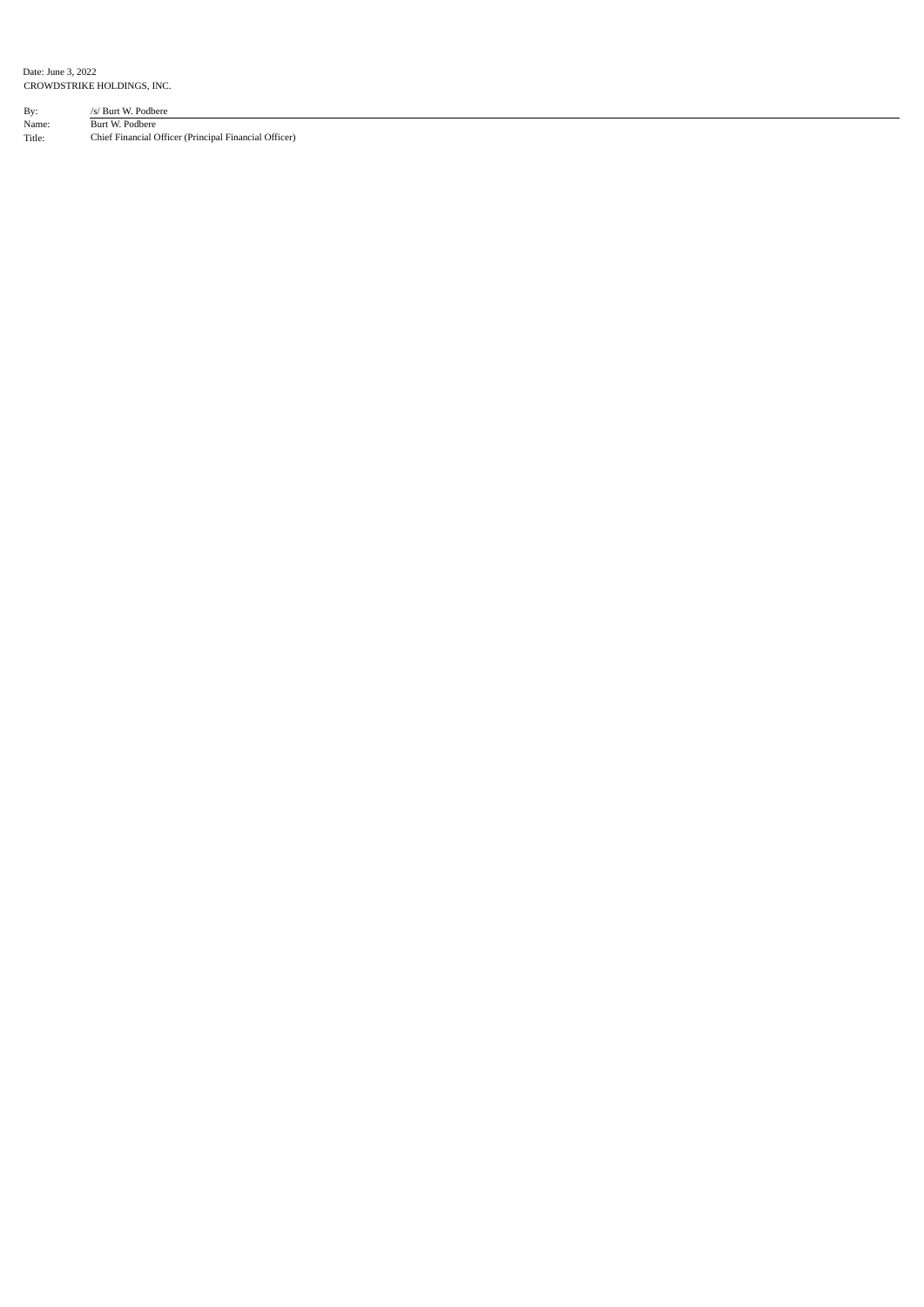Date: June 3, 2022
CROWDSTRIKE HOLDINGS, INC.

| | |
|---|---|
| By: | /s/ Burt W. Podbere |
| Name: | Burt W. Podbere |
| Title: | Chief Financial Officer (Principal Financial Officer) |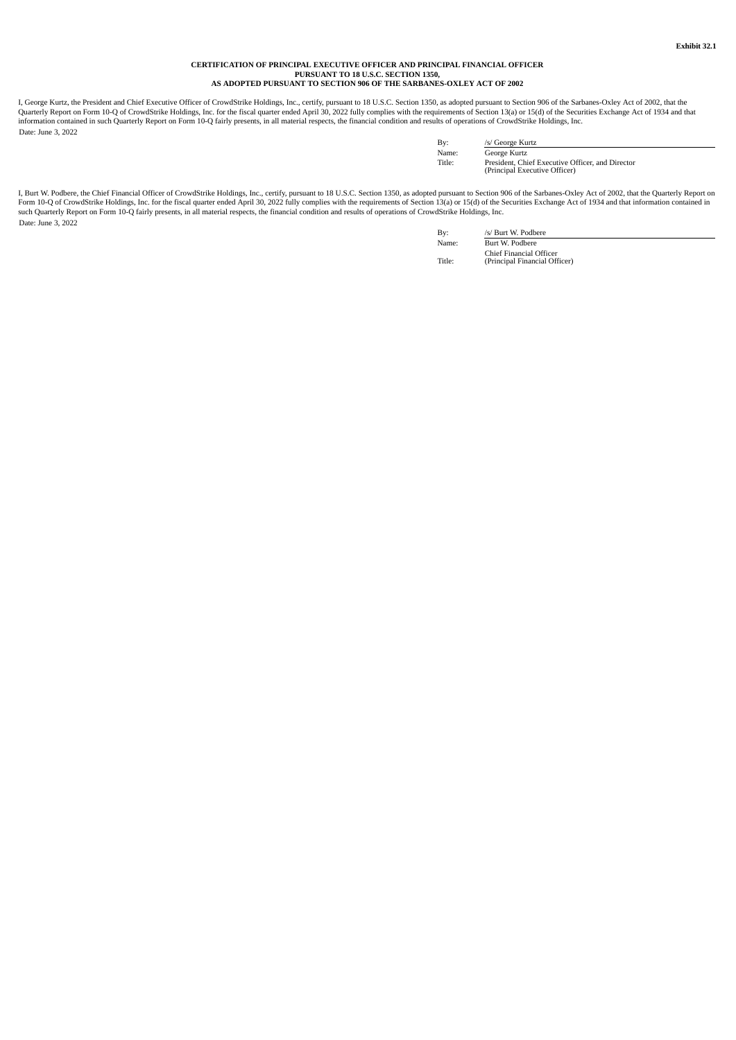**Exhibit 32.1**

**CERTIFICATION OF PRINCIPAL EXECUTIVE OFFICER AND PRINCIPAL FINANCIAL OFFICER
PURSUANT TO 18 U.S.C. SECTION 1350,
AS ADOPTED PURSUANT TO SECTION 906 OF THE SARBANES-OXLEY ACT OF 2002**

I, George Kurtz, the President and Chief Executive Officer of CrowdStrike Holdings, Inc., certify, pursuant to 18 U.S.C. Section 1350, as adopted pursuant to Section 906 of the Sarbanes-Oxley Act of 2002, that the Quarterly Report on Form 10-Q of CrowdStrike Holdings, Inc. for the fiscal quarter ended April 30, 2022 fully complies with the requirements of Section 13(a) or 15(d) of the Securities Exchange Act of 1934 and that information contained in such Quarterly Report on Form 10-Q fairly presents, in all material respects, the financial condition and results of operations of CrowdStrike Holdings, Inc.

Date: June 3, 2022

| | |
|---|---|
| By: | /s/ George Kurtz |
| Name: | George Kurtz |
| Title: | President, Chief Executive Officer, and Director (Principal Executive Officer) |

I, Burt W. Podbere, the Chief Financial Officer of CrowdStrike Holdings, Inc., certify, pursuant to 18 U.S.C. Section 1350, as adopted pursuant to Section 906 of the Sarbanes-Oxley Act of 2002, that the Quarterly Report on Form 10-Q of CrowdStrike Holdings, Inc. for the fiscal quarter ended April 30, 2022 fully complies with the requirements of Section 13(a) or 15(d) of the Securities Exchange Act of 1934 and that information contained in such Quarterly Report on Form 10-Q fairly presents, in all material respects, the financial condition and results of operations of CrowdStrike Holdings, Inc.

Date: June 3, 2022

| | |
|---|---|
| By: | /s/ Burt W. Podbere |
| Name: | Burt W. Podbere |
| Title: | Chief Financial Officer (Principal Financial Officer) |